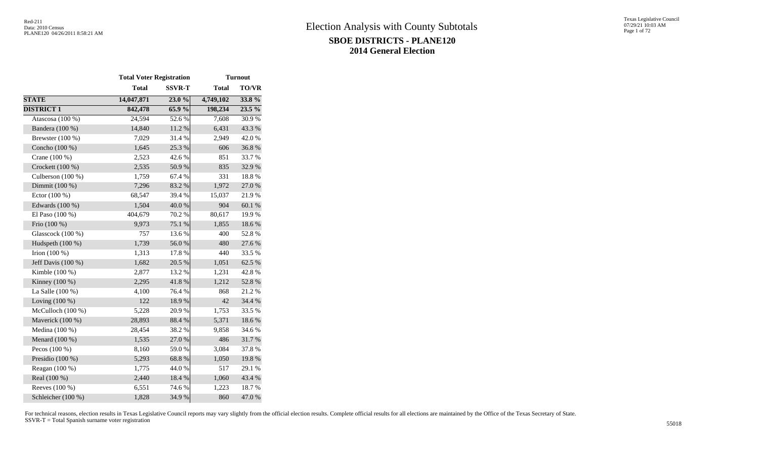# Election Analysis with County Subtotals

## SBOE DISTRICTS - PLANE120

## 2014 General Election

| | Total Voter Registration | | Turnout | |
|---|---|---|---|---|
| | Total | SSVR-T | Total | TO/VR |
| **STATE** | **14,047,871** | **23.0 %** | **4,749,102** | **33.8 %** |
| **DISTRICT 1** | **842,478** | **65.9 %** | **198,234** | **23.5 %** |
| Atascosa (100 %) | 24,594 | 52.6 % | 7,608 | 30.9 % |
| Bandera (100 %) | 14,840 | 11.2 % | 6,431 | 43.3 % |
| Brewster (100 %) | 7,029 | 31.4 % | 2,949 | 42.0 % |
| Concho (100 %) | 1,645 | 25.3 % | 606 | 36.8 % |
| Crane (100 %) | 2,523 | 42.6 % | 851 | 33.7 % |
| Crockett (100 %) | 2,535 | 50.9 % | 835 | 32.9 % |
| Culberson (100 %) | 1,759 | 67.4 % | 331 | 18.8 % |
| Dimmit (100 %) | 7,296 | 83.2 % | 1,972 | 27.0 % |
| Ector (100 %) | 68,547 | 39.4 % | 15,037 | 21.9 % |
| Edwards (100 %) | 1,504 | 40.0 % | 904 | 60.1 % |
| El Paso (100 %) | 404,679 | 70.2 % | 80,617 | 19.9 % |
| Frio (100 %) | 9,973 | 75.1 % | 1,855 | 18.6 % |
| Glasscock (100 %) | 757 | 13.6 % | 400 | 52.8 % |
| Hudspeth (100 %) | 1,739 | 56.0 % | 480 | 27.6 % |
| Irion (100 %) | 1,313 | 17.8 % | 440 | 33.5 % |
| Jeff Davis (100 %) | 1,682 | 20.5 % | 1,051 | 62.5 % |
| Kimble (100 %) | 2,877 | 13.2 % | 1,231 | 42.8 % |
| Kinney (100 %) | 2,295 | 41.8 % | 1,212 | 52.8 % |
| La Salle (100 %) | 4,100 | 76.4 % | 868 | 21.2 % |
| Loving (100 %) | 122 | 18.9 % | 42 | 34.4 % |
| McCulloch (100 %) | 5,228 | 20.9 % | 1,753 | 33.5 % |
| Maverick (100 %) | 28,893 | 88.4 % | 5,371 | 18.6 % |
| Medina (100 %) | 28,454 | 38.2 % | 9,858 | 34.6 % |
| Menard (100 %) | 1,535 | 27.0 % | 486 | 31.7 % |
| Pecos (100 %) | 8,160 | 59.0 % | 3,084 | 37.8 % |
| Presidio (100 %) | 5,293 | 68.8 % | 1,050 | 19.8 % |
| Reagan (100 %) | 1,775 | 44.0 % | 517 | 29.1 % |
| Real (100 %) | 2,440 | 18.4 % | 1,060 | 43.4 % |
| Reeves (100 %) | 6,551 | 74.6 % | 1,223 | 18.7 % |
| Schleicher (100 %) | 1,828 | 34.9 % | 860 | 47.0 % |

For technical reasons, election results in Texas Legislative Council reports may vary slightly from the official election results. Complete official results for all elections are maintained by the Office of the Texas Secretary of State.
SSVR-T = Total Spanish surname voter registration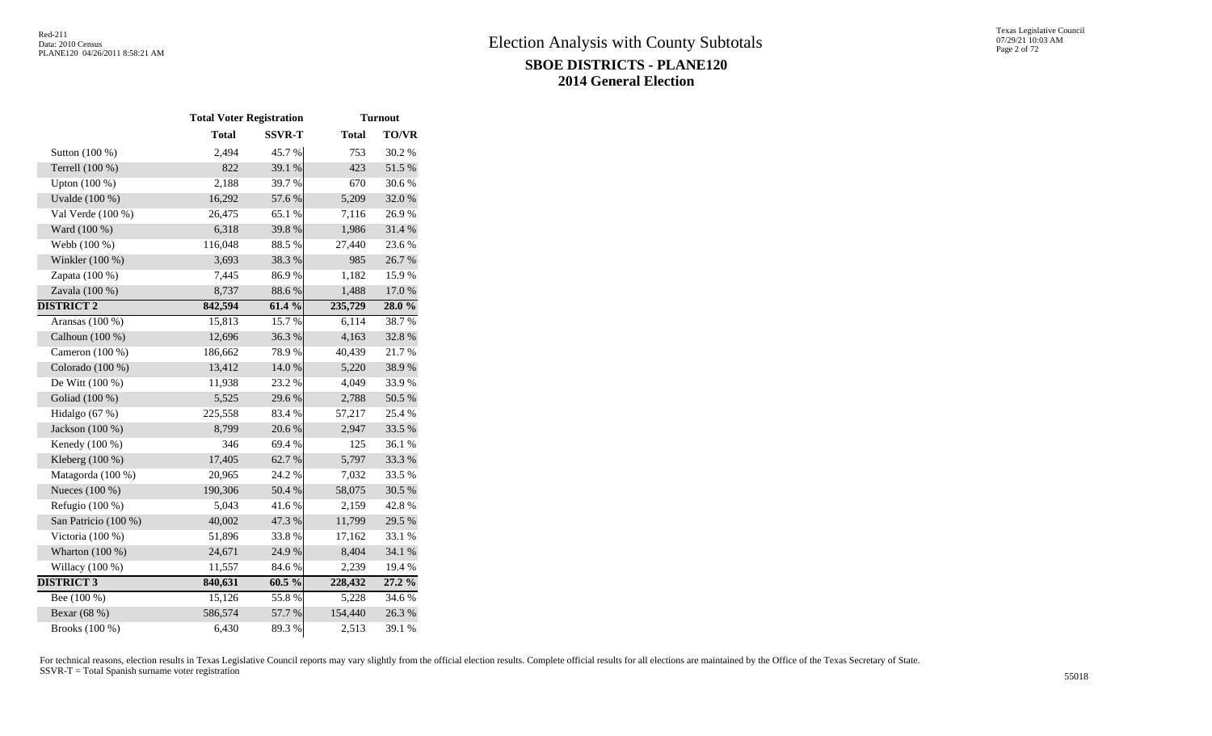# Election Analysis with County Subtotals

## SBOE DISTRICTS - PLANE120

## 2014 General Election

| | Total Voter Registration | | Turnout | |
|---|---|---|---|---|
| | **Total** | **SSVR-T** | **Total** | **TO/VR** |
| Sutton (100 %) | 2,494 | 45.7 % | 753 | 30.2 % |
| Terrell (100 %) | 822 | 39.1 % | 423 | 51.5 % |
| Upton (100 %) | 2,188 | 39.7 % | 670 | 30.6 % |
| Uvalde (100 %) | 16,292 | 57.6 % | 5,209 | 32.0 % |
| Val Verde (100 %) | 26,475 | 65.1 % | 7,116 | 26.9 % |
| Ward (100 %) | 6,318 | 39.8 % | 1,986 | 31.4 % |
| Webb (100 %) | 116,048 | 88.5 % | 27,440 | 23.6 % |
| Winkler (100 %) | 3,693 | 38.3 % | 985 | 26.7 % |
| Zapata (100 %) | 7,445 | 86.9 % | 1,182 | 15.9 % |
| Zavala (100 %) | 8,737 | 88.6 % | 1,488 | 17.0 % |
| **DISTRICT 2** | **842,594** | **61.4 %** | **235,729** | **28.0 %** |
| Aransas (100 %) | 15,813 | 15.7 % | 6,114 | 38.7 % |
| Calhoun (100 %) | 12,696 | 36.3 % | 4,163 | 32.8 % |
| Cameron (100 %) | 186,662 | 78.9 % | 40,439 | 21.7 % |
| Colorado (100 %) | 13,412 | 14.0 % | 5,220 | 38.9 % |
| De Witt (100 %) | 11,938 | 23.2 % | 4,049 | 33.9 % |
| Goliad (100 %) | 5,525 | 29.6 % | 2,788 | 50.5 % |
| Hidalgo (67 %) | 225,558 | 83.4 % | 57,217 | 25.4 % |
| Jackson (100 %) | 8,799 | 20.6 % | 2,947 | 33.5 % |
| Kenedy (100 %) | 346 | 69.4 % | 125 | 36.1 % |
| Kleberg (100 %) | 17,405 | 62.7 % | 5,797 | 33.3 % |
| Matagorda (100 %) | 20,965 | 24.2 % | 7,032 | 33.5 % |
| Nueces (100 %) | 190,306 | 50.4 % | 58,075 | 30.5 % |
| Refugio (100 %) | 5,043 | 41.6 % | 2,159 | 42.8 % |
| San Patricio (100 %) | 40,002 | 47.3 % | 11,799 | 29.5 % |
| Victoria (100 %) | 51,896 | 33.8 % | 17,162 | 33.1 % |
| Wharton (100 %) | 24,671 | 24.9 % | 8,404 | 34.1 % |
| Willacy (100 %) | 11,557 | 84.6 % | 2,239 | 19.4 % |
| **DISTRICT 3** | **840,631** | **60.5 %** | **228,432** | **27.2 %** |
| Bee (100 %) | 15,126 | 55.8 % | 5,228 | 34.6 % |
| Bexar (68 %) | 586,574 | 57.7 % | 154,440 | 26.3 % |
| Brooks (100 %) | 6,430 | 89.3 % | 2,513 | 39.1 % |

For technical reasons, election results in Texas Legislative Council reports may vary slightly from the official election results. Complete official results for all elections are maintained by the Office of the Texas Secretary of State.
SSVR-T = Total Spanish surname voter registration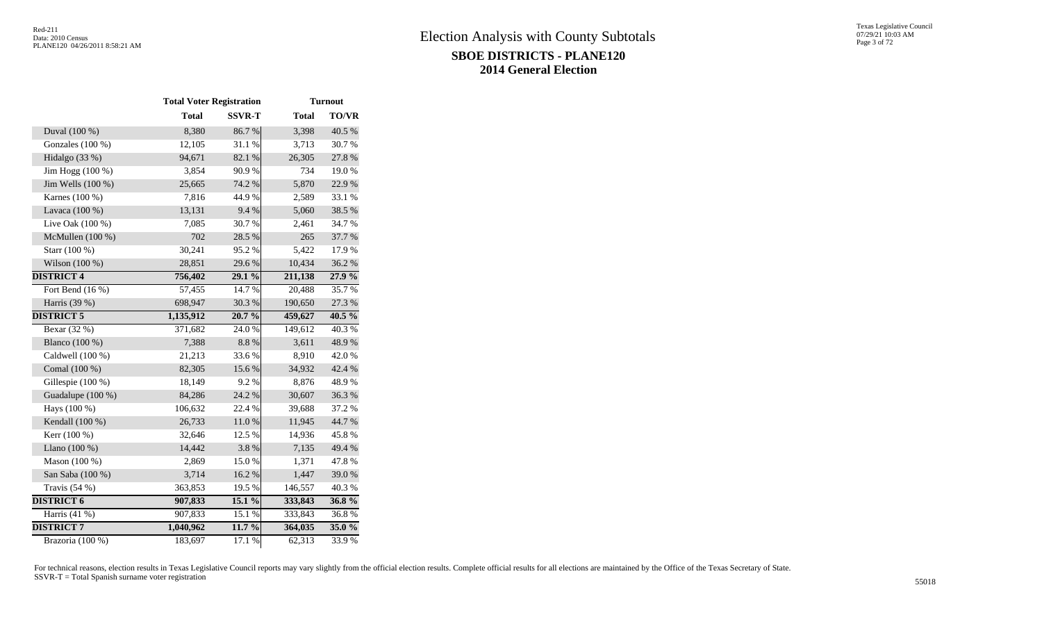# Election Analysis with County Subtotals

## SBOE DISTRICTS - PLANE120

## 2014 General Election

| | Total Voter Registration | | Turnout | |
|---|---|---|---|---|
| | **Total** | **SSVR-T** | **Total** | **TO/VR** |
| Duval (100 %) | 8,380 | 86.7 % | 3,398 | 40.5 % |
| Gonzales (100 %) | 12,105 | 31.1 % | 3,713 | 30.7 % |
| Hidalgo (33 %) | 94,671 | 82.1 % | 26,305 | 27.8 % |
| Jim Hogg (100 %) | 3,854 | 90.9 % | 734 | 19.0 % |
| Jim Wells (100 %) | 25,665 | 74.2 % | 5,870 | 22.9 % |
| Karnes (100 %) | 7,816 | 44.9 % | 2,589 | 33.1 % |
| Lavaca (100 %) | 13,131 | 9.4 % | 5,060 | 38.5 % |
| Live Oak (100 %) | 7,085 | 30.7 % | 2,461 | 34.7 % |
| McMullen (100 %) | 702 | 28.5 % | 265 | 37.7 % |
| Starr (100 %) | 30,241 | 95.2 % | 5,422 | 17.9 % |
| Wilson (100 %) | 28,851 | 29.6 % | 10,434 | 36.2 % |
| **DISTRICT 4** | **756,402** | **29.1 %** | **211,138** | **27.9 %** |
| Fort Bend (16 %) | 57,455 | 14.7 % | 20,488 | 35.7 % |
| Harris (39 %) | 698,947 | 30.3 % | 190,650 | 27.3 % |
| **DISTRICT 5** | **1,135,912** | **20.7 %** | **459,627** | **40.5 %** |
| Bexar (32 %) | 371,682 | 24.0 % | 149,612 | 40.3 % |
| Blanco (100 %) | 7,388 | 8.8 % | 3,611 | 48.9 % |
| Caldwell (100 %) | 21,213 | 33.6 % | 8,910 | 42.0 % |
| Comal (100 %) | 82,305 | 15.6 % | 34,932 | 42.4 % |
| Gillespie (100 %) | 18,149 | 9.2 % | 8,876 | 48.9 % |
| Guadalupe (100 %) | 84,286 | 24.2 % | 30,607 | 36.3 % |
| Hays (100 %) | 106,632 | 22.4 % | 39,688 | 37.2 % |
| Kendall (100 %) | 26,733 | 11.0 % | 11,945 | 44.7 % |
| Kerr (100 %) | 32,646 | 12.5 % | 14,936 | 45.8 % |
| Llano (100 %) | 14,442 | 3.8 % | 7,135 | 49.4 % |
| Mason (100 %) | 2,869 | 15.0 % | 1,371 | 47.8 % |
| San Saba (100 %) | 3,714 | 16.2 % | 1,447 | 39.0 % |
| Travis (54 %) | 363,853 | 19.5 % | 146,557 | 40.3 % |
| **DISTRICT 6** | **907,833** | **15.1 %** | **333,843** | **36.8 %** |
| Harris (41 %) | 907,833 | 15.1 % | 333,843 | 36.8 % |
| **DISTRICT 7** | **1,040,962** | **11.7 %** | **364,035** | **35.0 %** |
| Brazoria (100 %) | 183,697 | 17.1 % | 62,313 | 33.9 % |

For technical reasons, election results in Texas Legislative Council reports may vary slightly from the official election results. Complete official results for all elections are maintained by the Office of the Texas Secretary of State.
SSVR-T = Total Spanish surname voter registration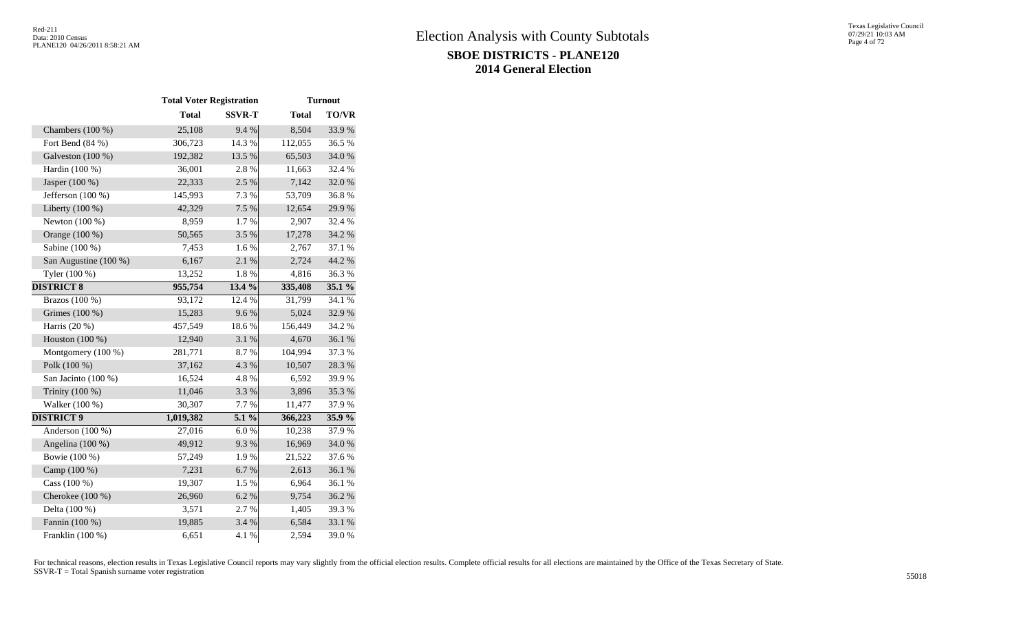# Election Analysis with County Subtotals

## SBOE DISTRICTS - PLANE120

## 2014 General Election

| | Total Voter Registration | | Turnout | |
|---|---|---|---|---|
| | **Total** | **SSVR-T** | **Total** | **TO/VR** |
| Chambers (100 %) | 25,108 | 9.4 % | 8,504 | 33.9 % |
| Fort Bend (84 %) | 306,723 | 14.3 % | 112,055 | 36.5 % |
| Galveston (100 %) | 192,382 | 13.5 % | 65,503 | 34.0 % |
| Hardin (100 %) | 36,001 | 2.8 % | 11,663 | 32.4 % |
| Jasper (100 %) | 22,333 | 2.5 % | 7,142 | 32.0 % |
| Jefferson (100 %) | 145,993 | 7.3 % | 53,709 | 36.8 % |
| Liberty (100 %) | 42,329 | 7.5 % | 12,654 | 29.9 % |
| Newton (100 %) | 8,959 | 1.7 % | 2,907 | 32.4 % |
| Orange (100 %) | 50,565 | 3.5 % | 17,278 | 34.2 % |
| Sabine (100 %) | 7,453 | 1.6 % | 2,767 | 37.1 % |
| San Augustine (100 %) | 6,167 | 2.1 % | 2,724 | 44.2 % |
| Tyler (100 %) | 13,252 | 1.8 % | 4,816 | 36.3 % |
| **DISTRICT 8** | **955,754** | **13.4 %** | **335,408** | **35.1 %** |
| Brazos (100 %) | 93,172 | 12.4 % | 31,799 | 34.1 % |
| Grimes (100 %) | 15,283 | 9.6 % | 5,024 | 32.9 % |
| Harris (20 %) | 457,549 | 18.6 % | 156,449 | 34.2 % |
| Houston (100 %) | 12,940 | 3.1 % | 4,670 | 36.1 % |
| Montgomery (100 %) | 281,771 | 8.7 % | 104,994 | 37.3 % |
| Polk (100 %) | 37,162 | 4.3 % | 10,507 | 28.3 % |
| San Jacinto (100 %) | 16,524 | 4.8 % | 6,592 | 39.9 % |
| Trinity (100 %) | 11,046 | 3.3 % | 3,896 | 35.3 % |
| Walker (100 %) | 30,307 | 7.7 % | 11,477 | 37.9 % |
| **DISTRICT 9** | **1,019,382** | **5.1 %** | **366,223** | **35.9 %** |
| Anderson (100 %) | 27,016 | 6.0 % | 10,238 | 37.9 % |
| Angelina (100 %) | 49,912 | 9.3 % | 16,969 | 34.0 % |
| Bowie (100 %) | 57,249 | 1.9 % | 21,522 | 37.6 % |
| Camp (100 %) | 7,231 | 6.7 % | 2,613 | 36.1 % |
| Cass (100 %) | 19,307 | 1.5 % | 6,964 | 36.1 % |
| Cherokee (100 %) | 26,960 | 6.2 % | 9,754 | 36.2 % |
| Delta (100 %) | 3,571 | 2.7 % | 1,405 | 39.3 % |
| Fannin (100 %) | 19,885 | 3.4 % | 6,584 | 33.1 % |
| Franklin (100 %) | 6,651 | 4.1 % | 2,594 | 39.0 % |

For technical reasons, election results in Texas Legislative Council reports may vary slightly from the official election results. Complete official results for all elections are maintained by the Office of the Texas Secretary of State.
SSVR-T = Total Spanish surname voter registration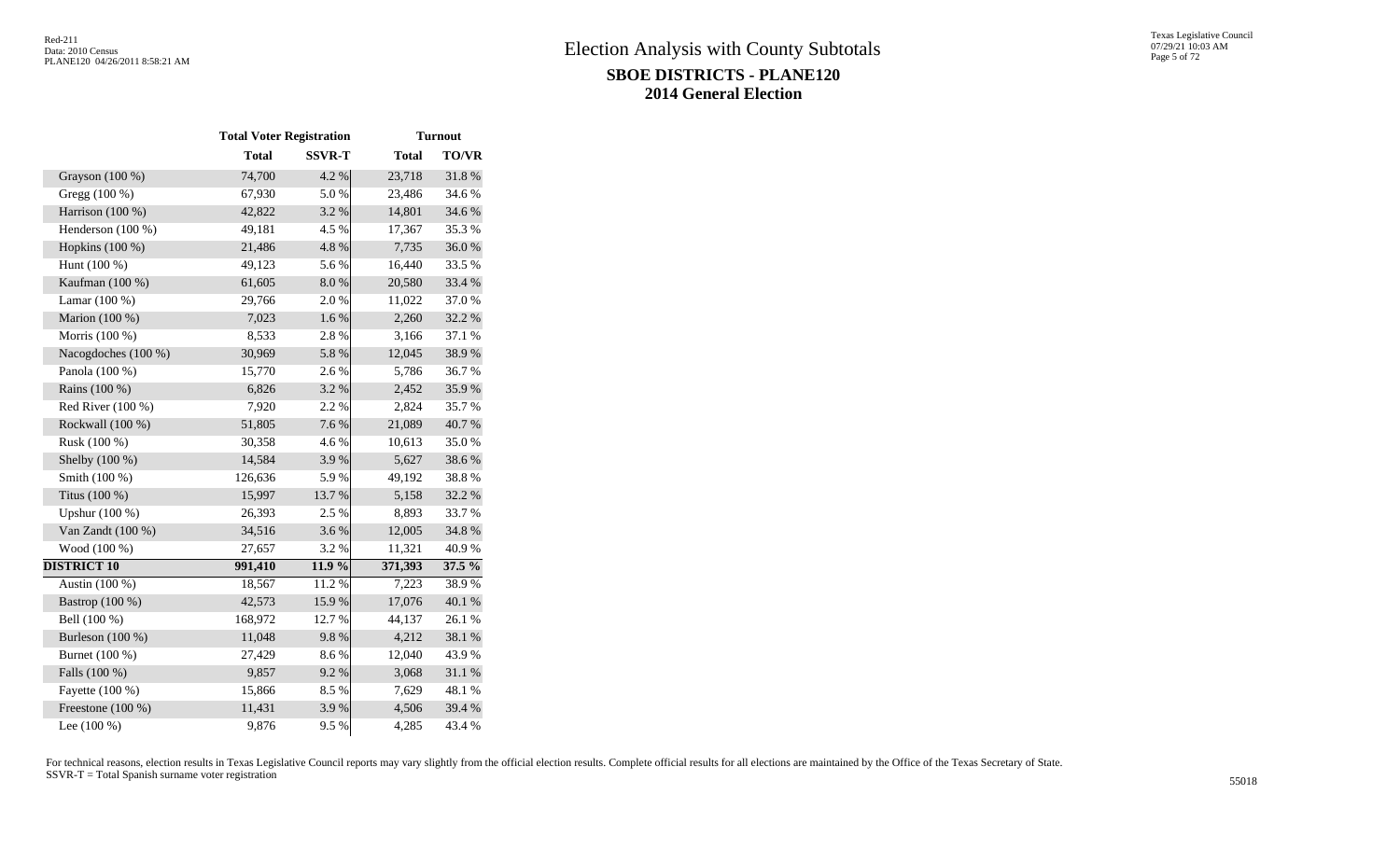# Election Analysis with County Subtotals

## SBOE DISTRICTS - PLANE120

## 2014 General Election

| | Total Voter Registration | | Turnout | |
|---|---|---|---|---|
| | Total | SSVR-T | Total | TO/VR |
| Grayson (100 %) | 74,700 | 4.2 % | 23,718 | 31.8 % |
| Gregg (100 %) | 67,930 | 5.0 % | 23,486 | 34.6 % |
| Harrison (100 %) | 42,822 | 3.2 % | 14,801 | 34.6 % |
| Henderson (100 %) | 49,181 | 4.5 % | 17,367 | 35.3 % |
| Hopkins (100 %) | 21,486 | 4.8 % | 7,735 | 36.0 % |
| Hunt (100 %) | 49,123 | 5.6 % | 16,440 | 33.5 % |
| Kaufman (100 %) | 61,605 | 8.0 % | 20,580 | 33.4 % |
| Lamar (100 %) | 29,766 | 2.0 % | 11,022 | 37.0 % |
| Marion (100 %) | 7,023 | 1.6 % | 2,260 | 32.2 % |
| Morris (100 %) | 8,533 | 2.8 % | 3,166 | 37.1 % |
| Nacogdoches (100 %) | 30,969 | 5.8 % | 12,045 | 38.9 % |
| Panola (100 %) | 15,770 | 2.6 % | 5,786 | 36.7 % |
| Rains (100 %) | 6,826 | 3.2 % | 2,452 | 35.9 % |
| Red River (100 %) | 7,920 | 2.2 % | 2,824 | 35.7 % |
| Rockwall (100 %) | 51,805 | 7.6 % | 21,089 | 40.7 % |
| Rusk (100 %) | 30,358 | 4.6 % | 10,613 | 35.0 % |
| Shelby (100 %) | 14,584 | 3.9 % | 5,627 | 38.6 % |
| Smith (100 %) | 126,636 | 5.9 % | 49,192 | 38.8 % |
| Titus (100 %) | 15,997 | 13.7 % | 5,158 | 32.2 % |
| Upshur (100 %) | 26,393 | 2.5 % | 8,893 | 33.7 % |
| Van Zandt (100 %) | 34,516 | 3.6 % | 12,005 | 34.8 % |
| Wood (100 %) | 27,657 | 3.2 % | 11,321 | 40.9 % |
| **DISTRICT 10** | **991,410** | **11.9 %** | **371,393** | **37.5 %** |
| Austin (100 %) | 18,567 | 11.2 % | 7,223 | 38.9 % |
| Bastrop (100 %) | 42,573 | 15.9 % | 17,076 | 40.1 % |
| Bell (100 %) | 168,972 | 12.7 % | 44,137 | 26.1 % |
| Burleson (100 %) | 11,048 | 9.8 % | 4,212 | 38.1 % |
| Burnet (100 %) | 27,429 | 8.6 % | 12,040 | 43.9 % |
| Falls (100 %) | 9,857 | 9.2 % | 3,068 | 31.1 % |
| Fayette (100 %) | 15,866 | 8.5 % | 7,629 | 48.1 % |
| Freestone (100 %) | 11,431 | 3.9 % | 4,506 | 39.4 % |
| Lee (100 %) | 9,876 | 9.5 % | 4,285 | 43.4 % |

For technical reasons, election results in Texas Legislative Council reports may vary slightly from the official election results. Complete official results for all elections are maintained by the Office of the Texas Secretary of State.
SSVR-T = Total Spanish surname voter registration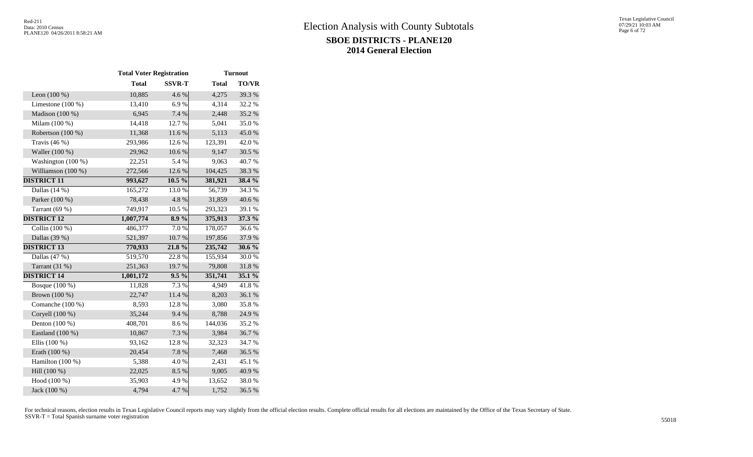# Election Analysis with County Subtotals

## SBOE DISTRICTS - PLANE120

## 2014 General Election

| | Total Voter Registration | | Turnout | |
|---|---|---|---|---|
| | **Total** | **SSVR-T** | **Total** | **TO/VR** |
| Leon (100 %) | 10,885 | 4.6 % | 4,275 | 39.3 % |
| Limestone (100 %) | 13,410 | 6.9 % | 4,314 | 32.2 % |
| Madison (100 %) | 6,945 | 7.4 % | 2,448 | 35.2 % |
| Milam (100 %) | 14,418 | 12.7 % | 5,041 | 35.0 % |
| Robertson (100 %) | 11,368 | 11.6 % | 5,113 | 45.0 % |
| Travis (46 %) | 293,986 | 12.6 % | 123,391 | 42.0 % |
| Waller (100 %) | 29,962 | 10.6 % | 9,147 | 30.5 % |
| Washington (100 %) | 22,251 | 5.4 % | 9,063 | 40.7 % |
| Williamson (100 %) | 272,566 | 12.6 % | 104,425 | 38.3 % |
| **DISTRICT 11** | **993,627** | **10.5 %** | **381,921** | **38.4 %** |
| Dallas (14 %) | 165,272 | 13.0 % | 56,739 | 34.3 % |
| Parker (100 %) | 78,438 | 4.8 % | 31,859 | 40.6 % |
| Tarrant (69 %) | 749,917 | 10.5 % | 293,323 | 39.1 % |
| **DISTRICT 12** | **1,007,774** | **8.9 %** | **375,913** | **37.3 %** |
| Collin (100 %) | 486,377 | 7.0 % | 178,057 | 36.6 % |
| Dallas (39 %) | 521,397 | 10.7 % | 197,856 | 37.9 % |
| **DISTRICT 13** | **770,933** | **21.8 %** | **235,742** | **30.6 %** |
| Dallas (47 %) | 519,570 | 22.8 % | 155,934 | 30.0 % |
| Tarrant (31 %) | 251,363 | 19.7 % | 79,808 | 31.8 % |
| **DISTRICT 14** | **1,001,172** | **9.5 %** | **351,741** | **35.1 %** |
| Bosque (100 %) | 11,828 | 7.3 % | 4,949 | 41.8 % |
| Brown (100 %) | 22,747 | 11.4 % | 8,203 | 36.1 % |
| Comanche (100 %) | 8,593 | 12.8 % | 3,080 | 35.8 % |
| Coryell (100 %) | 35,244 | 9.4 % | 8,788 | 24.9 % |
| Denton (100 %) | 408,701 | 8.6 % | 144,036 | 35.2 % |
| Eastland (100 %) | 10,867 | 7.3 % | 3,984 | 36.7 % |
| Ellis (100 %) | 93,162 | 12.8 % | 32,323 | 34.7 % |
| Erath (100 %) | 20,454 | 7.8 % | 7,468 | 36.5 % |
| Hamilton (100 %) | 5,388 | 4.0 % | 2,431 | 45.1 % |
| Hill (100 %) | 22,025 | 8.5 % | 9,005 | 40.9 % |
| Hood (100 %) | 35,903 | 4.9 % | 13,652 | 38.0 % |
| Jack (100 %) | 4,794 | 4.7 % | 1,752 | 36.5 % |

For technical reasons, election results in Texas Legislative Council reports may vary slightly from the official election results. Complete official results for all elections are maintained by the Office of the Texas Secretary of State.
SSVR-T = Total Spanish surname voter registration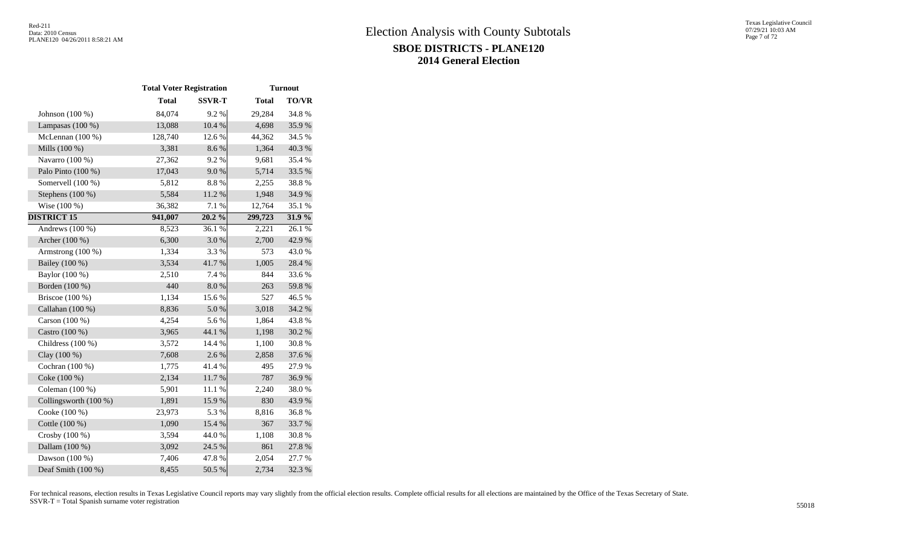# Election Analysis with County Subtotals

## SBOE DISTRICTS - PLANE120

## 2014 General Election

| | Total Voter Registration | | Turnout | |
|---|---|---|---|---|
| | Total | SSVR-T | Total | TO/VR |
| Johnson (100 %) | 84,074 | 9.2 % | 29,284 | 34.8 % |
| Lampasas (100 %) | 13,088 | 10.4 % | 4,698 | 35.9 % |
| McLennan (100 %) | 128,740 | 12.6 % | 44,362 | 34.5 % |
| Mills (100 %) | 3,381 | 8.6 % | 1,364 | 40.3 % |
| Navarro (100 %) | 27,362 | 9.2 % | 9,681 | 35.4 % |
| Palo Pinto (100 %) | 17,043 | 9.0 % | 5,714 | 33.5 % |
| Somervell (100 %) | 5,812 | 8.8 % | 2,255 | 38.8 % |
| Stephens (100 %) | 5,584 | 11.2 % | 1,948 | 34.9 % |
| Wise (100 %) | 36,382 | 7.1 % | 12,764 | 35.1 % |
| **DISTRICT 15** | **941,007** | **20.2 %** | **299,723** | **31.9 %** |
| Andrews (100 %) | 8,523 | 36.1 % | 2,221 | 26.1 % |
| Archer (100 %) | 6,300 | 3.0 % | 2,700 | 42.9 % |
| Armstrong (100 %) | 1,334 | 3.3 % | 573 | 43.0 % |
| Bailey (100 %) | 3,534 | 41.7 % | 1,005 | 28.4 % |
| Baylor (100 %) | 2,510 | 7.4 % | 844 | 33.6 % |
| Borden (100 %) | 440 | 8.0 % | 263 | 59.8 % |
| Briscoe (100 %) | 1,134 | 15.6 % | 527 | 46.5 % |
| Callahan (100 %) | 8,836 | 5.0 % | 3,018 | 34.2 % |
| Carson (100 %) | 4,254 | 5.6 % | 1,864 | 43.8 % |
| Castro (100 %) | 3,965 | 44.1 % | 1,198 | 30.2 % |
| Childress (100 %) | 3,572 | 14.4 % | 1,100 | 30.8 % |
| Clay (100 %) | 7,608 | 2.6 % | 2,858 | 37.6 % |
| Cochran (100 %) | 1,775 | 41.4 % | 495 | 27.9 % |
| Coke (100 %) | 2,134 | 11.7 % | 787 | 36.9 % |
| Coleman (100 %) | 5,901 | 11.1 % | 2,240 | 38.0 % |
| Collingsworth (100 %) | 1,891 | 15.9 % | 830 | 43.9 % |
| Cooke (100 %) | 23,973 | 5.3 % | 8,816 | 36.8 % |
| Cottle (100 %) | 1,090 | 15.4 % | 367 | 33.7 % |
| Crosby (100 %) | 3,594 | 44.0 % | 1,108 | 30.8 % |
| Dallam (100 %) | 3,092 | 24.5 % | 861 | 27.8 % |
| Dawson (100 %) | 7,406 | 47.8 % | 2,054 | 27.7 % |
| Deaf Smith (100 %) | 8,455 | 50.5 % | 2,734 | 32.3 % |

For technical reasons, election results in Texas Legislative Council reports may vary slightly from the official election results. Complete official results for all elections are maintained by the Office of the Texas Secretary of State.
SSVR-T = Total Spanish surname voter registration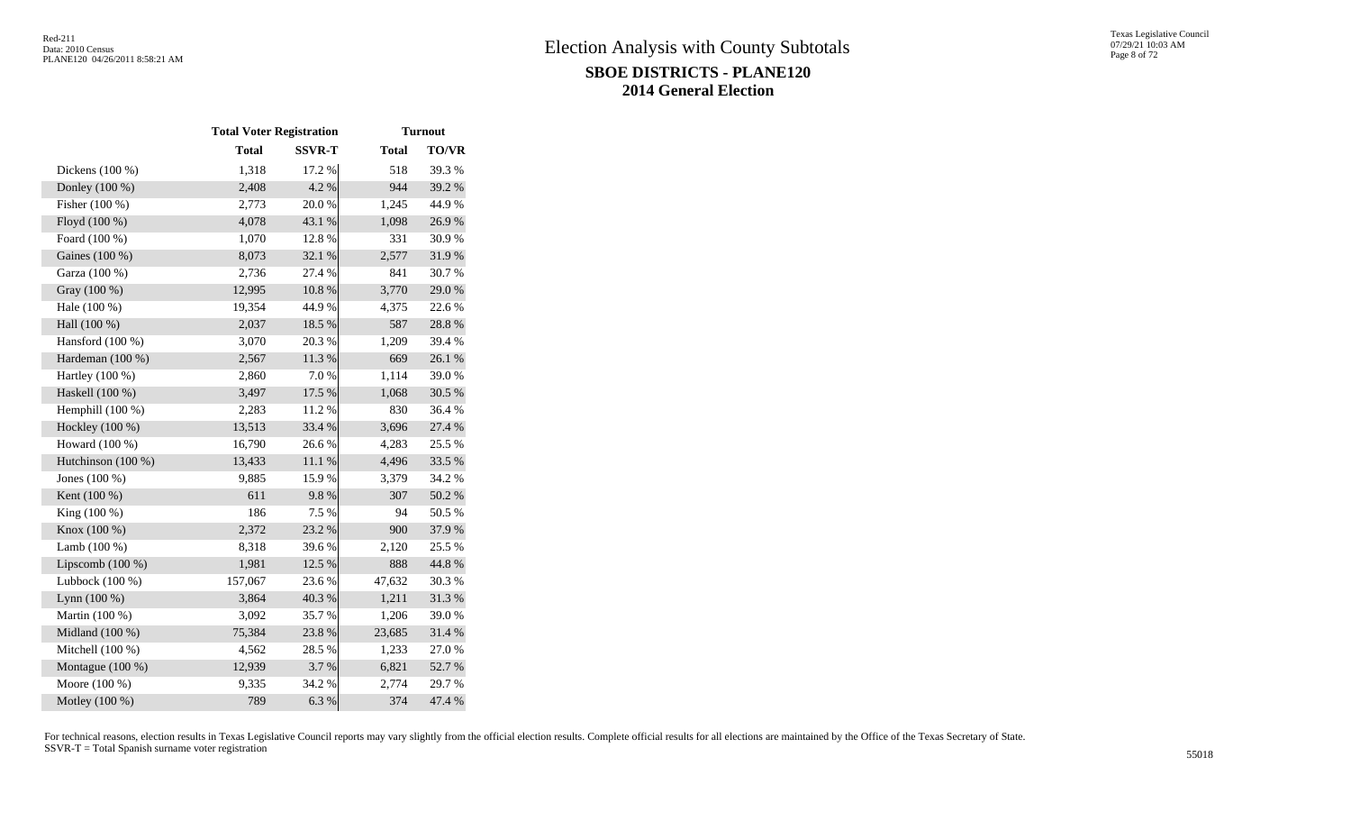# Election Analysis with County Subtotals

## SBOE DISTRICTS - PLANE120

## 2014 General Election

| | Total Voter Registration | | Turnout | |
|---|---|---|---|---|
| | Total | SSVR-T | Total | TO/VR |
| Dickens (100 %) | 1,318 | 17.2 % | 518 | 39.3 % |
| Donley (100 %) | 2,408 | 4.2 % | 944 | 39.2 % |
| Fisher (100 %) | 2,773 | 20.0 % | 1,245 | 44.9 % |
| Floyd (100 %) | 4,078 | 43.1 % | 1,098 | 26.9 % |
| Foard (100 %) | 1,070 | 12.8 % | 331 | 30.9 % |
| Gaines (100 %) | 8,073 | 32.1 % | 2,577 | 31.9 % |
| Garza (100 %) | 2,736 | 27.4 % | 841 | 30.7 % |
| Gray (100 %) | 12,995 | 10.8 % | 3,770 | 29.0 % |
| Hale (100 %) | 19,354 | 44.9 % | 4,375 | 22.6 % |
| Hall (100 %) | 2,037 | 18.5 % | 587 | 28.8 % |
| Hansford (100 %) | 3,070 | 20.3 % | 1,209 | 39.4 % |
| Hardeman (100 %) | 2,567 | 11.3 % | 669 | 26.1 % |
| Hartley (100 %) | 2,860 | 7.0 % | 1,114 | 39.0 % |
| Haskell (100 %) | 3,497 | 17.5 % | 1,068 | 30.5 % |
| Hemphill (100 %) | 2,283 | 11.2 % | 830 | 36.4 % |
| Hockley (100 %) | 13,513 | 33.4 % | 3,696 | 27.4 % |
| Howard (100 %) | 16,790 | 26.6 % | 4,283 | 25.5 % |
| Hutchinson (100 %) | 13,433 | 11.1 % | 4,496 | 33.5 % |
| Jones (100 %) | 9,885 | 15.9 % | 3,379 | 34.2 % |
| Kent (100 %) | 611 | 9.8 % | 307 | 50.2 % |
| King (100 %) | 186 | 7.5 % | 94 | 50.5 % |
| Knox (100 %) | 2,372 | 23.2 % | 900 | 37.9 % |
| Lamb (100 %) | 8,318 | 39.6 % | 2,120 | 25.5 % |
| Lipscomb (100 %) | 1,981 | 12.5 % | 888 | 44.8 % |
| Lubbock (100 %) | 157,067 | 23.6 % | 47,632 | 30.3 % |
| Lynn (100 %) | 3,864 | 40.3 % | 1,211 | 31.3 % |
| Martin (100 %) | 3,092 | 35.7 % | 1,206 | 39.0 % |
| Midland (100 %) | 75,384 | 23.8 % | 23,685 | 31.4 % |
| Mitchell (100 %) | 4,562 | 28.5 % | 1,233 | 27.0 % |
| Montague (100 %) | 12,939 | 3.7 % | 6,821 | 52.7 % |
| Moore (100 %) | 9,335 | 34.2 % | 2,774 | 29.7 % |
| Motley (100 %) | 789 | 6.3 % | 374 | 47.4 % |

For technical reasons, election results in Texas Legislative Council reports may vary slightly from the official election results. Complete official results for all elections are maintained by the Office of the Texas Secretary of State.
SSVR-T = Total Spanish surname voter registration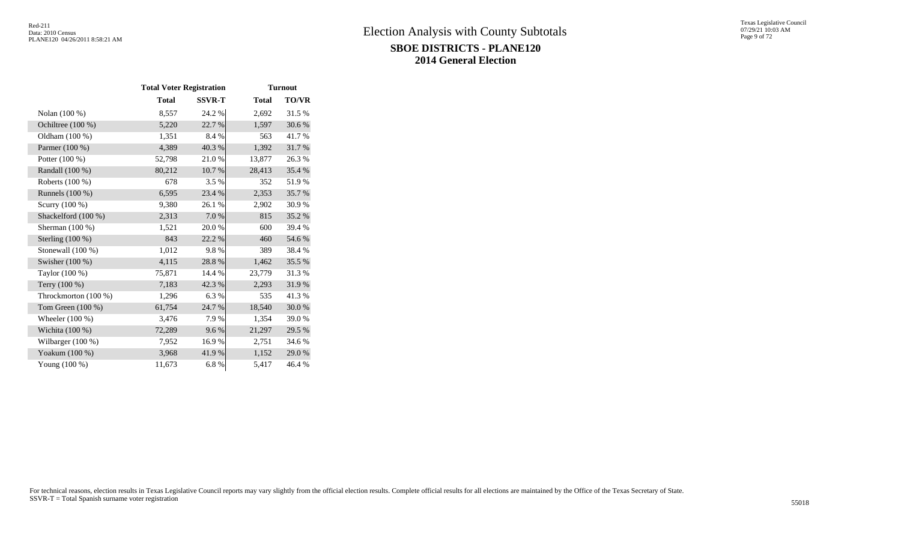# Election Analysis with County Subtotals

## SBOE DISTRICTS - PLANE120

## 2014 General Election

| | Total Voter Registration | | Turnout | |
|---|---|---|---|---|
| | Total | SSVR-T | Total | TO/VR |
| Nolan (100 %) | 8,557 | 24.2 % | 2,692 | 31.5 % |
| Ochiltree (100 %) | 5,220 | 22.7 % | 1,597 | 30.6 % |
| Oldham (100 %) | 1,351 | 8.4 % | 563 | 41.7 % |
| Parmer (100 %) | 4,389 | 40.3 % | 1,392 | 31.7 % |
| Potter (100 %) | 52,798 | 21.0 % | 13,877 | 26.3 % |
| Randall (100 %) | 80,212 | 10.7 % | 28,413 | 35.4 % |
| Roberts (100 %) | 678 | 3.5 % | 352 | 51.9 % |
| Runnels (100 %) | 6,595 | 23.4 % | 2,353 | 35.7 % |
| Scurry (100 %) | 9,380 | 26.1 % | 2,902 | 30.9 % |
| Shackelford (100 %) | 2,313 | 7.0 % | 815 | 35.2 % |
| Sherman (100 %) | 1,521 | 20.0 % | 600 | 39.4 % |
| Sterling (100 %) | 843 | 22.2 % | 460 | 54.6 % |
| Stonewall (100 %) | 1,012 | 9.8 % | 389 | 38.4 % |
| Swisher (100 %) | 4,115 | 28.8 % | 1,462 | 35.5 % |
| Taylor (100 %) | 75,871 | 14.4 % | 23,779 | 31.3 % |
| Terry (100 %) | 7,183 | 42.3 % | 2,293 | 31.9 % |
| Throckmorton (100 %) | 1,296 | 6.3 % | 535 | 41.3 % |
| Tom Green (100 %) | 61,754 | 24.7 % | 18,540 | 30.0 % |
| Wheeler (100 %) | 3,476 | 7.9 % | 1,354 | 39.0 % |
| Wichita (100 %) | 72,289 | 9.6 % | 21,297 | 29.5 % |
| Wilbarger (100 %) | 7,952 | 16.9 % | 2,751 | 34.6 % |
| Yoakum (100 %) | 3,968 | 41.9 % | 1,152 | 29.0 % |
| Young (100 %) | 11,673 | 6.8 % | 5,417 | 46.4 % |

For technical reasons, election results in Texas Legislative Council reports may vary slightly from the official election results. Complete official results for all elections are maintained by the Office of the Texas Secretary of State.
SSVR-T = Total Spanish surname voter registration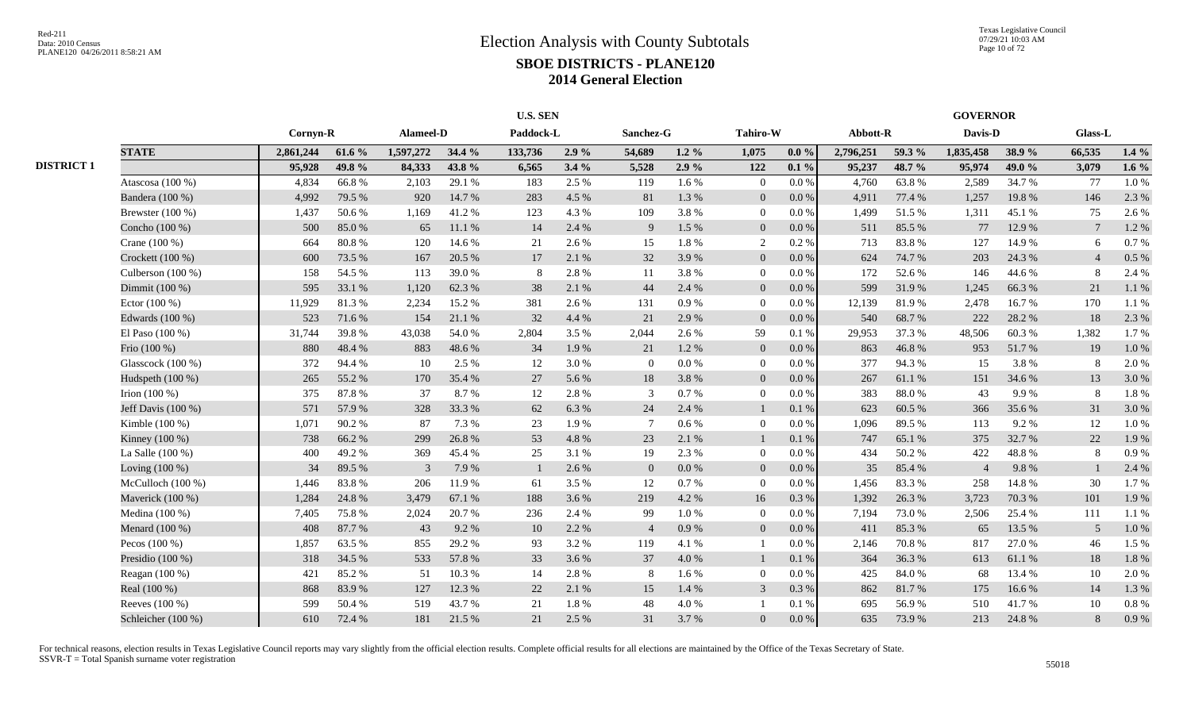# Election Analysis with County Subtotals

## SBOE DISTRICTS - PLANE120

## 2014 General Election

| | | U.S. SEN | | | | | | | | | | GOVERNOR | | | | | |
|---|---|---|---|---|---|---|---|---|---|---|---|---|---|---|---|---|---|
| | | Cornyn-R | | Alameel-D | | Paddock-L | | Sanchez-G | | Tahiro-W | | Abbott-R | | Davis-D | | Glass-L | |
| | **STATE** | **2,861,244** | **61.6 %** | **1,597,272** | **34.4 %** | **133,736** | **2.9 %** | **54,689** | **1.2 %** | **1,075** | **0.0 %** | **2,796,251** | **59.3 %** | **1,835,458** | **38.9 %** | **66,535** | **1.4 %** |
| **DISTRICT 1** | | **95,928** | **49.8 %** | **84,333** | **43.8 %** | **6,565** | **3.4 %** | **5,528** | **2.9 %** | **122** | **0.1 %** | **95,237** | **48.7 %** | **95,974** | **49.0 %** | **3,079** | **1.6 %** |
| | Atascosa (100 %) | 4,834 | 66.8 % | 2,103 | 29.1 % | 183 | 2.5 % | 119 | 1.6 % | 0 | 0.0 % | 4,760 | 63.8 % | 2,589 | 34.7 % | 77 | 1.0 % |
| | Bandera (100 %) | 4,992 | 79.5 % | 920 | 14.7 % | 283 | 4.5 % | 81 | 1.3 % | 0 | 0.0 % | 4,911 | 77.4 % | 1,257 | 19.8 % | 146 | 2.3 % |
| | Brewster (100 %) | 1,437 | 50.6 % | 1,169 | 41.2 % | 123 | 4.3 % | 109 | 3.8 % | 0 | 0.0 % | 1,499 | 51.5 % | 1,311 | 45.1 % | 75 | 2.6 % |
| | Concho (100 %) | 500 | 85.0 % | 65 | 11.1 % | 14 | 2.4 % | 9 | 1.5 % | 0 | 0.0 % | 511 | 85.5 % | 77 | 12.9 % | 7 | 1.2 % |
| | Crane (100 %) | 664 | 80.8 % | 120 | 14.6 % | 21 | 2.6 % | 15 | 1.8 % | 2 | 0.2 % | 713 | 83.8 % | 127 | 14.9 % | 6 | 0.7 % |
| | Crockett (100 %) | 600 | 73.5 % | 167 | 20.5 % | 17 | 2.1 % | 32 | 3.9 % | 0 | 0.0 % | 624 | 74.7 % | 203 | 24.3 % | 4 | 0.5 % |
| | Culberson (100 %) | 158 | 54.5 % | 113 | 39.0 % | 8 | 2.8 % | 11 | 3.8 % | 0 | 0.0 % | 172 | 52.6 % | 146 | 44.6 % | 8 | 2.4 % |
| | Dimmit (100 %) | 595 | 33.1 % | 1,120 | 62.3 % | 38 | 2.1 % | 44 | 2.4 % | 0 | 0.0 % | 599 | 31.9 % | 1,245 | 66.3 % | 21 | 1.1 % |
| | Ector (100 %) | 11,929 | 81.3 % | 2,234 | 15.2 % | 381 | 2.6 % | 131 | 0.9 % | 0 | 0.0 % | 12,139 | 81.9 % | 2,478 | 16.7 % | 170 | 1.1 % |
| | Edwards (100 %) | 523 | 71.6 % | 154 | 21.1 % | 32 | 4.4 % | 21 | 2.9 % | 0 | 0.0 % | 540 | 68.7 % | 222 | 28.2 % | 18 | 2.3 % |
| | El Paso (100 %) | 31,744 | 39.8 % | 43,038 | 54.0 % | 2,804 | 3.5 % | 2,044 | 2.6 % | 59 | 0.1 % | 29,953 | 37.3 % | 48,506 | 60.3 % | 1,382 | 1.7 % |
| | Frio (100 %) | 880 | 48.4 % | 883 | 48.6 % | 34 | 1.9 % | 21 | 1.2 % | 0 | 0.0 % | 863 | 46.8 % | 953 | 51.7 % | 19 | 1.0 % |
| | Glasscock (100 %) | 372 | 94.4 % | 10 | 2.5 % | 12 | 3.0 % | 0 | 0.0 % | 0 | 0.0 % | 377 | 94.3 % | 15 | 3.8 % | 8 | 2.0 % |
| | Hudspeth (100 %) | 265 | 55.2 % | 170 | 35.4 % | 27 | 5.6 % | 18 | 3.8 % | 0 | 0.0 % | 267 | 61.1 % | 151 | 34.6 % | 13 | 3.0 % |
| | Irion (100 %) | 375 | 87.8 % | 37 | 8.7 % | 12 | 2.8 % | 3 | 0.7 % | 0 | 0.0 % | 383 | 88.0 % | 43 | 9.9 % | 8 | 1.8 % |
| | Jeff Davis (100 %) | 571 | 57.9 % | 328 | 33.3 % | 62 | 6.3 % | 24 | 2.4 % | 1 | 0.1 % | 623 | 60.5 % | 366 | 35.6 % | 31 | 3.0 % |
| | Kimble (100 %) | 1,071 | 90.2 % | 87 | 7.3 % | 23 | 1.9 % | 7 | 0.6 % | 0 | 0.0 % | 1,096 | 89.5 % | 113 | 9.2 % | 12 | 1.0 % |
| | Kinney (100 %) | 738 | 66.2 % | 299 | 26.8 % | 53 | 4.8 % | 23 | 2.1 % | 1 | 0.1 % | 747 | 65.1 % | 375 | 32.7 % | 22 | 1.9 % |
| | La Salle (100 %) | 400 | 49.2 % | 369 | 45.4 % | 25 | 3.1 % | 19 | 2.3 % | 0 | 0.0 % | 434 | 50.2 % | 422 | 48.8 % | 8 | 0.9 % |
| | Loving (100 %) | 34 | 89.5 % | 3 | 7.9 % | 1 | 2.6 % | 0 | 0.0 % | 0 | 0.0 % | 35 | 85.4 % | 4 | 9.8 % | 1 | 2.4 % |
| | McCulloch (100 %) | 1,446 | 83.8 % | 206 | 11.9 % | 61 | 3.5 % | 12 | 0.7 % | 0 | 0.0 % | 1,456 | 83.3 % | 258 | 14.8 % | 30 | 1.7 % |
| | Maverick (100 %) | 1,284 | 24.8 % | 3,479 | 67.1 % | 188 | 3.6 % | 219 | 4.2 % | 16 | 0.3 % | 1,392 | 26.3 % | 3,723 | 70.3 % | 101 | 1.9 % |
| | Medina (100 %) | 7,405 | 75.8 % | 2,024 | 20.7 % | 236 | 2.4 % | 99 | 1.0 % | 0 | 0.0 % | 7,194 | 73.0 % | 2,506 | 25.4 % | 111 | 1.1 % |
| | Menard (100 %) | 408 | 87.7 % | 43 | 9.2 % | 10 | 2.2 % | 4 | 0.9 % | 0 | 0.0 % | 411 | 85.3 % | 65 | 13.5 % | 5 | 1.0 % |
| | Pecos (100 %) | 1,857 | 63.5 % | 855 | 29.2 % | 93 | 3.2 % | 119 | 4.1 % | 1 | 0.0 % | 2,146 | 70.8 % | 817 | 27.0 % | 46 | 1.5 % |
| | Presidio (100 %) | 318 | 34.5 % | 533 | 57.8 % | 33 | 3.6 % | 37 | 4.0 % | 1 | 0.1 % | 364 | 36.3 % | 613 | 61.1 % | 18 | 1.8 % |
| | Reagan (100 %) | 421 | 85.2 % | 51 | 10.3 % | 14 | 2.8 % | 8 | 1.6 % | 0 | 0.0 % | 425 | 84.0 % | 68 | 13.4 % | 10 | 2.0 % |
| | Real (100 %) | 868 | 83.9 % | 127 | 12.3 % | 22 | 2.1 % | 15 | 1.4 % | 3 | 0.3 % | 862 | 81.7 % | 175 | 16.6 % | 14 | 1.3 % |
| | Reeves (100 %) | 599 | 50.4 % | 519 | 43.7 % | 21 | 1.8 % | 48 | 4.0 % | 1 | 0.1 % | 695 | 56.9 % | 510 | 41.7 % | 10 | 0.8 % |
| | Schleicher (100 %) | 610 | 72.4 % | 181 | 21.5 % | 21 | 2.5 % | 31 | 3.7 % | 0 | 0.0 % | 635 | 73.9 % | 213 | 24.8 % | 8 | 0.9 % |

For technical reasons, election results in Texas Legislative Council reports may vary slightly from the official election results. Complete official results for all elections are maintained by the Office of the Texas Secretary of State.
SSVR-T = Total Spanish surname voter registration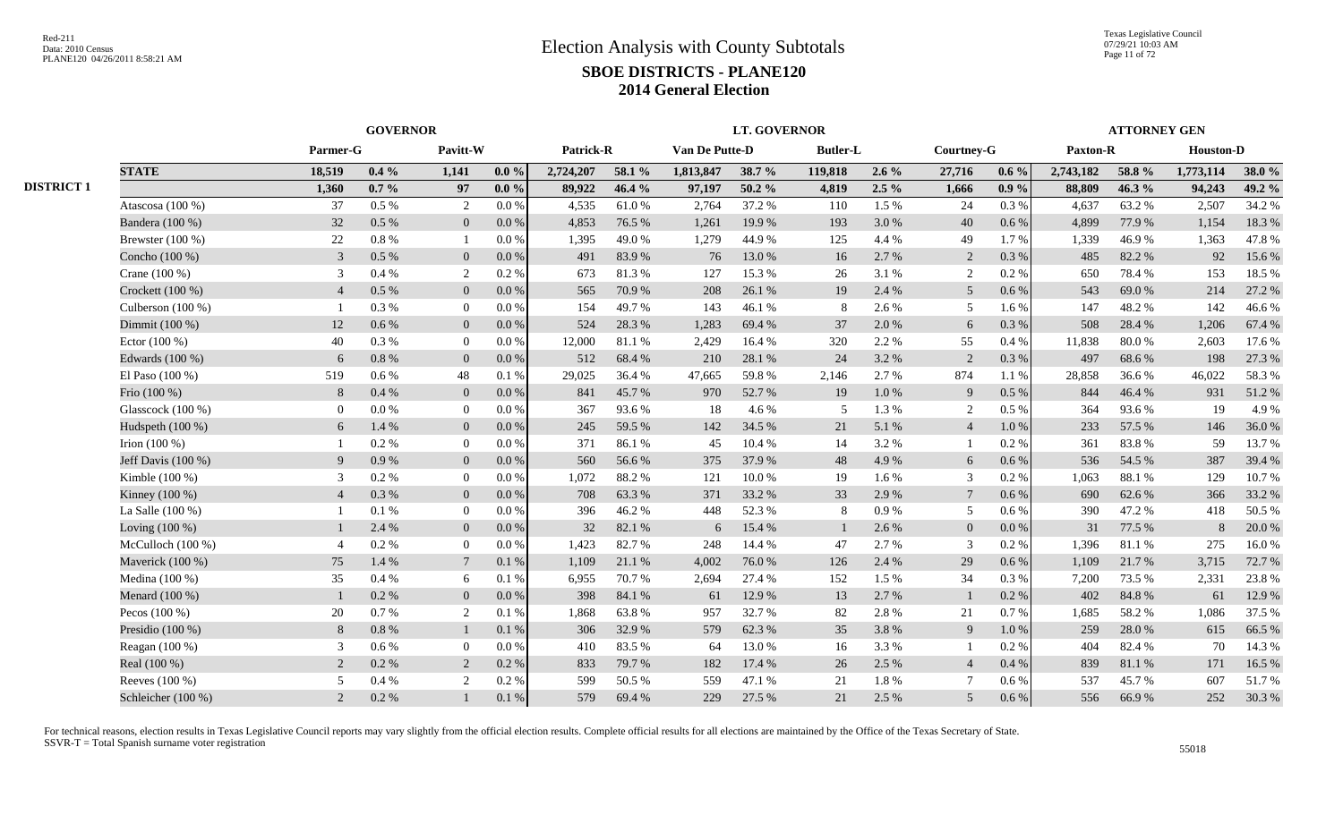# Election Analysis with County Subtotals

## SBOE DISTRICTS - PLANE120

## 2014 General Election

Red-211
Data: 2010 Census
PLANE120 04/26/2011 8:58:21 AM

Texas Legislative Council
07/29/21 10:03 AM

| | | GOVERNOR | | | | LT. GOVERNOR | | | | | | | | ATTORNEY GEN | | | |
|---|---|---|---|---|---|---|---|---|---|---|---|---|---|---|---|---|---|
| | | Parmer-G | | Pavitt-W | | Patrick-R | | Van De Putte-D | | Butler-L | | Courtney-G | | Paxton-R | | Houston-D | |
| | **STATE** | **18,519** | **0.4 %** | **1,141** | **0.0 %** | **2,724,207** | **58.1 %** | **1,813,847** | **38.7 %** | **119,818** | **2.6 %** | **27,716** | **0.6 %** | **2,743,182** | **58.8 %** | **1,773,114** | **38.0 %** |
| **DISTRICT 1** | | **1,360** | **0.7 %** | **97** | **0.0 %** | **89,922** | **46.4 %** | **97,197** | **50.2 %** | **4,819** | **2.5 %** | **1,666** | **0.9 %** | **88,809** | **46.3 %** | **94,243** | **49.2 %** |
| | Atascosa (100 %) | 37 | 0.5 % | 2 | 0.0 % | 4,535 | 61.0 % | 2,764 | 37.2 % | 110 | 1.5 % | 24 | 0.3 % | 4,637 | 63.2 % | 2,507 | 34.2 % |
| | Bandera (100 %) | 32 | 0.5 % | 0 | 0.0 % | 4,853 | 76.5 % | 1,261 | 19.9 % | 193 | 3.0 % | 40 | 0.6 % | 4,899 | 77.9 % | 1,154 | 18.3 % |
| | Brewster (100 %) | 22 | 0.8 % | 1 | 0.0 % | 1,395 | 49.0 % | 1,279 | 44.9 % | 125 | 4.4 % | 49 | 1.7 % | 1,339 | 46.9 % | 1,363 | 47.8 % |
| | Concho (100 %) | 3 | 0.5 % | 0 | 0.0 % | 491 | 83.9 % | 76 | 13.0 % | 16 | 2.7 % | 2 | 0.3 % | 485 | 82.2 % | 92 | 15.6 % |
| | Crane (100 %) | 3 | 0.4 % | 2 | 0.2 % | 673 | 81.3 % | 127 | 15.3 % | 26 | 3.1 % | 2 | 0.2 % | 650 | 78.4 % | 153 | 18.5 % |
| | Crockett (100 %) | 4 | 0.5 % | 0 | 0.0 % | 565 | 70.9 % | 208 | 26.1 % | 19 | 2.4 % | 5 | 0.6 % | 543 | 69.0 % | 214 | 27.2 % |
| | Culberson (100 %) | 1 | 0.3 % | 0 | 0.0 % | 154 | 49.7 % | 143 | 46.1 % | 8 | 2.6 % | 5 | 1.6 % | 147 | 48.2 % | 142 | 46.6 % |
| | Dimmit (100 %) | 12 | 0.6 % | 0 | 0.0 % | 524 | 28.3 % | 1,283 | 69.4 % | 37 | 2.0 % | 6 | 0.3 % | 508 | 28.4 % | 1,206 | 67.4 % |
| | Ector (100 %) | 40 | 0.3 % | 0 | 0.0 % | 12,000 | 81.1 % | 2,429 | 16.4 % | 320 | 2.2 % | 55 | 0.4 % | 11,838 | 80.0 % | 2,603 | 17.6 % |
| | Edwards (100 %) | 6 | 0.8 % | 0 | 0.0 % | 512 | 68.4 % | 210 | 28.1 % | 24 | 3.2 % | 2 | 0.3 % | 497 | 68.6 % | 198 | 27.3 % |
| | El Paso (100 %) | 519 | 0.6 % | 48 | 0.1 % | 29,025 | 36.4 % | 47,665 | 59.8 % | 2,146 | 2.7 % | 874 | 1.1 % | 28,858 | 36.6 % | 46,022 | 58.3 % |
| | Frio (100 %) | 8 | 0.4 % | 0 | 0.0 % | 841 | 45.7 % | 970 | 52.7 % | 19 | 1.0 % | 9 | 0.5 % | 844 | 46.4 % | 931 | 51.2 % |
| | Glasscock (100 %) | 0 | 0.0 % | 0 | 0.0 % | 367 | 93.6 % | 18 | 4.6 % | 5 | 1.3 % | 2 | 0.5 % | 364 | 93.6 % | 19 | 4.9 % |
| | Hudspeth (100 %) | 6 | 1.4 % | 0 | 0.0 % | 245 | 59.5 % | 142 | 34.5 % | 21 | 5.1 % | 4 | 1.0 % | 233 | 57.5 % | 146 | 36.0 % |
| | Irion (100 %) | 1 | 0.2 % | 0 | 0.0 % | 371 | 86.1 % | 45 | 10.4 % | 14 | 3.2 % | 1 | 0.2 % | 361 | 83.8 % | 59 | 13.7 % |
| | Jeff Davis (100 %) | 9 | 0.9 % | 0 | 0.0 % | 560 | 56.6 % | 375 | 37.9 % | 48 | 4.9 % | 6 | 0.6 % | 536 | 54.5 % | 387 | 39.4 % |
| | Kimble (100 %) | 3 | 0.2 % | 0 | 0.0 % | 1,072 | 88.2 % | 121 | 10.0 % | 19 | 1.6 % | 3 | 0.2 % | 1,063 | 88.1 % | 129 | 10.7 % |
| | Kinney (100 %) | 4 | 0.3 % | 0 | 0.0 % | 708 | 63.3 % | 371 | 33.2 % | 33 | 2.9 % | 7 | 0.6 % | 690 | 62.6 % | 366 | 33.2 % |
| | La Salle (100 %) | 1 | 0.1 % | 0 | 0.0 % | 396 | 46.2 % | 448 | 52.3 % | 8 | 0.9 % | 5 | 0.6 % | 390 | 47.2 % | 418 | 50.5 % |
| | Loving (100 %) | 1 | 2.4 % | 0 | 0.0 % | 32 | 82.1 % | 6 | 15.4 % | 1 | 2.6 % | 0 | 0.0 % | 31 | 77.5 % | 8 | 20.0 % |
| | McCulloch (100 %) | 4 | 0.2 % | 0 | 0.0 % | 1,423 | 82.7 % | 248 | 14.4 % | 47 | 2.7 % | 3 | 0.2 % | 1,396 | 81.1 % | 275 | 16.0 % |
| | Maverick (100 %) | 75 | 1.4 % | 7 | 0.1 % | 1,109 | 21.1 % | 4,002 | 76.0 % | 126 | 2.4 % | 29 | 0.6 % | 1,109 | 21.7 % | 3,715 | 72.7 % |
| | Medina (100 %) | 35 | 0.4 % | 6 | 0.1 % | 6,955 | 70.7 % | 2,694 | 27.4 % | 152 | 1.5 % | 34 | 0.3 % | 7,200 | 73.5 % | 2,331 | 23.8 % |
| | Menard (100 %) | 1 | 0.2 % | 0 | 0.0 % | 398 | 84.1 % | 61 | 12.9 % | 13 | 2.7 % | 1 | 0.2 % | 402 | 84.8 % | 61 | 12.9 % |
| | Pecos (100 %) | 20 | 0.7 % | 2 | 0.1 % | 1,868 | 63.8 % | 957 | 32.7 % | 82 | 2.8 % | 21 | 0.7 % | 1,685 | 58.2 % | 1,086 | 37.5 % |
| | Presidio (100 %) | 8 | 0.8 % | 1 | 0.1 % | 306 | 32.9 % | 579 | 62.3 % | 35 | 3.8 % | 9 | 1.0 % | 259 | 28.0 % | 615 | 66.5 % |
| | Reagan (100 %) | 3 | 0.6 % | 0 | 0.0 % | 410 | 83.5 % | 64 | 13.0 % | 16 | 3.3 % | 1 | 0.2 % | 404 | 82.4 % | 70 | 14.3 % |
| | Real (100 %) | 2 | 0.2 % | 2 | 0.2 % | 833 | 79.7 % | 182 | 17.4 % | 26 | 2.5 % | 4 | 0.4 % | 839 | 81.1 % | 171 | 16.5 % |
| | Reeves (100 %) | 5 | 0.4 % | 2 | 0.2 % | 599 | 50.5 % | 559 | 47.1 % | 21 | 1.8 % | 7 | 0.6 % | 537 | 45.7 % | 607 | 51.7 % |
| | Schleicher (100 %) | 2 | 0.2 % | 1 | 0.1 % | 579 | 69.4 % | 229 | 27.5 % | 21 | 2.5 % | 5 | 0.6 % | 556 | 66.9 % | 252 | 30.3 % |

For technical reasons, election results in Texas Legislative Council reports may vary slightly from the official election results. Complete official results for all elections are maintained by the Office of the Texas Secretary of State.
SSVR-T = Total Spanish surname voter registration

55018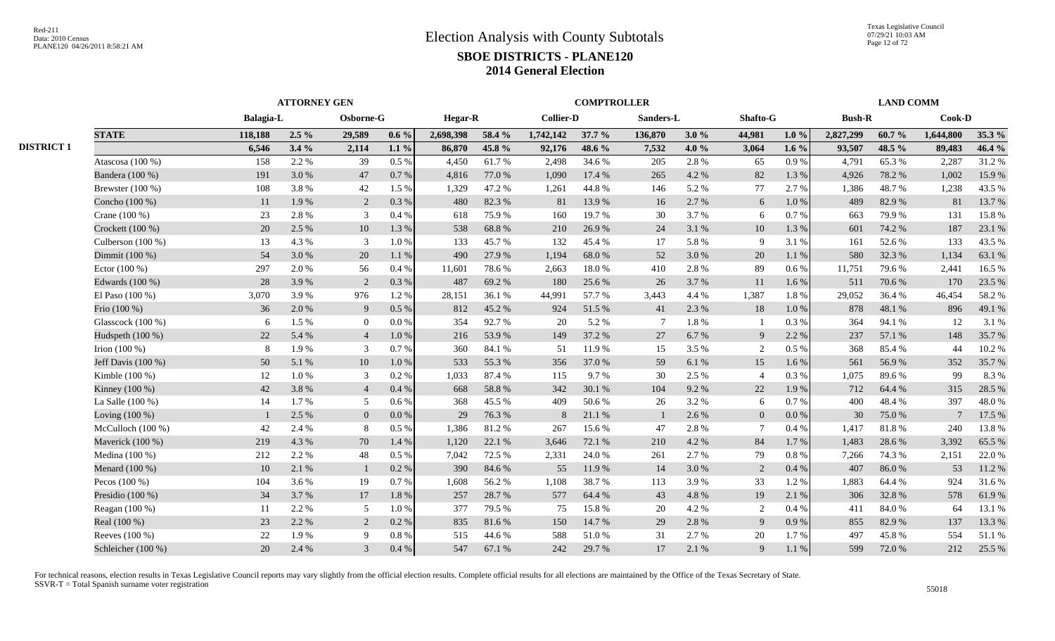# Election Analysis with County Subtotals

## SBOE DISTRICTS - PLANE120

### 2014 General Election

| | | ATTORNEY GEN | | | | COMPTROLLER | | | | | | | | LAND COMM | | | |
|---|---|---|---|---|---|---|---|---|---|---|---|---|---|---|---|---|---|
| | | Balagia-L | | Osborne-G | | Hegar-R | | Collier-D | | Sanders-L | | Shafto-G | | Bush-R | | Cook-D | |
| | **STATE** | **118,188** | **2.5 %** | **29,589** | **0.6 %** | **2,698,398** | **58.4 %** | **1,742,142** | **37.7 %** | **136,870** | **3.0 %** | **44,981** | **1.0 %** | **2,827,299** | **60.7 %** | **1,644,800** | **35.3 %** |
| **DISTRICT 1** | | **6,546** | **3.4 %** | **2,114** | **1.1 %** | **86,870** | **45.8 %** | **92,176** | **48.6 %** | **7,532** | **4.0 %** | **3,064** | **1.6 %** | **93,507** | **48.5 %** | **89,483** | **46.4 %** |
| | Atascosa (100 %) | 158 | 2.2 % | 39 | 0.5 % | 4,450 | 61.7 % | 2,498 | 34.6 % | 205 | 2.8 % | 65 | 0.9 % | 4,791 | 65.3 % | 2,287 | 31.2 % |
| | Bandera (100 %) | 191 | 3.0 % | 47 | 0.7 % | 4,816 | 77.0 % | 1,090 | 17.4 % | 265 | 4.2 % | 82 | 1.3 % | 4,926 | 78.2 % | 1,002 | 15.9 % |
| | Brewster (100 %) | 108 | 3.8 % | 42 | 1.5 % | 1,329 | 47.2 % | 1,261 | 44.8 % | 146 | 5.2 % | 77 | 2.7 % | 1,386 | 48.7 % | 1,238 | 43.5 % |
| | Concho (100 %) | 11 | 1.9 % | 2 | 0.3 % | 480 | 82.3 % | 81 | 13.9 % | 16 | 2.7 % | 6 | 1.0 % | 489 | 82.9 % | 81 | 13.7 % |
| | Crane (100 %) | 23 | 2.8 % | 3 | 0.4 % | 618 | 75.9 % | 160 | 19.7 % | 30 | 3.7 % | 6 | 0.7 % | 663 | 79.9 % | 131 | 15.8 % |
| | Crockett (100 %) | 20 | 2.5 % | 10 | 1.3 % | 538 | 68.8 % | 210 | 26.9 % | 24 | 3.1 % | 10 | 1.3 % | 601 | 74.2 % | 187 | 23.1 % |
| | Culberson (100 %) | 13 | 4.3 % | 3 | 1.0 % | 133 | 45.7 % | 132 | 45.4 % | 17 | 5.8 % | 9 | 3.1 % | 161 | 52.6 % | 133 | 43.5 % |
| | Dimmit (100 %) | 54 | 3.0 % | 20 | 1.1 % | 490 | 27.9 % | 1,194 | 68.0 % | 52 | 3.0 % | 20 | 1.1 % | 580 | 32.3 % | 1,134 | 63.1 % |
| | Ector (100 %) | 297 | 2.0 % | 56 | 0.4 % | 11,601 | 78.6 % | 2,663 | 18.0 % | 410 | 2.8 % | 89 | 0.6 % | 11,751 | 79.6 % | 2,441 | 16.5 % |
| | Edwards (100 %) | 28 | 3.9 % | 2 | 0.3 % | 487 | 69.2 % | 180 | 25.6 % | 26 | 3.7 % | 11 | 1.6 % | 511 | 70.6 % | 170 | 23.5 % |
| | El Paso (100 %) | 3,070 | 3.9 % | 976 | 1.2 % | 28,151 | 36.1 % | 44,991 | 57.7 % | 3,443 | 4.4 % | 1,387 | 1.8 % | 29,052 | 36.4 % | 46,454 | 58.2 % |
| | Frio (100 %) | 36 | 2.0 % | 9 | 0.5 % | 812 | 45.2 % | 924 | 51.5 % | 41 | 2.3 % | 18 | 1.0 % | 878 | 48.1 % | 896 | 49.1 % |
| | Glasscock (100 %) | 6 | 1.5 % | 0 | 0.0 % | 354 | 92.7 % | 20 | 5.2 % | 7 | 1.8 % | 1 | 0.3 % | 364 | 94.1 % | 12 | 3.1 % |
| | Hudspeth (100 %) | 22 | 5.4 % | 4 | 1.0 % | 216 | 53.9 % | 149 | 37.2 % | 27 | 6.7 % | 9 | 2.2 % | 237 | 57.1 % | 148 | 35.7 % |
| | Irion (100 %) | 8 | 1.9 % | 3 | 0.7 % | 360 | 84.1 % | 51 | 11.9 % | 15 | 3.5 % | 2 | 0.5 % | 368 | 85.4 % | 44 | 10.2 % |
| | Jeff Davis (100 %) | 50 | 5.1 % | 10 | 1.0 % | 533 | 55.3 % | 356 | 37.0 % | 59 | 6.1 % | 15 | 1.6 % | 561 | 56.9 % | 352 | 35.7 % |
| | Kimble (100 %) | 12 | 1.0 % | 3 | 0.2 % | 1,033 | 87.4 % | 115 | 9.7 % | 30 | 2.5 % | 4 | 0.3 % | 1,075 | 89.6 % | 99 | 8.3 % |
| | Kinney (100 %) | 42 | 3.8 % | 4 | 0.4 % | 668 | 58.8 % | 342 | 30.1 % | 104 | 9.2 % | 22 | 1.9 % | 712 | 64.4 % | 315 | 28.5 % |
| | La Salle (100 %) | 14 | 1.7 % | 5 | 0.6 % | 368 | 45.5 % | 409 | 50.6 % | 26 | 3.2 % | 6 | 0.7 % | 400 | 48.4 % | 397 | 48.0 % |
| | Loving (100 %) | 1 | 2.5 % | 0 | 0.0 % | 29 | 76.3 % | 8 | 21.1 % | 1 | 2.6 % | 0 | 0.0 % | 30 | 75.0 % | 7 | 17.5 % |
| | McCulloch (100 %) | 42 | 2.4 % | 8 | 0.5 % | 1,386 | 81.2 % | 267 | 15.6 % | 47 | 2.8 % | 7 | 0.4 % | 1,417 | 81.8 % | 240 | 13.8 % |
| | Maverick (100 %) | 219 | 4.3 % | 70 | 1.4 % | 1,120 | 22.1 % | 3,646 | 72.1 % | 210 | 4.2 % | 84 | 1.7 % | 1,483 | 28.6 % | 3,392 | 65.5 % |
| | Medina (100 %) | 212 | 2.2 % | 48 | 0.5 % | 7,042 | 72.5 % | 2,331 | 24.0 % | 261 | 2.7 % | 79 | 0.8 % | 7,266 | 74.3 % | 2,151 | 22.0 % |
| | Menard (100 %) | 10 | 2.1 % | 1 | 0.2 % | 390 | 84.6 % | 55 | 11.9 % | 14 | 3.0 % | 2 | 0.4 % | 407 | 86.0 % | 53 | 11.2 % |
| | Pecos (100 %) | 104 | 3.6 % | 19 | 0.7 % | 1,608 | 56.2 % | 1,108 | 38.7 % | 113 | 3.9 % | 33 | 1.2 % | 1,883 | 64.4 % | 924 | 31.6 % |
| | Presidio (100 %) | 34 | 3.7 % | 17 | 1.8 % | 257 | 28.7 % | 577 | 64.4 % | 43 | 4.8 % | 19 | 2.1 % | 306 | 32.8 % | 578 | 61.9 % |
| | Reagan (100 %) | 11 | 2.2 % | 5 | 1.0 % | 377 | 79.5 % | 75 | 15.8 % | 20 | 4.2 % | 2 | 0.4 % | 411 | 84.0 % | 64 | 13.1 % |
| | Real (100 %) | 23 | 2.2 % | 2 | 0.2 % | 835 | 81.6 % | 150 | 14.7 % | 29 | 2.8 % | 9 | 0.9 % | 855 | 82.9 % | 137 | 13.3 % |
| | Reeves (100 %) | 22 | 1.9 % | 9 | 0.8 % | 515 | 44.6 % | 588 | 51.0 % | 31 | 2.7 % | 20 | 1.7 % | 497 | 45.8 % | 554 | 51.1 % |
| | Schleicher (100 %) | 20 | 2.4 % | 3 | 0.4 % | 547 | 67.1 % | 242 | 29.7 % | 17 | 2.1 % | 9 | 1.1 % | 599 | 72.0 % | 212 | 25.5 % |

For technical reasons, election results in Texas Legislative Council reports may vary slightly from the official election results. Complete official results for all elections are maintained by the Office of the Texas Secretary of State.
SSVR-T = Total Spanish surname voter registration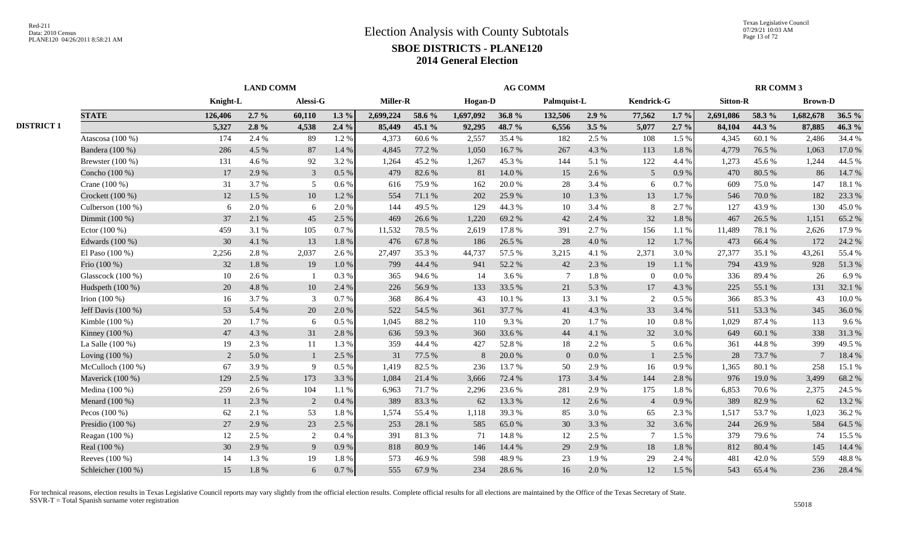# Election Analysis with County Subtotals

## SBOE DISTRICTS - PLANE120

## 2014 General Election

| | | LAND COMM | | | | AG COMM | | | | | | | | RR COMM 3 | | | |
|---|---|---|---|---|---|---|---|---|---|---|---|---|---|---|---|---|---|
| | | Knight-L | | Alessi-G | | Miller-R | | Hogan-D | | Palmquist-L | | Kendrick-G | | Sitton-R | | Brown-D | |
| | **STATE** | **126,406** | **2.7 %** | **60,110** | **1.3 %** | **2,699,224** | **58.6 %** | **1,697,092** | **36.8 %** | **132,506** | **2.9 %** | **77,562** | **1.7 %** | **2,691,086** | **58.3 %** | **1,682,678** | **36.5 %** |
| **DISTRICT 1** | | **5,327** | **2.8 %** | **4,538** | **2.4 %** | **85,449** | **45.1 %** | **92,295** | **48.7 %** | **6,556** | **3.5 %** | **5,077** | **2.7 %** | **84,104** | **44.3 %** | **87,885** | **46.3 %** |
| | Atascosa (100 %) | 174 | 2.4 % | 89 | 1.2 % | 4,373 | 60.6 % | 2,557 | 35.4 % | 182 | 2.5 % | 108 | 1.5 % | 4,345 | 60.1 % | 2,486 | 34.4 % |
| | Bandera (100 %) | 286 | 4.5 % | 87 | 1.4 % | 4,845 | 77.2 % | 1,050 | 16.7 % | 267 | 4.3 % | 113 | 1.8 % | 4,779 | 76.5 % | 1,063 | 17.0 % |
| | Brewster (100 %) | 131 | 4.6 % | 92 | 3.2 % | 1,264 | 45.2 % | 1,267 | 45.3 % | 144 | 5.1 % | 122 | 4.4 % | 1,273 | 45.6 % | 1,244 | 44.5 % |
| | Concho (100 %) | 17 | 2.9 % | 3 | 0.5 % | 479 | 82.6 % | 81 | 14.0 % | 15 | 2.6 % | 5 | 0.9 % | 470 | 80.5 % | 86 | 14.7 % |
| | Crane (100 %) | 31 | 3.7 % | 5 | 0.6 % | 616 | 75.9 % | 162 | 20.0 % | 28 | 3.4 % | 6 | 0.7 % | 609 | 75.0 % | 147 | 18.1 % |
| | Crockett (100 %) | 12 | 1.5 % | 10 | 1.2 % | 554 | 71.1 % | 202 | 25.9 % | 10 | 1.3 % | 13 | 1.7 % | 546 | 70.0 % | 182 | 23.3 % |
| | Culberson (100 %) | 6 | 2.0 % | 6 | 2.0 % | 144 | 49.5 % | 129 | 44.3 % | 10 | 3.4 % | 8 | 2.7 % | 127 | 43.9 % | 130 | 45.0 % |
| | Dimmit (100 %) | 37 | 2.1 % | 45 | 2.5 % | 469 | 26.6 % | 1,220 | 69.2 % | 42 | 2.4 % | 32 | 1.8 % | 467 | 26.5 % | 1,151 | 65.2 % |
| | Ector (100 %) | 459 | 3.1 % | 105 | 0.7 % | 11,532 | 78.5 % | 2,619 | 17.8 % | 391 | 2.7 % | 156 | 1.1 % | 11,489 | 78.1 % | 2,626 | 17.9 % |
| | Edwards (100 %) | 30 | 4.1 % | 13 | 1.8 % | 476 | 67.8 % | 186 | 26.5 % | 28 | 4.0 % | 12 | 1.7 % | 473 | 66.4 % | 172 | 24.2 % |
| | El Paso (100 %) | 2,256 | 2.8 % | 2,037 | 2.6 % | 27,497 | 35.3 % | 44,737 | 57.5 % | 3,215 | 4.1 % | 2,371 | 3.0 % | 27,377 | 35.1 % | 43,261 | 55.4 % |
| | Frio (100 %) | 32 | 1.8 % | 19 | 1.0 % | 799 | 44.4 % | 941 | 52.2 % | 42 | 2.3 % | 19 | 1.1 % | 794 | 43.9 % | 928 | 51.3 % |
| | Glasscock (100 %) | 10 | 2.6 % | 1 | 0.3 % | 365 | 94.6 % | 14 | 3.6 % | 7 | 1.8 % | 0 | 0.0 % | 336 | 89.4 % | 26 | 6.9 % |
| | Hudspeth (100 %) | 20 | 4.8 % | 10 | 2.4 % | 226 | 56.9 % | 133 | 33.5 % | 21 | 5.3 % | 17 | 4.3 % | 225 | 55.1 % | 131 | 32.1 % |
| | Irion (100 %) | 16 | 3.7 % | 3 | 0.7 % | 368 | 86.4 % | 43 | 10.1 % | 13 | 3.1 % | 2 | 0.5 % | 366 | 85.3 % | 43 | 10.0 % |
| | Jeff Davis (100 %) | 53 | 5.4 % | 20 | 2.0 % | 522 | 54.5 % | 361 | 37.7 % | 41 | 4.3 % | 33 | 3.4 % | 511 | 53.3 % | 345 | 36.0 % |
| | Kimble (100 %) | 20 | 1.7 % | 6 | 0.5 % | 1,045 | 88.2 % | 110 | 9.3 % | 20 | 1.7 % | 10 | 0.8 % | 1,029 | 87.4 % | 113 | 9.6 % |
| | Kinney (100 %) | 47 | 4.3 % | 31 | 2.8 % | 636 | 59.3 % | 360 | 33.6 % | 44 | 4.1 % | 32 | 3.0 % | 649 | 60.1 % | 338 | 31.3 % |
| | La Salle (100 %) | 19 | 2.3 % | 11 | 1.3 % | 359 | 44.4 % | 427 | 52.8 % | 18 | 2.2 % | 5 | 0.6 % | 361 | 44.8 % | 399 | 49.5 % |
| | Loving (100 %) | 2 | 5.0 % | 1 | 2.5 % | 31 | 77.5 % | 8 | 20.0 % | 0 | 0.0 % | 1 | 2.5 % | 28 | 73.7 % | 7 | 18.4 % |
| | McCulloch (100 %) | 67 | 3.9 % | 9 | 0.5 % | 1,419 | 82.5 % | 236 | 13.7 % | 50 | 2.9 % | 16 | 0.9 % | 1,365 | 80.1 % | 258 | 15.1 % |
| | Maverick (100 %) | 129 | 2.5 % | 173 | 3.3 % | 1,084 | 21.4 % | 3,666 | 72.4 % | 173 | 3.4 % | 144 | 2.8 % | 976 | 19.0 % | 3,499 | 68.2 % |
| | Medina (100 %) | 259 | 2.6 % | 104 | 1.1 % | 6,963 | 71.7 % | 2,296 | 23.6 % | 281 | 2.9 % | 175 | 1.8 % | 6,853 | 70.6 % | 2,375 | 24.5 % |
| | Menard (100 %) | 11 | 2.3 % | 2 | 0.4 % | 389 | 83.3 % | 62 | 13.3 % | 12 | 2.6 % | 4 | 0.9 % | 389 | 82.9 % | 62 | 13.2 % |
| | Pecos (100 %) | 62 | 2.1 % | 53 | 1.8 % | 1,574 | 55.4 % | 1,118 | 39.3 % | 85 | 3.0 % | 65 | 2.3 % | 1,517 | 53.7 % | 1,023 | 36.2 % |
| | Presidio (100 %) | 27 | 2.9 % | 23 | 2.5 % | 253 | 28.1 % | 585 | 65.0 % | 30 | 3.3 % | 32 | 3.6 % | 244 | 26.9 % | 584 | 64.5 % |
| | Reagan (100 %) | 12 | 2.5 % | 2 | 0.4 % | 391 | 81.3 % | 71 | 14.8 % | 12 | 2.5 % | 7 | 1.5 % | 379 | 79.6 % | 74 | 15.5 % |
| | Real (100 %) | 30 | 2.9 % | 9 | 0.9 % | 818 | 80.9 % | 146 | 14.4 % | 29 | 2.9 % | 18 | 1.8 % | 812 | 80.4 % | 145 | 14.4 % |
| | Reeves (100 %) | 14 | 1.3 % | 19 | 1.8 % | 573 | 46.9 % | 598 | 48.9 % | 23 | 1.9 % | 29 | 2.4 % | 481 | 42.0 % | 559 | 48.8 % |
| | Schleicher (100 %) | 15 | 1.8 % | 6 | 0.7 % | 555 | 67.9 % | 234 | 28.6 % | 16 | 2.0 % | 12 | 1.5 % | 543 | 65.4 % | 236 | 28.4 % |

For technical reasons, election results in Texas Legislative Council reports may vary slightly from the official election results. Complete official results for all elections are maintained by the Office of the Texas Secretary of State.
SSVR-T = Total Spanish surname voter registration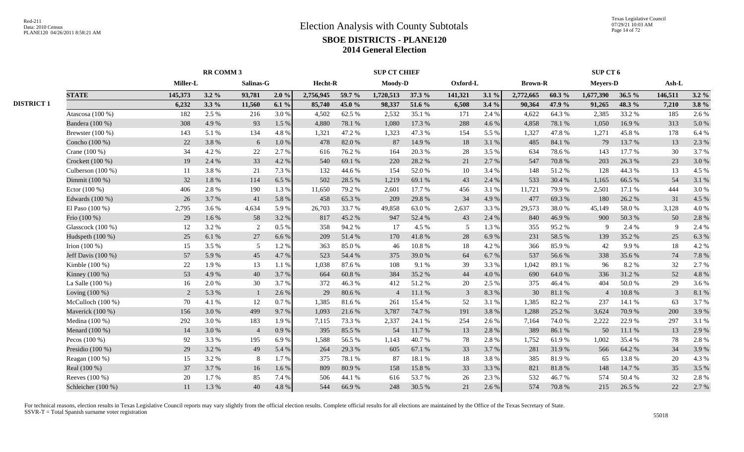# Election Analysis with County Subtotals

## SBOE DISTRICTS - PLANE120

## 2014 General Election

| | | RR COMM 3 | | | | SUP CT CHIEF | | | | | | SUP CT 6 | | | | | |
|---|---|---|---|---|---|---|---|---|---|---|---|---|---|---|---|---|---|
| | | Miller-L | | Salinas-G | | Hecht-R | | Moody-D | | Oxford-L | | Brown-R | | Meyers-D | | Ash-L | |
| | **STATE** | **145,373** | **3.2 %** | **93,781** | **2.0 %** | **2,756,945** | **59.7 %** | **1,720,513** | **37.3 %** | **141,321** | **3.1 %** | **2,772,665** | **60.3 %** | **1,677,390** | **36.5 %** | **146,511** | **3.2 %** |
| **DISTRICT 1** | | **6,232** | **3.3 %** | **11,560** | **6.1 %** | **85,740** | **45.0 %** | **98,337** | **51.6 %** | **6,508** | **3.4 %** | **90,364** | **47.9 %** | **91,265** | **48.3 %** | **7,210** | **3.8 %** |
| | Atascosa (100 %) | 182 | 2.5 % | 216 | 3.0 % | 4,502 | 62.5 % | 2,532 | 35.1 % | 171 | 2.4 % | 4,622 | 64.3 % | 2,385 | 33.2 % | 185 | 2.6 % |
| | Bandera (100 %) | 308 | 4.9 % | 93 | 1.5 % | 4,880 | 78.1 % | 1,080 | 17.3 % | 288 | 4.6 % | 4,858 | 78.1 % | 1,050 | 16.9 % | 313 | 5.0 % |
| | Brewster (100 %) | 143 | 5.1 % | 134 | 4.8 % | 1,321 | 47.2 % | 1,323 | 47.3 % | 154 | 5.5 % | 1,327 | 47.8 % | 1,271 | 45.8 % | 178 | 6.4 % |
| | Concho (100 %) | 22 | 3.8 % | 6 | 1.0 % | 478 | 82.0 % | 87 | 14.9 % | 18 | 3.1 % | 485 | 84.1 % | 79 | 13.7 % | 13 | 2.3 % |
| | Crane (100 %) | 34 | 4.2 % | 22 | 2.7 % | 616 | 76.2 % | 164 | 20.3 % | 28 | 3.5 % | 634 | 78.6 % | 143 | 17.7 % | 30 | 3.7 % |
| | Crockett (100 %) | 19 | 2.4 % | 33 | 4.2 % | 540 | 69.1 % | 220 | 28.2 % | 21 | 2.7 % | 547 | 70.8 % | 203 | 26.3 % | 23 | 3.0 % |
| | Culberson (100 %) | 11 | 3.8 % | 21 | 7.3 % | 132 | 44.6 % | 154 | 52.0 % | 10 | 3.4 % | 148 | 51.2 % | 128 | 44.3 % | 13 | 4.5 % |
| | Dimmit (100 %) | 32 | 1.8 % | 114 | 6.5 % | 502 | 28.5 % | 1,219 | 69.1 % | 43 | 2.4 % | 533 | 30.4 % | 1,165 | 66.5 % | 54 | 3.1 % |
| | Ector (100 %) | 406 | 2.8 % | 190 | 1.3 % | 11,650 | 79.2 % | 2,601 | 17.7 % | 456 | 3.1 % | 11,721 | 79.9 % | 2,501 | 17.1 % | 444 | 3.0 % |
| | Edwards (100 %) | 26 | 3.7 % | 41 | 5.8 % | 458 | 65.3 % | 209 | 29.8 % | 34 | 4.9 % | 477 | 69.3 % | 180 | 26.2 % | 31 | 4.5 % |
| | El Paso (100 %) | 2,795 | 3.6 % | 4,634 | 5.9 % | 26,703 | 33.7 % | 49,858 | 63.0 % | 2,637 | 3.3 % | 29,573 | 38.0 % | 45,149 | 58.0 % | 3,128 | 4.0 % |
| | Frio (100 %) | 29 | 1.6 % | 58 | 3.2 % | 817 | 45.2 % | 947 | 52.4 % | 43 | 2.4 % | 840 | 46.9 % | 900 | 50.3 % | 50 | 2.8 % |
| | Glasscock (100 %) | 12 | 3.2 % | 2 | 0.5 % | 358 | 94.2 % | 17 | 4.5 % | 5 | 1.3 % | 355 | 95.2 % | 9 | 2.4 % | 9 | 2.4 % |
| | Hudspeth (100 %) | 25 | 6.1 % | 27 | 6.6 % | 209 | 51.4 % | 170 | 41.8 % | 28 | 6.9 % | 231 | 58.5 % | 139 | 35.2 % | 25 | 6.3 % |
| | Irion (100 %) | 15 | 3.5 % | 5 | 1.2 % | 363 | 85.0 % | 46 | 10.8 % | 18 | 4.2 % | 366 | 85.9 % | 42 | 9.9 % | 18 | 4.2 % |
| | Jeff Davis (100 %) | 57 | 5.9 % | 45 | 4.7 % | 523 | 54.4 % | 375 | 39.0 % | 64 | 6.7 % | 537 | 56.6 % | 338 | 35.6 % | 74 | 7.8 % |
| | Kimble (100 %) | 22 | 1.9 % | 13 | 1.1 % | 1,038 | 87.6 % | 108 | 9.1 % | 39 | 3.3 % | 1,042 | 89.1 % | 96 | 8.2 % | 32 | 2.7 % |
| | Kinney (100 %) | 53 | 4.9 % | 40 | 3.7 % | 664 | 60.8 % | 384 | 35.2 % | 44 | 4.0 % | 690 | 64.0 % | 336 | 31.2 % | 52 | 4.8 % |
| | La Salle (100 %) | 16 | 2.0 % | 30 | 3.7 % | 372 | 46.3 % | 412 | 51.2 % | 20 | 2.5 % | 375 | 46.4 % | 404 | 50.0 % | 29 | 3.6 % |
| | Loving (100 %) | 2 | 5.3 % | 1 | 2.6 % | 29 | 80.6 % | 4 | 11.1 % | 3 | 8.3 % | 30 | 81.1 % | 4 | 10.8 % | 3 | 8.1 % |
| | McCulloch (100 %) | 70 | 4.1 % | 12 | 0.7 % | 1,385 | 81.6 % | 261 | 15.4 % | 52 | 3.1 % | 1,385 | 82.2 % | 237 | 14.1 % | 63 | 3.7 % |
| | Maverick (100 %) | 156 | 3.0 % | 499 | 9.7 % | 1,093 | 21.6 % | 3,787 | 74.7 % | 191 | 3.8 % | 1,288 | 25.2 % | 3,624 | 70.9 % | 200 | 3.9 % |
| | Medina (100 %) | 292 | 3.0 % | 183 | 1.9 % | 7,115 | 73.3 % | 2,337 | 24.1 % | 254 | 2.6 % | 7,164 | 74.0 % | 2,222 | 22.9 % | 297 | 3.1 % |
| | Menard (100 %) | 14 | 3.0 % | 4 | 0.9 % | 395 | 85.5 % | 54 | 11.7 % | 13 | 2.8 % | 389 | 86.1 % | 50 | 11.1 % | 13 | 2.9 % |
| | Pecos (100 %) | 92 | 3.3 % | 195 | 6.9 % | 1,588 | 56.5 % | 1,143 | 40.7 % | 78 | 2.8 % | 1,752 | 61.9 % | 1,002 | 35.4 % | 78 | 2.8 % |
| | Presidio (100 %) | 29 | 3.2 % | 49 | 5.4 % | 264 | 29.3 % | 605 | 67.1 % | 33 | 3.7 % | 281 | 31.9 % | 566 | 64.2 % | 34 | 3.9 % |
| | Reagan (100 %) | 15 | 3.2 % | 8 | 1.7 % | 375 | 78.1 % | 87 | 18.1 % | 18 | 3.8 % | 385 | 81.9 % | 65 | 13.8 % | 20 | 4.3 % |
| | Real (100 %) | 37 | 3.7 % | 16 | 1.6 % | 809 | 80.9 % | 158 | 15.8 % | 33 | 3.3 % | 821 | 81.8 % | 148 | 14.7 % | 35 | 3.5 % |
| | Reeves (100 %) | 20 | 1.7 % | 85 | 7.4 % | 506 | 44.1 % | 616 | 53.7 % | 26 | 2.3 % | 532 | 46.7 % | 574 | 50.4 % | 32 | 2.8 % |
| | Schleicher (100 %) | 11 | 1.3 % | 40 | 4.8 % | 544 | 66.9 % | 248 | 30.5 % | 21 | 2.6 % | 574 | 70.8 % | 215 | 26.5 % | 22 | 2.7 % |

For technical reasons, election results in Texas Legislative Council reports may vary slightly from the official election results. Complete official results for all elections are maintained by the Office of the Texas Secretary of State.
SSVR-T = Total Spanish surname voter registration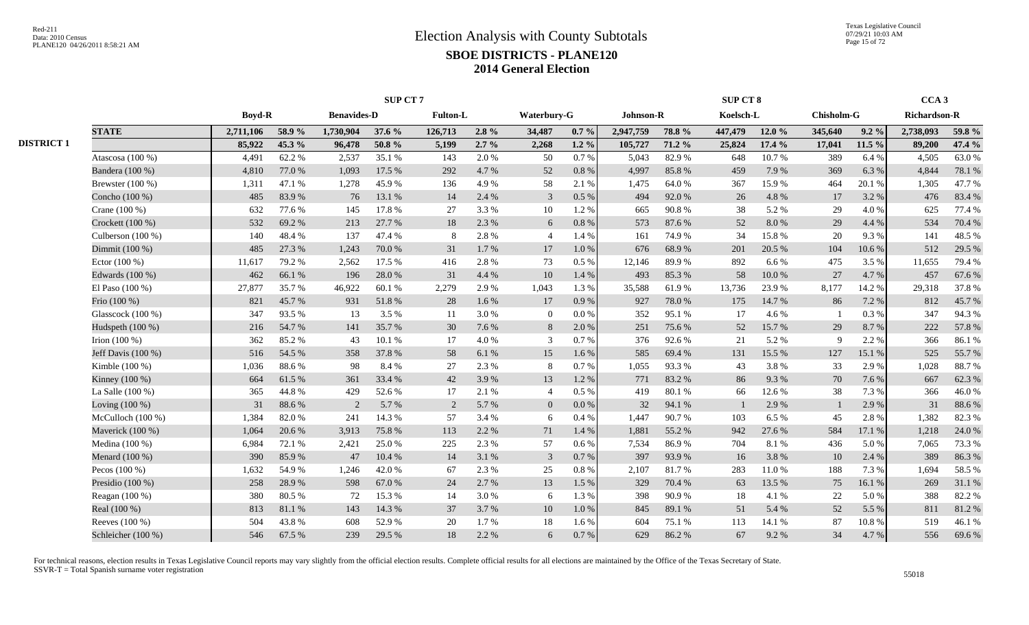# Election Analysis with County Subtotals

## SBOE DISTRICTS - PLANE120

### 2014 General Election

| | | SUP CT 7 | | | | | | | | SUP CT 8 | | | | | | CCA 3 | |
|---|---|---|---|---|---|---|---|---|---|---|---|---|---|---|---|---|---|
| | | Boyd-R | | Benavides-D | | Fulton-L | | Waterbury-G | | Johnson-R | | Koelsch-L | | Chisholm-G | | Richardson-R | |
| | **STATE** | **2,711,106** | **58.9 %** | **1,730,904** | **37.6 %** | **126,713** | **2.8 %** | **34,487** | **0.7 %** | **2,947,759** | **78.8 %** | **447,479** | **12.0 %** | **345,640** | **9.2 %** | **2,738,093** | **59.8 %** |
| **DISTRICT 1** | | **85,922** | **45.3 %** | **96,478** | **50.8 %** | **5,199** | **2.7 %** | **2,268** | **1.2 %** | **105,727** | **71.2 %** | **25,824** | **17.4 %** | **17,041** | **11.5 %** | **89,200** | **47.4 %** |
| | Atascosa (100 %) | 4,491 | 62.2 % | 2,537 | 35.1 % | 143 | 2.0 % | 50 | 0.7 % | 5,043 | 82.9 % | 648 | 10.7 % | 389 | 6.4 % | 4,505 | 63.0 % |
| | Bandera (100 %) | 4,810 | 77.0 % | 1,093 | 17.5 % | 292 | 4.7 % | 52 | 0.8 % | 4,997 | 85.8 % | 459 | 7.9 % | 369 | 6.3 % | 4,844 | 78.1 % |
| | Brewster (100 %) | 1,311 | 47.1 % | 1,278 | 45.9 % | 136 | 4.9 % | 58 | 2.1 % | 1,475 | 64.0 % | 367 | 15.9 % | 464 | 20.1 % | 1,305 | 47.7 % |
| | Concho (100 %) | 485 | 83.9 % | 76 | 13.1 % | 14 | 2.4 % | 3 | 0.5 % | 494 | 92.0 % | 26 | 4.8 % | 17 | 3.2 % | 476 | 83.4 % |
| | Crane (100 %) | 632 | 77.6 % | 145 | 17.8 % | 27 | 3.3 % | 10 | 1.2 % | 665 | 90.8 % | 38 | 5.2 % | 29 | 4.0 % | 625 | 77.4 % |
| | Crockett (100 %) | 532 | 69.2 % | 213 | 27.7 % | 18 | 2.3 % | 6 | 0.8 % | 573 | 87.6 % | 52 | 8.0 % | 29 | 4.4 % | 534 | 70.4 % |
| | Culberson (100 %) | 140 | 48.4 % | 137 | 47.4 % | 8 | 2.8 % | 4 | 1.4 % | 161 | 74.9 % | 34 | 15.8 % | 20 | 9.3 % | 141 | 48.5 % |
| | Dimmit (100 %) | 485 | 27.3 % | 1,243 | 70.0 % | 31 | 1.7 % | 17 | 1.0 % | 676 | 68.9 % | 201 | 20.5 % | 104 | 10.6 % | 512 | 29.5 % |
| | Ector (100 %) | 11,617 | 79.2 % | 2,562 | 17.5 % | 416 | 2.8 % | 73 | 0.5 % | 12,146 | 89.9 % | 892 | 6.6 % | 475 | 3.5 % | 11,655 | 79.4 % |
| | Edwards (100 %) | 462 | 66.1 % | 196 | 28.0 % | 31 | 4.4 % | 10 | 1.4 % | 493 | 85.3 % | 58 | 10.0 % | 27 | 4.7 % | 457 | 67.6 % |
| | El Paso (100 %) | 27,877 | 35.7 % | 46,922 | 60.1 % | 2,279 | 2.9 % | 1,043 | 1.3 % | 35,588 | 61.9 % | 13,736 | 23.9 % | 8,177 | 14.2 % | 29,318 | 37.8 % |
| | Frio (100 %) | 821 | 45.7 % | 931 | 51.8 % | 28 | 1.6 % | 17 | 0.9 % | 927 | 78.0 % | 175 | 14.7 % | 86 | 7.2 % | 812 | 45.7 % |
| | Glasscock (100 %) | 347 | 93.5 % | 13 | 3.5 % | 11 | 3.0 % | 0 | 0.0 % | 352 | 95.1 % | 17 | 4.6 % | 1 | 0.3 % | 347 | 94.3 % |
| | Hudspeth (100 %) | 216 | 54.7 % | 141 | 35.7 % | 30 | 7.6 % | 8 | 2.0 % | 251 | 75.6 % | 52 | 15.7 % | 29 | 8.7 % | 222 | 57.8 % |
| | Irion (100 %) | 362 | 85.2 % | 43 | 10.1 % | 17 | 4.0 % | 3 | 0.7 % | 376 | 92.6 % | 21 | 5.2 % | 9 | 2.2 % | 366 | 86.1 % |
| | Jeff Davis (100 %) | 516 | 54.5 % | 358 | 37.8 % | 58 | 6.1 % | 15 | 1.6 % | 585 | 69.4 % | 131 | 15.5 % | 127 | 15.1 % | 525 | 55.7 % |
| | Kimble (100 %) | 1,036 | 88.6 % | 98 | 8.4 % | 27 | 2.3 % | 8 | 0.7 % | 1,055 | 93.3 % | 43 | 3.8 % | 33 | 2.9 % | 1,028 | 88.7 % |
| | Kinney (100 %) | 664 | 61.5 % | 361 | 33.4 % | 42 | 3.9 % | 13 | 1.2 % | 771 | 83.2 % | 86 | 9.3 % | 70 | 7.6 % | 667 | 62.3 % |
| | La Salle (100 %) | 365 | 44.8 % | 429 | 52.6 % | 17 | 2.1 % | 4 | 0.5 % | 419 | 80.1 % | 66 | 12.6 % | 38 | 7.3 % | 366 | 46.0 % |
| | Loving (100 %) | 31 | 88.6 % | 2 | 5.7 % | 2 | 5.7 % | 0 | 0.0 % | 32 | 94.1 % | 1 | 2.9 % | 1 | 2.9 % | 31 | 88.6 % |
| | McCulloch (100 %) | 1,384 | 82.0 % | 241 | 14.3 % | 57 | 3.4 % | 6 | 0.4 % | 1,447 | 90.7 % | 103 | 6.5 % | 45 | 2.8 % | 1,382 | 82.3 % |
| | Maverick (100 %) | 1,064 | 20.6 % | 3,913 | 75.8 % | 113 | 2.2 % | 71 | 1.4 % | 1,881 | 55.2 % | 942 | 27.6 % | 584 | 17.1 % | 1,218 | 24.0 % |
| | Medina (100 %) | 6,984 | 72.1 % | 2,421 | 25.0 % | 225 | 2.3 % | 57 | 0.6 % | 7,534 | 86.9 % | 704 | 8.1 % | 436 | 5.0 % | 7,065 | 73.3 % |
| | Menard (100 %) | 390 | 85.9 % | 47 | 10.4 % | 14 | 3.1 % | 3 | 0.7 % | 397 | 93.9 % | 16 | 3.8 % | 10 | 2.4 % | 389 | 86.3 % |
| | Pecos (100 %) | 1,632 | 54.9 % | 1,246 | 42.0 % | 67 | 2.3 % | 25 | 0.8 % | 2,107 | 81.7 % | 283 | 11.0 % | 188 | 7.3 % | 1,694 | 58.5 % |
| | Presidio (100 %) | 258 | 28.9 % | 598 | 67.0 % | 24 | 2.7 % | 13 | 1.5 % | 329 | 70.4 % | 63 | 13.5 % | 75 | 16.1 % | 269 | 31.1 % |
| | Reagan (100 %) | 380 | 80.5 % | 72 | 15.3 % | 14 | 3.0 % | 6 | 1.3 % | 398 | 90.9 % | 18 | 4.1 % | 22 | 5.0 % | 388 | 82.2 % |
| | Real (100 %) | 813 | 81.1 % | 143 | 14.3 % | 37 | 3.7 % | 10 | 1.0 % | 845 | 89.1 % | 51 | 5.4 % | 52 | 5.5 % | 811 | 81.2 % |
| | Reeves (100 %) | 504 | 43.8 % | 608 | 52.9 % | 20 | 1.7 % | 18 | 1.6 % | 604 | 75.1 % | 113 | 14.1 % | 87 | 10.8 % | 519 | 46.1 % |
| | Schleicher (100 %) | 546 | 67.5 % | 239 | 29.5 % | 18 | 2.2 % | 6 | 0.7 % | 629 | 86.2 % | 67 | 9.2 % | 34 | 4.7 % | 556 | 69.6 % |

For technical reasons, election results in Texas Legislative Council reports may vary slightly from the official election results. Complete official results for all elections are maintained by the Office of the Texas Secretary of State.
SSVR-T = Total Spanish surname voter registration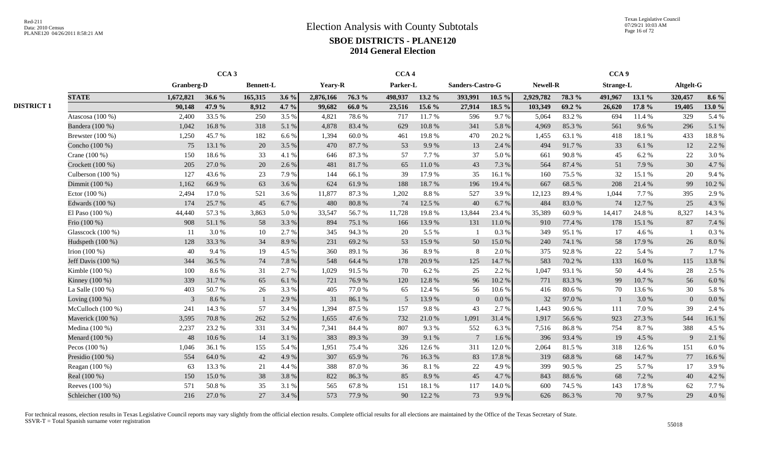# Election Analysis with County Subtotals

## SBOE DISTRICTS - PLANE120

## 2014 General Election

| | | CCA 3 | | | | | | CCA 4 | | | | | | CCA 9 | | | |
|---|---|---|---|---|---|---|---|---|---|---|---|---|---|---|---|---|---|
| | | Granberg-D | | Bennett-L | | Yeary-R | | Parker-L | | Sanders-Castro-G | | Newell-R | | Strange-L | | Altgelt-G | |
| | **STATE** | **1,672,821** | **36.6 %** | **165,315** | **3.6 %** | **2,876,166** | **76.3 %** | **498,937** | **13.2 %** | **393,991** | **10.5 %** | **2,929,782** | **78.3 %** | **491,967** | **13.1 %** | **320,457** | **8.6 %** |
| **DISTRICT 1** | | **90,148** | **47.9 %** | **8,912** | **4.7 %** | **99,682** | **66.0 %** | **23,516** | **15.6 %** | **27,914** | **18.5 %** | **103,349** | **69.2 %** | **26,620** | **17.8 %** | **19,405** | **13.0 %** |
| | Atascosa (100 %) | 2,400 | 33.5 % | 250 | 3.5 % | 4,821 | 78.6 % | 717 | 11.7 % | 596 | 9.7 % | 5,064 | 83.2 % | 694 | 11.4 % | 329 | 5.4 % |
| | Bandera (100 %) | 1,042 | 16.8 % | 318 | 5.1 % | 4,878 | 83.4 % | 629 | 10.8 % | 341 | 5.8 % | 4,969 | 85.3 % | 561 | 9.6 % | 296 | 5.1 % |
| | Brewster (100 %) | 1,250 | 45.7 % | 182 | 6.6 % | 1,394 | 60.0 % | 461 | 19.8 % | 470 | 20.2 % | 1,455 | 63.1 % | 418 | 18.1 % | 433 | 18.8 % |
| | Concho (100 %) | 75 | 13.1 % | 20 | 3.5 % | 470 | 87.7 % | 53 | 9.9 % | 13 | 2.4 % | 494 | 91.7 % | 33 | 6.1 % | 12 | 2.2 % |
| | Crane (100 %) | 150 | 18.6 % | 33 | 4.1 % | 646 | 87.3 % | 57 | 7.7 % | 37 | 5.0 % | 661 | 90.8 % | 45 | 6.2 % | 22 | 3.0 % |
| | Crockett (100 %) | 205 | 27.0 % | 20 | 2.6 % | 481 | 81.7 % | 65 | 11.0 % | 43 | 7.3 % | 564 | 87.4 % | 51 | 7.9 % | 30 | 4.7 % |
| | Culberson (100 %) | 127 | 43.6 % | 23 | 7.9 % | 144 | 66.1 % | 39 | 17.9 % | 35 | 16.1 % | 160 | 75.5 % | 32 | 15.1 % | 20 | 9.4 % |
| | Dimmit (100 %) | 1,162 | 66.9 % | 63 | 3.6 % | 624 | 61.9 % | 188 | 18.7 % | 196 | 19.4 % | 667 | 68.5 % | 208 | 21.4 % | 99 | 10.2 % |
| | Ector (100 %) | 2,494 | 17.0 % | 521 | 3.6 % | 11,877 | 87.3 % | 1,202 | 8.8 % | 527 | 3.9 % | 12,123 | 89.4 % | 1,044 | 7.7 % | 395 | 2.9 % |
| | Edwards (100 %) | 174 | 25.7 % | 45 | 6.7 % | 480 | 80.8 % | 74 | 12.5 % | 40 | 6.7 % | 484 | 83.0 % | 74 | 12.7 % | 25 | 4.3 % |
| | El Paso (100 %) | 44,440 | 57.3 % | 3,863 | 5.0 % | 33,547 | 56.7 % | 11,728 | 19.8 % | 13,844 | 23.4 % | 35,389 | 60.9 % | 14,417 | 24.8 % | 8,327 | 14.3 % |
| | Frio (100 %) | 908 | 51.1 % | 58 | 3.3 % | 894 | 75.1 % | 166 | 13.9 % | 131 | 11.0 % | 910 | 77.4 % | 178 | 15.1 % | 87 | 7.4 % |
| | Glasscock (100 %) | 11 | 3.0 % | 10 | 2.7 % | 345 | 94.3 % | 20 | 5.5 % | 1 | 0.3 % | 349 | 95.1 % | 17 | 4.6 % | 1 | 0.3 % |
| | Hudspeth (100 %) | 128 | 33.3 % | 34 | 8.9 % | 231 | 69.2 % | 53 | 15.9 % | 50 | 15.0 % | 240 | 74.1 % | 58 | 17.9 % | 26 | 8.0 % |
| | Irion (100 %) | 40 | 9.4 % | 19 | 4.5 % | 360 | 89.1 % | 36 | 8.9 % | 8 | 2.0 % | 375 | 92.8 % | 22 | 5.4 % | 7 | 1.7 % |
| | Jeff Davis (100 %) | 344 | 36.5 % | 74 | 7.8 % | 548 | 64.4 % | 178 | 20.9 % | 125 | 14.7 % | 583 | 70.2 % | 133 | 16.0 % | 115 | 13.8 % |
| | Kimble (100 %) | 100 | 8.6 % | 31 | 2.7 % | 1,029 | 91.5 % | 70 | 6.2 % | 25 | 2.2 % | 1,047 | 93.1 % | 50 | 4.4 % | 28 | 2.5 % |
| | Kinney (100 %) | 339 | 31.7 % | 65 | 6.1 % | 721 | 76.9 % | 120 | 12.8 % | 96 | 10.2 % | 771 | 83.3 % | 99 | 10.7 % | 56 | 6.0 % |
| | La Salle (100 %) | 403 | 50.7 % | 26 | 3.3 % | 405 | 77.0 % | 65 | 12.4 % | 56 | 10.6 % | 416 | 80.6 % | 70 | 13.6 % | 30 | 5.8 % |
| | Loving (100 %) | 3 | 8.6 % | 1 | 2.9 % | 31 | 86.1 % | 5 | 13.9 % | 0 | 0.0 % | 32 | 97.0 % | 1 | 3.0 % | 0 | 0.0 % |
| | McCulloch (100 %) | 241 | 14.3 % | 57 | 3.4 % | 1,394 | 87.5 % | 157 | 9.8 % | 43 | 2.7 % | 1,443 | 90.6 % | 111 | 7.0 % | 39 | 2.4 % |
| | Maverick (100 %) | 3,595 | 70.8 % | 262 | 5.2 % | 1,655 | 47.6 % | 732 | 21.0 % | 1,091 | 31.4 % | 1,917 | 56.6 % | 923 | 27.3 % | 544 | 16.1 % |
| | Medina (100 %) | 2,237 | 23.2 % | 331 | 3.4 % | 7,341 | 84.4 % | 807 | 9.3 % | 552 | 6.3 % | 7,516 | 86.8 % | 754 | 8.7 % | 388 | 4.5 % |
| | Menard (100 %) | 48 | 10.6 % | 14 | 3.1 % | 383 | 89.3 % | 39 | 9.1 % | 7 | 1.6 % | 396 | 93.4 % | 19 | 4.5 % | 9 | 2.1 % |
| | Pecos (100 %) | 1,046 | 36.1 % | 155 | 5.4 % | 1,951 | 75.4 % | 326 | 12.6 % | 311 | 12.0 % | 2,064 | 81.5 % | 318 | 12.6 % | 151 | 6.0 % |
| | Presidio (100 %) | 554 | 64.0 % | 42 | 4.9 % | 307 | 65.9 % | 76 | 16.3 % | 83 | 17.8 % | 319 | 68.8 % | 68 | 14.7 % | 77 | 16.6 % |
| | Reagan (100 %) | 63 | 13.3 % | 21 | 4.4 % | 388 | 87.0 % | 36 | 8.1 % | 22 | 4.9 % | 399 | 90.5 % | 25 | 5.7 % | 17 | 3.9 % |
| | Real (100 %) | 150 | 15.0 % | 38 | 3.8 % | 822 | 86.3 % | 85 | 8.9 % | 45 | 4.7 % | 843 | 88.6 % | 68 | 7.2 % | 40 | 4.2 % |
| | Reeves (100 %) | 571 | 50.8 % | 35 | 3.1 % | 565 | 67.8 % | 151 | 18.1 % | 117 | 14.0 % | 600 | 74.5 % | 143 | 17.8 % | 62 | 7.7 % |
| | Schleicher (100 %) | 216 | 27.0 % | 27 | 3.4 % | 573 | 77.9 % | 90 | 12.2 % | 73 | 9.9 % | 626 | 86.3 % | 70 | 9.7 % | 29 | 4.0 % |

For technical reasons, election results in Texas Legislative Council reports may vary slightly from the official election results. Complete official results for all elections are maintained by the Office of the Texas Secretary of State.
SSVR-T = Total Spanish surname voter registration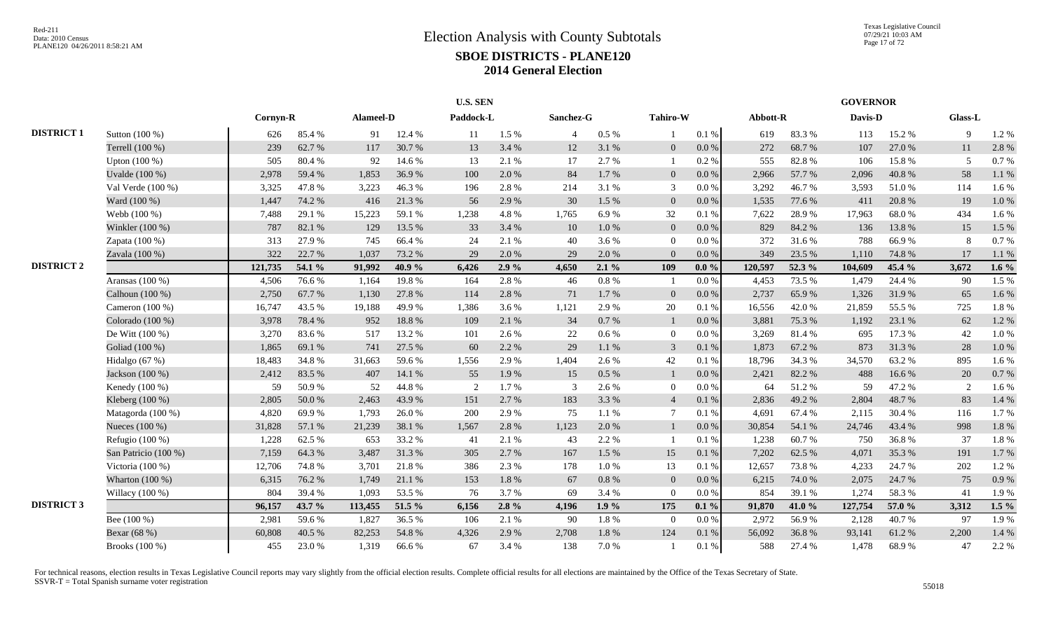# Election Analysis with County Subtotals

## SBOE DISTRICTS - PLANE120

## 2014 General Election

Red-211
Data: 2010 Census
PLANE120 04/26/2011 8:58:21 AM

Texas Legislative Council
07/29/21 10:03 AM

| | | U.S. SEN | | | | | | | | | | GOVERNOR | | | | | |
|---|---|---|---|---|---|---|---|---|---|---|---|---|---|---|---|---|---|
| | | Cornyn-R | | Alameel-D | | Paddock-L | | Sanchez-G | | Tahiro-W | | Abbott-R | | Davis-D | | Glass-L | |
| **DISTRICT 1** | Sutton (100 %) | 626 | 85.4 % | 91 | 12.4 % | 11 | 1.5 % | 4 | 0.5 % | 1 | 0.1 % | 619 | 83.3 % | 113 | 15.2 % | 9 | 1.2 % |
| | Terrell (100 %) | 239 | 62.7 % | 117 | 30.7 % | 13 | 3.4 % | 12 | 3.1 % | 0 | 0.0 % | 272 | 68.7 % | 107 | 27.0 % | 11 | 2.8 % |
| | Upton (100 %) | 505 | 80.4 % | 92 | 14.6 % | 13 | 2.1 % | 17 | 2.7 % | 1 | 0.2 % | 555 | 82.8 % | 106 | 15.8 % | 5 | 0.7 % |
| | Uvalde (100 %) | 2,978 | 59.4 % | 1,853 | 36.9 % | 100 | 2.0 % | 84 | 1.7 % | 0 | 0.0 % | 2,966 | 57.7 % | 2,096 | 40.8 % | 58 | 1.1 % |
| | Val Verde (100 %) | 3,325 | 47.8 % | 3,223 | 46.3 % | 196 | 2.8 % | 214 | 3.1 % | 3 | 0.0 % | 3,292 | 46.7 % | 3,593 | 51.0 % | 114 | 1.6 % |
| | Ward (100 %) | 1,447 | 74.2 % | 416 | 21.3 % | 56 | 2.9 % | 30 | 1.5 % | 0 | 0.0 % | 1,535 | 77.6 % | 411 | 20.8 % | 19 | 1.0 % |
| | Webb (100 %) | 7,488 | 29.1 % | 15,223 | 59.1 % | 1,238 | 4.8 % | 1,765 | 6.9 % | 32 | 0.1 % | 7,622 | 28.9 % | 17,963 | 68.0 % | 434 | 1.6 % |
| | Winkler (100 %) | 787 | 82.1 % | 129 | 13.5 % | 33 | 3.4 % | 10 | 1.0 % | 0 | 0.0 % | 829 | 84.2 % | 136 | 13.8 % | 15 | 1.5 % |
| | Zapata (100 %) | 313 | 27.9 % | 745 | 66.4 % | 24 | 2.1 % | 40 | 3.6 % | 0 | 0.0 % | 372 | 31.6 % | 788 | 66.9 % | 8 | 0.7 % |
| | Zavala (100 %) | 322 | 22.7 % | 1,037 | 73.2 % | 29 | 2.0 % | 29 | 2.0 % | 0 | 0.0 % | 349 | 23.5 % | 1,110 | 74.8 % | 17 | 1.1 % |
| **DISTRICT 2** | | **121,735** | **54.1 %** | **91,992** | **40.9 %** | **6,426** | **2.9 %** | **4,650** | **2.1 %** | **109** | **0.0 %** | **120,597** | **52.3 %** | **104,609** | **45.4 %** | **3,672** | **1.6 %** |
| | Aransas (100 %) | 4,506 | 76.6 % | 1,164 | 19.8 % | 164 | 2.8 % | 46 | 0.8 % | 1 | 0.0 % | 4,453 | 73.5 % | 1,479 | 24.4 % | 90 | 1.5 % |
| | Calhoun (100 %) | 2,750 | 67.7 % | 1,130 | 27.8 % | 114 | 2.8 % | 71 | 1.7 % | 0 | 0.0 % | 2,737 | 65.9 % | 1,326 | 31.9 % | 65 | 1.6 % |
| | Cameron (100 %) | 16,747 | 43.5 % | 19,188 | 49.9 % | 1,386 | 3.6 % | 1,121 | 2.9 % | 20 | 0.1 % | 16,556 | 42.0 % | 21,859 | 55.5 % | 725 | 1.8 % |
| | Colorado (100 %) | 3,978 | 78.4 % | 952 | 18.8 % | 109 | 2.1 % | 34 | 0.7 % | 1 | 0.0 % | 3,881 | 75.3 % | 1,192 | 23.1 % | 62 | 1.2 % |
| | De Witt (100 %) | 3,270 | 83.6 % | 517 | 13.2 % | 101 | 2.6 % | 22 | 0.6 % | 0 | 0.0 % | 3,269 | 81.4 % | 695 | 17.3 % | 42 | 1.0 % |
| | Goliad (100 %) | 1,865 | 69.1 % | 741 | 27.5 % | 60 | 2.2 % | 29 | 1.1 % | 3 | 0.1 % | 1,873 | 67.2 % | 873 | 31.3 % | 28 | 1.0 % |
| | Hidalgo (67 %) | 18,483 | 34.8 % | 31,663 | 59.6 % | 1,556 | 2.9 % | 1,404 | 2.6 % | 42 | 0.1 % | 18,796 | 34.3 % | 34,570 | 63.2 % | 895 | 1.6 % |
| | Jackson (100 %) | 2,412 | 83.5 % | 407 | 14.1 % | 55 | 1.9 % | 15 | 0.5 % | 1 | 0.0 % | 2,421 | 82.2 % | 488 | 16.6 % | 20 | 0.7 % |
| | Kenedy (100 %) | 59 | 50.9 % | 52 | 44.8 % | 2 | 1.7 % | 3 | 2.6 % | 0 | 0.0 % | 64 | 51.2 % | 59 | 47.2 % | 2 | 1.6 % |
| | Kleberg (100 %) | 2,805 | 50.0 % | 2,463 | 43.9 % | 151 | 2.7 % | 183 | 3.3 % | 4 | 0.1 % | 2,836 | 49.2 % | 2,804 | 48.7 % | 83 | 1.4 % |
| | Matagorda (100 %) | 4,820 | 69.9 % | 1,793 | 26.0 % | 200 | 2.9 % | 75 | 1.1 % | 7 | 0.1 % | 4,691 | 67.4 % | 2,115 | 30.4 % | 116 | 1.7 % |
| | Nueces (100 %) | 31,828 | 57.1 % | 21,239 | 38.1 % | 1,567 | 2.8 % | 1,123 | 2.0 % | 1 | 0.0 % | 30,854 | 54.1 % | 24,746 | 43.4 % | 998 | 1.8 % |
| | Refugio (100 %) | 1,228 | 62.5 % | 653 | 33.2 % | 41 | 2.1 % | 43 | 2.2 % | 1 | 0.1 % | 1,238 | 60.7 % | 750 | 36.8 % | 37 | 1.8 % |
| | San Patricio (100 %) | 7,159 | 64.3 % | 3,487 | 31.3 % | 305 | 2.7 % | 167 | 1.5 % | 15 | 0.1 % | 7,202 | 62.5 % | 4,071 | 35.3 % | 191 | 1.7 % |
| | Victoria (100 %) | 12,706 | 74.8 % | 3,701 | 21.8 % | 386 | 2.3 % | 178 | 1.0 % | 13 | 0.1 % | 12,657 | 73.8 % | 4,233 | 24.7 % | 202 | 1.2 % |
| | Wharton (100 %) | 6,315 | 76.2 % | 1,749 | 21.1 % | 153 | 1.8 % | 67 | 0.8 % | 0 | 0.0 % | 6,215 | 74.0 % | 2,075 | 24.7 % | 75 | 0.9 % |
| | Willacy (100 %) | 804 | 39.4 % | 1,093 | 53.5 % | 76 | 3.7 % | 69 | 3.4 % | 0 | 0.0 % | 854 | 39.1 % | 1,274 | 58.3 % | 41 | 1.9 % |
| **DISTRICT 3** | | **96,157** | **43.7 %** | **113,455** | **51.5 %** | **6,156** | **2.8 %** | **4,196** | **1.9 %** | **175** | **0.1 %** | **91,870** | **41.0 %** | **127,754** | **57.0 %** | **3,312** | **1.5 %** |
| | Bee (100 %) | 2,981 | 59.6 % | 1,827 | 36.5 % | 106 | 2.1 % | 90 | 1.8 % | 0 | 0.0 % | 2,972 | 56.9 % | 2,128 | 40.7 % | 97 | 1.9 % |
| | Bexar (68 %) | 60,808 | 40.5 % | 82,253 | 54.8 % | 4,326 | 2.9 % | 2,708 | 1.8 % | 124 | 0.1 % | 56,092 | 36.8 % | 93,141 | 61.2 % | 2,200 | 1.4 % |
| | Brooks (100 %) | 455 | 23.0 % | 1,319 | 66.6 % | 67 | 3.4 % | 138 | 7.0 % | 1 | 0.1 % | 588 | 27.4 % | 1,478 | 68.9 % | 47 | 2.2 % |

For technical reasons, election results in Texas Legislative Council reports may vary slightly from the official election results. Complete official results for all elections are maintained by the Office of the Texas Secretary of State.
SSVR-T = Total Spanish surname voter registration

55018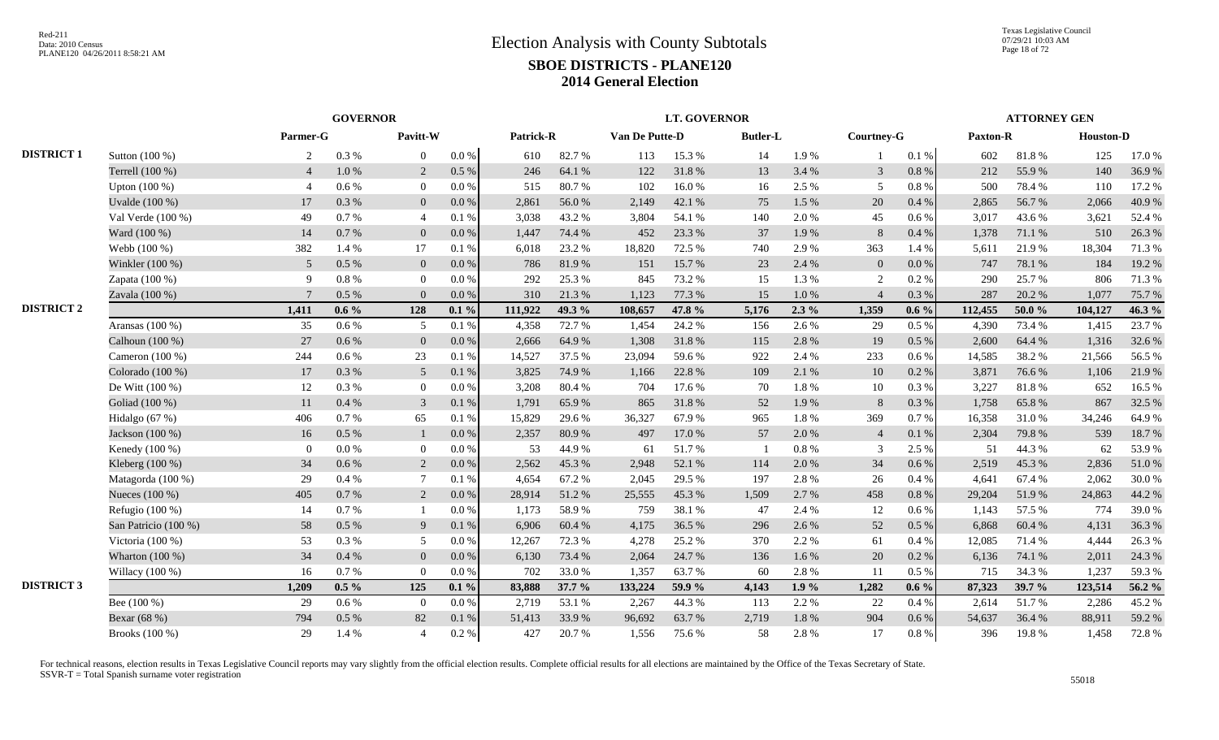# Election Analysis with County Subtotals

## SBOE DISTRICTS - PLANE120

## 2014 General Election

| | | GOVERNOR | | | | LT. GOVERNOR | | | | | | | | ATTORNEY GEN | | | |
|---|---|---|---|---|---|---|---|---|---|---|---|---|---|---|---|---|---|
| | | Parmer-G | | Pavitt-W | | Patrick-R | | Van De Putte-D | | Butler-L | | Courtney-G | | Paxton-R | | Houston-D | |
| DISTRICT 1 | Sutton (100 %) | 2 | 0.3 % | 0 | 0.0 % | 610 | 82.7 % | 113 | 15.3 % | 14 | 1.9 % | 1 | 0.1 % | 602 | 81.8 % | 125 | 17.0 % |
| | Terrell (100 %) | 4 | 1.0 % | 2 | 0.5 % | 246 | 64.1 % | 122 | 31.8 % | 13 | 3.4 % | 3 | 0.8 % | 212 | 55.9 % | 140 | 36.9 % |
| | Upton (100 %) | 4 | 0.6 % | 0 | 0.0 % | 515 | 80.7 % | 102 | 16.0 % | 16 | 2.5 % | 5 | 0.8 % | 500 | 78.4 % | 110 | 17.2 % |
| | Uvalde (100 %) | 17 | 0.3 % | 0 | 0.0 % | 2,861 | 56.0 % | 2,149 | 42.1 % | 75 | 1.5 % | 20 | 0.4 % | 2,865 | 56.7 % | 2,066 | 40.9 % |
| | Val Verde (100 %) | 49 | 0.7 % | 4 | 0.1 % | 3,038 | 43.2 % | 3,804 | 54.1 % | 140 | 2.0 % | 45 | 0.6 % | 3,017 | 43.6 % | 3,621 | 52.4 % |
| | Ward (100 %) | 14 | 0.7 % | 0 | 0.0 % | 1,447 | 74.4 % | 452 | 23.3 % | 37 | 1.9 % | 8 | 0.4 % | 1,378 | 71.1 % | 510 | 26.3 % |
| | Webb (100 %) | 382 | 1.4 % | 17 | 0.1 % | 6,018 | 23.2 % | 18,820 | 72.5 % | 740 | 2.9 % | 363 | 1.4 % | 5,611 | 21.9 % | 18,304 | 71.3 % |
| | Winkler (100 %) | 5 | 0.5 % | 0 | 0.0 % | 786 | 81.9 % | 151 | 15.7 % | 23 | 2.4 % | 0 | 0.0 % | 747 | 78.1 % | 184 | 19.2 % |
| | Zapata (100 %) | 9 | 0.8 % | 0 | 0.0 % | 292 | 25.3 % | 845 | 73.2 % | 15 | 1.3 % | 2 | 0.2 % | 290 | 25.7 % | 806 | 71.3 % |
| | Zavala (100 %) | 7 | 0.5 % | 0 | 0.0 % | 310 | 21.3 % | 1,123 | 77.3 % | 15 | 1.0 % | 4 | 0.3 % | 287 | 20.2 % | 1,077 | 75.7 % |
| DISTRICT 2 | | **1,411** | **0.6 %** | **128** | **0.1 %** | **111,922** | **49.3 %** | **108,657** | **47.8 %** | **5,176** | **2.3 %** | **1,359** | **0.6 %** | **112,455** | **50.0 %** | **104,127** | **46.3 %** |
| | Aransas (100 %) | 35 | 0.6 % | 5 | 0.1 % | 4,358 | 72.7 % | 1,454 | 24.2 % | 156 | 2.6 % | 29 | 0.5 % | 4,390 | 73.4 % | 1,415 | 23.7 % |
| | Calhoun (100 %) | 27 | 0.6 % | 0 | 0.0 % | 2,666 | 64.9 % | 1,308 | 31.8 % | 115 | 2.8 % | 19 | 0.5 % | 2,600 | 64.4 % | 1,316 | 32.6 % |
| | Cameron (100 %) | 244 | 0.6 % | 23 | 0.1 % | 14,527 | 37.5 % | 23,094 | 59.6 % | 922 | 2.4 % | 233 | 0.6 % | 14,585 | 38.2 % | 21,566 | 56.5 % |
| | Colorado (100 %) | 17 | 0.3 % | 5 | 0.1 % | 3,825 | 74.9 % | 1,166 | 22.8 % | 109 | 2.1 % | 10 | 0.2 % | 3,871 | 76.6 % | 1,106 | 21.9 % |
| | De Witt (100 %) | 12 | 0.3 % | 0 | 0.0 % | 3,208 | 80.4 % | 704 | 17.6 % | 70 | 1.8 % | 10 | 0.3 % | 3,227 | 81.8 % | 652 | 16.5 % |
| | Goliad (100 %) | 11 | 0.4 % | 3 | 0.1 % | 1,791 | 65.9 % | 865 | 31.8 % | 52 | 1.9 % | 8 | 0.3 % | 1,758 | 65.8 % | 867 | 32.5 % |
| | Hidalgo (67 %) | 406 | 0.7 % | 65 | 0.1 % | 15,829 | 29.6 % | 36,327 | 67.9 % | 965 | 1.8 % | 369 | 0.7 % | 16,358 | 31.0 % | 34,246 | 64.9 % |
| | Jackson (100 %) | 16 | 0.5 % | 1 | 0.0 % | 2,357 | 80.9 % | 497 | 17.0 % | 57 | 2.0 % | 4 | 0.1 % | 2,304 | 79.8 % | 539 | 18.7 % |
| | Kenedy (100 %) | 0 | 0.0 % | 0 | 0.0 % | 53 | 44.9 % | 61 | 51.7 % | 1 | 0.8 % | 3 | 2.5 % | 51 | 44.3 % | 62 | 53.9 % |
| | Kleberg (100 %) | 34 | 0.6 % | 2 | 0.0 % | 2,562 | 45.3 % | 2,948 | 52.1 % | 114 | 2.0 % | 34 | 0.6 % | 2,519 | 45.3 % | 2,836 | 51.0 % |
| | Matagorda (100 %) | 29 | 0.4 % | 7 | 0.1 % | 4,654 | 67.2 % | 2,045 | 29.5 % | 197 | 2.8 % | 26 | 0.4 % | 4,641 | 67.4 % | 2,062 | 30.0 % |
| | Nueces (100 %) | 405 | 0.7 % | 2 | 0.0 % | 28,914 | 51.2 % | 25,555 | 45.3 % | 1,509 | 2.7 % | 458 | 0.8 % | 29,204 | 51.9 % | 24,863 | 44.2 % |
| | Refugio (100 %) | 14 | 0.7 % | 1 | 0.0 % | 1,173 | 58.9 % | 759 | 38.1 % | 47 | 2.4 % | 12 | 0.6 % | 1,143 | 57.5 % | 774 | 39.0 % |
| | San Patricio (100 %) | 58 | 0.5 % | 9 | 0.1 % | 6,906 | 60.4 % | 4,175 | 36.5 % | 296 | 2.6 % | 52 | 0.5 % | 6,868 | 60.4 % | 4,131 | 36.3 % |
| | Victoria (100 %) | 53 | 0.3 % | 5 | 0.0 % | 12,267 | 72.3 % | 4,278 | 25.2 % | 370 | 2.2 % | 61 | 0.4 % | 12,085 | 71.4 % | 4,444 | 26.3 % |
| | Wharton (100 %) | 34 | 0.4 % | 0 | 0.0 % | 6,130 | 73.4 % | 2,064 | 24.7 % | 136 | 1.6 % | 20 | 0.2 % | 6,136 | 74.1 % | 2,011 | 24.3 % |
| | Willacy (100 %) | 16 | 0.7 % | 0 | 0.0 % | 702 | 33.0 % | 1,357 | 63.7 % | 60 | 2.8 % | 11 | 0.5 % | 715 | 34.3 % | 1,237 | 59.3 % |
| DISTRICT 3 | | **1,209** | **0.5 %** | **125** | **0.1 %** | **83,888** | **37.7 %** | **133,224** | **59.9 %** | **4,143** | **1.9 %** | **1,282** | **0.6 %** | **87,323** | **39.7 %** | **123,514** | **56.2 %** |
| | Bee (100 %) | 29 | 0.6 % | 0 | 0.0 % | 2,719 | 53.1 % | 2,267 | 44.3 % | 113 | 2.2 % | 22 | 0.4 % | 2,614 | 51.7 % | 2,286 | 45.2 % |
| | Bexar (68 %) | 794 | 0.5 % | 82 | 0.1 % | 51,413 | 33.9 % | 96,692 | 63.7 % | 2,719 | 1.8 % | 904 | 0.6 % | 54,637 | 36.4 % | 88,911 | 59.2 % |
| | Brooks (100 %) | 29 | 1.4 % | 4 | 0.2 % | 427 | 20.7 % | 1,556 | 75.6 % | 58 | 2.8 % | 17 | 0.8 % | 396 | 19.8 % | 1,458 | 72.8 % |

For technical reasons, election results in Texas Legislative Council reports may vary slightly from the official election results. Complete official results for all elections are maintained by the Office of the Texas Secretary of State.
SSVR-T = Total Spanish surname voter registration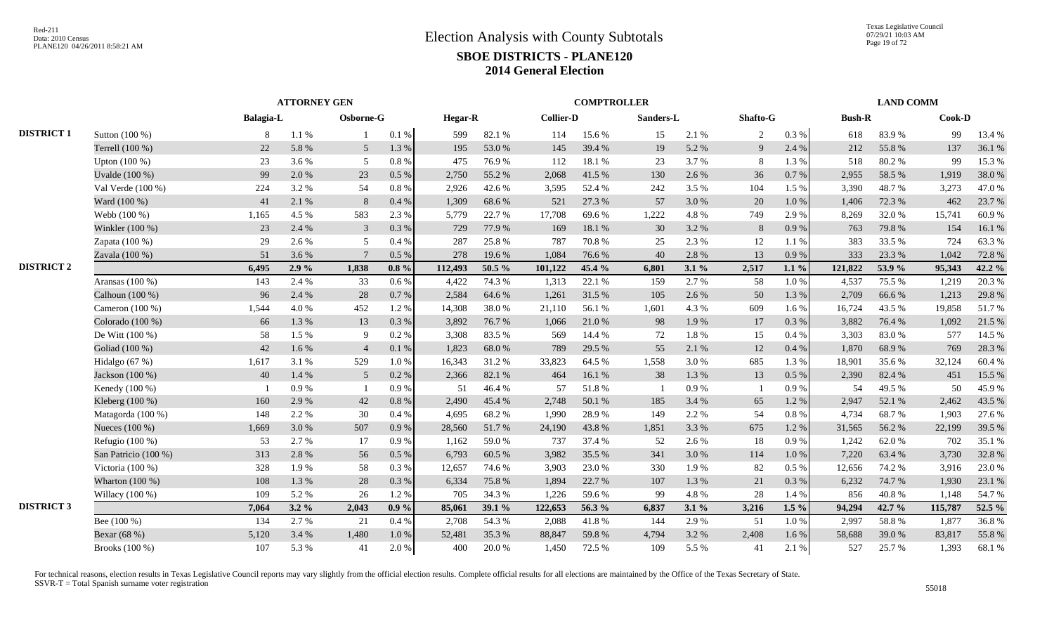# Election Analysis with County Subtotals

## SBOE DISTRICTS - PLANE120

## 2014 General Election

Red-211
Data: 2010 Census
PLANE120 04/26/2011 8:58:21 AM

Texas Legislative Council
07/29/21 10:03 AM

| | | ATTORNEY GEN | | | | COMPTROLLER | | | | | | | | LAND COMM | | | |
|---|---|---|---|---|---|---|---|---|---|---|---|---|---|---|---|---|---|
| | | Balagia-L | | Osborne-G | | Hegar-R | | Collier-D | | Sanders-L | | Shafto-G | | Bush-R | | Cook-D | |
| DISTRICT 1 | Sutton (100 %) | 8 | 1.1 % | 1 | 0.1 % | 599 | 82.1 % | 114 | 15.6 % | 15 | 2.1 % | 2 | 0.3 % | 618 | 83.9 % | 99 | 13.4 % |
| | Terrell (100 %) | 22 | 5.8 % | 5 | 1.3 % | 195 | 53.0 % | 145 | 39.4 % | 19 | 5.2 % | 9 | 2.4 % | 212 | 55.8 % | 137 | 36.1 % |
| | Upton (100 %) | 23 | 3.6 % | 5 | 0.8 % | 475 | 76.9 % | 112 | 18.1 % | 23 | 3.7 % | 8 | 1.3 % | 518 | 80.2 % | 99 | 15.3 % |
| | Uvalde (100 %) | 99 | 2.0 % | 23 | 0.5 % | 2,750 | 55.2 % | 2,068 | 41.5 % | 130 | 2.6 % | 36 | 0.7 % | 2,955 | 58.5 % | 1,919 | 38.0 % |
| | Val Verde (100 %) | 224 | 3.2 % | 54 | 0.8 % | 2,926 | 42.6 % | 3,595 | 52.4 % | 242 | 3.5 % | 104 | 1.5 % | 3,390 | 48.7 % | 3,273 | 47.0 % |
| | Ward (100 %) | 41 | 2.1 % | 8 | 0.4 % | 1,309 | 68.6 % | 521 | 27.3 % | 57 | 3.0 % | 20 | 1.0 % | 1,406 | 72.3 % | 462 | 23.7 % |
| | Webb (100 %) | 1,165 | 4.5 % | 583 | 2.3 % | 5,779 | 22.7 % | 17,708 | 69.6 % | 1,222 | 4.8 % | 749 | 2.9 % | 8,269 | 32.0 % | 15,741 | 60.9 % |
| | Winkler (100 %) | 23 | 2.4 % | 3 | 0.3 % | 729 | 77.9 % | 169 | 18.1 % | 30 | 3.2 % | 8 | 0.9 % | 763 | 79.8 % | 154 | 16.1 % |
| | Zapata (100 %) | 29 | 2.6 % | 5 | 0.4 % | 287 | 25.8 % | 787 | 70.8 % | 25 | 2.3 % | 12 | 1.1 % | 383 | 33.5 % | 724 | 63.3 % |
| | Zavala (100 %) | 51 | 3.6 % | 7 | 0.5 % | 278 | 19.6 % | 1,084 | 76.6 % | 40 | 2.8 % | 13 | 0.9 % | 333 | 23.3 % | 1,042 | 72.8 % |
| DISTRICT 2 | | **6,495** | **2.9 %** | **1,838** | **0.8 %** | **112,493** | **50.5 %** | **101,122** | **45.4 %** | **6,801** | **3.1 %** | **2,517** | **1.1 %** | **121,822** | **53.9 %** | **95,343** | **42.2 %** |
| | Aransas (100 %) | 143 | 2.4 % | 33 | 0.6 % | 4,422 | 74.3 % | 1,313 | 22.1 % | 159 | 2.7 % | 58 | 1.0 % | 4,537 | 75.5 % | 1,219 | 20.3 % |
| | Calhoun (100 %) | 96 | 2.4 % | 28 | 0.7 % | 2,584 | 64.6 % | 1,261 | 31.5 % | 105 | 2.6 % | 50 | 1.3 % | 2,709 | 66.6 % | 1,213 | 29.8 % |
| | Cameron (100 %) | 1,544 | 4.0 % | 452 | 1.2 % | 14,308 | 38.0 % | 21,110 | 56.1 % | 1,601 | 4.3 % | 609 | 1.6 % | 16,724 | 43.5 % | 19,858 | 51.7 % |
| | Colorado (100 %) | 66 | 1.3 % | 13 | 0.3 % | 3,892 | 76.7 % | 1,066 | 21.0 % | 98 | 1.9 % | 17 | 0.3 % | 3,882 | 76.4 % | 1,092 | 21.5 % |
| | De Witt (100 %) | 58 | 1.5 % | 9 | 0.2 % | 3,308 | 83.5 % | 569 | 14.4 % | 72 | 1.8 % | 15 | 0.4 % | 3,303 | 83.0 % | 577 | 14.5 % |
| | Goliad (100 %) | 42 | 1.6 % | 4 | 0.1 % | 1,823 | 68.0 % | 789 | 29.5 % | 55 | 2.1 % | 12 | 0.4 % | 1,870 | 68.9 % | 769 | 28.3 % |
| | Hidalgo (67 %) | 1,617 | 3.1 % | 529 | 1.0 % | 16,343 | 31.2 % | 33,823 | 64.5 % | 1,558 | 3.0 % | 685 | 1.3 % | 18,901 | 35.6 % | 32,124 | 60.4 % |
| | Jackson (100 %) | 40 | 1.4 % | 5 | 0.2 % | 2,366 | 82.1 % | 464 | 16.1 % | 38 | 1.3 % | 13 | 0.5 % | 2,390 | 82.4 % | 451 | 15.5 % |
| | Kenedy (100 %) | 1 | 0.9 % | 1 | 0.9 % | 51 | 46.4 % | 57 | 51.8 % | 1 | 0.9 % | 1 | 0.9 % | 54 | 49.5 % | 50 | 45.9 % |
| | Kleberg (100 %) | 160 | 2.9 % | 42 | 0.8 % | 2,490 | 45.4 % | 2,748 | 50.1 % | 185 | 3.4 % | 65 | 1.2 % | 2,947 | 52.1 % | 2,462 | 43.5 % |
| | Matagorda (100 %) | 148 | 2.2 % | 30 | 0.4 % | 4,695 | 68.2 % | 1,990 | 28.9 % | 149 | 2.2 % | 54 | 0.8 % | 4,734 | 68.7 % | 1,903 | 27.6 % |
| | Nueces (100 %) | 1,669 | 3.0 % | 507 | 0.9 % | 28,560 | 51.7 % | 24,190 | 43.8 % | 1,851 | 3.3 % | 675 | 1.2 % | 31,565 | 56.2 % | 22,199 | 39.5 % |
| | Refugio (100 %) | 53 | 2.7 % | 17 | 0.9 % | 1,162 | 59.0 % | 737 | 37.4 % | 52 | 2.6 % | 18 | 0.9 % | 1,242 | 62.0 % | 702 | 35.1 % |
| | San Patricio (100 %) | 313 | 2.8 % | 56 | 0.5 % | 6,793 | 60.5 % | 3,982 | 35.5 % | 341 | 3.0 % | 114 | 1.0 % | 7,220 | 63.4 % | 3,730 | 32.8 % |
| | Victoria (100 %) | 328 | 1.9 % | 58 | 0.3 % | 12,657 | 74.6 % | 3,903 | 23.0 % | 330 | 1.9 % | 82 | 0.5 % | 12,656 | 74.2 % | 3,916 | 23.0 % |
| | Wharton (100 %) | 108 | 1.3 % | 28 | 0.3 % | 6,334 | 75.8 % | 1,894 | 22.7 % | 107 | 1.3 % | 21 | 0.3 % | 6,232 | 74.7 % | 1,930 | 23.1 % |
| | Willacy (100 %) | 109 | 5.2 % | 26 | 1.2 % | 705 | 34.3 % | 1,226 | 59.6 % | 99 | 4.8 % | 28 | 1.4 % | 856 | 40.8 % | 1,148 | 54.7 % |
| DISTRICT 3 | | **7,064** | **3.2 %** | **2,043** | **0.9 %** | **85,061** | **39.1 %** | **122,653** | **56.3 %** | **6,837** | **3.1 %** | **3,216** | **1.5 %** | **94,294** | **42.7 %** | **115,787** | **52.5 %** |
| | Bee (100 %) | 134 | 2.7 % | 21 | 0.4 % | 2,708 | 54.3 % | 2,088 | 41.8 % | 144 | 2.9 % | 51 | 1.0 % | 2,997 | 58.8 % | 1,877 | 36.8 % |
| | Bexar (68 %) | 5,120 | 3.4 % | 1,480 | 1.0 % | 52,481 | 35.3 % | 88,847 | 59.8 % | 4,794 | 3.2 % | 2,408 | 1.6 % | 58,688 | 39.0 % | 83,817 | 55.8 % |
| | Brooks (100 %) | 107 | 5.3 % | 41 | 2.0 % | 400 | 20.0 % | 1,450 | 72.5 % | 109 | 5.5 % | 41 | 2.1 % | 527 | 25.7 % | 1,393 | 68.1 % |

For technical reasons, election results in Texas Legislative Council reports may vary slightly from the official election results. Complete official results for all elections are maintained by the Office of the Texas Secretary of State.
SSVR-T = Total Spanish surname voter registration

55018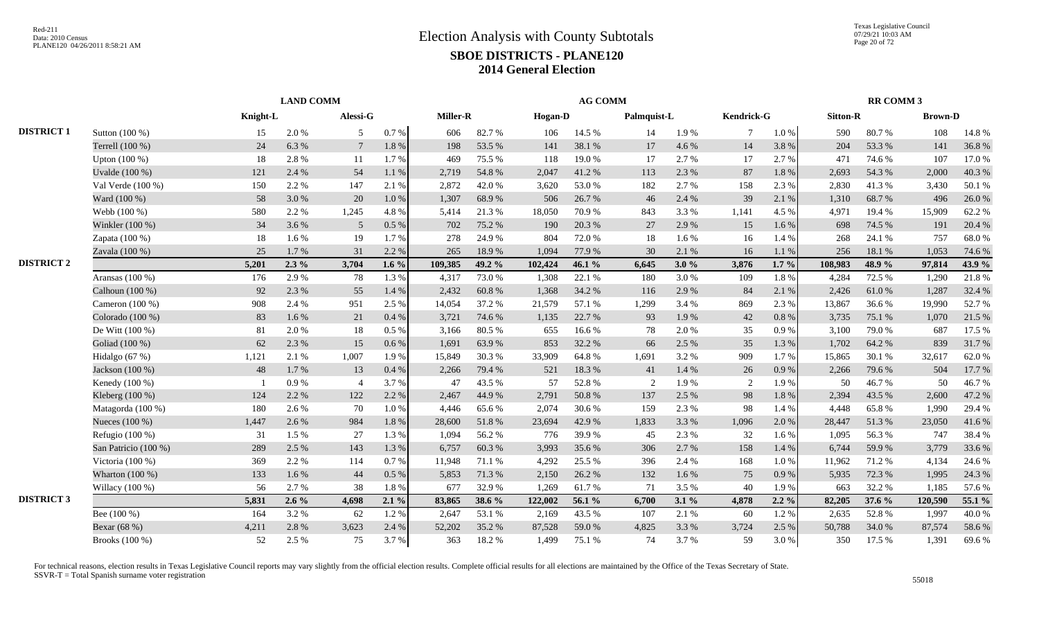# Election Analysis with County Subtotals

## SBOE DISTRICTS - PLANE120

## 2014 General Election

Red-211
Data: 2010 Census
PLANE120 04/26/2011 8:58:21 AM

Texas Legislative Council
07/29/21 10:03 AM

| | | LAND COMM | | | | AG COMM | | | | | | | | RR COMM 3 | | | |
|---|---|---|---|---|---|---|---|---|---|---|---|---|---|---|---|---|---|
| | | Knight-L | | Alessi-G | | Miller-R | | Hogan-D | | Palmquist-L | | Kendrick-G | | Sitton-R | | Brown-D | |
| DISTRICT 1 | Sutton (100 %) | 15 | 2.0 % | 5 | 0.7 % | 606 | 82.7 % | 106 | 14.5 % | 14 | 1.9 % | 7 | 1.0 % | 590 | 80.7 % | 108 | 14.8 % |
| | Terrell (100 %) | 24 | 6.3 % | 7 | 1.8 % | 198 | 53.5 % | 141 | 38.1 % | 17 | 4.6 % | 14 | 3.8 % | 204 | 53.3 % | 141 | 36.8 % |
| | Upton (100 %) | 18 | 2.8 % | 11 | 1.7 % | 469 | 75.5 % | 118 | 19.0 % | 17 | 2.7 % | 17 | 2.7 % | 471 | 74.6 % | 107 | 17.0 % |
| | Uvalde (100 %) | 121 | 2.4 % | 54 | 1.1 % | 2,719 | 54.8 % | 2,047 | 41.2 % | 113 | 2.3 % | 87 | 1.8 % | 2,693 | 54.3 % | 2,000 | 40.3 % |
| | Val Verde (100 %) | 150 | 2.2 % | 147 | 2.1 % | 2,872 | 42.0 % | 3,620 | 53.0 % | 182 | 2.7 % | 158 | 2.3 % | 2,830 | 41.3 % | 3,430 | 50.1 % |
| | Ward (100 %) | 58 | 3.0 % | 20 | 1.0 % | 1,307 | 68.9 % | 506 | 26.7 % | 46 | 2.4 % | 39 | 2.1 % | 1,310 | 68.7 % | 496 | 26.0 % |
| | Webb (100 %) | 580 | 2.2 % | 1,245 | 4.8 % | 5,414 | 21.3 % | 18,050 | 70.9 % | 843 | 3.3 % | 1,141 | 4.5 % | 4,971 | 19.4 % | 15,909 | 62.2 % |
| | Winkler (100 %) | 34 | 3.6 % | 5 | 0.5 % | 702 | 75.2 % | 190 | 20.3 % | 27 | 2.9 % | 15 | 1.6 % | 698 | 74.5 % | 191 | 20.4 % |
| | Zapata (100 %) | 18 | 1.6 % | 19 | 1.7 % | 278 | 24.9 % | 804 | 72.0 % | 18 | 1.6 % | 16 | 1.4 % | 268 | 24.1 % | 757 | 68.0 % |
| | Zavala (100 %) | 25 | 1.7 % | 31 | 2.2 % | 265 | 18.9 % | 1,094 | 77.9 % | 30 | 2.1 % | 16 | 1.1 % | 256 | 18.1 % | 1,053 | 74.6 % |
| DISTRICT 2 | | **5,201** | **2.3 %** | **3,704** | **1.6 %** | **109,385** | **49.2 %** | **102,424** | **46.1 %** | **6,645** | **3.0 %** | **3,876** | **1.7 %** | **108,983** | **48.9 %** | **97,814** | **43.9 %** |
| | Aransas (100 %) | 176 | 2.9 % | 78 | 1.3 % | 4,317 | 73.0 % | 1,308 | 22.1 % | 180 | 3.0 % | 109 | 1.8 % | 4,284 | 72.5 % | 1,290 | 21.8 % |
| | Calhoun (100 %) | 92 | 2.3 % | 55 | 1.4 % | 2,432 | 60.8 % | 1,368 | 34.2 % | 116 | 2.9 % | 84 | 2.1 % | 2,426 | 61.0 % | 1,287 | 32.4 % |
| | Cameron (100 %) | 908 | 2.4 % | 951 | 2.5 % | 14,054 | 37.2 % | 21,579 | 57.1 % | 1,299 | 3.4 % | 869 | 2.3 % | 13,867 | 36.6 % | 19,990 | 52.7 % |
| | Colorado (100 %) | 83 | 1.6 % | 21 | 0.4 % | 3,721 | 74.6 % | 1,135 | 22.7 % | 93 | 1.9 % | 42 | 0.8 % | 3,735 | 75.1 % | 1,070 | 21.5 % |
| | De Witt (100 %) | 81 | 2.0 % | 18 | 0.5 % | 3,166 | 80.5 % | 655 | 16.6 % | 78 | 2.0 % | 35 | 0.9 % | 3,100 | 79.0 % | 687 | 17.5 % |
| | Goliad (100 %) | 62 | 2.3 % | 15 | 0.6 % | 1,691 | 63.9 % | 853 | 32.2 % | 66 | 2.5 % | 35 | 1.3 % | 1,702 | 64.2 % | 839 | 31.7 % |
| | Hidalgo (67 %) | 1,121 | 2.1 % | 1,007 | 1.9 % | 15,849 | 30.3 % | 33,909 | 64.8 % | 1,691 | 3.2 % | 909 | 1.7 % | 15,865 | 30.1 % | 32,617 | 62.0 % |
| | Jackson (100 %) | 48 | 1.7 % | 13 | 0.4 % | 2,266 | 79.4 % | 521 | 18.3 % | 41 | 1.4 % | 26 | 0.9 % | 2,266 | 79.6 % | 504 | 17.7 % |
| | Kenedy (100 %) | 1 | 0.9 % | 4 | 3.7 % | 47 | 43.5 % | 57 | 52.8 % | 2 | 1.9 % | 2 | 1.9 % | 50 | 46.7 % | 50 | 46.7 % |
| | Kleberg (100 %) | 124 | 2.2 % | 122 | 2.2 % | 2,467 | 44.9 % | 2,791 | 50.8 % | 137 | 2.5 % | 98 | 1.8 % | 2,394 | 43.5 % | 2,600 | 47.2 % |
| | Matagorda (100 %) | 180 | 2.6 % | 70 | 1.0 % | 4,446 | 65.6 % | 2,074 | 30.6 % | 159 | 2.3 % | 98 | 1.4 % | 4,448 | 65.8 % | 1,990 | 29.4 % |
| | Nueces (100 %) | 1,447 | 2.6 % | 984 | 1.8 % | 28,600 | 51.8 % | 23,694 | 42.9 % | 1,833 | 3.3 % | 1,096 | 2.0 % | 28,447 | 51.3 % | 23,050 | 41.6 % |
| | Refugio (100 %) | 31 | 1.5 % | 27 | 1.3 % | 1,094 | 56.2 % | 776 | 39.9 % | 45 | 2.3 % | 32 | 1.6 % | 1,095 | 56.3 % | 747 | 38.4 % |
| | San Patricio (100 %) | 289 | 2.5 % | 143 | 1.3 % | 6,757 | 60.3 % | 3,993 | 35.6 % | 306 | 2.7 % | 158 | 1.4 % | 6,744 | 59.9 % | 3,779 | 33.6 % |
| | Victoria (100 %) | 369 | 2.2 % | 114 | 0.7 % | 11,948 | 71.1 % | 4,292 | 25.5 % | 396 | 2.4 % | 168 | 1.0 % | 11,962 | 71.2 % | 4,134 | 24.6 % |
| | Wharton (100 %) | 133 | 1.6 % | 44 | 0.5 % | 5,853 | 71.3 % | 2,150 | 26.2 % | 132 | 1.6 % | 75 | 0.9 % | 5,935 | 72.3 % | 1,995 | 24.3 % |
| | Willacy (100 %) | 56 | 2.7 % | 38 | 1.8 % | 677 | 32.9 % | 1,269 | 61.7 % | 71 | 3.5 % | 40 | 1.9 % | 663 | 32.2 % | 1,185 | 57.6 % |
| DISTRICT 3 | | **5,831** | **2.6 %** | **4,698** | **2.1 %** | **83,865** | **38.6 %** | **122,002** | **56.1 %** | **6,700** | **3.1 %** | **4,878** | **2.2 %** | **82,205** | **37.6 %** | **120,590** | **55.1 %** |
| | Bee (100 %) | 164 | 3.2 % | 62 | 1.2 % | 2,647 | 53.1 % | 2,169 | 43.5 % | 107 | 2.1 % | 60 | 1.2 % | 2,635 | 52.8 % | 1,997 | 40.0 % |
| | Bexar (68 %) | 4,211 | 2.8 % | 3,623 | 2.4 % | 52,202 | 35.2 % | 87,528 | 59.0 % | 4,825 | 3.3 % | 3,724 | 2.5 % | 50,788 | 34.0 % | 87,574 | 58.6 % |
| | Brooks (100 %) | 52 | 2.5 % | 75 | 3.7 % | 363 | 18.2 % | 1,499 | 75.1 % | 74 | 3.7 % | 59 | 3.0 % | 350 | 17.5 % | 1,391 | 69.6 % |

For technical reasons, election results in Texas Legislative Council reports may vary slightly from the official election results. Complete official results for all elections are maintained by the Office of the Texas Secretary of State.
SSVR-T = Total Spanish surname voter registration

55018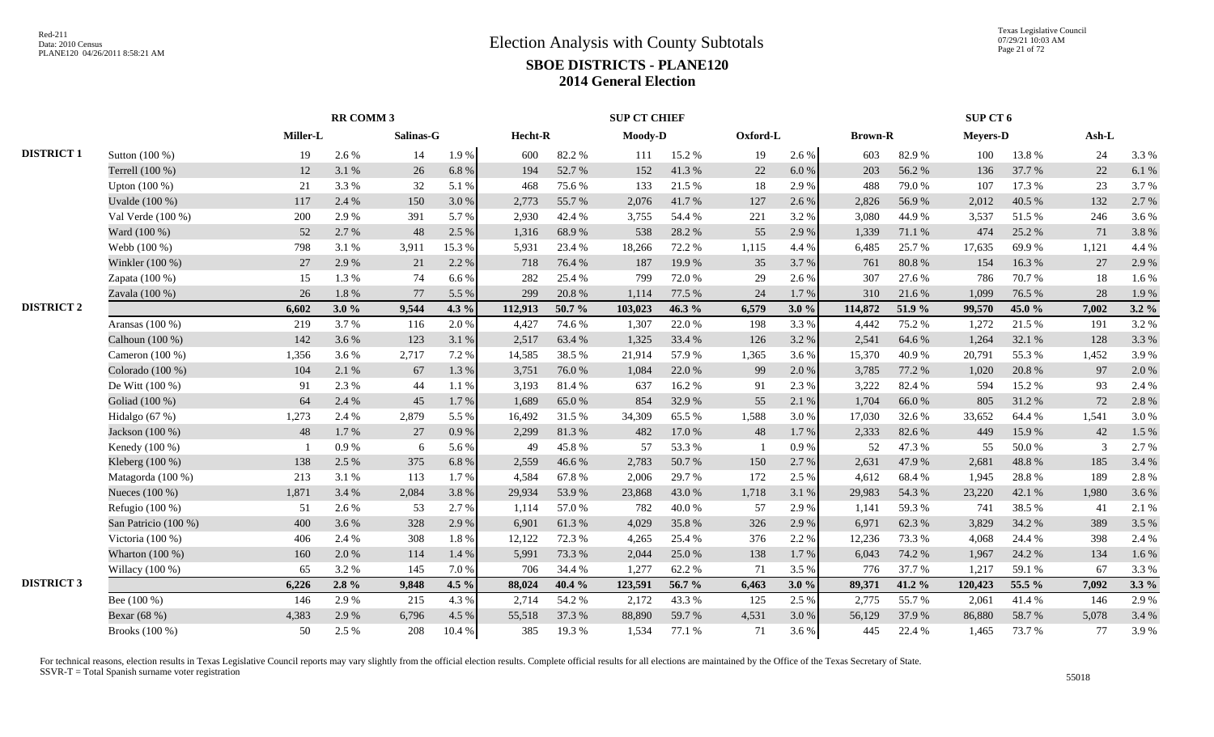# Election Analysis with County Subtotals

## SBOE DISTRICTS - PLANE120

## 2014 General Election

| | | RR COMM 3 | | | | SUP CT CHIEF | | | | | | SUP CT 6 | | | | | |
|---|---|---|---|---|---|---|---|---|---|---|---|---|---|---|---|---|---|
| | | Miller-L | | Salinas-G | | Hecht-R | | Moody-D | | Oxford-L | | Brown-R | | Meyers-D | | Ash-L | |
| DISTRICT 1 | Sutton (100 %) | 19 | 2.6 % | 14 | 1.9 % | 600 | 82.2 % | 111 | 15.2 % | 19 | 2.6 % | 603 | 82.9 % | 100 | 13.8 % | 24 | 3.3 % |
| | Terrell (100 %) | 12 | 3.1 % | 26 | 6.8 % | 194 | 52.7 % | 152 | 41.3 % | 22 | 6.0 % | 203 | 56.2 % | 136 | 37.7 % | 22 | 6.1 % |
| | Upton (100 %) | 21 | 3.3 % | 32 | 5.1 % | 468 | 75.6 % | 133 | 21.5 % | 18 | 2.9 % | 488 | 79.0 % | 107 | 17.3 % | 23 | 3.7 % |
| | Uvalde (100 %) | 117 | 2.4 % | 150 | 3.0 % | 2,773 | 55.7 % | 2,076 | 41.7 % | 127 | 2.6 % | 2,826 | 56.9 % | 2,012 | 40.5 % | 132 | 2.7 % |
| | Val Verde (100 %) | 200 | 2.9 % | 391 | 5.7 % | 2,930 | 42.4 % | 3,755 | 54.4 % | 221 | 3.2 % | 3,080 | 44.9 % | 3,537 | 51.5 % | 246 | 3.6 % |
| | Ward (100 %) | 52 | 2.7 % | 48 | 2.5 % | 1,316 | 68.9 % | 538 | 28.2 % | 55 | 2.9 % | 1,339 | 71.1 % | 474 | 25.2 % | 71 | 3.8 % |
| | Webb (100 %) | 798 | 3.1 % | 3,911 | 15.3 % | 5,931 | 23.4 % | 18,266 | 72.2 % | 1,115 | 4.4 % | 6,485 | 25.7 % | 17,635 | 69.9 % | 1,121 | 4.4 % |
| | Winkler (100 %) | 27 | 2.9 % | 21 | 2.2 % | 718 | 76.4 % | 187 | 19.9 % | 35 | 3.7 % | 761 | 80.8 % | 154 | 16.3 % | 27 | 2.9 % |
| | Zapata (100 %) | 15 | 1.3 % | 74 | 6.6 % | 282 | 25.4 % | 799 | 72.0 % | 29 | 2.6 % | 307 | 27.6 % | 786 | 70.7 % | 18 | 1.6 % |
| | Zavala (100 %) | 26 | 1.8 % | 77 | 5.5 % | 299 | 20.8 % | 1,114 | 77.5 % | 24 | 1.7 % | 310 | 21.6 % | 1,099 | 76.5 % | 28 | 1.9 % |
| DISTRICT 2 | | **6,602** | **3.0 %** | **9,544** | **4.3 %** | **112,913** | **50.7 %** | **103,023** | **46.3 %** | **6,579** | **3.0 %** | **114,872** | **51.9 %** | **99,570** | **45.0 %** | **7,002** | **3.2 %** |
| | Aransas (100 %) | 219 | 3.7 % | 116 | 2.0 % | 4,427 | 74.6 % | 1,307 | 22.0 % | 198 | 3.3 % | 4,442 | 75.2 % | 1,272 | 21.5 % | 191 | 3.2 % |
| | Calhoun (100 %) | 142 | 3.6 % | 123 | 3.1 % | 2,517 | 63.4 % | 1,325 | 33.4 % | 126 | 3.2 % | 2,541 | 64.6 % | 1,264 | 32.1 % | 128 | 3.3 % |
| | Cameron (100 %) | 1,356 | 3.6 % | 2,717 | 7.2 % | 14,585 | 38.5 % | 21,914 | 57.9 % | 1,365 | 3.6 % | 15,370 | 40.9 % | 20,791 | 55.3 % | 1,452 | 3.9 % |
| | Colorado (100 %) | 104 | 2.1 % | 67 | 1.3 % | 3,751 | 76.0 % | 1,084 | 22.0 % | 99 | 2.0 % | 3,785 | 77.2 % | 1,020 | 20.8 % | 97 | 2.0 % |
| | De Witt (100 %) | 91 | 2.3 % | 44 | 1.1 % | 3,193 | 81.4 % | 637 | 16.2 % | 91 | 2.3 % | 3,222 | 82.4 % | 594 | 15.2 % | 93 | 2.4 % |
| | Goliad (100 %) | 64 | 2.4 % | 45 | 1.7 % | 1,689 | 65.0 % | 854 | 32.9 % | 55 | 2.1 % | 1,704 | 66.0 % | 805 | 31.2 % | 72 | 2.8 % |
| | Hidalgo (67 %) | 1,273 | 2.4 % | 2,879 | 5.5 % | 16,492 | 31.5 % | 34,309 | 65.5 % | 1,588 | 3.0 % | 17,030 | 32.6 % | 33,652 | 64.4 % | 1,541 | 3.0 % |
| | Jackson (100 %) | 48 | 1.7 % | 27 | 0.9 % | 2,299 | 81.3 % | 482 | 17.0 % | 48 | 1.7 % | 2,333 | 82.6 % | 449 | 15.9 % | 42 | 1.5 % |
| | Kenedy (100 %) | 1 | 0.9 % | 6 | 5.6 % | 49 | 45.8 % | 57 | 53.3 % | 1 | 0.9 % | 52 | 47.3 % | 55 | 50.0 % | 3 | 2.7 % |
| | Kleberg (100 %) | 138 | 2.5 % | 375 | 6.8 % | 2,559 | 46.6 % | 2,783 | 50.7 % | 150 | 2.7 % | 2,631 | 47.9 % | 2,681 | 48.8 % | 185 | 3.4 % |
| | Matagorda (100 %) | 213 | 3.1 % | 113 | 1.7 % | 4,584 | 67.8 % | 2,006 | 29.7 % | 172 | 2.5 % | 4,612 | 68.4 % | 1,945 | 28.8 % | 189 | 2.8 % |
| | Nueces (100 %) | 1,871 | 3.4 % | 2,084 | 3.8 % | 29,934 | 53.9 % | 23,868 | 43.0 % | 1,718 | 3.1 % | 29,983 | 54.3 % | 23,220 | 42.1 % | 1,980 | 3.6 % |
| | Refugio (100 %) | 51 | 2.6 % | 53 | 2.7 % | 1,114 | 57.0 % | 782 | 40.0 % | 57 | 2.9 % | 1,141 | 59.3 % | 741 | 38.5 % | 41 | 2.1 % |
| | San Patricio (100 %) | 400 | 3.6 % | 328 | 2.9 % | 6,901 | 61.3 % | 4,029 | 35.8 % | 326 | 2.9 % | 6,971 | 62.3 % | 3,829 | 34.2 % | 389 | 3.5 % |
| | Victoria (100 %) | 406 | 2.4 % | 308 | 1.8 % | 12,122 | 72.3 % | 4,265 | 25.4 % | 376 | 2.2 % | 12,236 | 73.3 % | 4,068 | 24.4 % | 398 | 2.4 % |
| | Wharton (100 %) | 160 | 2.0 % | 114 | 1.4 % | 5,991 | 73.3 % | 2,044 | 25.0 % | 138 | 1.7 % | 6,043 | 74.2 % | 1,967 | 24.2 % | 134 | 1.6 % |
| | Willacy (100 %) | 65 | 3.2 % | 145 | 7.0 % | 706 | 34.4 % | 1,277 | 62.2 % | 71 | 3.5 % | 776 | 37.7 % | 1,217 | 59.1 % | 67 | 3.3 % |
| DISTRICT 3 | | **6,226** | **2.8 %** | **9,848** | **4.5 %** | **88,024** | **40.4 %** | **123,591** | **56.7 %** | **6,463** | **3.0 %** | **89,371** | **41.2 %** | **120,423** | **55.5 %** | **7,092** | **3.3 %** |
| | Bee (100 %) | 146 | 2.9 % | 215 | 4.3 % | 2,714 | 54.2 % | 2,172 | 43.3 % | 125 | 2.5 % | 2,775 | 55.7 % | 2,061 | 41.4 % | 146 | 2.9 % |
| | Bexar (68 %) | 4,383 | 2.9 % | 6,796 | 4.5 % | 55,518 | 37.3 % | 88,890 | 59.7 % | 4,531 | 3.0 % | 56,129 | 37.9 % | 86,880 | 58.7 % | 5,078 | 3.4 % |
| | Brooks (100 %) | 50 | 2.5 % | 208 | 10.4 % | 385 | 19.3 % | 1,534 | 77.1 % | 71 | 3.6 % | 445 | 22.4 % | 1,465 | 73.7 % | 77 | 3.9 % |

For technical reasons, election results in Texas Legislative Council reports may vary slightly from the official election results. Complete official results for all elections are maintained by the Office of the Texas Secretary of State.
SSVR-T = Total Spanish surname voter registration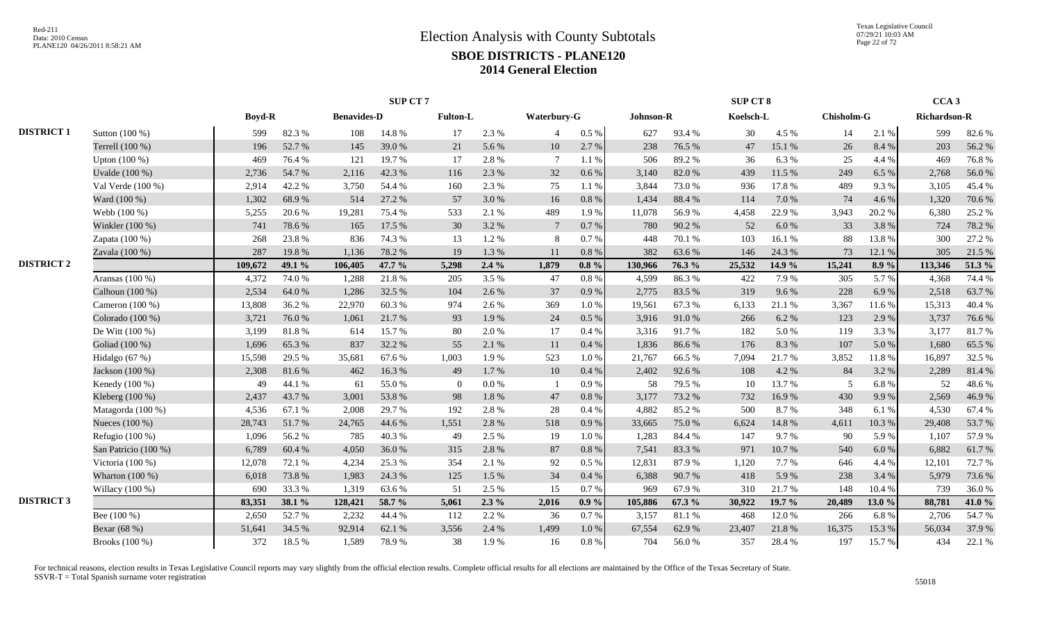# Election Analysis with County Subtotals

## SBOE DISTRICTS - PLANE120

## 2014 General Election

Red-211
Data: 2010 Census
PLANE120 04/26/2011 8:58:21 AM

Texas Legislative Council
07/29/21 10:03 AM

| | | SUP CT 7 | | | | | | | | SUP CT 8 | | | | | | CCA 3 | |
|---|---|---|---|---|---|---|---|---|---|---|---|---|---|---|---|---|---|
| | | Boyd-R | | Benavides-D | | Fulton-L | | Waterbury-G | | Johnson-R | | Koelsch-L | | Chisholm-G | | Richardson-R | |
| DISTRICT 1 | Sutton (100 %) | 599 | 82.3 % | 108 | 14.8 % | 17 | 2.3 % | 4 | 0.5 % | 627 | 93.4 % | 30 | 4.5 % | 14 | 2.1 % | 599 | 82.6 % |
| | Terrell (100 %) | 196 | 52.7 % | 145 | 39.0 % | 21 | 5.6 % | 10 | 2.7 % | 238 | 76.5 % | 47 | 15.1 % | 26 | 8.4 % | 203 | 56.2 % |
| | Upton (100 %) | 469 | 76.4 % | 121 | 19.7 % | 17 | 2.8 % | 7 | 1.1 % | 506 | 89.2 % | 36 | 6.3 % | 25 | 4.4 % | 469 | 76.8 % |
| | Uvalde (100 %) | 2,736 | 54.7 % | 2,116 | 42.3 % | 116 | 2.3 % | 32 | 0.6 % | 3,140 | 82.0 % | 439 | 11.5 % | 249 | 6.5 % | 2,768 | 56.0 % |
| | Val Verde (100 %) | 2,914 | 42.2 % | 3,750 | 54.4 % | 160 | 2.3 % | 75 | 1.1 % | 3,844 | 73.0 % | 936 | 17.8 % | 489 | 9.3 % | 3,105 | 45.4 % |
| | Ward (100 %) | 1,302 | 68.9 % | 514 | 27.2 % | 57 | 3.0 % | 16 | 0.8 % | 1,434 | 88.4 % | 114 | 7.0 % | 74 | 4.6 % | 1,320 | 70.6 % |
| | Webb (100 %) | 5,255 | 20.6 % | 19,281 | 75.4 % | 533 | 2.1 % | 489 | 1.9 % | 11,078 | 56.9 % | 4,458 | 22.9 % | 3,943 | 20.2 % | 6,380 | 25.2 % |
| | Winkler (100 %) | 741 | 78.6 % | 165 | 17.5 % | 30 | 3.2 % | 7 | 0.7 % | 780 | 90.2 % | 52 | 6.0 % | 33 | 3.8 % | 724 | 78.2 % |
| | Zapata (100 %) | 268 | 23.8 % | 836 | 74.3 % | 13 | 1.2 % | 8 | 0.7 % | 448 | 70.1 % | 103 | 16.1 % | 88 | 13.8 % | 300 | 27.2 % |
| | Zavala (100 %) | 287 | 19.8 % | 1,136 | 78.2 % | 19 | 1.3 % | 11 | 0.8 % | 382 | 63.6 % | 146 | 24.3 % | 73 | 12.1 % | 305 | 21.5 % |
| DISTRICT 2 | | **109,672** | **49.1 %** | **106,405** | **47.7 %** | **5,298** | **2.4 %** | **1,879** | **0.8 %** | **130,966** | **76.3 %** | **25,532** | **14.9 %** | **15,241** | **8.9 %** | **113,346** | **51.3 %** |
| | Aransas (100 %) | 4,372 | 74.0 % | 1,288 | 21.8 % | 205 | 3.5 % | 47 | 0.8 % | 4,599 | 86.3 % | 422 | 7.9 % | 305 | 5.7 % | 4,368 | 74.4 % |
| | Calhoun (100 %) | 2,534 | 64.0 % | 1,286 | 32.5 % | 104 | 2.6 % | 37 | 0.9 % | 2,775 | 83.5 % | 319 | 9.6 % | 228 | 6.9 % | 2,518 | 63.7 % |
| | Cameron (100 %) | 13,808 | 36.2 % | 22,970 | 60.3 % | 974 | 2.6 % | 369 | 1.0 % | 19,561 | 67.3 % | 6,133 | 21.1 % | 3,367 | 11.6 % | 15,313 | 40.4 % |
| | Colorado (100 %) | 3,721 | 76.0 % | 1,061 | 21.7 % | 93 | 1.9 % | 24 | 0.5 % | 3,916 | 91.0 % | 266 | 6.2 % | 123 | 2.9 % | 3,737 | 76.6 % |
| | De Witt (100 %) | 3,199 | 81.8 % | 614 | 15.7 % | 80 | 2.0 % | 17 | 0.4 % | 3,316 | 91.7 % | 182 | 5.0 % | 119 | 3.3 % | 3,177 | 81.7 % |
| | Goliad (100 %) | 1,696 | 65.3 % | 837 | 32.2 % | 55 | 2.1 % | 11 | 0.4 % | 1,836 | 86.6 % | 176 | 8.3 % | 107 | 5.0 % | 1,680 | 65.5 % |
| | Hidalgo (67 %) | 15,598 | 29.5 % | 35,681 | 67.6 % | 1,003 | 1.9 % | 523 | 1.0 % | 21,767 | 66.5 % | 7,094 | 21.7 % | 3,852 | 11.8 % | 16,897 | 32.5 % |
| | Jackson (100 %) | 2,308 | 81.6 % | 462 | 16.3 % | 49 | 1.7 % | 10 | 0.4 % | 2,402 | 92.6 % | 108 | 4.2 % | 84 | 3.2 % | 2,289 | 81.4 % |
| | Kenedy (100 %) | 49 | 44.1 % | 61 | 55.0 % | 0 | 0.0 % | 1 | 0.9 % | 58 | 79.5 % | 10 | 13.7 % | 5 | 6.8 % | 52 | 48.6 % |
| | Kleberg (100 %) | 2,437 | 43.7 % | 3,001 | 53.8 % | 98 | 1.8 % | 47 | 0.8 % | 3,177 | 73.2 % | 732 | 16.9 % | 430 | 9.9 % | 2,569 | 46.9 % |
| | Matagorda (100 %) | 4,536 | 67.1 % | 2,008 | 29.7 % | 192 | 2.8 % | 28 | 0.4 % | 4,882 | 85.2 % | 500 | 8.7 % | 348 | 6.1 % | 4,530 | 67.4 % |
| | Nueces (100 %) | 28,743 | 51.7 % | 24,765 | 44.6 % | 1,551 | 2.8 % | 518 | 0.9 % | 33,665 | 75.0 % | 6,624 | 14.8 % | 4,611 | 10.3 % | 29,408 | 53.7 % |
| | Refugio (100 %) | 1,096 | 56.2 % | 785 | 40.3 % | 49 | 2.5 % | 19 | 1.0 % | 1,283 | 84.4 % | 147 | 9.7 % | 90 | 5.9 % | 1,107 | 57.9 % |
| | San Patricio (100 %) | 6,789 | 60.4 % | 4,050 | 36.0 % | 315 | 2.8 % | 87 | 0.8 % | 7,541 | 83.3 % | 971 | 10.7 % | 540 | 6.0 % | 6,882 | 61.7 % |
| | Victoria (100 %) | 12,078 | 72.1 % | 4,234 | 25.3 % | 354 | 2.1 % | 92 | 0.5 % | 12,831 | 87.9 % | 1,120 | 7.7 % | 646 | 4.4 % | 12,101 | 72.7 % |
| | Wharton (100 %) | 6,018 | 73.8 % | 1,983 | 24.3 % | 125 | 1.5 % | 34 | 0.4 % | 6,388 | 90.7 % | 418 | 5.9 % | 238 | 3.4 % | 5,979 | 73.6 % |
| | Willacy (100 %) | 690 | 33.3 % | 1,319 | 63.6 % | 51 | 2.5 % | 15 | 0.7 % | 969 | 67.9 % | 310 | 21.7 % | 148 | 10.4 % | 739 | 36.0 % |
| DISTRICT 3 | | **83,351** | **38.1 %** | **128,421** | **58.7 %** | **5,061** | **2.3 %** | **2,016** | **0.9 %** | **105,886** | **67.3 %** | **30,922** | **19.7 %** | **20,489** | **13.0 %** | **88,781** | **41.0 %** |
| | Bee (100 %) | 2,650 | 52.7 % | 2,232 | 44.4 % | 112 | 2.2 % | 36 | 0.7 % | 3,157 | 81.1 % | 468 | 12.0 % | 266 | 6.8 % | 2,706 | 54.7 % |
| | Bexar (68 %) | 51,641 | 34.5 % | 92,914 | 62.1 % | 3,556 | 2.4 % | 1,499 | 1.0 % | 67,554 | 62.9 % | 23,407 | 21.8 % | 16,375 | 15.3 % | 56,034 | 37.9 % |
| | Brooks (100 %) | 372 | 18.5 % | 1,589 | 78.9 % | 38 | 1.9 % | 16 | 0.8 % | 704 | 56.0 % | 357 | 28.4 % | 197 | 15.7 % | 434 | 22.1 % |

For technical reasons, election results in Texas Legislative Council reports may vary slightly from the official election results. Complete official results for all elections are maintained by the Office of the Texas Secretary of State.
SSVR-T = Total Spanish surname voter registration

55018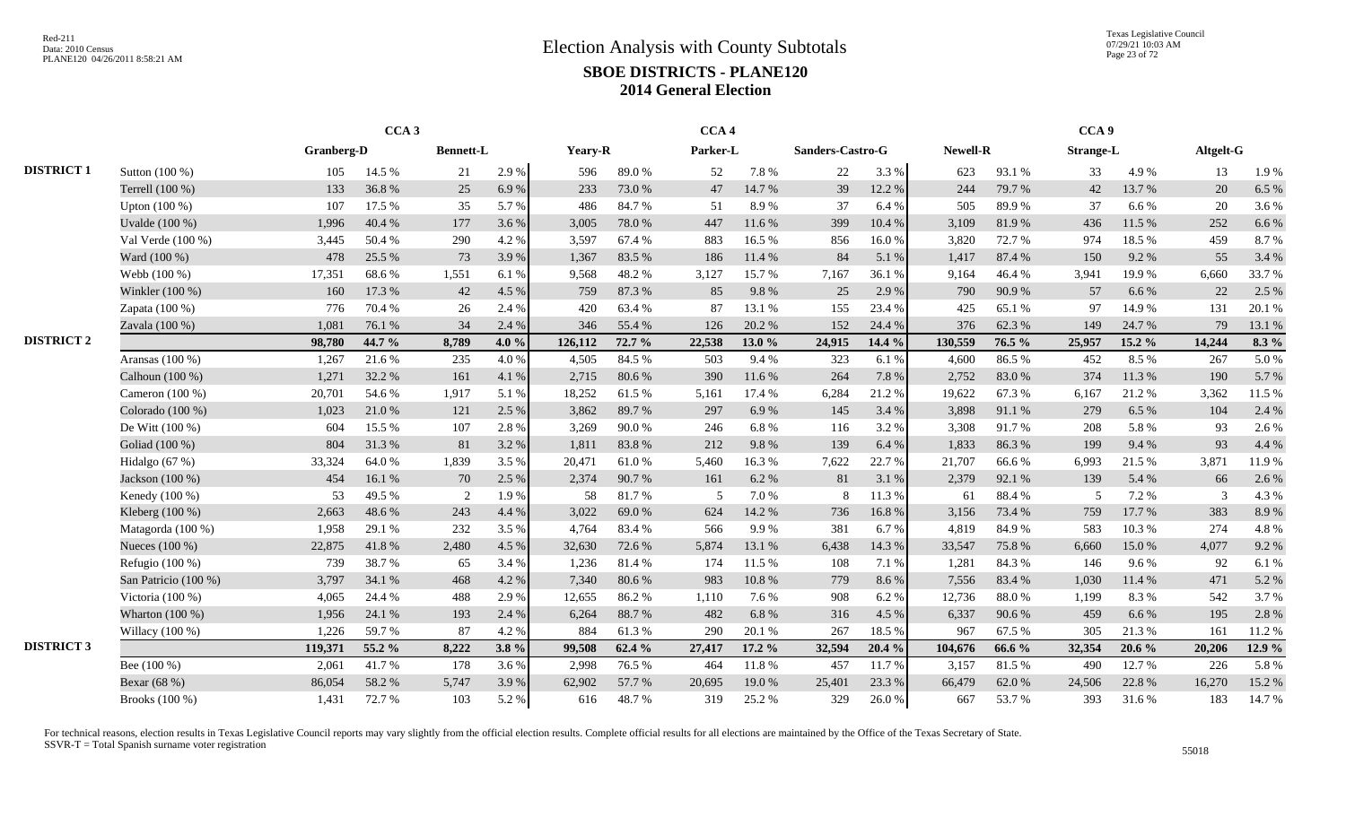# Election Analysis with County Subtotals

## SBOE DISTRICTS - PLANE120

## 2014 General Election

| | | CCA 3 | | | | CCA 4 | | | | | | CCA 9 | | | | | |
|---|---|---|---|---|---|---|---|---|---|---|---|---|---|---|---|---|---|
| | | Granberg-D | | Bennett-L | | Yeary-R | | Parker-L | | Sanders-Castro-G | | Newell-R | | Strange-L | | Altgelt-G | |
| **DISTRICT 1** | Sutton (100 %) | 105 | 14.5 % | 21 | 2.9 % | 596 | 89.0 % | 52 | 7.8 % | 22 | 3.3 % | 623 | 93.1 % | 33 | 4.9 % | 13 | 1.9 % |
| | Terrell (100 %) | 133 | 36.8 % | 25 | 6.9 % | 233 | 73.0 % | 47 | 14.7 % | 39 | 12.2 % | 244 | 79.7 % | 42 | 13.7 % | 20 | 6.5 % |
| | Upton (100 %) | 107 | 17.5 % | 35 | 5.7 % | 486 | 84.7 % | 51 | 8.9 % | 37 | 6.4 % | 505 | 89.9 % | 37 | 6.6 % | 20 | 3.6 % |
| | Uvalde (100 %) | 1,996 | 40.4 % | 177 | 3.6 % | 3,005 | 78.0 % | 447 | 11.6 % | 399 | 10.4 % | 3,109 | 81.9 % | 436 | 11.5 % | 252 | 6.6 % |
| | Val Verde (100 %) | 3,445 | 50.4 % | 290 | 4.2 % | 3,597 | 67.4 % | 883 | 16.5 % | 856 | 16.0 % | 3,820 | 72.7 % | 974 | 18.5 % | 459 | 8.7 % |
| | Ward (100 %) | 478 | 25.5 % | 73 | 3.9 % | 1,367 | 83.5 % | 186 | 11.4 % | 84 | 5.1 % | 1,417 | 87.4 % | 150 | 9.2 % | 55 | 3.4 % |
| | Webb (100 %) | 17,351 | 68.6 % | 1,551 | 6.1 % | 9,568 | 48.2 % | 3,127 | 15.7 % | 7,167 | 36.1 % | 9,164 | 46.4 % | 3,941 | 19.9 % | 6,660 | 33.7 % |
| | Winkler (100 %) | 160 | 17.3 % | 42 | 4.5 % | 759 | 87.3 % | 85 | 9.8 % | 25 | 2.9 % | 790 | 90.9 % | 57 | 6.6 % | 22 | 2.5 % |
| | Zapata (100 %) | 776 | 70.4 % | 26 | 2.4 % | 420 | 63.4 % | 87 | 13.1 % | 155 | 23.4 % | 425 | 65.1 % | 97 | 14.9 % | 131 | 20.1 % |
| | Zavala (100 %) | 1,081 | 76.1 % | 34 | 2.4 % | 346 | 55.4 % | 126 | 20.2 % | 152 | 24.4 % | 376 | 62.3 % | 149 | 24.7 % | 79 | 13.1 % |
| **DISTRICT 2** | | **98,780** | **44.7 %** | **8,789** | **4.0 %** | **126,112** | **72.7 %** | **22,538** | **13.0 %** | **24,915** | **14.4 %** | **130,559** | **76.5 %** | **25,957** | **15.2 %** | **14,244** | **8.3 %** |
| | Aransas (100 %) | 1,267 | 21.6 % | 235 | 4.0 % | 4,505 | 84.5 % | 503 | 9.4 % | 323 | 6.1 % | 4,600 | 86.5 % | 452 | 8.5 % | 267 | 5.0 % |
| | Calhoun (100 %) | 1,271 | 32.2 % | 161 | 4.1 % | 2,715 | 80.6 % | 390 | 11.6 % | 264 | 7.8 % | 2,752 | 83.0 % | 374 | 11.3 % | 190 | 5.7 % |
| | Cameron (100 %) | 20,701 | 54.6 % | 1,917 | 5.1 % | 18,252 | 61.5 % | 5,161 | 17.4 % | 6,284 | 21.2 % | 19,622 | 67.3 % | 6,167 | 21.2 % | 3,362 | 11.5 % |
| | Colorado (100 %) | 1,023 | 21.0 % | 121 | 2.5 % | 3,862 | 89.7 % | 297 | 6.9 % | 145 | 3.4 % | 3,898 | 91.1 % | 279 | 6.5 % | 104 | 2.4 % |
| | De Witt (100 %) | 604 | 15.5 % | 107 | 2.8 % | 3,269 | 90.0 % | 246 | 6.8 % | 116 | 3.2 % | 3,308 | 91.7 % | 208 | 5.8 % | 93 | 2.6 % |
| | Goliad (100 %) | 804 | 31.3 % | 81 | 3.2 % | 1,811 | 83.8 % | 212 | 9.8 % | 139 | 6.4 % | 1,833 | 86.3 % | 199 | 9.4 % | 93 | 4.4 % |
| | Hidalgo (67 %) | 33,324 | 64.0 % | 1,839 | 3.5 % | 20,471 | 61.0 % | 5,460 | 16.3 % | 7,622 | 22.7 % | 21,707 | 66.6 % | 6,993 | 21.5 % | 3,871 | 11.9 % |
| | Jackson (100 %) | 454 | 16.1 % | 70 | 2.5 % | 2,374 | 90.7 % | 161 | 6.2 % | 81 | 3.1 % | 2,379 | 92.1 % | 139 | 5.4 % | 66 | 2.6 % |
| | Kenedy (100 %) | 53 | 49.5 % | 2 | 1.9 % | 58 | 81.7 % | 5 | 7.0 % | 8 | 11.3 % | 61 | 88.4 % | 5 | 7.2 % | 3 | 4.3 % |
| | Kleberg (100 %) | 2,663 | 48.6 % | 243 | 4.4 % | 3,022 | 69.0 % | 624 | 14.2 % | 736 | 16.8 % | 3,156 | 73.4 % | 759 | 17.7 % | 383 | 8.9 % |
| | Matagorda (100 %) | 1,958 | 29.1 % | 232 | 3.5 % | 4,764 | 83.4 % | 566 | 9.9 % | 381 | 6.7 % | 4,819 | 84.9 % | 583 | 10.3 % | 274 | 4.8 % |
| | Nueces (100 %) | 22,875 | 41.8 % | 2,480 | 4.5 % | 32,630 | 72.6 % | 5,874 | 13.1 % | 6,438 | 14.3 % | 33,547 | 75.8 % | 6,660 | 15.0 % | 4,077 | 9.2 % |
| | Refugio (100 %) | 739 | 38.7 % | 65 | 3.4 % | 1,236 | 81.4 % | 174 | 11.5 % | 108 | 7.1 % | 1,281 | 84.3 % | 146 | 9.6 % | 92 | 6.1 % |
| | San Patricio (100 %) | 3,797 | 34.1 % | 468 | 4.2 % | 7,340 | 80.6 % | 983 | 10.8 % | 779 | 8.6 % | 7,556 | 83.4 % | 1,030 | 11.4 % | 471 | 5.2 % |
| | Victoria (100 %) | 4,065 | 24.4 % | 488 | 2.9 % | 12,655 | 86.2 % | 1,110 | 7.6 % | 908 | 6.2 % | 12,736 | 88.0 % | 1,199 | 8.3 % | 542 | 3.7 % |
| | Wharton (100 %) | 1,956 | 24.1 % | 193 | 2.4 % | 6,264 | 88.7 % | 482 | 6.8 % | 316 | 4.5 % | 6,337 | 90.6 % | 459 | 6.6 % | 195 | 2.8 % |
| | Willacy (100 %) | 1,226 | 59.7 % | 87 | 4.2 % | 884 | 61.3 % | 290 | 20.1 % | 267 | 18.5 % | 967 | 67.5 % | 305 | 21.3 % | 161 | 11.2 % |
| **DISTRICT 3** | | **119,371** | **55.2 %** | **8,222** | **3.8 %** | **99,508** | **62.4 %** | **27,417** | **17.2 %** | **32,594** | **20.4 %** | **104,676** | **66.6 %** | **32,354** | **20.6 %** | **20,206** | **12.9 %** |
| | Bee (100 %) | 2,061 | 41.7 % | 178 | 3.6 % | 2,998 | 76.5 % | 464 | 11.8 % | 457 | 11.7 % | 3,157 | 81.5 % | 490 | 12.7 % | 226 | 5.8 % |
| | Bexar (68 %) | 86,054 | 58.2 % | 5,747 | 3.9 % | 62,902 | 57.7 % | 20,695 | 19.0 % | 25,401 | 23.3 % | 66,479 | 62.0 % | 24,506 | 22.8 % | 16,270 | 15.2 % |
| | Brooks (100 %) | 1,431 | 72.7 % | 103 | 5.2 % | 616 | 48.7 % | 319 | 25.2 % | 329 | 26.0 % | 667 | 53.7 % | 393 | 31.6 % | 183 | 14.7 % |

For technical reasons, election results in Texas Legislative Council reports may vary slightly from the official election results. Complete official results for all elections are maintained by the Office of the Texas Secretary of State.
SSVR-T = Total Spanish surname voter registration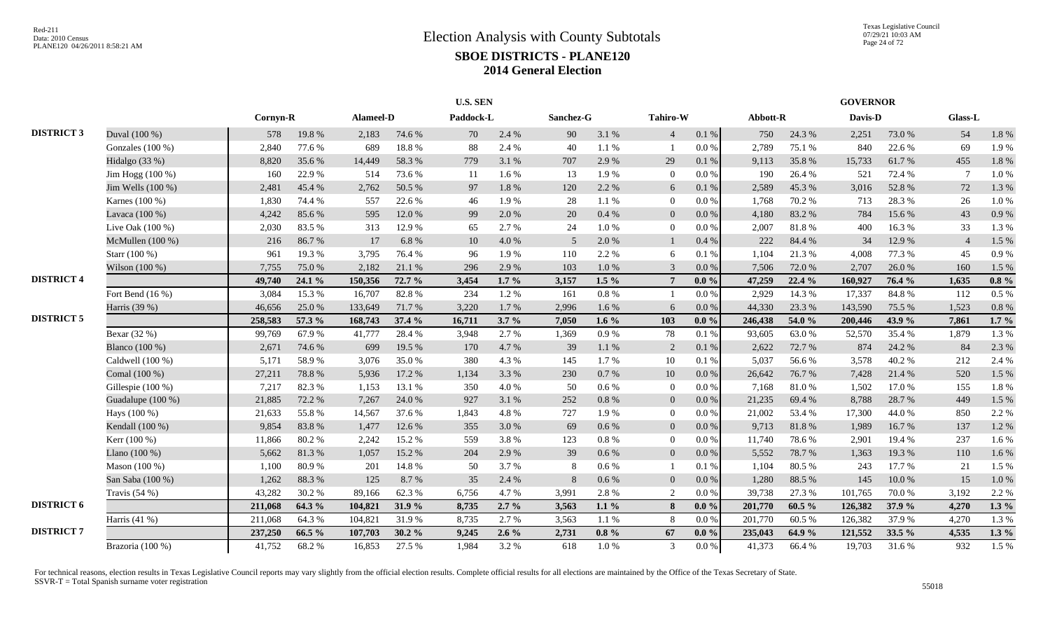# Election Analysis with County Subtotals

## SBOE DISTRICTS - PLANE120

## 2014 General Election

| | | U.S. SEN | | | | | | | | | | GOVERNOR | | | | | |
|---|---|---|---|---|---|---|---|---|---|---|---|---|---|---|---|---|---|
| | | Cornyn-R | | Alameel-D | | Paddock-L | | Sanchez-G | | Tahiro-W | | Abbott-R | | Davis-D | | Glass-L | |
| **DISTRICT 3** | Duval (100 %) | 578 | 19.8 % | 2,183 | 74.6 % | 70 | 2.4 % | 90 | 3.1 % | 4 | 0.1 % | 750 | 24.3 % | 2,251 | 73.0 % | 54 | 1.8 % |
| | Gonzales (100 %) | 2,840 | 77.6 % | 689 | 18.8 % | 88 | 2.4 % | 40 | 1.1 % | 1 | 0.0 % | 2,789 | 75.1 % | 840 | 22.6 % | 69 | 1.9 % |
| | Hidalgo (33 %) | 8,820 | 35.6 % | 14,449 | 58.3 % | 779 | 3.1 % | 707 | 2.9 % | 29 | 0.1 % | 9,113 | 35.8 % | 15,733 | 61.7 % | 455 | 1.8 % |
| | Jim Hogg (100 %) | 160 | 22.9 % | 514 | 73.6 % | 11 | 1.6 % | 13 | 1.9 % | 0 | 0.0 % | 190 | 26.4 % | 521 | 72.4 % | 7 | 1.0 % |
| | Jim Wells (100 %) | 2,481 | 45.4 % | 2,762 | 50.5 % | 97 | 1.8 % | 120 | 2.2 % | 6 | 0.1 % | 2,589 | 45.3 % | 3,016 | 52.8 % | 72 | 1.3 % |
| | Karnes (100 %) | 1,830 | 74.4 % | 557 | 22.6 % | 46 | 1.9 % | 28 | 1.1 % | 0 | 0.0 % | 1,768 | 70.2 % | 713 | 28.3 % | 26 | 1.0 % |
| | Lavaca (100 %) | 4,242 | 85.6 % | 595 | 12.0 % | 99 | 2.0 % | 20 | 0.4 % | 0 | 0.0 % | 4,180 | 83.2 % | 784 | 15.6 % | 43 | 0.9 % |
| | Live Oak (100 %) | 2,030 | 83.5 % | 313 | 12.9 % | 65 | 2.7 % | 24 | 1.0 % | 0 | 0.0 % | 2,007 | 81.8 % | 400 | 16.3 % | 33 | 1.3 % |
| | McMullen (100 %) | 216 | 86.7 % | 17 | 6.8 % | 10 | 4.0 % | 5 | 2.0 % | 1 | 0.4 % | 222 | 84.4 % | 34 | 12.9 % | 4 | 1.5 % |
| | Starr (100 %) | 961 | 19.3 % | 3,795 | 76.4 % | 96 | 1.9 % | 110 | 2.2 % | 6 | 0.1 % | 1,104 | 21.3 % | 4,008 | 77.3 % | 45 | 0.9 % |
| | Wilson (100 %) | 7,755 | 75.0 % | 2,182 | 21.1 % | 296 | 2.9 % | 103 | 1.0 % | 3 | 0.0 % | 7,506 | 72.0 % | 2,707 | 26.0 % | 160 | 1.5 % |
| **DISTRICT 4** | | **49,740** | **24.1 %** | **150,356** | **72.7 %** | **3,454** | **1.7 %** | **3,157** | **1.5 %** | **7** | **0.0 %** | **47,259** | **22.4 %** | **160,927** | **76.4 %** | **1,635** | **0.8 %** |
| | Fort Bend (16 %) | 3,084 | 15.3 % | 16,707 | 82.8 % | 234 | 1.2 % | 161 | 0.8 % | 1 | 0.0 % | 2,929 | 14.3 % | 17,337 | 84.8 % | 112 | 0.5 % |
| | Harris (39 %) | 46,656 | 25.0 % | 133,649 | 71.7 % | 3,220 | 1.7 % | 2,996 | 1.6 % | 6 | 0.0 % | 44,330 | 23.3 % | 143,590 | 75.5 % | 1,523 | 0.8 % |
| **DISTRICT 5** | | **258,583** | **57.3 %** | **168,743** | **37.4 %** | **16,711** | **3.7 %** | **7,050** | **1.6 %** | **103** | **0.0 %** | **246,438** | **54.0 %** | **200,446** | **43.9 %** | **7,861** | **1.7 %** |
| | Bexar (32 %) | 99,769 | 67.9 % | 41,777 | 28.4 % | 3,948 | 2.7 % | 1,369 | 0.9 % | 78 | 0.1 % | 93,605 | 63.0 % | 52,570 | 35.4 % | 1,879 | 1.3 % |
| | Blanco (100 %) | 2,671 | 74.6 % | 699 | 19.5 % | 170 | 4.7 % | 39 | 1.1 % | 2 | 0.1 % | 2,622 | 72.7 % | 874 | 24.2 % | 84 | 2.3 % |
| | Caldwell (100 %) | 5,171 | 58.9 % | 3,076 | 35.0 % | 380 | 4.3 % | 145 | 1.7 % | 10 | 0.1 % | 5,037 | 56.6 % | 3,578 | 40.2 % | 212 | 2.4 % |
| | Comal (100 %) | 27,211 | 78.8 % | 5,936 | 17.2 % | 1,134 | 3.3 % | 230 | 0.7 % | 10 | 0.0 % | 26,642 | 76.7 % | 7,428 | 21.4 % | 520 | 1.5 % |
| | Gillespie (100 %) | 7,217 | 82.3 % | 1,153 | 13.1 % | 350 | 4.0 % | 50 | 0.6 % | 0 | 0.0 % | 7,168 | 81.0 % | 1,502 | 17.0 % | 155 | 1.8 % |
| | Guadalupe (100 %) | 21,885 | 72.2 % | 7,267 | 24.0 % | 927 | 3.1 % | 252 | 0.8 % | 0 | 0.0 % | 21,235 | 69.4 % | 8,788 | 28.7 % | 449 | 1.5 % |
| | Hays (100 %) | 21,633 | 55.8 % | 14,567 | 37.6 % | 1,843 | 4.8 % | 727 | 1.9 % | 0 | 0.0 % | 21,002 | 53.4 % | 17,300 | 44.0 % | 850 | 2.2 % |
| | Kendall (100 %) | 9,854 | 83.8 % | 1,477 | 12.6 % | 355 | 3.0 % | 69 | 0.6 % | 0 | 0.0 % | 9,713 | 81.8 % | 1,989 | 16.7 % | 137 | 1.2 % |
| | Kerr (100 %) | 11,866 | 80.2 % | 2,242 | 15.2 % | 559 | 3.8 % | 123 | 0.8 % | 0 | 0.0 % | 11,740 | 78.6 % | 2,901 | 19.4 % | 237 | 1.6 % |
| | Llano (100 %) | 5,662 | 81.3 % | 1,057 | 15.2 % | 204 | 2.9 % | 39 | 0.6 % | 0 | 0.0 % | 5,552 | 78.7 % | 1,363 | 19.3 % | 110 | 1.6 % |
| | Mason (100 %) | 1,100 | 80.9 % | 201 | 14.8 % | 50 | 3.7 % | 8 | 0.6 % | 1 | 0.1 % | 1,104 | 80.5 % | 243 | 17.7 % | 21 | 1.5 % |
| | San Saba (100 %) | 1,262 | 88.3 % | 125 | 8.7 % | 35 | 2.4 % | 8 | 0.6 % | 0 | 0.0 % | 1,280 | 88.5 % | 145 | 10.0 % | 15 | 1.0 % |
| | Travis (54 %) | 43,282 | 30.2 % | 89,166 | 62.3 % | 6,756 | 4.7 % | 3,991 | 2.8 % | 2 | 0.0 % | 39,738 | 27.3 % | 101,765 | 70.0 % | 3,192 | 2.2 % |
| **DISTRICT 6** | | **211,068** | **64.3 %** | **104,821** | **31.9 %** | **8,735** | **2.7 %** | **3,563** | **1.1 %** | **8** | **0.0 %** | **201,770** | **60.5 %** | **126,382** | **37.9 %** | **4,270** | **1.3 %** |
| | Harris (41 %) | 211,068 | 64.3 % | 104,821 | 31.9 % | 8,735 | 2.7 % | 3,563 | 1.1 % | 8 | 0.0 % | 201,770 | 60.5 % | 126,382 | 37.9 % | 4,270 | 1.3 % |
| **DISTRICT 7** | | **237,250** | **66.5 %** | **107,703** | **30.2 %** | **9,245** | **2.6 %** | **2,731** | **0.8 %** | **67** | **0.0 %** | **235,043** | **64.9 %** | **121,552** | **33.5 %** | **4,535** | **1.3 %** |
| | Brazoria (100 %) | 41,752 | 68.2 % | 16,853 | 27.5 % | 1,984 | 3.2 % | 618 | 1.0 % | 3 | 0.0 % | 41,373 | 66.4 % | 19,703 | 31.6 % | 932 | 1.5 % |

For technical reasons, election results in Texas Legislative Council reports may vary slightly from the official election results. Complete official results for all elections are maintained by the Office of the Texas Secretary of State.
SSVR-T = Total Spanish surname voter registration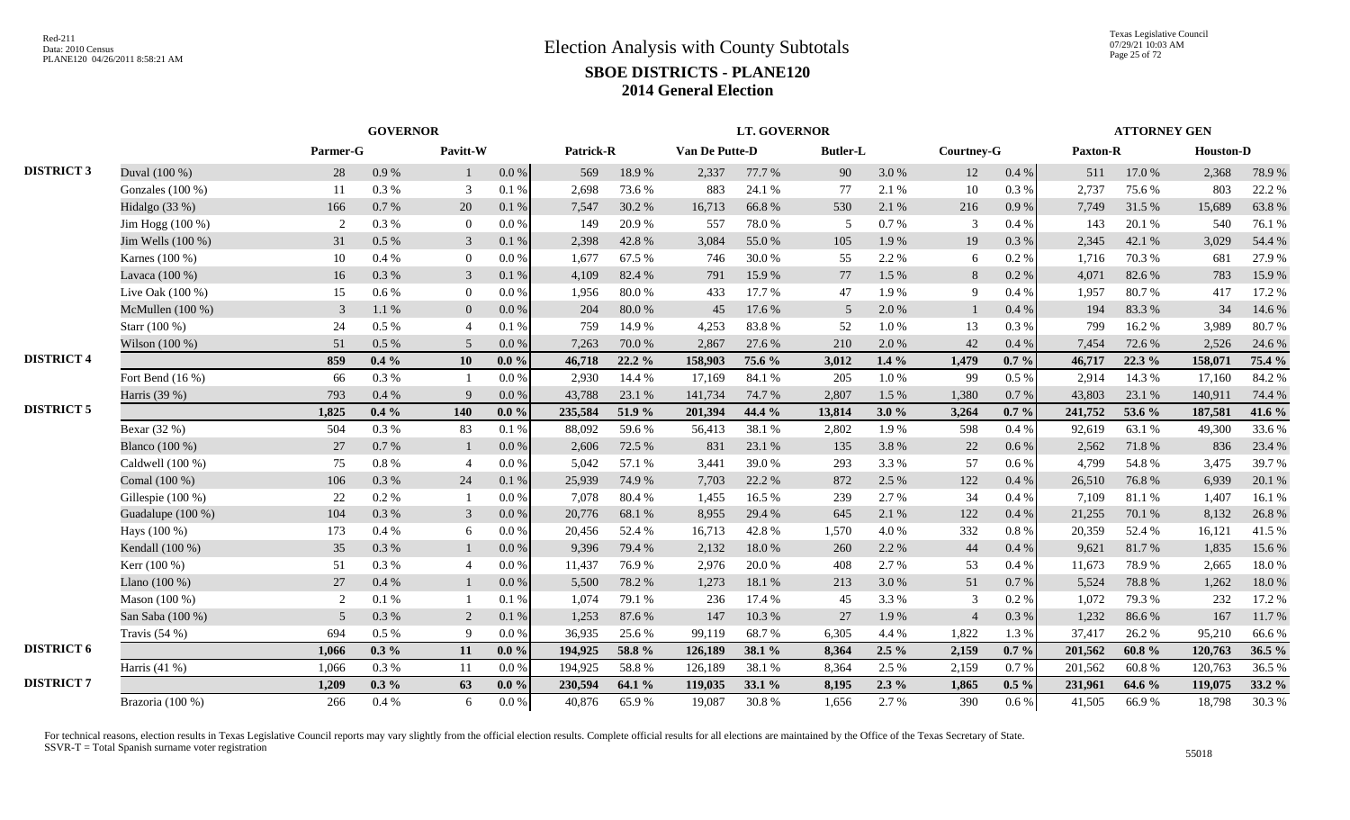# Election Analysis with County Subtotals

## SBOE DISTRICTS - PLANE120

## 2014 General Election

| | | GOVERNOR | | | | LT. GOVERNOR | | | | | | | | ATTORNEY GEN | | | |
|---|---|---|---|---|---|---|---|---|---|---|---|---|---|---|---|---|---|
| | | Parmer-G | | Pavitt-W | | Patrick-R | | Van De Putte-D | | Butler-L | | Courtney-G | | Paxton-R | | Houston-D | |
| DISTRICT 3 | Duval (100 %) | 28 | 0.9 % | 1 | 0.0 % | 569 | 18.9 % | 2,337 | 77.7 % | 90 | 3.0 % | 12 | 0.4 % | 511 | 17.0 % | 2,368 | 78.9 % |
| | Gonzales (100 %) | 11 | 0.3 % | 3 | 0.1 % | 2,698 | 73.6 % | 883 | 24.1 % | 77 | 2.1 % | 10 | 0.3 % | 2,737 | 75.6 % | 803 | 22.2 % |
| | Hidalgo (33 %) | 166 | 0.7 % | 20 | 0.1 % | 7,547 | 30.2 % | 16,713 | 66.8 % | 530 | 2.1 % | 216 | 0.9 % | 7,749 | 31.5 % | 15,689 | 63.8 % |
| | Jim Hogg (100 %) | 2 | 0.3 % | 0 | 0.0 % | 149 | 20.9 % | 557 | 78.0 % | 5 | 0.7 % | 3 | 0.4 % | 143 | 20.1 % | 540 | 76.1 % |
| | Jim Wells (100 %) | 31 | 0.5 % | 3 | 0.1 % | 2,398 | 42.8 % | 3,084 | 55.0 % | 105 | 1.9 % | 19 | 0.3 % | 2,345 | 42.1 % | 3,029 | 54.4 % |
| | Karnes (100 %) | 10 | 0.4 % | 0 | 0.0 % | 1,677 | 67.5 % | 746 | 30.0 % | 55 | 2.2 % | 6 | 0.2 % | 1,716 | 70.3 % | 681 | 27.9 % |
| | Lavaca (100 %) | 16 | 0.3 % | 3 | 0.1 % | 4,109 | 82.4 % | 791 | 15.9 % | 77 | 1.5 % | 8 | 0.2 % | 4,071 | 82.6 % | 783 | 15.9 % |
| | Live Oak (100 %) | 15 | 0.6 % | 0 | 0.0 % | 1,956 | 80.0 % | 433 | 17.7 % | 47 | 1.9 % | 9 | 0.4 % | 1,957 | 80.7 % | 417 | 17.2 % |
| | McMullen (100 %) | 3 | 1.1 % | 0 | 0.0 % | 204 | 80.0 % | 45 | 17.6 % | 5 | 2.0 % | 1 | 0.4 % | 194 | 83.3 % | 34 | 14.6 % |
| | Starr (100 %) | 24 | 0.5 % | 4 | 0.1 % | 759 | 14.9 % | 4,253 | 83.8 % | 52 | 1.0 % | 13 | 0.3 % | 799 | 16.2 % | 3,989 | 80.7 % |
| | Wilson (100 %) | 51 | 0.5 % | 5 | 0.0 % | 7,263 | 70.0 % | 2,867 | 27.6 % | 210 | 2.0 % | 42 | 0.4 % | 7,454 | 72.6 % | 2,526 | 24.6 % |
| DISTRICT 4 | | **859** | **0.4 %** | **10** | **0.0 %** | **46,718** | **22.2 %** | **158,903** | **75.6 %** | **3,012** | **1.4 %** | **1,479** | **0.7 %** | **46,717** | **22.3 %** | **158,071** | **75.4 %** |
| | Fort Bend (16 %) | 66 | 0.3 % | 1 | 0.0 % | 2,930 | 14.4 % | 17,169 | 84.1 % | 205 | 1.0 % | 99 | 0.5 % | 2,914 | 14.3 % | 17,160 | 84.2 % |
| | Harris (39 %) | 793 | 0.4 % | 9 | 0.0 % | 43,788 | 23.1 % | 141,734 | 74.7 % | 2,807 | 1.5 % | 1,380 | 0.7 % | 43,803 | 23.1 % | 140,911 | 74.4 % |
| DISTRICT 5 | | **1,825** | **0.4 %** | **140** | **0.0 %** | **235,584** | **51.9 %** | **201,394** | **44.4 %** | **13,814** | **3.0 %** | **3,264** | **0.7 %** | **241,752** | **53.6 %** | **187,581** | **41.6 %** |
| | Bexar (32 %) | 504 | 0.3 % | 83 | 0.1 % | 88,092 | 59.6 % | 56,413 | 38.1 % | 2,802 | 1.9 % | 598 | 0.4 % | 92,619 | 63.1 % | 49,300 | 33.6 % |
| | Blanco (100 %) | 27 | 0.7 % | 1 | 0.0 % | 2,606 | 72.5 % | 831 | 23.1 % | 135 | 3.8 % | 22 | 0.6 % | 2,562 | 71.8 % | 836 | 23.4 % |
| | Caldwell (100 %) | 75 | 0.8 % | 4 | 0.0 % | 5,042 | 57.1 % | 3,441 | 39.0 % | 293 | 3.3 % | 57 | 0.6 % | 4,799 | 54.8 % | 3,475 | 39.7 % |
| | Comal (100 %) | 106 | 0.3 % | 24 | 0.1 % | 25,939 | 74.9 % | 7,703 | 22.2 % | 872 | 2.5 % | 122 | 0.4 % | 26,510 | 76.8 % | 6,939 | 20.1 % |
| | Gillespie (100 %) | 22 | 0.2 % | 1 | 0.0 % | 7,078 | 80.4 % | 1,455 | 16.5 % | 239 | 2.7 % | 34 | 0.4 % | 7,109 | 81.1 % | 1,407 | 16.1 % |
| | Guadalupe (100 %) | 104 | 0.3 % | 3 | 0.0 % | 20,776 | 68.1 % | 8,955 | 29.4 % | 645 | 2.1 % | 122 | 0.4 % | 21,255 | 70.1 % | 8,132 | 26.8 % |
| | Hays (100 %) | 173 | 0.4 % | 6 | 0.0 % | 20,456 | 52.4 % | 16,713 | 42.8 % | 1,570 | 4.0 % | 332 | 0.8 % | 20,359 | 52.4 % | 16,121 | 41.5 % |
| | Kendall (100 %) | 35 | 0.3 % | 1 | 0.0 % | 9,396 | 79.4 % | 2,132 | 18.0 % | 260 | 2.2 % | 44 | 0.4 % | 9,621 | 81.7 % | 1,835 | 15.6 % |
| | Kerr (100 %) | 51 | 0.3 % | 4 | 0.0 % | 11,437 | 76.9 % | 2,976 | 20.0 % | 408 | 2.7 % | 53 | 0.4 % | 11,673 | 78.9 % | 2,665 | 18.0 % |
| | Llano (100 %) | 27 | 0.4 % | 1 | 0.0 % | 5,500 | 78.2 % | 1,273 | 18.1 % | 213 | 3.0 % | 51 | 0.7 % | 5,524 | 78.8 % | 1,262 | 18.0 % |
| | Mason (100 %) | 2 | 0.1 % | 1 | 0.1 % | 1,074 | 79.1 % | 236 | 17.4 % | 45 | 3.3 % | 3 | 0.2 % | 1,072 | 79.3 % | 232 | 17.2 % |
| | San Saba (100 %) | 5 | 0.3 % | 2 | 0.1 % | 1,253 | 87.6 % | 147 | 10.3 % | 27 | 1.9 % | 4 | 0.3 % | 1,232 | 86.6 % | 167 | 11.7 % |
| | Travis (54 %) | 694 | 0.5 % | 9 | 0.0 % | 36,935 | 25.6 % | 99,119 | 68.7 % | 6,305 | 4.4 % | 1,822 | 1.3 % | 37,417 | 26.2 % | 95,210 | 66.6 % |
| DISTRICT 6 | | **1,066** | **0.3 %** | **11** | **0.0 %** | **194,925** | **58.8 %** | **126,189** | **38.1 %** | **8,364** | **2.5 %** | **2,159** | **0.7 %** | **201,562** | **60.8 %** | **120,763** | **36.5 %** |
| | Harris (41 %) | 1,066 | 0.3 % | 11 | 0.0 % | 194,925 | 58.8 % | 126,189 | 38.1 % | 8,364 | 2.5 % | 2,159 | 0.7 % | 201,562 | 60.8 % | 120,763 | 36.5 % |
| DISTRICT 7 | | **1,209** | **0.3 %** | **63** | **0.0 %** | **230,594** | **64.1 %** | **119,035** | **33.1 %** | **8,195** | **2.3 %** | **1,865** | **0.5 %** | **231,961** | **64.6 %** | **119,075** | **33.2 %** |
| | Brazoria (100 %) | 266 | 0.4 % | 6 | 0.0 % | 40,876 | 65.9 % | 19,087 | 30.8 % | 1,656 | 2.7 % | 390 | 0.6 % | 41,505 | 66.9 % | 18,798 | 30.3 % |

For technical reasons, election results in Texas Legislative Council reports may vary slightly from the official election results. Complete official results for all elections are maintained by the Office of the Texas Secretary of State.
SSVR-T = Total Spanish surname voter registration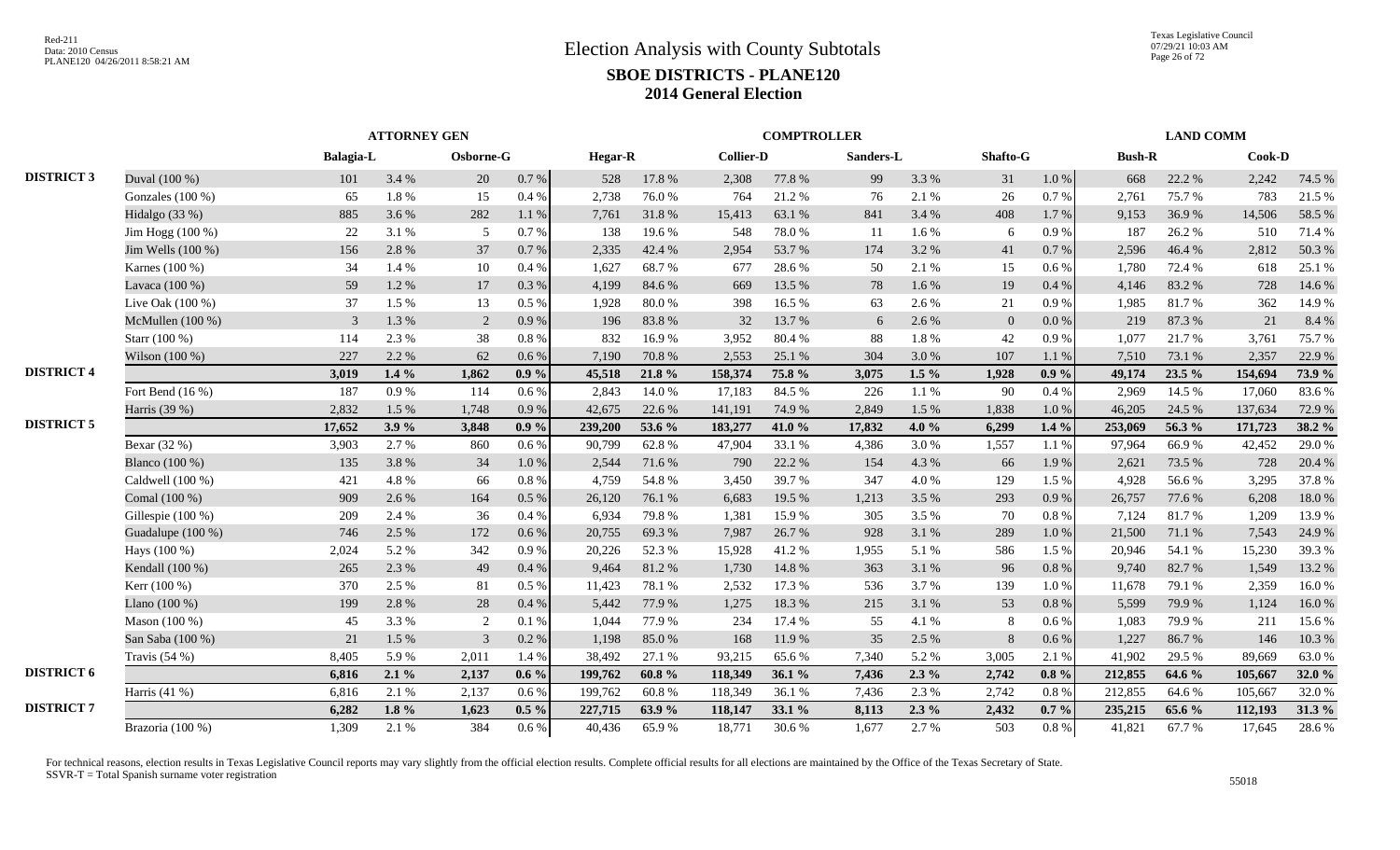# Election Analysis with County Subtotals

## SBOE DISTRICTS - PLANE120

## 2014 General Election

| | | ATTORNEY GEN | | | | COMPTROLLER | | | | | | | | LAND COMM | | | |
|---|---|---|---|---|---|---|---|---|---|---|---|---|---|---|---|---|---|
| | | Balagia-L | | Osborne-G | | Hegar-R | | Collier-D | | Sanders-L | | Shafto-G | | Bush-R | | Cook-D | |
| DISTRICT 3 | Duval (100 %) | 101 | 3.4 % | 20 | 0.7 % | 528 | 17.8 % | 2,308 | 77.8 % | 99 | 3.3 % | 31 | 1.0 % | 668 | 22.2 % | 2,242 | 74.5 % |
| | Gonzales (100 %) | 65 | 1.8 % | 15 | 0.4 % | 2,738 | 76.0 % | 764 | 21.2 % | 76 | 2.1 % | 26 | 0.7 % | 2,761 | 75.7 % | 783 | 21.5 % |
| | Hidalgo (33 %) | 885 | 3.6 % | 282 | 1.1 % | 7,761 | 31.8 % | 15,413 | 63.1 % | 841 | 3.4 % | 408 | 1.7 % | 9,153 | 36.9 % | 14,506 | 58.5 % |
| | Jim Hogg (100 %) | 22 | 3.1 % | 5 | 0.7 % | 138 | 19.6 % | 548 | 78.0 % | 11 | 1.6 % | 6 | 0.9 % | 187 | 26.2 % | 510 | 71.4 % |
| | Jim Wells (100 %) | 156 | 2.8 % | 37 | 0.7 % | 2,335 | 42.4 % | 2,954 | 53.7 % | 174 | 3.2 % | 41 | 0.7 % | 2,596 | 46.4 % | 2,812 | 50.3 % |
| | Karnes (100 %) | 34 | 1.4 % | 10 | 0.4 % | 1,627 | 68.7 % | 677 | 28.6 % | 50 | 2.1 % | 15 | 0.6 % | 1,780 | 72.4 % | 618 | 25.1 % |
| | Lavaca (100 %) | 59 | 1.2 % | 17 | 0.3 % | 4,199 | 84.6 % | 669 | 13.5 % | 78 | 1.6 % | 19 | 0.4 % | 4,146 | 83.2 % | 728 | 14.6 % |
| | Live Oak (100 %) | 37 | 1.5 % | 13 | 0.5 % | 1,928 | 80.0 % | 398 | 16.5 % | 63 | 2.6 % | 21 | 0.9 % | 1,985 | 81.7 % | 362 | 14.9 % |
| | McMullen (100 %) | 3 | 1.3 % | 2 | 0.9 % | 196 | 83.8 % | 32 | 13.7 % | 6 | 2.6 % | 0 | 0.0 % | 219 | 87.3 % | 21 | 8.4 % |
| | Starr (100 %) | 114 | 2.3 % | 38 | 0.8 % | 832 | 16.9 % | 3,952 | 80.4 % | 88 | 1.8 % | 42 | 0.9 % | 1,077 | 21.7 % | 3,761 | 75.7 % |
| | Wilson (100 %) | 227 | 2.2 % | 62 | 0.6 % | 7,190 | 70.8 % | 2,553 | 25.1 % | 304 | 3.0 % | 107 | 1.1 % | 7,510 | 73.1 % | 2,357 | 22.9 % |
| DISTRICT 4 | | **3,019** | **1.4 %** | **1,862** | **0.9 %** | **45,518** | **21.8 %** | **158,374** | **75.8 %** | **3,075** | **1.5 %** | **1,928** | **0.9 %** | **49,174** | **23.5 %** | **154,694** | **73.9 %** |
| | Fort Bend (16 %) | 187 | 0.9 % | 114 | 0.6 % | 2,843 | 14.0 % | 17,183 | 84.5 % | 226 | 1.1 % | 90 | 0.4 % | 2,969 | 14.5 % | 17,060 | 83.6 % |
| | Harris (39 %) | 2,832 | 1.5 % | 1,748 | 0.9 % | 42,675 | 22.6 % | 141,191 | 74.9 % | 2,849 | 1.5 % | 1,838 | 1.0 % | 46,205 | 24.5 % | 137,634 | 72.9 % |
| DISTRICT 5 | | **17,652** | **3.9 %** | **3,848** | **0.9 %** | **239,200** | **53.6 %** | **183,277** | **41.0 %** | **17,832** | **4.0 %** | **6,299** | **1.4 %** | **253,069** | **56.3 %** | **171,723** | **38.2 %** |
| | Bexar (32 %) | 3,903 | 2.7 % | 860 | 0.6 % | 90,799 | 62.8 % | 47,904 | 33.1 % | 4,386 | 3.0 % | 1,557 | 1.1 % | 97,964 | 66.9 % | 42,452 | 29.0 % |
| | Blanco (100 %) | 135 | 3.8 % | 34 | 1.0 % | 2,544 | 71.6 % | 790 | 22.2 % | 154 | 4.3 % | 66 | 1.9 % | 2,621 | 73.5 % | 728 | 20.4 % |
| | Caldwell (100 %) | 421 | 4.8 % | 66 | 0.8 % | 4,759 | 54.8 % | 3,450 | 39.7 % | 347 | 4.0 % | 129 | 1.5 % | 4,928 | 56.6 % | 3,295 | 37.8 % |
| | Comal (100 %) | 909 | 2.6 % | 164 | 0.5 % | 26,120 | 76.1 % | 6,683 | 19.5 % | 1,213 | 3.5 % | 293 | 0.9 % | 26,757 | 77.6 % | 6,208 | 18.0 % |
| | Gillespie (100 %) | 209 | 2.4 % | 36 | 0.4 % | 6,934 | 79.8 % | 1,381 | 15.9 % | 305 | 3.5 % | 70 | 0.8 % | 7,124 | 81.7 % | 1,209 | 13.9 % |
| | Guadalupe (100 %) | 746 | 2.5 % | 172 | 0.6 % | 20,755 | 69.3 % | 7,987 | 26.7 % | 928 | 3.1 % | 289 | 1.0 % | 21,500 | 71.1 % | 7,543 | 24.9 % |
| | Hays (100 %) | 2,024 | 5.2 % | 342 | 0.9 % | 20,226 | 52.3 % | 15,928 | 41.2 % | 1,955 | 5.1 % | 586 | 1.5 % | 20,946 | 54.1 % | 15,230 | 39.3 % |
| | Kendall (100 %) | 265 | 2.3 % | 49 | 0.4 % | 9,464 | 81.2 % | 1,730 | 14.8 % | 363 | 3.1 % | 96 | 0.8 % | 9,740 | 82.7 % | 1,549 | 13.2 % |
| | Kerr (100 %) | 370 | 2.5 % | 81 | 0.5 % | 11,423 | 78.1 % | 2,532 | 17.3 % | 536 | 3.7 % | 139 | 1.0 % | 11,678 | 79.1 % | 2,359 | 16.0 % |
| | Llano (100 %) | 199 | 2.8 % | 28 | 0.4 % | 5,442 | 77.9 % | 1,275 | 18.3 % | 215 | 3.1 % | 53 | 0.8 % | 5,599 | 79.9 % | 1,124 | 16.0 % |
| | Mason (100 %) | 45 | 3.3 % | 2 | 0.1 % | 1,044 | 77.9 % | 234 | 17.4 % | 55 | 4.1 % | 8 | 0.6 % | 1,083 | 79.9 % | 211 | 15.6 % |
| | San Saba (100 %) | 21 | 1.5 % | 3 | 0.2 % | 1,198 | 85.0 % | 168 | 11.9 % | 35 | 2.5 % | 8 | 0.6 % | 1,227 | 86.7 % | 146 | 10.3 % |
| | Travis (54 %) | 8,405 | 5.9 % | 2,011 | 1.4 % | 38,492 | 27.1 % | 93,215 | 65.6 % | 7,340 | 5.2 % | 3,005 | 2.1 % | 41,902 | 29.5 % | 89,669 | 63.0 % |
| DISTRICT 6 | | **6,816** | **2.1 %** | **2,137** | **0.6 %** | **199,762** | **60.8 %** | **118,349** | **36.1 %** | **7,436** | **2.3 %** | **2,742** | **0.8 %** | **212,855** | **64.6 %** | **105,667** | **32.0 %** |
| | Harris (41 %) | 6,816 | 2.1 % | 2,137 | 0.6 % | 199,762 | 60.8 % | 118,349 | 36.1 % | 7,436 | 2.3 % | 2,742 | 0.8 % | 212,855 | 64.6 % | 105,667 | 32.0 % |
| DISTRICT 7 | | **6,282** | **1.8 %** | **1,623** | **0.5 %** | **227,715** | **63.9 %** | **118,147** | **33.1 %** | **8,113** | **2.3 %** | **2,432** | **0.7 %** | **235,215** | **65.6 %** | **112,193** | **31.3 %** |
| | Brazoria (100 %) | 1,309 | 2.1 % | 384 | 0.6 % | 40,436 | 65.9 % | 18,771 | 30.6 % | 1,677 | 2.7 % | 503 | 0.8 % | 41,821 | 67.7 % | 17,645 | 28.6 % |

For technical reasons, election results in Texas Legislative Council reports may vary slightly from the official election results. Complete official results for all elections are maintained by the Office of the Texas Secretary of State.
SSVR-T = Total Spanish surname voter registration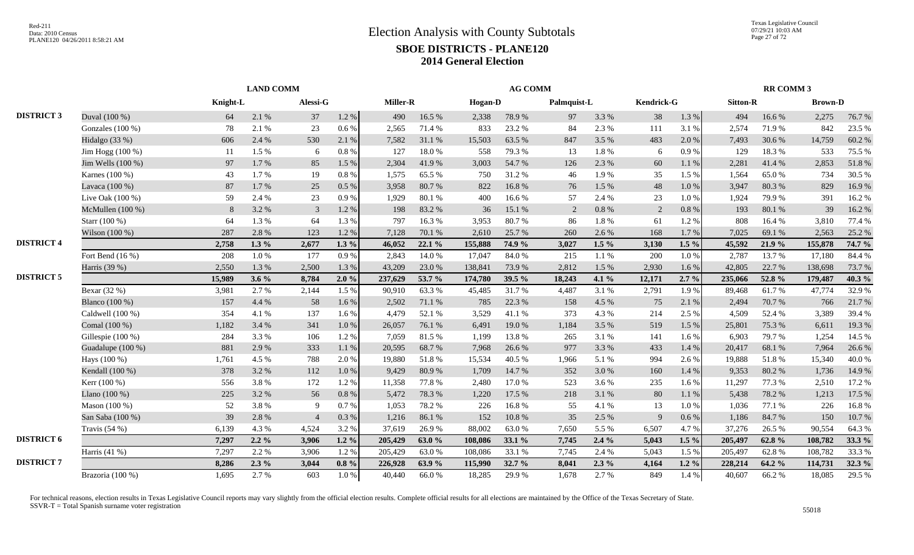# Election Analysis with County Subtotals

## SBOE DISTRICTS - PLANE120

## 2014 General Election

| | | LAND COMM | | | | AG COMM | | | | | | | | RR COMM 3 | | | |
|---|---|---|---|---|---|---|---|---|---|---|---|---|---|---|---|---|---|
| | | Knight-L | | Alessi-G | | Miller-R | | Hogan-D | | Palmquist-L | | Kendrick-G | | Sitton-R | | Brown-D | |
| DISTRICT 3 | Duval (100 %) | 64 | 2.1 % | 37 | 1.2 % | 490 | 16.5 % | 2,338 | 78.9 % | 97 | 3.3 % | 38 | 1.3 % | 494 | 16.6 % | 2,275 | 76.7 % |
| | Gonzales (100 %) | 78 | 2.1 % | 23 | 0.6 % | 2,565 | 71.4 % | 833 | 23.2 % | 84 | 2.3 % | 111 | 3.1 % | 2,574 | 71.9 % | 842 | 23.5 % |
| | Hidalgo (33 %) | 606 | 2.4 % | 530 | 2.1 % | 7,582 | 31.1 % | 15,503 | 63.5 % | 847 | 3.5 % | 483 | 2.0 % | 7,493 | 30.6 % | 14,759 | 60.2 % |
| | Jim Hogg (100 %) | 11 | 1.5 % | 6 | 0.8 % | 127 | 18.0 % | 558 | 79.3 % | 13 | 1.8 % | 6 | 0.9 % | 129 | 18.3 % | 533 | 75.5 % |
| | Jim Wells (100 %) | 97 | 1.7 % | 85 | 1.5 % | 2,304 | 41.9 % | 3,003 | 54.7 % | 126 | 2.3 % | 60 | 1.1 % | 2,281 | 41.4 % | 2,853 | 51.8 % |
| | Karnes (100 %) | 43 | 1.7 % | 19 | 0.8 % | 1,575 | 65.5 % | 750 | 31.2 % | 46 | 1.9 % | 35 | 1.5 % | 1,564 | 65.0 % | 734 | 30.5 % |
| | Lavaca (100 %) | 87 | 1.7 % | 25 | 0.5 % | 3,958 | 80.7 % | 822 | 16.8 % | 76 | 1.5 % | 48 | 1.0 % | 3,947 | 80.3 % | 829 | 16.9 % |
| | Live Oak (100 %) | 59 | 2.4 % | 23 | 0.9 % | 1,929 | 80.1 % | 400 | 16.6 % | 57 | 2.4 % | 23 | 1.0 % | 1,924 | 79.9 % | 391 | 16.2 % |
| | McMullen (100 %) | 8 | 3.2 % | 3 | 1.2 % | 198 | 83.2 % | 36 | 15.1 % | 2 | 0.8 % | 2 | 0.8 % | 193 | 80.1 % | 39 | 16.2 % |
| | Starr (100 %) | 64 | 1.3 % | 64 | 1.3 % | 797 | 16.3 % | 3,953 | 80.7 % | 86 | 1.8 % | 61 | 1.2 % | 808 | 16.4 % | 3,810 | 77.4 % |
| | Wilson (100 %) | 287 | 2.8 % | 123 | 1.2 % | 7,128 | 70.1 % | 2,610 | 25.7 % | 260 | 2.6 % | 168 | 1.7 % | 7,025 | 69.1 % | 2,563 | 25.2 % |
| DISTRICT 4 | | **2,758** | **1.3 %** | **2,677** | **1.3 %** | **46,052** | **22.1 %** | **155,888** | **74.9 %** | **3,027** | **1.5 %** | **3,130** | **1.5 %** | **45,592** | **21.9 %** | **155,878** | **74.7 %** |
| | Fort Bend (16 %) | 208 | 1.0 % | 177 | 0.9 % | 2,843 | 14.0 % | 17,047 | 84.0 % | 215 | 1.1 % | 200 | 1.0 % | 2,787 | 13.7 % | 17,180 | 84.4 % |
| | Harris (39 %) | 2,550 | 1.3 % | 2,500 | 1.3 % | 43,209 | 23.0 % | 138,841 | 73.9 % | 2,812 | 1.5 % | 2,930 | 1.6 % | 42,805 | 22.7 % | 138,698 | 73.7 % |
| DISTRICT 5 | | **15,989** | **3.6 %** | **8,784** | **2.0 %** | **237,629** | **53.7 %** | **174,780** | **39.5 %** | **18,243** | **4.1 %** | **12,171** | **2.7 %** | **235,066** | **52.8 %** | **179,487** | **40.3 %** |
| | Bexar (32 %) | 3,981 | 2.7 % | 2,144 | 1.5 % | 90,910 | 63.3 % | 45,485 | 31.7 % | 4,487 | 3.1 % | 2,791 | 1.9 % | 89,468 | 61.7 % | 47,774 | 32.9 % |
| | Blanco (100 %) | 157 | 4.4 % | 58 | 1.6 % | 2,502 | 71.1 % | 785 | 22.3 % | 158 | 4.5 % | 75 | 2.1 % | 2,494 | 70.7 % | 766 | 21.7 % |
| | Caldwell (100 %) | 354 | 4.1 % | 137 | 1.6 % | 4,479 | 52.1 % | 3,529 | 41.1 % | 373 | 4.3 % | 214 | 2.5 % | 4,509 | 52.4 % | 3,389 | 39.4 % |
| | Comal (100 %) | 1,182 | 3.4 % | 341 | 1.0 % | 26,057 | 76.1 % | 6,491 | 19.0 % | 1,184 | 3.5 % | 519 | 1.5 % | 25,801 | 75.3 % | 6,611 | 19.3 % |
| | Gillespie (100 %) | 284 | 3.3 % | 106 | 1.2 % | 7,059 | 81.5 % | 1,199 | 13.8 % | 265 | 3.1 % | 141 | 1.6 % | 6,903 | 79.7 % | 1,254 | 14.5 % |
| | Guadalupe (100 %) | 881 | 2.9 % | 333 | 1.1 % | 20,595 | 68.7 % | 7,968 | 26.6 % | 977 | 3.3 % | 433 | 1.4 % | 20,417 | 68.1 % | 7,964 | 26.6 % |
| | Hays (100 %) | 1,761 | 4.5 % | 788 | 2.0 % | 19,880 | 51.8 % | 15,534 | 40.5 % | 1,966 | 5.1 % | 994 | 2.6 % | 19,888 | 51.8 % | 15,340 | 40.0 % |
| | Kendall (100 %) | 378 | 3.2 % | 112 | 1.0 % | 9,429 | 80.9 % | 1,709 | 14.7 % | 352 | 3.0 % | 160 | 1.4 % | 9,353 | 80.2 % | 1,736 | 14.9 % |
| | Kerr (100 %) | 556 | 3.8 % | 172 | 1.2 % | 11,358 | 77.8 % | 2,480 | 17.0 % | 523 | 3.6 % | 235 | 1.6 % | 11,297 | 77.3 % | 2,510 | 17.2 % |
| | Llano (100 %) | 225 | 3.2 % | 56 | 0.8 % | 5,472 | 78.3 % | 1,220 | 17.5 % | 218 | 3.1 % | 80 | 1.1 % | 5,438 | 78.2 % | 1,213 | 17.5 % |
| | Mason (100 %) | 52 | 3.8 % | 9 | 0.7 % | 1,053 | 78.2 % | 226 | 16.8 % | 55 | 4.1 % | 13 | 1.0 % | 1,036 | 77.1 % | 226 | 16.8 % |
| | San Saba (100 %) | 39 | 2.8 % | 4 | 0.3 % | 1,216 | 86.1 % | 152 | 10.8 % | 35 | 2.5 % | 9 | 0.6 % | 1,186 | 84.7 % | 150 | 10.7 % |
| | Travis (54 %) | 6,139 | 4.3 % | 4,524 | 3.2 % | 37,619 | 26.9 % | 88,002 | 63.0 % | 7,650 | 5.5 % | 6,507 | 4.7 % | 37,276 | 26.5 % | 90,554 | 64.3 % |
| DISTRICT 6 | | **7,297** | **2.2 %** | **3,906** | **1.2 %** | **205,429** | **63.0 %** | **108,086** | **33.1 %** | **7,745** | **2.4 %** | **5,043** | **1.5 %** | **205,497** | **62.8 %** | **108,782** | **33.3 %** |
| | Harris (41 %) | 7,297 | 2.2 % | 3,906 | 1.2 % | 205,429 | 63.0 % | 108,086 | 33.1 % | 7,745 | 2.4 % | 5,043 | 1.5 % | 205,497 | 62.8 % | 108,782 | 33.3 % |
| DISTRICT 7 | | **8,286** | **2.3 %** | **3,044** | **0.8 %** | **226,928** | **63.9 %** | **115,990** | **32.7 %** | **8,041** | **2.3 %** | **4,164** | **1.2 %** | **228,214** | **64.2 %** | **114,731** | **32.3 %** |
| | Brazoria (100 %) | 1,695 | 2.7 % | 603 | 1.0 % | 40,440 | 66.0 % | 18,285 | 29.9 % | 1,678 | 2.7 % | 849 | 1.4 % | 40,607 | 66.2 % | 18,085 | 29.5 % |

For technical reasons, election results in Texas Legislative Council reports may vary slightly from the official election results. Complete official results for all elections are maintained by the Office of the Texas Secretary of State.
SSVR-T = Total Spanish surname voter registration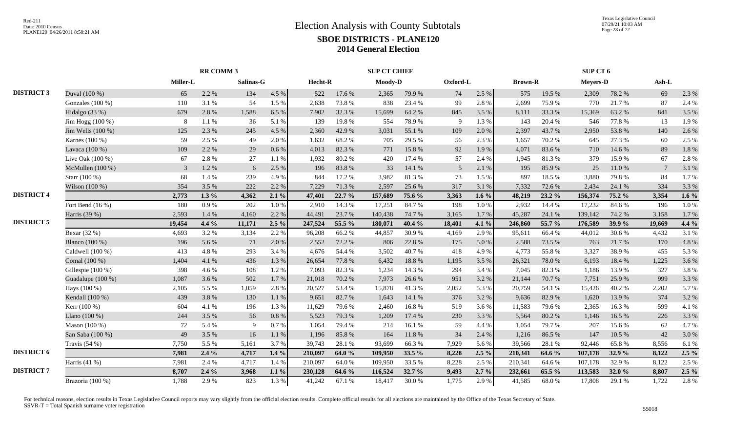# Election Analysis with County Subtotals

## SBOE DISTRICTS - PLANE120

## 2014 General Election

| | | RR COMM 3 | | | | SUP CT CHIEF | | | | | | SUP CT 6 | | | | | |
|---|---|---|---|---|---|---|---|---|---|---|---|---|---|---|---|---|---|
| | | Miller-L | | Salinas-G | | Hecht-R | | Moody-D | | Oxford-L | | Brown-R | | Meyers-D | | Ash-L | |
| DISTRICT 3 | Duval (100 %) | 65 | 2.2 % | 134 | 4.5 % | 522 | 17.6 % | 2,365 | 79.9 % | 74 | 2.5 % | 575 | 19.5 % | 2,309 | 78.2 % | 69 | 2.3 % |
| | Gonzales (100 %) | 110 | 3.1 % | 54 | 1.5 % | 2,638 | 73.8 % | 838 | 23.4 % | 99 | 2.8 % | 2,699 | 75.9 % | 770 | 21.7 % | 87 | 2.4 % |
| | Hidalgo (33 %) | 679 | 2.8 % | 1,588 | 6.5 % | 7,902 | 32.3 % | 15,699 | 64.2 % | 845 | 3.5 % | 8,111 | 33.3 % | 15,369 | 63.2 % | 841 | 3.5 % |
| | Jim Hogg (100 %) | 8 | 1.1 % | 36 | 5.1 % | 139 | 19.8 % | 554 | 78.9 % | 9 | 1.3 % | 143 | 20.4 % | 546 | 77.8 % | 13 | 1.9 % |
| | Jim Wells (100 %) | 125 | 2.3 % | 245 | 4.5 % | 2,360 | 42.9 % | 3,031 | 55.1 % | 109 | 2.0 % | 2,397 | 43.7 % | 2,950 | 53.8 % | 140 | 2.6 % |
| | Karnes (100 %) | 59 | 2.5 % | 49 | 2.0 % | 1,632 | 68.2 % | 705 | 29.5 % | 56 | 2.3 % | 1,657 | 70.2 % | 645 | 27.3 % | 60 | 2.5 % |
| | Lavaca (100 %) | 109 | 2.2 % | 29 | 0.6 % | 4,013 | 82.3 % | 771 | 15.8 % | 92 | 1.9 % | 4,071 | 83.6 % | 710 | 14.6 % | 89 | 1.8 % |
| | Live Oak (100 %) | 67 | 2.8 % | 27 | 1.1 % | 1,932 | 80.2 % | 420 | 17.4 % | 57 | 2.4 % | 1,945 | 81.3 % | 379 | 15.9 % | 67 | 2.8 % |
| | McMullen (100 %) | 3 | 1.2 % | 6 | 2.5 % | 196 | 83.8 % | 33 | 14.1 % | 5 | 2.1 % | 195 | 85.9 % | 25 | 11.0 % | 7 | 3.1 % |
| | Starr (100 %) | 68 | 1.4 % | 239 | 4.9 % | 844 | 17.2 % | 3,982 | 81.3 % | 73 | 1.5 % | 897 | 18.5 % | 3,880 | 79.8 % | 84 | 1.7 % |
| | Wilson (100 %) | 354 | 3.5 % | 222 | 2.2 % | 7,229 | 71.3 % | 2,597 | 25.6 % | 317 | 3.1 % | 7,332 | 72.6 % | 2,434 | 24.1 % | 334 | 3.3 % |
| DISTRICT 4 | | **2,773** | **1.3 %** | **4,362** | **2.1 %** | **47,401** | **22.7 %** | **157,689** | **75.6 %** | **3,363** | **1.6 %** | **48,219** | **23.2 %** | **156,374** | **75.2 %** | **3,354** | **1.6 %** |
| | Fort Bend (16 %) | 180 | 0.9 % | 202 | 1.0 % | 2,910 | 14.3 % | 17,251 | 84.7 % | 198 | 1.0 % | 2,932 | 14.4 % | 17,232 | 84.6 % | 196 | 1.0 % |
| | Harris (39 %) | 2,593 | 1.4 % | 4,160 | 2.2 % | 44,491 | 23.7 % | 140,438 | 74.7 % | 3,165 | 1.7 % | 45,287 | 24.1 % | 139,142 | 74.2 % | 3,158 | 1.7 % |
| DISTRICT 5 | | **19,454** | **4.4 %** | **11,171** | **2.5 %** | **247,524** | **55.5 %** | **180,071** | **40.4 %** | **18,401** | **4.1 %** | **246,860** | **55.7 %** | **176,589** | **39.9 %** | **19,669** | **4.4 %** |
| | Bexar (32 %) | 4,693 | 3.2 % | 3,134 | 2.2 % | 96,208 | 66.2 % | 44,857 | 30.9 % | 4,169 | 2.9 % | 95,611 | 66.4 % | 44,012 | 30.6 % | 4,432 | 3.1 % |
| | Blanco (100 %) | 196 | 5.6 % | 71 | 2.0 % | 2,552 | 72.2 % | 806 | 22.8 % | 175 | 5.0 % | 2,588 | 73.5 % | 763 | 21.7 % | 170 | 4.8 % |
| | Caldwell (100 %) | 413 | 4.8 % | 293 | 3.4 % | 4,676 | 54.4 % | 3,502 | 40.7 % | 418 | 4.9 % | 4,773 | 55.8 % | 3,327 | 38.9 % | 455 | 5.3 % |
| | Comal (100 %) | 1,404 | 4.1 % | 436 | 1.3 % | 26,654 | 77.8 % | 6,432 | 18.8 % | 1,195 | 3.5 % | 26,321 | 78.0 % | 6,193 | 18.4 % | 1,225 | 3.6 % |
| | Gillespie (100 %) | 398 | 4.6 % | 108 | 1.2 % | 7,093 | 82.3 % | 1,234 | 14.3 % | 294 | 3.4 % | 7,045 | 82.3 % | 1,186 | 13.9 % | 327 | 3.8 % |
| | Guadalupe (100 %) | 1,087 | 3.6 % | 502 | 1.7 % | 21,018 | 70.2 % | 7,973 | 26.6 % | 951 | 3.2 % | 21,144 | 70.7 % | 7,751 | 25.9 % | 999 | 3.3 % |
| | Hays (100 %) | 2,105 | 5.5 % | 1,059 | 2.8 % | 20,527 | 53.4 % | 15,878 | 41.3 % | 2,052 | 5.3 % | 20,759 | 54.1 % | 15,426 | 40.2 % | 2,202 | 5.7 % |
| | Kendall (100 %) | 439 | 3.8 % | 130 | 1.1 % | 9,651 | 82.7 % | 1,643 | 14.1 % | 376 | 3.2 % | 9,636 | 82.9 % | 1,620 | 13.9 % | 374 | 3.2 % |
| | Kerr (100 %) | 604 | 4.1 % | 196 | 1.3 % | 11,629 | 79.6 % | 2,460 | 16.8 % | 519 | 3.6 % | 11,583 | 79.6 % | 2,365 | 16.3 % | 599 | 4.1 % |
| | Llano (100 %) | 244 | 3.5 % | 56 | 0.8 % | 5,523 | 79.3 % | 1,209 | 17.4 % | 230 | 3.3 % | 5,564 | 80.2 % | 1,146 | 16.5 % | 226 | 3.3 % |
| | Mason (100 %) | 72 | 5.4 % | 9 | 0.7 % | 1,054 | 79.4 % | 214 | 16.1 % | 59 | 4.4 % | 1,054 | 79.7 % | 207 | 15.6 % | 62 | 4.7 % |
| | San Saba (100 %) | 49 | 3.5 % | 16 | 1.1 % | 1,196 | 85.8 % | 164 | 11.8 % | 34 | 2.4 % | 1,216 | 86.5 % | 147 | 10.5 % | 42 | 3.0 % |
| | Travis (54 %) | 7,750 | 5.5 % | 5,161 | 3.7 % | 39,743 | 28.1 % | 93,699 | 66.3 % | 7,929 | 5.6 % | 39,566 | 28.1 % | 92,446 | 65.8 % | 8,556 | 6.1 % |
| DISTRICT 6 | | **7,981** | **2.4 %** | **4,717** | **1.4 %** | **210,097** | **64.0 %** | **109,950** | **33.5 %** | **8,228** | **2.5 %** | **210,341** | **64.6 %** | **107,178** | **32.9 %** | **8,122** | **2.5 %** |
| | Harris (41 %) | 7,981 | 2.4 % | 4,717 | 1.4 % | 210,097 | 64.0 % | 109,950 | 33.5 % | 8,228 | 2.5 % | 210,341 | 64.6 % | 107,178 | 32.9 % | 8,122 | 2.5 % |
| DISTRICT 7 | | **8,707** | **2.4 %** | **3,968** | **1.1 %** | **230,128** | **64.6 %** | **116,524** | **32.7 %** | **9,493** | **2.7 %** | **232,661** | **65.5 %** | **113,583** | **32.0 %** | **8,807** | **2.5 %** |
| | Brazoria (100 %) | 1,788 | 2.9 % | 823 | 1.3 % | 41,242 | 67.1 % | 18,417 | 30.0 % | 1,775 | 2.9 % | 41,585 | 68.0 % | 17,808 | 29.1 % | 1,722 | 2.8 % |

For technical reasons, election results in Texas Legislative Council reports may vary slightly from the official election results. Complete official results for all elections are maintained by the Office of the Texas Secretary of State.
SSVR-T = Total Spanish surname voter registration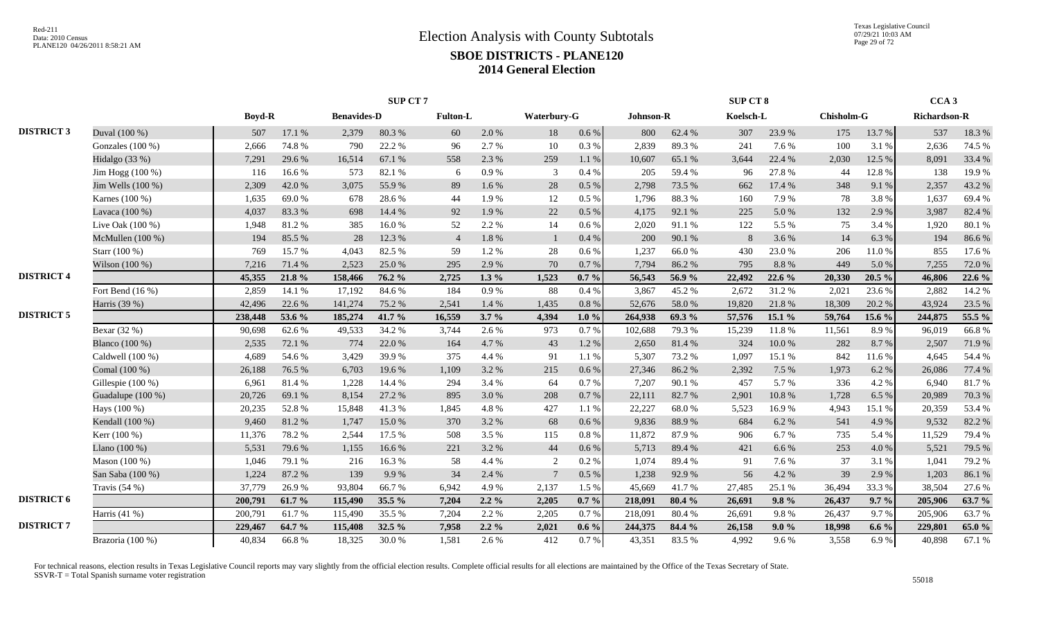# Election Analysis with County Subtotals

## SBOE DISTRICTS - PLANE120

## 2014 General Election

| | | SUP CT 7 | | | | | | | | SUP CT 8 | | | | | | CCA 3 | |
|---|---|---|---|---|---|---|---|---|---|---|---|---|---|---|---|---|---|
| | | Boyd-R | | Benavides-D | | Fulton-L | | Waterbury-G | | Johnson-R | | Koelsch-L | | Chisholm-G | | Richardson-R | |
| **DISTRICT 3** | Duval (100 %) | 507 | 17.1 % | 2,379 | 80.3 % | 60 | 2.0 % | 18 | 0.6 % | 800 | 62.4 % | 307 | 23.9 % | 175 | 13.7 % | 537 | 18.3 % |
| | Gonzales (100 %) | 2,666 | 74.8 % | 790 | 22.2 % | 96 | 2.7 % | 10 | 0.3 % | 2,839 | 89.3 % | 241 | 7.6 % | 100 | 3.1 % | 2,636 | 74.5 % |
| | Hidalgo (33 %) | 7,291 | 29.6 % | 16,514 | 67.1 % | 558 | 2.3 % | 259 | 1.1 % | 10,607 | 65.1 % | 3,644 | 22.4 % | 2,030 | 12.5 % | 8,091 | 33.4 % |
| | Jim Hogg (100 %) | 116 | 16.6 % | 573 | 82.1 % | 6 | 0.9 % | 3 | 0.4 % | 205 | 59.4 % | 96 | 27.8 % | 44 | 12.8 % | 138 | 19.9 % |
| | Jim Wells (100 %) | 2,309 | 42.0 % | 3,075 | 55.9 % | 89 | 1.6 % | 28 | 0.5 % | 2,798 | 73.5 % | 662 | 17.4 % | 348 | 9.1 % | 2,357 | 43.2 % |
| | Karnes (100 %) | 1,635 | 69.0 % | 678 | 28.6 % | 44 | 1.9 % | 12 | 0.5 % | 1,796 | 88.3 % | 160 | 7.9 % | 78 | 3.8 % | 1,637 | 69.4 % |
| | Lavaca (100 %) | 4,037 | 83.3 % | 698 | 14.4 % | 92 | 1.9 % | 22 | 0.5 % | 4,175 | 92.1 % | 225 | 5.0 % | 132 | 2.9 % | 3,987 | 82.4 % |
| | Live Oak (100 %) | 1,948 | 81.2 % | 385 | 16.0 % | 52 | 2.2 % | 14 | 0.6 % | 2,020 | 91.1 % | 122 | 5.5 % | 75 | 3.4 % | 1,920 | 80.1 % |
| | McMullen (100 %) | 194 | 85.5 % | 28 | 12.3 % | 4 | 1.8 % | 1 | 0.4 % | 200 | 90.1 % | 8 | 3.6 % | 14 | 6.3 % | 194 | 86.6 % |
| | Starr (100 %) | 769 | 15.7 % | 4,043 | 82.5 % | 59 | 1.2 % | 28 | 0.6 % | 1,237 | 66.0 % | 430 | 23.0 % | 206 | 11.0 % | 855 | 17.6 % |
| | Wilson (100 %) | 7,216 | 71.4 % | 2,523 | 25.0 % | 295 | 2.9 % | 70 | 0.7 % | 7,794 | 86.2 % | 795 | 8.8 % | 449 | 5.0 % | 7,255 | 72.0 % |
| **DISTRICT 4** | | **45,355** | **21.8 %** | **158,466** | **76.2 %** | **2,725** | **1.3 %** | **1,523** | **0.7 %** | **56,543** | **56.9 %** | **22,492** | **22.6 %** | **20,330** | **20.5 %** | **46,806** | **22.6 %** |
| | Fort Bend (16 %) | 2,859 | 14.1 % | 17,192 | 84.6 % | 184 | 0.9 % | 88 | 0.4 % | 3,867 | 45.2 % | 2,672 | 31.2 % | 2,021 | 23.6 % | 2,882 | 14.2 % |
| | Harris (39 %) | 42,496 | 22.6 % | 141,274 | 75.2 % | 2,541 | 1.4 % | 1,435 | 0.8 % | 52,676 | 58.0 % | 19,820 | 21.8 % | 18,309 | 20.2 % | 43,924 | 23.5 % |
| **DISTRICT 5** | | **238,448** | **53.6 %** | **185,274** | **41.7 %** | **16,559** | **3.7 %** | **4,394** | **1.0 %** | **264,938** | **69.3 %** | **57,576** | **15.1 %** | **59,764** | **15.6 %** | **244,875** | **55.5 %** |
| | Bexar (32 %) | 90,698 | 62.6 % | 49,533 | 34.2 % | 3,744 | 2.6 % | 973 | 0.7 % | 102,688 | 79.3 % | 15,239 | 11.8 % | 11,561 | 8.9 % | 96,019 | 66.8 % |
| | Blanco (100 %) | 2,535 | 72.1 % | 774 | 22.0 % | 164 | 4.7 % | 43 | 1.2 % | 2,650 | 81.4 % | 324 | 10.0 % | 282 | 8.7 % | 2,507 | 71.9 % |
| | Caldwell (100 %) | 4,689 | 54.6 % | 3,429 | 39.9 % | 375 | 4.4 % | 91 | 1.1 % | 5,307 | 73.2 % | 1,097 | 15.1 % | 842 | 11.6 % | 4,645 | 54.4 % |
| | Comal (100 %) | 26,188 | 76.5 % | 6,703 | 19.6 % | 1,109 | 3.2 % | 215 | 0.6 % | 27,346 | 86.2 % | 2,392 | 7.5 % | 1,973 | 6.2 % | 26,086 | 77.4 % |
| | Gillespie (100 %) | 6,961 | 81.4 % | 1,228 | 14.4 % | 294 | 3.4 % | 64 | 0.7 % | 7,207 | 90.1 % | 457 | 5.7 % | 336 | 4.2 % | 6,940 | 81.7 % |
| | Guadalupe (100 %) | 20,726 | 69.1 % | 8,154 | 27.2 % | 895 | 3.0 % | 208 | 0.7 % | 22,111 | 82.7 % | 2,901 | 10.8 % | 1,728 | 6.5 % | 20,989 | 70.3 % |
| | Hays (100 %) | 20,235 | 52.8 % | 15,848 | 41.3 % | 1,845 | 4.8 % | 427 | 1.1 % | 22,227 | 68.0 % | 5,523 | 16.9 % | 4,943 | 15.1 % | 20,359 | 53.4 % |
| | Kendall (100 %) | 9,460 | 81.2 % | 1,747 | 15.0 % | 370 | 3.2 % | 68 | 0.6 % | 9,836 | 88.9 % | 684 | 6.2 % | 541 | 4.9 % | 9,532 | 82.2 % |
| | Kerr (100 %) | 11,376 | 78.2 % | 2,544 | 17.5 % | 508 | 3.5 % | 115 | 0.8 % | 11,872 | 87.9 % | 906 | 6.7 % | 735 | 5.4 % | 11,529 | 79.4 % |
| | Llano (100 %) | 5,531 | 79.6 % | 1,155 | 16.6 % | 221 | 3.2 % | 44 | 0.6 % | 5,713 | 89.4 % | 421 | 6.6 % | 253 | 4.0 % | 5,521 | 79.5 % |
| | Mason (100 %) | 1,046 | 79.1 % | 216 | 16.3 % | 58 | 4.4 % | 2 | 0.2 % | 1,074 | 89.4 % | 91 | 7.6 % | 37 | 3.1 % | 1,041 | 79.2 % |
| | San Saba (100 %) | 1,224 | 87.2 % | 139 | 9.9 % | 34 | 2.4 % | 7 | 0.5 % | 1,238 | 92.9 % | 56 | 4.2 % | 39 | 2.9 % | 1,203 | 86.1 % |
| | Travis (54 %) | 37,779 | 26.9 % | 93,804 | 66.7 % | 6,942 | 4.9 % | 2,137 | 1.5 % | 45,669 | 41.7 % | 27,485 | 25.1 % | 36,494 | 33.3 % | 38,504 | 27.6 % |
| **DISTRICT 6** | | **200,791** | **61.7 %** | **115,490** | **35.5 %** | **7,204** | **2.2 %** | **2,205** | **0.7 %** | **218,091** | **80.4 %** | **26,691** | **9.8 %** | **26,437** | **9.7 %** | **205,906** | **63.7 %** |
| | Harris (41 %) | 200,791 | 61.7 % | 115,490 | 35.5 % | 7,204 | 2.2 % | 2,205 | 0.7 % | 218,091 | 80.4 % | 26,691 | 9.8 % | 26,437 | 9.7 % | 205,906 | 63.7 % |
| **DISTRICT 7** | | **229,467** | **64.7 %** | **115,408** | **32.5 %** | **7,958** | **2.2 %** | **2,021** | **0.6 %** | **244,375** | **84.4 %** | **26,158** | **9.0 %** | **18,998** | **6.6 %** | **229,801** | **65.0 %** |
| | Brazoria (100 %) | 40,834 | 66.8 % | 18,325 | 30.0 % | 1,581 | 2.6 % | 412 | 0.7 % | 43,351 | 83.5 % | 4,992 | 9.6 % | 3,558 | 6.9 % | 40,898 | 67.1 % |

For technical reasons, election results in Texas Legislative Council reports may vary slightly from the official election results. Complete official results for all elections are maintained by the Office of the Texas Secretary of State.
SSVR-T = Total Spanish surname voter registration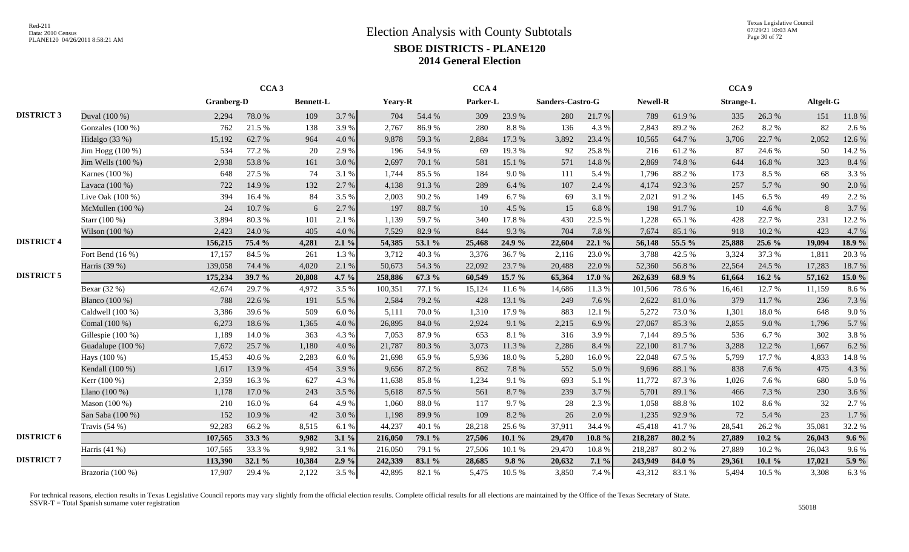# Election Analysis with County Subtotals

## SBOE DISTRICTS - PLANE120

## 2014 General Election

Red-211
Data: 2010 Census
PLANE120 04/26/2011 8:58:21 AM

Texas Legislative Council
07/29/21 10:03 AM

| | | CCA 3 | | | | | | CCA 4 | | | | | | CCA 9 | | | |
|---|---|---|---|---|---|---|---|---|---|---|---|---|---|---|---|---|---|
| | | Granberg-D | | Bennett-L | | Yeary-R | | Parker-L | | Sanders-Castro-G | | Newell-R | | Strange-L | | Altgelt-G | |
| **DISTRICT 3** | Duval (100 %) | 2,294 | 78.0 % | 109 | 3.7 % | 704 | 54.4 % | 309 | 23.9 % | 280 | 21.7 % | 789 | 61.9 % | 335 | 26.3 % | 151 | 11.8 % |
| | Gonzales (100 %) | 762 | 21.5 % | 138 | 3.9 % | 2,767 | 86.9 % | 280 | 8.8 % | 136 | 4.3 % | 2,843 | 89.2 % | 262 | 8.2 % | 82 | 2.6 % |
| | Hidalgo (33 %) | 15,192 | 62.7 % | 964 | 4.0 % | 9,878 | 59.3 % | 2,884 | 17.3 % | 3,892 | 23.4 % | 10,565 | 64.7 % | 3,706 | 22.7 % | 2,052 | 12.6 % |
| | Jim Hogg (100 %) | 534 | 77.2 % | 20 | 2.9 % | 196 | 54.9 % | 69 | 19.3 % | 92 | 25.8 % | 216 | 61.2 % | 87 | 24.6 % | 50 | 14.2 % |
| | Jim Wells (100 %) | 2,938 | 53.8 % | 161 | 3.0 % | 2,697 | 70.1 % | 581 | 15.1 % | 571 | 14.8 % | 2,869 | 74.8 % | 644 | 16.8 % | 323 | 8.4 % |
| | Karnes (100 %) | 648 | 27.5 % | 74 | 3.1 % | 1,744 | 85.5 % | 184 | 9.0 % | 111 | 5.4 % | 1,796 | 88.2 % | 173 | 8.5 % | 68 | 3.3 % |
| | Lavaca (100 %) | 722 | 14.9 % | 132 | 2.7 % | 4,138 | 91.3 % | 289 | 6.4 % | 107 | 2.4 % | 4,174 | 92.3 % | 257 | 5.7 % | 90 | 2.0 % |
| | Live Oak (100 %) | 394 | 16.4 % | 84 | 3.5 % | 2,003 | 90.2 % | 149 | 6.7 % | 69 | 3.1 % | 2,021 | 91.2 % | 145 | 6.5 % | 49 | 2.2 % |
| | McMullen (100 %) | 24 | 10.7 % | 6 | 2.7 % | 197 | 88.7 % | 10 | 4.5 % | 15 | 6.8 % | 198 | 91.7 % | 10 | 4.6 % | 8 | 3.7 % |
| | Starr (100 %) | 3,894 | 80.3 % | 101 | 2.1 % | 1,139 | 59.7 % | 340 | 17.8 % | 430 | 22.5 % | 1,228 | 65.1 % | 428 | 22.7 % | 231 | 12.2 % |
| | Wilson (100 %) | 2,423 | 24.0 % | 405 | 4.0 % | 7,529 | 82.9 % | 844 | 9.3 % | 704 | 7.8 % | 7,674 | 85.1 % | 918 | 10.2 % | 423 | 4.7 % |
| **DISTRICT 4** | | **156,215** | **75.4 %** | **4,281** | **2.1 %** | **54,385** | **53.1 %** | **25,468** | **24.9 %** | **22,604** | **22.1 %** | **56,148** | **55.5 %** | **25,888** | **25.6 %** | **19,094** | **18.9 %** |
| | Fort Bend (16 %) | 17,157 | 84.5 % | 261 | 1.3 % | 3,712 | 40.3 % | 3,376 | 36.7 % | 2,116 | 23.0 % | 3,788 | 42.5 % | 3,324 | 37.3 % | 1,811 | 20.3 % |
| | Harris (39 %) | 139,058 | 74.4 % | 4,020 | 2.1 % | 50,673 | 54.3 % | 22,092 | 23.7 % | 20,488 | 22.0 % | 52,360 | 56.8 % | 22,564 | 24.5 % | 17,283 | 18.7 % |
| **DISTRICT 5** | | **175,234** | **39.7 %** | **20,808** | **4.7 %** | **258,886** | **67.3 %** | **60,549** | **15.7 %** | **65,364** | **17.0 %** | **262,639** | **68.9 %** | **61,664** | **16.2 %** | **57,162** | **15.0 %** |
| | Bexar (32 %) | 42,674 | 29.7 % | 4,972 | 3.5 % | 100,351 | 77.1 % | 15,124 | 11.6 % | 14,686 | 11.3 % | 101,506 | 78.6 % | 16,461 | 12.7 % | 11,159 | 8.6 % |
| | Blanco (100 %) | 788 | 22.6 % | 191 | 5.5 % | 2,584 | 79.2 % | 428 | 13.1 % | 249 | 7.6 % | 2,622 | 81.0 % | 379 | 11.7 % | 236 | 7.3 % |
| | Caldwell (100 %) | 3,386 | 39.6 % | 509 | 6.0 % | 5,111 | 70.0 % | 1,310 | 17.9 % | 883 | 12.1 % | 5,272 | 73.0 % | 1,301 | 18.0 % | 648 | 9.0 % |
| | Comal (100 %) | 6,273 | 18.6 % | 1,365 | 4.0 % | 26,895 | 84.0 % | 2,924 | 9.1 % | 2,215 | 6.9 % | 27,067 | 85.3 % | 2,855 | 9.0 % | 1,796 | 5.7 % |
| | Gillespie (100 %) | 1,189 | 14.0 % | 363 | 4.3 % | 7,053 | 87.9 % | 653 | 8.1 % | 316 | 3.9 % | 7,144 | 89.5 % | 536 | 6.7 % | 302 | 3.8 % |
| | Guadalupe (100 %) | 7,672 | 25.7 % | 1,180 | 4.0 % | 21,787 | 80.3 % | 3,073 | 11.3 % | 2,286 | 8.4 % | 22,100 | 81.7 % | 3,288 | 12.2 % | 1,667 | 6.2 % |
| | Hays (100 %) | 15,453 | 40.6 % | 2,283 | 6.0 % | 21,698 | 65.9 % | 5,936 | 18.0 % | 5,280 | 16.0 % | 22,048 | 67.5 % | 5,799 | 17.7 % | 4,833 | 14.8 % |
| | Kendall (100 %) | 1,617 | 13.9 % | 454 | 3.9 % | 9,656 | 87.2 % | 862 | 7.8 % | 552 | 5.0 % | 9,696 | 88.1 % | 838 | 7.6 % | 475 | 4.3 % |
| | Kerr (100 %) | 2,359 | 16.3 % | 627 | 4.3 % | 11,638 | 85.8 % | 1,234 | 9.1 % | 693 | 5.1 % | 11,772 | 87.3 % | 1,026 | 7.6 % | 680 | 5.0 % |
| | Llano (100 %) | 1,178 | 17.0 % | 243 | 3.5 % | 5,618 | 87.5 % | 561 | 8.7 % | 239 | 3.7 % | 5,701 | 89.1 % | 466 | 7.3 % | 230 | 3.6 % |
| | Mason (100 %) | 210 | 16.0 % | 64 | 4.9 % | 1,060 | 88.0 % | 117 | 9.7 % | 28 | 2.3 % | 1,058 | 88.8 % | 102 | 8.6 % | 32 | 2.7 % |
| | San Saba (100 %) | 152 | 10.9 % | 42 | 3.0 % | 1,198 | 89.9 % | 109 | 8.2 % | 26 | 2.0 % | 1,235 | 92.9 % | 72 | 5.4 % | 23 | 1.7 % |
| | Travis (54 %) | 92,283 | 66.2 % | 8,515 | 6.1 % | 44,237 | 40.1 % | 28,218 | 25.6 % | 37,911 | 34.4 % | 45,418 | 41.7 % | 28,541 | 26.2 % | 35,081 | 32.2 % |
| **DISTRICT 6** | | **107,565** | **33.3 %** | **9,982** | **3.1 %** | **216,050** | **79.1 %** | **27,506** | **10.1 %** | **29,470** | **10.8 %** | **218,287** | **80.2 %** | **27,889** | **10.2 %** | **26,043** | **9.6 %** |
| | Harris (41 %) | 107,565 | 33.3 % | 9,982 | 3.1 % | 216,050 | 79.1 % | 27,506 | 10.1 % | 29,470 | 10.8 % | 218,287 | 80.2 % | 27,889 | 10.2 % | 26,043 | 9.6 % |
| **DISTRICT 7** | | **113,390** | **32.1 %** | **10,384** | **2.9 %** | **242,339** | **83.1 %** | **28,685** | **9.8 %** | **20,632** | **7.1 %** | **243,949** | **84.0 %** | **29,361** | **10.1 %** | **17,021** | **5.9 %** |
| | Brazoria (100 %) | 17,907 | 29.4 % | 2,122 | 3.5 % | 42,895 | 82.1 % | 5,475 | 10.5 % | 3,850 | 7.4 % | 43,312 | 83.1 % | 5,494 | 10.5 % | 3,308 | 6.3 % |

For technical reasons, election results in Texas Legislative Council reports may vary slightly from the official election results. Complete official results for all elections are maintained by the Office of the Texas Secretary of State.
SSVR-T = Total Spanish surname voter registration

55018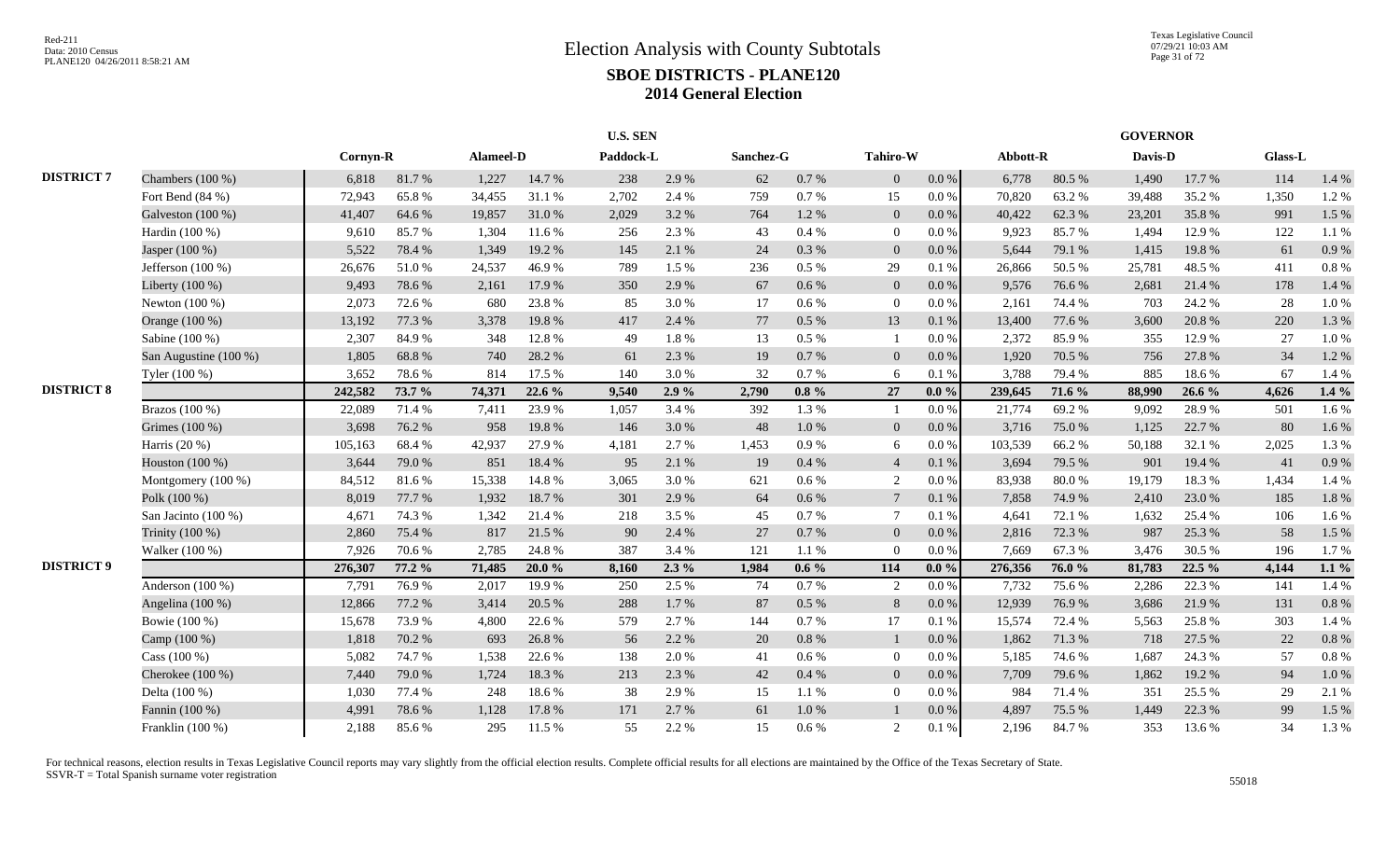# Election Analysis with County Subtotals

## SBOE DISTRICTS - PLANE120

## 2014 General Election

| | | U.S. SEN | | | | | | | | | | GOVERNOR | | | | | |
|---|---|---|---|---|---|---|---|---|---|---|---|---|---|---|---|---|---|
| | | Cornyn-R | | Alameel-D | | Paddock-L | | Sanchez-G | | Tahiro-W | | Abbott-R | | Davis-D | | Glass-L | |
| **DISTRICT 7** | Chambers (100 %) | 6,818 | 81.7 % | 1,227 | 14.7 % | 238 | 2.9 % | 62 | 0.7 % | 0 | 0.0 % | 6,778 | 80.5 % | 1,490 | 17.7 % | 114 | 1.4 % |
| | Fort Bend (84 %) | 72,943 | 65.8 % | 34,455 | 31.1 % | 2,702 | 2.4 % | 759 | 0.7 % | 15 | 0.0 % | 70,820 | 63.2 % | 39,488 | 35.2 % | 1,350 | 1.2 % |
| | Galveston (100 %) | 41,407 | 64.6 % | 19,857 | 31.0 % | 2,029 | 3.2 % | 764 | 1.2 % | 0 | 0.0 % | 40,422 | 62.3 % | 23,201 | 35.8 % | 991 | 1.5 % |
| | Hardin (100 %) | 9,610 | 85.7 % | 1,304 | 11.6 % | 256 | 2.3 % | 43 | 0.4 % | 0 | 0.0 % | 9,923 | 85.7 % | 1,494 | 12.9 % | 122 | 1.1 % |
| | Jasper (100 %) | 5,522 | 78.4 % | 1,349 | 19.2 % | 145 | 2.1 % | 24 | 0.3 % | 0 | 0.0 % | 5,644 | 79.1 % | 1,415 | 19.8 % | 61 | 0.9 % |
| | Jefferson (100 %) | 26,676 | 51.0 % | 24,537 | 46.9 % | 789 | 1.5 % | 236 | 0.5 % | 29 | 0.1 % | 26,866 | 50.5 % | 25,781 | 48.5 % | 411 | 0.8 % |
| | Liberty (100 %) | 9,493 | 78.6 % | 2,161 | 17.9 % | 350 | 2.9 % | 67 | 0.6 % | 0 | 0.0 % | 9,576 | 76.6 % | 2,681 | 21.4 % | 178 | 1.4 % |
| | Newton (100 %) | 2,073 | 72.6 % | 680 | 23.8 % | 85 | 3.0 % | 17 | 0.6 % | 0 | 0.0 % | 2,161 | 74.4 % | 703 | 24.2 % | 28 | 1.0 % |
| | Orange (100 %) | 13,192 | 77.3 % | 3,378 | 19.8 % | 417 | 2.4 % | 77 | 0.5 % | 13 | 0.1 % | 13,400 | 77.6 % | 3,600 | 20.8 % | 220 | 1.3 % |
| | Sabine (100 %) | 2,307 | 84.9 % | 348 | 12.8 % | 49 | 1.8 % | 13 | 0.5 % | 1 | 0.0 % | 2,372 | 85.9 % | 355 | 12.9 % | 27 | 1.0 % |
| | San Augustine (100 %) | 1,805 | 68.8 % | 740 | 28.2 % | 61 | 2.3 % | 19 | 0.7 % | 0 | 0.0 % | 1,920 | 70.5 % | 756 | 27.8 % | 34 | 1.2 % |
| | Tyler (100 %) | 3,652 | 78.6 % | 814 | 17.5 % | 140 | 3.0 % | 32 | 0.7 % | 6 | 0.1 % | 3,788 | 79.4 % | 885 | 18.6 % | 67 | 1.4 % |
| **DISTRICT 8** | | **242,582** | **73.7 %** | **74,371** | **22.6 %** | **9,540** | **2.9 %** | **2,790** | **0.8 %** | **27** | **0.0 %** | **239,645** | **71.6 %** | **88,990** | **26.6 %** | **4,626** | **1.4 %** |
| | Brazos (100 %) | 22,089 | 71.4 % | 7,411 | 23.9 % | 1,057 | 3.4 % | 392 | 1.3 % | 1 | 0.0 % | 21,774 | 69.2 % | 9,092 | 28.9 % | 501 | 1.6 % |
| | Grimes (100 %) | 3,698 | 76.2 % | 958 | 19.8 % | 146 | 3.0 % | 48 | 1.0 % | 0 | 0.0 % | 3,716 | 75.0 % | 1,125 | 22.7 % | 80 | 1.6 % |
| | Harris (20 %) | 105,163 | 68.4 % | 42,937 | 27.9 % | 4,181 | 2.7 % | 1,453 | 0.9 % | 6 | 0.0 % | 103,539 | 66.2 % | 50,188 | 32.1 % | 2,025 | 1.3 % |
| | Houston (100 %) | 3,644 | 79.0 % | 851 | 18.4 % | 95 | 2.1 % | 19 | 0.4 % | 4 | 0.1 % | 3,694 | 79.5 % | 901 | 19.4 % | 41 | 0.9 % |
| | Montgomery (100 %) | 84,512 | 81.6 % | 15,338 | 14.8 % | 3,065 | 3.0 % | 621 | 0.6 % | 2 | 0.0 % | 83,938 | 80.0 % | 19,179 | 18.3 % | 1,434 | 1.4 % |
| | Polk (100 %) | 8,019 | 77.7 % | 1,932 | 18.7 % | 301 | 2.9 % | 64 | 0.6 % | 7 | 0.1 % | 7,858 | 74.9 % | 2,410 | 23.0 % | 185 | 1.8 % |
| | San Jacinto (100 %) | 4,671 | 74.3 % | 1,342 | 21.4 % | 218 | 3.5 % | 45 | 0.7 % | 7 | 0.1 % | 4,641 | 72.1 % | 1,632 | 25.4 % | 106 | 1.6 % |
| | Trinity (100 %) | 2,860 | 75.4 % | 817 | 21.5 % | 90 | 2.4 % | 27 | 0.7 % | 0 | 0.0 % | 2,816 | 72.3 % | 987 | 25.3 % | 58 | 1.5 % |
| | Walker (100 %) | 7,926 | 70.6 % | 2,785 | 24.8 % | 387 | 3.4 % | 121 | 1.1 % | 0 | 0.0 % | 7,669 | 67.3 % | 3,476 | 30.5 % | 196 | 1.7 % |
| **DISTRICT 9** | | **276,307** | **77.2 %** | **71,485** | **20.0 %** | **8,160** | **2.3 %** | **1,984** | **0.6 %** | **114** | **0.0 %** | **276,356** | **76.0 %** | **81,783** | **22.5 %** | **4,144** | **1.1 %** |
| | Anderson (100 %) | 7,791 | 76.9 % | 2,017 | 19.9 % | 250 | 2.5 % | 74 | 0.7 % | 2 | 0.0 % | 7,732 | 75.6 % | 2,286 | 22.3 % | 141 | 1.4 % |
| | Angelina (100 %) | 12,866 | 77.2 % | 3,414 | 20.5 % | 288 | 1.7 % | 87 | 0.5 % | 8 | 0.0 % | 12,939 | 76.9 % | 3,686 | 21.9 % | 131 | 0.8 % |
| | Bowie (100 %) | 15,678 | 73.9 % | 4,800 | 22.6 % | 579 | 2.7 % | 144 | 0.7 % | 17 | 0.1 % | 15,574 | 72.4 % | 5,563 | 25.8 % | 303 | 1.4 % |
| | Camp (100 %) | 1,818 | 70.2 % | 693 | 26.8 % | 56 | 2.2 % | 20 | 0.8 % | 1 | 0.0 % | 1,862 | 71.3 % | 718 | 27.5 % | 22 | 0.8 % |
| | Cass (100 %) | 5,082 | 74.7 % | 1,538 | 22.6 % | 138 | 2.0 % | 41 | 0.6 % | 0 | 0.0 % | 5,185 | 74.6 % | 1,687 | 24.3 % | 57 | 0.8 % |
| | Cherokee (100 %) | 7,440 | 79.0 % | 1,724 | 18.3 % | 213 | 2.3 % | 42 | 0.4 % | 0 | 0.0 % | 7,709 | 79.6 % | 1,862 | 19.2 % | 94 | 1.0 % |
| | Delta (100 %) | 1,030 | 77.4 % | 248 | 18.6 % | 38 | 2.9 % | 15 | 1.1 % | 0 | 0.0 % | 984 | 71.4 % | 351 | 25.5 % | 29 | 2.1 % |
| | Fannin (100 %) | 4,991 | 78.6 % | 1,128 | 17.8 % | 171 | 2.7 % | 61 | 1.0 % | 1 | 0.0 % | 4,897 | 75.5 % | 1,449 | 22.3 % | 99 | 1.5 % |
| | Franklin (100 %) | 2,188 | 85.6 % | 295 | 11.5 % | 55 | 2.2 % | 15 | 0.6 % | 2 | 0.1 % | 2,196 | 84.7 % | 353 | 13.6 % | 34 | 1.3 % |

For technical reasons, election results in Texas Legislative Council reports may vary slightly from the official election results. Complete official results for all elections are maintained by the Office of the Texas Secretary of State.
SSVR-T = Total Spanish surname voter registration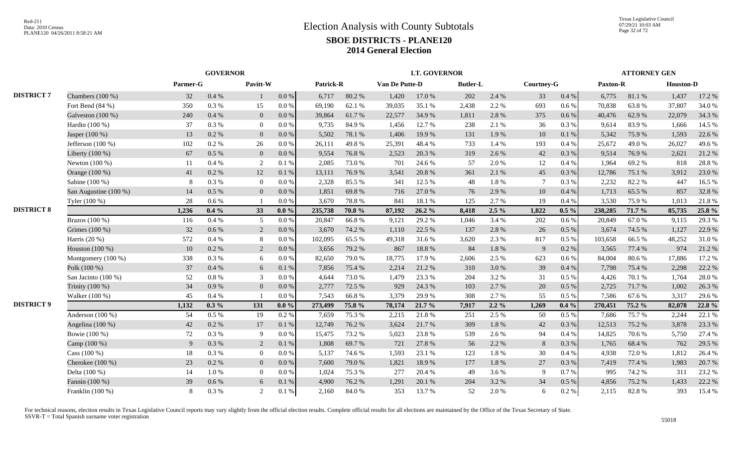# Election Analysis with County Subtotals

## SBOE DISTRICTS - PLANE120

## 2014 General Election

| | | GOVERNOR | | | | LT. GOVERNOR | | | | | | | | ATTORNEY GEN | | | |
|---|---|---|---|---|---|---|---|---|---|---|---|---|---|---|---|---|---|
| | | Parmer-G | | Pavitt-W | | Patrick-R | | Van De Putte-D | | Butler-L | | Courtney-G | | Paxton-R | | Houston-D | |
| DISTRICT 7 | Chambers (100 %) | 32 | 0.4 % | 1 | 0.0 % | 6,717 | 80.2 % | 1,420 | 17.0 % | 202 | 2.4 % | 33 | 0.4 % | 6,775 | 81.1 % | 1,437 | 17.2 % |
| | Fort Bend (84 %) | 350 | 0.3 % | 15 | 0.0 % | 69,190 | 62.1 % | 39,035 | 35.1 % | 2,438 | 2.2 % | 693 | 0.6 % | 70,838 | 63.8 % | 37,807 | 34.0 % |
| | Galveston (100 %) | 240 | 0.4 % | 0 | 0.0 % | 39,864 | 61.7 % | 22,577 | 34.9 % | 1,811 | 2.8 % | 375 | 0.6 % | 40,476 | 62.9 % | 22,079 | 34.3 % |
| | Hardin (100 %) | 37 | 0.3 % | 0 | 0.0 % | 9,735 | 84.9 % | 1,456 | 12.7 % | 238 | 2.1 % | 36 | 0.3 % | 9,614 | 83.9 % | 1,666 | 14.5 % |
| | Jasper (100 %) | 13 | 0.2 % | 0 | 0.0 % | 5,502 | 78.1 % | 1,406 | 19.9 % | 131 | 1.9 % | 10 | 0.1 % | 5,342 | 75.9 % | 1,593 | 22.6 % |
| | Jefferson (100 %) | 102 | 0.2 % | 26 | 0.0 % | 26,111 | 49.8 % | 25,391 | 48.4 % | 733 | 1.4 % | 193 | 0.4 % | 25,672 | 49.0 % | 26,027 | 49.6 % |
| | Liberty (100 %) | 67 | 0.5 % | 0 | 0.0 % | 9,554 | 76.8 % | 2,523 | 20.3 % | 319 | 2.6 % | 42 | 0.3 % | 9,514 | 76.9 % | 2,621 | 21.2 % |
| | Newton (100 %) | 11 | 0.4 % | 2 | 0.1 % | 2,085 | 73.0 % | 701 | 24.6 % | 57 | 2.0 % | 12 | 0.4 % | 1,964 | 69.2 % | 818 | 28.8 % |
| | Orange (100 %) | 41 | 0.2 % | 12 | 0.1 % | 13,111 | 76.9 % | 3,541 | 20.8 % | 361 | 2.1 % | 45 | 0.3 % | 12,786 | 75.1 % | 3,912 | 23.0 % |
| | Sabine (100 %) | 8 | 0.3 % | 0 | 0.0 % | 2,328 | 85.5 % | 341 | 12.5 % | 48 | 1.8 % | 7 | 0.3 % | 2,232 | 82.2 % | 447 | 16.5 % |
| | San Augustine (100 %) | 14 | 0.5 % | 0 | 0.0 % | 1,851 | 69.8 % | 716 | 27.0 % | 76 | 2.9 % | 10 | 0.4 % | 1,713 | 65.5 % | 857 | 32.8 % |
| | Tyler (100 %) | 28 | 0.6 % | 1 | 0.0 % | 3,670 | 78.8 % | 841 | 18.1 % | 125 | 2.7 % | 19 | 0.4 % | 3,530 | 75.9 % | 1,013 | 21.8 % |
| DISTRICT 8 | | **1,236** | **0.4 %** | **33** | **0.0 %** | **235,738** | **70.8 %** | **87,192** | **26.2 %** | **8,418** | **2.5 %** | **1,822** | **0.5 %** | **238,285** | **71.7 %** | **85,735** | **25.8 %** |
| | Brazos (100 %) | 116 | 0.4 % | 5 | 0.0 % | 20,847 | 66.8 % | 9,121 | 29.2 % | 1,046 | 3.4 % | 202 | 0.6 % | 20,849 | 67.0 % | 9,115 | 29.3 % |
| | Grimes (100 %) | 32 | 0.6 % | 2 | 0.0 % | 3,670 | 74.2 % | 1,110 | 22.5 % | 137 | 2.8 % | 26 | 0.5 % | 3,674 | 74.5 % | 1,127 | 22.9 % |
| | Harris (20 %) | 572 | 0.4 % | 8 | 0.0 % | 102,095 | 65.5 % | 49,318 | 31.6 % | 3,620 | 2.3 % | 817 | 0.5 % | 103,658 | 66.5 % | 48,252 | 31.0 % |
| | Houston (100 %) | 10 | 0.2 % | 2 | 0.0 % | 3,656 | 79.2 % | 867 | 18.8 % | 84 | 1.8 % | 9 | 0.2 % | 3,565 | 77.4 % | 974 | 21.2 % |
| | Montgomery (100 %) | 338 | 0.3 % | 6 | 0.0 % | 82,650 | 79.0 % | 18,775 | 17.9 % | 2,606 | 2.5 % | 623 | 0.6 % | 84,004 | 80.6 % | 17,886 | 17.2 % |
| | Polk (100 %) | 37 | 0.4 % | 6 | 0.1 % | 7,856 | 75.4 % | 2,214 | 21.2 % | 310 | 3.0 % | 39 | 0.4 % | 7,798 | 75.4 % | 2,298 | 22.2 % |
| | San Jacinto (100 %) | 52 | 0.8 % | 3 | 0.0 % | 4,644 | 73.0 % | 1,479 | 23.3 % | 204 | 3.2 % | 31 | 0.5 % | 4,426 | 70.1 % | 1,764 | 28.0 % |
| | Trinity (100 %) | 34 | 0.9 % | 0 | 0.0 % | 2,777 | 72.5 % | 929 | 24.3 % | 103 | 2.7 % | 20 | 0.5 % | 2,725 | 71.7 % | 1,002 | 26.3 % |
| | Walker (100 %) | 45 | 0.4 % | 1 | 0.0 % | 7,543 | 66.8 % | 3,379 | 29.9 % | 308 | 2.7 % | 55 | 0.5 % | 7,586 | 67.6 % | 3,317 | 29.6 % |
| DISTRICT 9 | | **1,132** | **0.3 %** | **131** | **0.0 %** | **273,499** | **75.8 %** | **78,174** | **21.7 %** | **7,917** | **2.2 %** | **1,269** | **0.4 %** | **270,451** | **75.2 %** | **82,078** | **22.8 %** |
| | Anderson (100 %) | 54 | 0.5 % | 19 | 0.2 % | 7,659 | 75.3 % | 2,215 | 21.8 % | 251 | 2.5 % | 50 | 0.5 % | 7,686 | 75.7 % | 2,244 | 22.1 % |
| | Angelina (100 %) | 42 | 0.2 % | 17 | 0.1 % | 12,749 | 76.2 % | 3,624 | 21.7 % | 309 | 1.8 % | 42 | 0.3 % | 12,513 | 75.2 % | 3,878 | 23.3 % |
| | Bowie (100 %) | 72 | 0.3 % | 9 | 0.0 % | 15,475 | 73.2 % | 5,023 | 23.8 % | 539 | 2.6 % | 94 | 0.4 % | 14,825 | 70.6 % | 5,750 | 27.4 % |
| | Camp (100 %) | 9 | 0.3 % | 2 | 0.1 % | 1,808 | 69.7 % | 721 | 27.8 % | 56 | 2.2 % | 8 | 0.3 % | 1,765 | 68.4 % | 762 | 29.5 % |
| | Cass (100 %) | 18 | 0.3 % | 0 | 0.0 % | 5,137 | 74.6 % | 1,593 | 23.1 % | 123 | 1.8 % | 30 | 0.4 % | 4,938 | 72.0 % | 1,812 | 26.4 % |
| | Cherokee (100 %) | 23 | 0.2 % | 0 | 0.0 % | 7,600 | 79.0 % | 1,821 | 18.9 % | 177 | 1.8 % | 27 | 0.3 % | 7,419 | 77.4 % | 1,983 | 20.7 % |
| | Delta (100 %) | 14 | 1.0 % | 0 | 0.0 % | 1,024 | 75.3 % | 277 | 20.4 % | 49 | 3.6 % | 9 | 0.7 % | 995 | 74.2 % | 311 | 23.2 % |
| | Fannin (100 %) | 39 | 0.6 % | 6 | 0.1 % | 4,900 | 76.2 % | 1,291 | 20.1 % | 204 | 3.2 % | 34 | 0.5 % | 4,856 | 75.2 % | 1,433 | 22.2 % |
| | Franklin (100 %) | 8 | 0.3 % | 2 | 0.1 % | 2,160 | 84.0 % | 353 | 13.7 % | 52 | 2.0 % | 6 | 0.2 % | 2,115 | 82.8 % | 393 | 15.4 % |

For technical reasons, election results in Texas Legislative Council reports may vary slightly from the official election results. Complete official results for all elections are maintained by the Office of the Texas Secretary of State.
SSVR-T = Total Spanish surname voter registration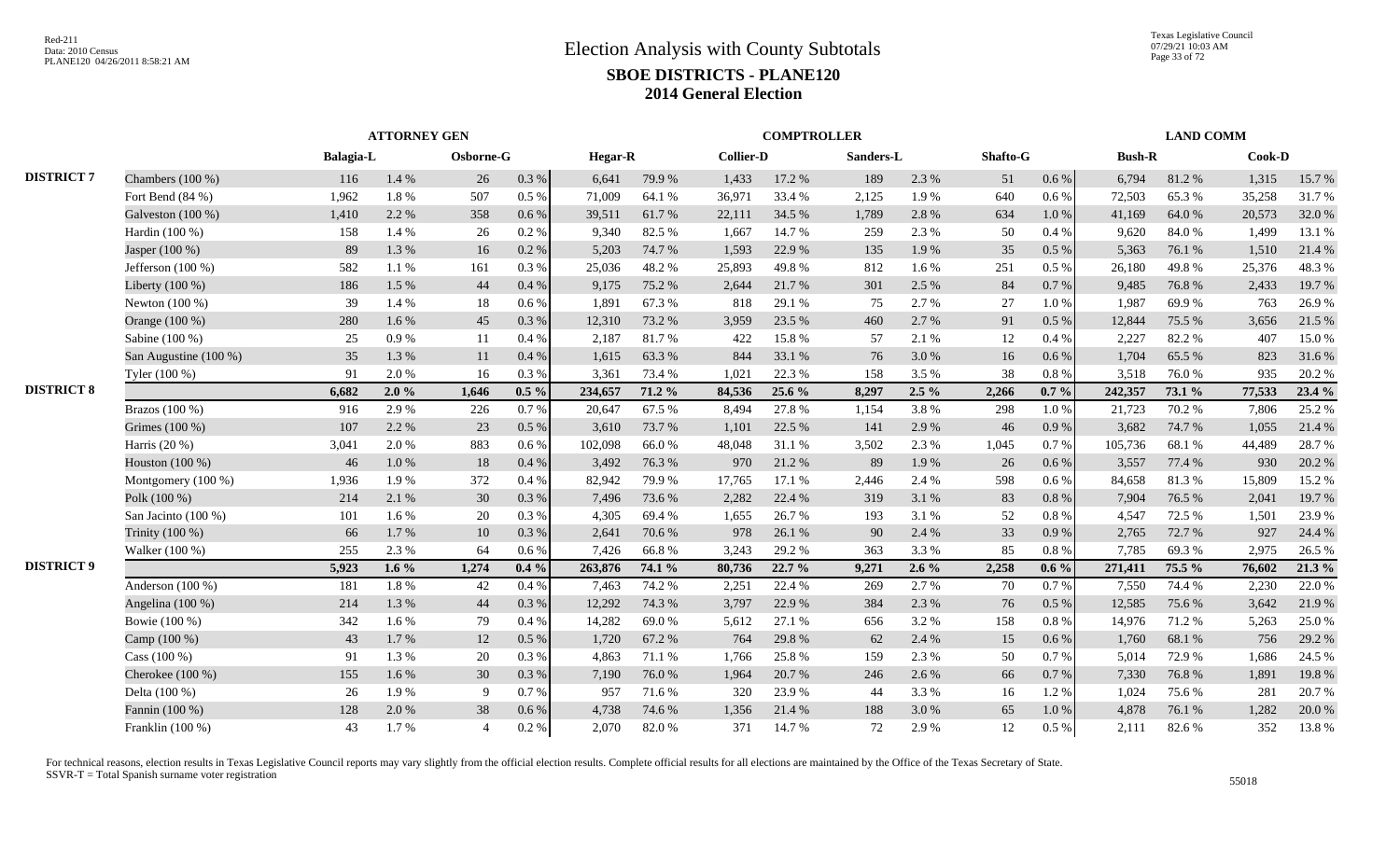# Election Analysis with County Subtotals

## SBOE DISTRICTS - PLANE120

## 2014 General Election

| | | ATTORNEY GEN | | | | COMPTROLLER | | | | | | | | LAND COMM | | | |
|---|---|---|---|---|---|---|---|---|---|---|---|---|---|---|---|---|---|
| | | Balagia-L | | Osborne-G | | Hegar-R | | Collier-D | | Sanders-L | | Shafto-G | | Bush-R | | Cook-D | |
| DISTRICT 7 | Chambers (100 %) | 116 | 1.4 % | 26 | 0.3 % | 6,641 | 79.9 % | 1,433 | 17.2 % | 189 | 2.3 % | 51 | 0.6 % | 6,794 | 81.2 % | 1,315 | 15.7 % |
| | Fort Bend (84 %) | 1,962 | 1.8 % | 507 | 0.5 % | 71,009 | 64.1 % | 36,971 | 33.4 % | 2,125 | 1.9 % | 640 | 0.6 % | 72,503 | 65.3 % | 35,258 | 31.7 % |
| | Galveston (100 %) | 1,410 | 2.2 % | 358 | 0.6 % | 39,511 | 61.7 % | 22,111 | 34.5 % | 1,789 | 2.8 % | 634 | 1.0 % | 41,169 | 64.0 % | 20,573 | 32.0 % |
| | Hardin (100 %) | 158 | 1.4 % | 26 | 0.2 % | 9,340 | 82.5 % | 1,667 | 14.7 % | 259 | 2.3 % | 50 | 0.4 % | 9,620 | 84.0 % | 1,499 | 13.1 % |
| | Jasper (100 %) | 89 | 1.3 % | 16 | 0.2 % | 5,203 | 74.7 % | 1,593 | 22.9 % | 135 | 1.9 % | 35 | 0.5 % | 5,363 | 76.1 % | 1,510 | 21.4 % |
| | Jefferson (100 %) | 582 | 1.1 % | 161 | 0.3 % | 25,036 | 48.2 % | 25,893 | 49.8 % | 812 | 1.6 % | 251 | 0.5 % | 26,180 | 49.8 % | 25,376 | 48.3 % |
| | Liberty (100 %) | 186 | 1.5 % | 44 | 0.4 % | 9,175 | 75.2 % | 2,644 | 21.7 % | 301 | 2.5 % | 84 | 0.7 % | 9,485 | 76.8 % | 2,433 | 19.7 % |
| | Newton (100 %) | 39 | 1.4 % | 18 | 0.6 % | 1,891 | 67.3 % | 818 | 29.1 % | 75 | 2.7 % | 27 | 1.0 % | 1,987 | 69.9 % | 763 | 26.9 % |
| | Orange (100 %) | 280 | 1.6 % | 45 | 0.3 % | 12,310 | 73.2 % | 3,959 | 23.5 % | 460 | 2.7 % | 91 | 0.5 % | 12,844 | 75.5 % | 3,656 | 21.5 % |
| | Sabine (100 %) | 25 | 0.9 % | 11 | 0.4 % | 2,187 | 81.7 % | 422 | 15.8 % | 57 | 2.1 % | 12 | 0.4 % | 2,227 | 82.2 % | 407 | 15.0 % |
| | San Augustine (100 %) | 35 | 1.3 % | 11 | 0.4 % | 1,615 | 63.3 % | 844 | 33.1 % | 76 | 3.0 % | 16 | 0.6 % | 1,704 | 65.5 % | 823 | 31.6 % |
| | Tyler (100 %) | 91 | 2.0 % | 16 | 0.3 % | 3,361 | 73.4 % | 1,021 | 22.3 % | 158 | 3.5 % | 38 | 0.8 % | 3,518 | 76.0 % | 935 | 20.2 % |
| DISTRICT 8 | | **6,682** | **2.0 %** | **1,646** | **0.5 %** | **234,657** | **71.2 %** | **84,536** | **25.6 %** | **8,297** | **2.5 %** | **2,266** | **0.7 %** | **242,357** | **73.1 %** | **77,533** | **23.4 %** |
| | Brazos (100 %) | 916 | 2.9 % | 226 | 0.7 % | 20,647 | 67.5 % | 8,494 | 27.8 % | 1,154 | 3.8 % | 298 | 1.0 % | 21,723 | 70.2 % | 7,806 | 25.2 % |
| | Grimes (100 %) | 107 | 2.2 % | 23 | 0.5 % | 3,610 | 73.7 % | 1,101 | 22.5 % | 141 | 2.9 % | 46 | 0.9 % | 3,682 | 74.7 % | 1,055 | 21.4 % |
| | Harris (20 %) | 3,041 | 2.0 % | 883 | 0.6 % | 102,098 | 66.0 % | 48,048 | 31.1 % | 3,502 | 2.3 % | 1,045 | 0.7 % | 105,736 | 68.1 % | 44,489 | 28.7 % |
| | Houston (100 %) | 46 | 1.0 % | 18 | 0.4 % | 3,492 | 76.3 % | 970 | 21.2 % | 89 | 1.9 % | 26 | 0.6 % | 3,557 | 77.4 % | 930 | 20.2 % |
| | Montgomery (100 %) | 1,936 | 1.9 % | 372 | 0.4 % | 82,942 | 79.9 % | 17,765 | 17.1 % | 2,446 | 2.4 % | 598 | 0.6 % | 84,658 | 81.3 % | 15,809 | 15.2 % |
| | Polk (100 %) | 214 | 2.1 % | 30 | 0.3 % | 7,496 | 73.6 % | 2,282 | 22.4 % | 319 | 3.1 % | 83 | 0.8 % | 7,904 | 76.5 % | 2,041 | 19.7 % |
| | San Jacinto (100 %) | 101 | 1.6 % | 20 | 0.3 % | 4,305 | 69.4 % | 1,655 | 26.7 % | 193 | 3.1 % | 52 | 0.8 % | 4,547 | 72.5 % | 1,501 | 23.9 % |
| | Trinity (100 %) | 66 | 1.7 % | 10 | 0.3 % | 2,641 | 70.6 % | 978 | 26.1 % | 90 | 2.4 % | 33 | 0.9 % | 2,765 | 72.7 % | 927 | 24.4 % |
| | Walker (100 %) | 255 | 2.3 % | 64 | 0.6 % | 7,426 | 66.8 % | 3,243 | 29.2 % | 363 | 3.3 % | 85 | 0.8 % | 7,785 | 69.3 % | 2,975 | 26.5 % |
| DISTRICT 9 | | **5,923** | **1.6 %** | **1,274** | **0.4 %** | **263,876** | **74.1 %** | **80,736** | **22.7 %** | **9,271** | **2.6 %** | **2,258** | **0.6 %** | **271,411** | **75.5 %** | **76,602** | **21.3 %** |
| | Anderson (100 %) | 181 | 1.8 % | 42 | 0.4 % | 7,463 | 74.2 % | 2,251 | 22.4 % | 269 | 2.7 % | 70 | 0.7 % | 7,550 | 74.4 % | 2,230 | 22.0 % |
| | Angelina (100 %) | 214 | 1.3 % | 44 | 0.3 % | 12,292 | 74.3 % | 3,797 | 22.9 % | 384 | 2.3 % | 76 | 0.5 % | 12,585 | 75.6 % | 3,642 | 21.9 % |
| | Bowie (100 %) | 342 | 1.6 % | 79 | 0.4 % | 14,282 | 69.0 % | 5,612 | 27.1 % | 656 | 3.2 % | 158 | 0.8 % | 14,976 | 71.2 % | 5,263 | 25.0 % |
| | Camp (100 %) | 43 | 1.7 % | 12 | 0.5 % | 1,720 | 67.2 % | 764 | 29.8 % | 62 | 2.4 % | 15 | 0.6 % | 1,760 | 68.1 % | 756 | 29.2 % |
| | Cass (100 %) | 91 | 1.3 % | 20 | 0.3 % | 4,863 | 71.1 % | 1,766 | 25.8 % | 159 | 2.3 % | 50 | 0.7 % | 5,014 | 72.9 % | 1,686 | 24.5 % |
| | Cherokee (100 %) | 155 | 1.6 % | 30 | 0.3 % | 7,190 | 76.0 % | 1,964 | 20.7 % | 246 | 2.6 % | 66 | 0.7 % | 7,330 | 76.8 % | 1,891 | 19.8 % |
| | Delta (100 %) | 26 | 1.9 % | 9 | 0.7 % | 957 | 71.6 % | 320 | 23.9 % | 44 | 3.3 % | 16 | 1.2 % | 1,024 | 75.6 % | 281 | 20.7 % |
| | Fannin (100 %) | 128 | 2.0 % | 38 | 0.6 % | 4,738 | 74.6 % | 1,356 | 21.4 % | 188 | 3.0 % | 65 | 1.0 % | 4,878 | 76.1 % | 1,282 | 20.0 % |
| | Franklin (100 %) | 43 | 1.7 % | 4 | 0.2 % | 2,070 | 82.0 % | 371 | 14.7 % | 72 | 2.9 % | 12 | 0.5 % | 2,111 | 82.6 % | 352 | 13.8 % |

For technical reasons, election results in Texas Legislative Council reports may vary slightly from the official election results. Complete official results for all elections are maintained by the Office of the Texas Secretary of State.
SSVR-T = Total Spanish surname voter registration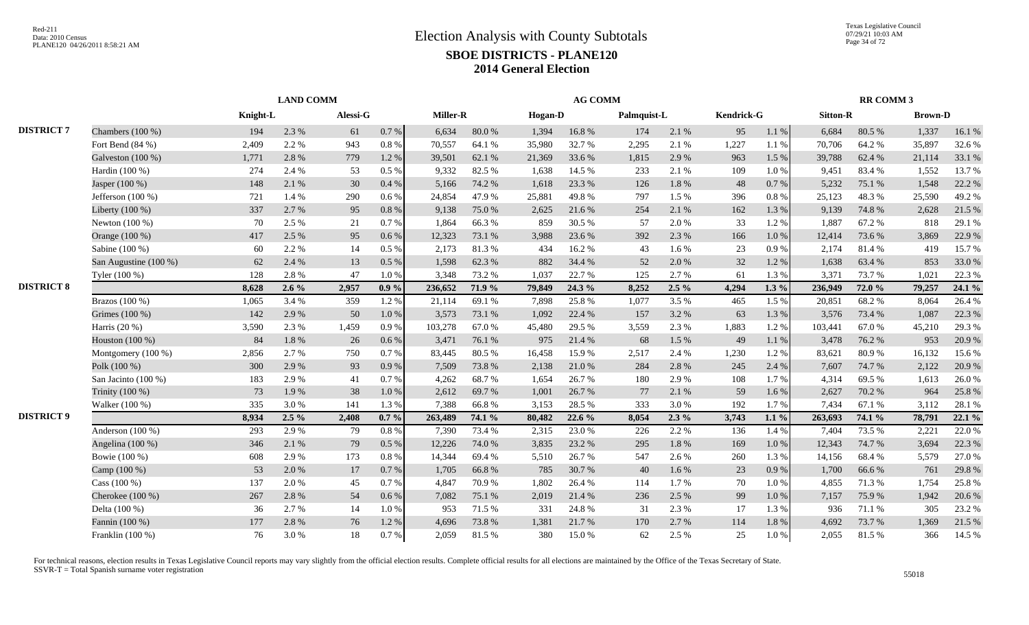# Election Analysis with County Subtotals

## SBOE DISTRICTS - PLANE120

### 2014 General Election

Red-211
Data: 2010 Census
PLANE120 04/26/2011 8:58:21 AM

Texas Legislative Council
07/29/21 10:03 AM

| | | LAND COMM | | | | AG COMM | | | | | | | | RR COMM 3 | | | |
|---|---|---|---|---|---|---|---|---|---|---|---|---|---|---|---|---|---|
| | | Knight-L | | Alessi-G | | Miller-R | | Hogan-D | | Palmquist-L | | Kendrick-G | | Sitton-R | | Brown-D | |
| DISTRICT 7 | Chambers (100 %) | 194 | 2.3 % | 61 | 0.7 % | 6,634 | 80.0 % | 1,394 | 16.8 % | 174 | 2.1 % | 95 | 1.1 % | 6,684 | 80.5 % | 1,337 | 16.1 % |
| | Fort Bend (84 %) | 2,409 | 2.2 % | 943 | 0.8 % | 70,557 | 64.1 % | 35,980 | 32.7 % | 2,295 | 2.1 % | 1,227 | 1.1 % | 70,706 | 64.2 % | 35,897 | 32.6 % |
| | Galveston (100 %) | 1,771 | 2.8 % | 779 | 1.2 % | 39,501 | 62.1 % | 21,369 | 33.6 % | 1,815 | 2.9 % | 963 | 1.5 % | 39,788 | 62.4 % | 21,114 | 33.1 % |
| | Hardin (100 %) | 274 | 2.4 % | 53 | 0.5 % | 9,332 | 82.5 % | 1,638 | 14.5 % | 233 | 2.1 % | 109 | 1.0 % | 9,451 | 83.4 % | 1,552 | 13.7 % |
| | Jasper (100 %) | 148 | 2.1 % | 30 | 0.4 % | 5,166 | 74.2 % | 1,618 | 23.3 % | 126 | 1.8 % | 48 | 0.7 % | 5,232 | 75.1 % | 1,548 | 22.2 % |
| | Jefferson (100 %) | 721 | 1.4 % | 290 | 0.6 % | 24,854 | 47.9 % | 25,881 | 49.8 % | 797 | 1.5 % | 396 | 0.8 % | 25,123 | 48.3 % | 25,590 | 49.2 % |
| | Liberty (100 %) | 337 | 2.7 % | 95 | 0.8 % | 9,138 | 75.0 % | 2,625 | 21.6 % | 254 | 2.1 % | 162 | 1.3 % | 9,139 | 74.8 % | 2,628 | 21.5 % |
| | Newton (100 %) | 70 | 2.5 % | 21 | 0.7 % | 1,864 | 66.3 % | 859 | 30.5 % | 57 | 2.0 % | 33 | 1.2 % | 1,887 | 67.2 % | 818 | 29.1 % |
| | Orange (100 %) | 417 | 2.5 % | 95 | 0.6 % | 12,323 | 73.1 % | 3,988 | 23.6 % | 392 | 2.3 % | 166 | 1.0 % | 12,414 | 73.6 % | 3,869 | 22.9 % |
| | Sabine (100 %) | 60 | 2.2 % | 14 | 0.5 % | 2,173 | 81.3 % | 434 | 16.2 % | 43 | 1.6 % | 23 | 0.9 % | 2,174 | 81.4 % | 419 | 15.7 % |
| | San Augustine (100 %) | 62 | 2.4 % | 13 | 0.5 % | 1,598 | 62.3 % | 882 | 34.4 % | 52 | 2.0 % | 32 | 1.2 % | 1,638 | 63.4 % | 853 | 33.0 % |
| | Tyler (100 %) | 128 | 2.8 % | 47 | 1.0 % | 3,348 | 73.2 % | 1,037 | 22.7 % | 125 | 2.7 % | 61 | 1.3 % | 3,371 | 73.7 % | 1,021 | 22.3 % |
| DISTRICT 8 | | **8,628** | **2.6 %** | **2,957** | **0.9 %** | **236,652** | **71.9 %** | **79,849** | **24.3 %** | **8,252** | **2.5 %** | **4,294** | **1.3 %** | **236,949** | **72.0 %** | **79,257** | **24.1 %** |
| | Brazos (100 %) | 1,065 | 3.4 % | 359 | 1.2 % | 21,114 | 69.1 % | 7,898 | 25.8 % | 1,077 | 3.5 % | 465 | 1.5 % | 20,851 | 68.2 % | 8,064 | 26.4 % |
| | Grimes (100 %) | 142 | 2.9 % | 50 | 1.0 % | 3,573 | 73.1 % | 1,092 | 22.4 % | 157 | 3.2 % | 63 | 1.3 % | 3,576 | 73.4 % | 1,087 | 22.3 % |
| | Harris (20 %) | 3,590 | 2.3 % | 1,459 | 0.9 % | 103,278 | 67.0 % | 45,480 | 29.5 % | 3,559 | 2.3 % | 1,883 | 1.2 % | 103,441 | 67.0 % | 45,210 | 29.3 % |
| | Houston (100 %) | 84 | 1.8 % | 26 | 0.6 % | 3,471 | 76.1 % | 975 | 21.4 % | 68 | 1.5 % | 49 | 1.1 % | 3,478 | 76.2 % | 953 | 20.9 % |
| | Montgomery (100 %) | 2,856 | 2.7 % | 750 | 0.7 % | 83,445 | 80.5 % | 16,458 | 15.9 % | 2,517 | 2.4 % | 1,230 | 1.2 % | 83,621 | 80.9 % | 16,132 | 15.6 % |
| | Polk (100 %) | 300 | 2.9 % | 93 | 0.9 % | 7,509 | 73.8 % | 2,138 | 21.0 % | 284 | 2.8 % | 245 | 2.4 % | 7,607 | 74.7 % | 2,122 | 20.9 % |
| | San Jacinto (100 %) | 183 | 2.9 % | 41 | 0.7 % | 4,262 | 68.7 % | 1,654 | 26.7 % | 180 | 2.9 % | 108 | 1.7 % | 4,314 | 69.5 % | 1,613 | 26.0 % |
| | Trinity (100 %) | 73 | 1.9 % | 38 | 1.0 % | 2,612 | 69.7 % | 1,001 | 26.7 % | 77 | 2.1 % | 59 | 1.6 % | 2,627 | 70.2 % | 964 | 25.8 % |
| | Walker (100 %) | 335 | 3.0 % | 141 | 1.3 % | 7,388 | 66.8 % | 3,153 | 28.5 % | 333 | 3.0 % | 192 | 1.7 % | 7,434 | 67.1 % | 3,112 | 28.1 % |
| DISTRICT 9 | | **8,934** | **2.5 %** | **2,408** | **0.7 %** | **263,489** | **74.1 %** | **80,482** | **22.6 %** | **8,054** | **2.3 %** | **3,743** | **1.1 %** | **263,693** | **74.1 %** | **78,791** | **22.1 %** |
| | Anderson (100 %) | 293 | 2.9 % | 79 | 0.8 % | 7,390 | 73.4 % | 2,315 | 23.0 % | 226 | 2.2 % | 136 | 1.4 % | 7,404 | 73.5 % | 2,221 | 22.0 % |
| | Angelina (100 %) | 346 | 2.1 % | 79 | 0.5 % | 12,226 | 74.0 % | 3,835 | 23.2 % | 295 | 1.8 % | 169 | 1.0 % | 12,343 | 74.7 % | 3,694 | 22.3 % |
| | Bowie (100 %) | 608 | 2.9 % | 173 | 0.8 % | 14,344 | 69.4 % | 5,510 | 26.7 % | 547 | 2.6 % | 260 | 1.3 % | 14,156 | 68.4 % | 5,579 | 27.0 % |
| | Camp (100 %) | 53 | 2.0 % | 17 | 0.7 % | 1,705 | 66.8 % | 785 | 30.7 % | 40 | 1.6 % | 23 | 0.9 % | 1,700 | 66.6 % | 761 | 29.8 % |
| | Cass (100 %) | 137 | 2.0 % | 45 | 0.7 % | 4,847 | 70.9 % | 1,802 | 26.4 % | 114 | 1.7 % | 70 | 1.0 % | 4,855 | 71.3 % | 1,754 | 25.8 % |
| | Cherokee (100 %) | 267 | 2.8 % | 54 | 0.6 % | 7,082 | 75.1 % | 2,019 | 21.4 % | 236 | 2.5 % | 99 | 1.0 % | 7,157 | 75.9 % | 1,942 | 20.6 % |
| | Delta (100 %) | 36 | 2.7 % | 14 | 1.0 % | 953 | 71.5 % | 331 | 24.8 % | 31 | 2.3 % | 17 | 1.3 % | 936 | 71.1 % | 305 | 23.2 % |
| | Fannin (100 %) | 177 | 2.8 % | 76 | 1.2 % | 4,696 | 73.8 % | 1,381 | 21.7 % | 170 | 2.7 % | 114 | 1.8 % | 4,692 | 73.7 % | 1,369 | 21.5 % |
| | Franklin (100 %) | 76 | 3.0 % | 18 | 0.7 % | 2,059 | 81.5 % | 380 | 15.0 % | 62 | 2.5 % | 25 | 1.0 % | 2,055 | 81.5 % | 366 | 14.5 % |

For technical reasons, election results in Texas Legislative Council reports may vary slightly from the official election results. Complete official results for all elections are maintained by the Office of the Texas Secretary of State.
SSVR-T = Total Spanish surname voter registration

55018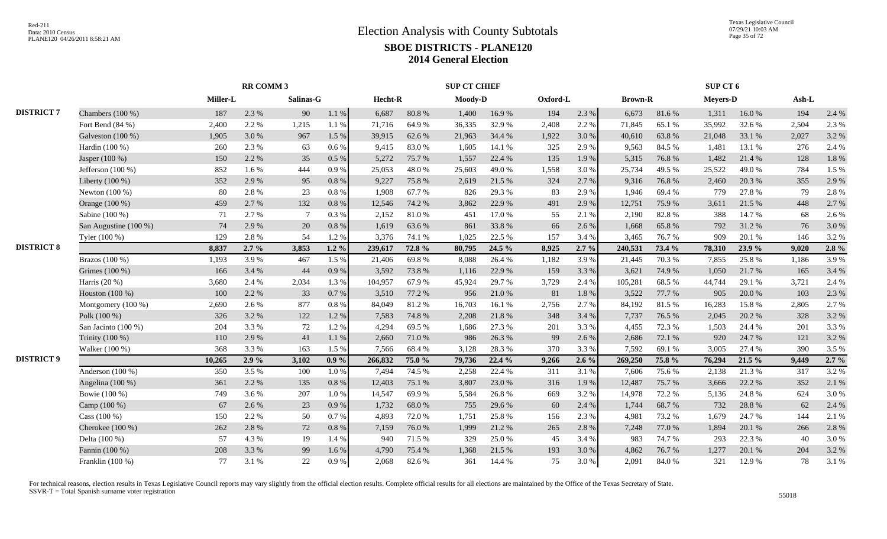# Election Analysis with County Subtotals

## SBOE DISTRICTS - PLANE120

## 2014 General Election

Red-211
Data: 2010 Census
PLANE120 04/26/2011 8:58:21 AM

Texas Legislative Council
07/29/21 10:03 AM

| | | RR COMM 3 | | | | SUP CT CHIEF | | | | | | SUP CT 6 | | | | | |
|---|---|---|---|---|---|---|---|---|---|---|---|---|---|---|---|---|---|
| | | Miller-L | | Salinas-G | | Hecht-R | | Moody-D | | Oxford-L | | Brown-R | | Meyers-D | | Ash-L | |
| DISTRICT 7 | Chambers (100 %) | 187 | 2.3 % | 90 | 1.1 % | 6,687 | 80.8 % | 1,400 | 16.9 % | 194 | 2.3 % | 6,673 | 81.6 % | 1,311 | 16.0 % | 194 | 2.4 % |
| | Fort Bend (84 %) | 2,400 | 2.2 % | 1,215 | 1.1 % | 71,716 | 64.9 % | 36,335 | 32.9 % | 2,408 | 2.2 % | 71,845 | 65.1 % | 35,992 | 32.6 % | 2,504 | 2.3 % |
| | Galveston (100 %) | 1,905 | 3.0 % | 967 | 1.5 % | 39,915 | 62.6 % | 21,963 | 34.4 % | 1,922 | 3.0 % | 40,610 | 63.8 % | 21,048 | 33.1 % | 2,027 | 3.2 % |
| | Hardin (100 %) | 260 | 2.3 % | 63 | 0.6 % | 9,415 | 83.0 % | 1,605 | 14.1 % | 325 | 2.9 % | 9,563 | 84.5 % | 1,481 | 13.1 % | 276 | 2.4 % |
| | Jasper (100 %) | 150 | 2.2 % | 35 | 0.5 % | 5,272 | 75.7 % | 1,557 | 22.4 % | 135 | 1.9 % | 5,315 | 76.8 % | 1,482 | 21.4 % | 128 | 1.8 % |
| | Jefferson (100 %) | 852 | 1.6 % | 444 | 0.9 % | 25,053 | 48.0 % | 25,603 | 49.0 % | 1,558 | 3.0 % | 25,734 | 49.5 % | 25,522 | 49.0 % | 784 | 1.5 % |
| | Liberty (100 %) | 352 | 2.9 % | 95 | 0.8 % | 9,227 | 75.8 % | 2,619 | 21.5 % | 324 | 2.7 % | 9,316 | 76.8 % | 2,460 | 20.3 % | 355 | 2.9 % |
| | Newton (100 %) | 80 | 2.8 % | 23 | 0.8 % | 1,908 | 67.7 % | 826 | 29.3 % | 83 | 2.9 % | 1,946 | 69.4 % | 779 | 27.8 % | 79 | 2.8 % |
| | Orange (100 %) | 459 | 2.7 % | 132 | 0.8 % | 12,546 | 74.2 % | 3,862 | 22.9 % | 491 | 2.9 % | 12,751 | 75.9 % | 3,611 | 21.5 % | 448 | 2.7 % |
| | Sabine (100 %) | 71 | 2.7 % | 7 | 0.3 % | 2,152 | 81.0 % | 451 | 17.0 % | 55 | 2.1 % | 2,190 | 82.8 % | 388 | 14.7 % | 68 | 2.6 % |
| | San Augustine (100 %) | 74 | 2.9 % | 20 | 0.8 % | 1,619 | 63.6 % | 861 | 33.8 % | 66 | 2.6 % | 1,668 | 65.8 % | 792 | 31.2 % | 76 | 3.0 % |
| | Tyler (100 %) | 129 | 2.8 % | 54 | 1.2 % | 3,376 | 74.1 % | 1,025 | 22.5 % | 157 | 3.4 % | 3,465 | 76.7 % | 909 | 20.1 % | 146 | 3.2 % |
| DISTRICT 8 | | **8,837** | **2.7 %** | **3,853** | **1.2 %** | **239,617** | **72.8 %** | **80,795** | **24.5 %** | **8,925** | **2.7 %** | **240,531** | **73.4 %** | **78,310** | **23.9 %** | **9,020** | **2.8 %** |
| | Brazos (100 %) | 1,193 | 3.9 % | 467 | 1.5 % | 21,406 | 69.8 % | 8,088 | 26.4 % | 1,182 | 3.9 % | 21,445 | 70.3 % | 7,855 | 25.8 % | 1,186 | 3.9 % |
| | Grimes (100 %) | 166 | 3.4 % | 44 | 0.9 % | 3,592 | 73.8 % | 1,116 | 22.9 % | 159 | 3.3 % | 3,621 | 74.9 % | 1,050 | 21.7 % | 165 | 3.4 % |
| | Harris (20 %) | 3,680 | 2.4 % | 2,034 | 1.3 % | 104,957 | 67.9 % | 45,924 | 29.7 % | 3,729 | 2.4 % | 105,281 | 68.5 % | 44,744 | 29.1 % | 3,721 | 2.4 % |
| | Houston (100 %) | 100 | 2.2 % | 33 | 0.7 % | 3,510 | 77.2 % | 956 | 21.0 % | 81 | 1.8 % | 3,522 | 77.7 % | 905 | 20.0 % | 103 | 2.3 % |
| | Montgomery (100 %) | 2,690 | 2.6 % | 877 | 0.8 % | 84,049 | 81.2 % | 16,703 | 16.1 % | 2,756 | 2.7 % | 84,192 | 81.5 % | 16,283 | 15.8 % | 2,805 | 2.7 % |
| | Polk (100 %) | 326 | 3.2 % | 122 | 1.2 % | 7,583 | 74.8 % | 2,208 | 21.8 % | 348 | 3.4 % | 7,737 | 76.5 % | 2,045 | 20.2 % | 328 | 3.2 % |
| | San Jacinto (100 %) | 204 | 3.3 % | 72 | 1.2 % | 4,294 | 69.5 % | 1,686 | 27.3 % | 201 | 3.3 % | 4,455 | 72.3 % | 1,503 | 24.4 % | 201 | 3.3 % |
| | Trinity (100 %) | 110 | 2.9 % | 41 | 1.1 % | 2,660 | 71.0 % | 986 | 26.3 % | 99 | 2.6 % | 2,686 | 72.1 % | 920 | 24.7 % | 121 | 3.2 % |
| | Walker (100 %) | 368 | 3.3 % | 163 | 1.5 % | 7,566 | 68.4 % | 3,128 | 28.3 % | 370 | 3.3 % | 7,592 | 69.1 % | 3,005 | 27.4 % | 390 | 3.5 % |
| DISTRICT 9 | | **10,265** | **2.9 %** | **3,102** | **0.9 %** | **266,832** | **75.0 %** | **79,736** | **22.4 %** | **9,266** | **2.6 %** | **269,250** | **75.8 %** | **76,294** | **21.5 %** | **9,449** | **2.7 %** |
| | Anderson (100 %) | 350 | 3.5 % | 100 | 1.0 % | 7,494 | 74.5 % | 2,258 | 22.4 % | 311 | 3.1 % | 7,606 | 75.6 % | 2,138 | 21.3 % | 317 | 3.2 % |
| | Angelina (100 %) | 361 | 2.2 % | 135 | 0.8 % | 12,403 | 75.1 % | 3,807 | 23.0 % | 316 | 1.9 % | 12,487 | 75.7 % | 3,666 | 22.2 % | 352 | 2.1 % |
| | Bowie (100 %) | 749 | 3.6 % | 207 | 1.0 % | 14,547 | 69.9 % | 5,584 | 26.8 % | 669 | 3.2 % | 14,978 | 72.2 % | 5,136 | 24.8 % | 624 | 3.0 % |
| | Camp (100 %) | 67 | 2.6 % | 23 | 0.9 % | 1,732 | 68.0 % | 755 | 29.6 % | 60 | 2.4 % | 1,744 | 68.7 % | 732 | 28.8 % | 62 | 2.4 % |
| | Cass (100 %) | 150 | 2.2 % | 50 | 0.7 % | 4,893 | 72.0 % | 1,751 | 25.8 % | 156 | 2.3 % | 4,981 | 73.2 % | 1,679 | 24.7 % | 144 | 2.1 % |
| | Cherokee (100 %) | 262 | 2.8 % | 72 | 0.8 % | 7,159 | 76.0 % | 1,999 | 21.2 % | 265 | 2.8 % | 7,248 | 77.0 % | 1,894 | 20.1 % | 266 | 2.8 % |
| | Delta (100 %) | 57 | 4.3 % | 19 | 1.4 % | 940 | 71.5 % | 329 | 25.0 % | 45 | 3.4 % | 983 | 74.7 % | 293 | 22.3 % | 40 | 3.0 % |
| | Fannin (100 %) | 208 | 3.3 % | 99 | 1.6 % | 4,790 | 75.4 % | 1,368 | 21.5 % | 193 | 3.0 % | 4,862 | 76.7 % | 1,277 | 20.1 % | 204 | 3.2 % |
| | Franklin (100 %) | 77 | 3.1 % | 22 | 0.9 % | 2,068 | 82.6 % | 361 | 14.4 % | 75 | 3.0 % | 2,091 | 84.0 % | 321 | 12.9 % | 78 | 3.1 % |

For technical reasons, election results in Texas Legislative Council reports may vary slightly from the official election results. Complete official results for all elections are maintained by the Office of the Texas Secretary of State.
SSVR-T = Total Spanish surname voter registration

55018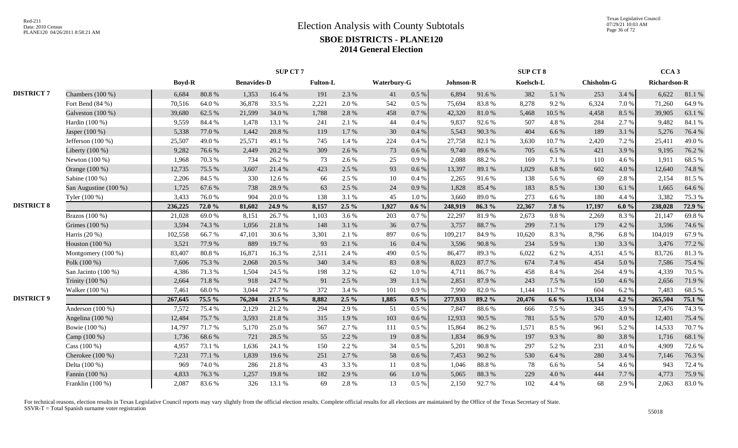# Election Analysis with County Subtotals

## SBOE DISTRICTS - PLANE120

## 2014 General Election

| | | SUP CT 7 | | | | | | | | SUP CT 8 | | | | | | CCA 3 | |
|---|---|---|---|---|---|---|---|---|---|---|---|---|---|---|---|---|---|
| | | Boyd-R | | Benavides-D | | Fulton-L | | Waterbury-G | | Johnson-R | | Koelsch-L | | Chisholm-G | | Richardson-R | |
| DISTRICT 7 | Chambers (100 %) | 6,684 | 80.8 % | 1,353 | 16.4 % | 191 | 2.3 % | 41 | 0.5 % | 6,894 | 91.6 % | 382 | 5.1 % | 253 | 3.4 % | 6,622 | 81.1 % |
| | Fort Bend (84 %) | 70,516 | 64.0 % | 36,878 | 33.5 % | 2,221 | 2.0 % | 542 | 0.5 % | 75,694 | 83.8 % | 8,278 | 9.2 % | 6,324 | 7.0 % | 71,260 | 64.9 % |
| | Galveston (100 %) | 39,680 | 62.5 % | 21,599 | 34.0 % | 1,788 | 2.8 % | 458 | 0.7 % | 42,320 | 81.0 % | 5,468 | 10.5 % | 4,458 | 8.5 % | 39,905 | 63.1 % |
| | Hardin (100 %) | 9,559 | 84.4 % | 1,478 | 13.1 % | 241 | 2.1 % | 44 | 0.4 % | 9,837 | 92.6 % | 507 | 4.8 % | 284 | 2.7 % | 9,482 | 84.1 % |
| | Jasper (100 %) | 5,338 | 77.0 % | 1,442 | 20.8 % | 119 | 1.7 % | 30 | 0.4 % | 5,543 | 90.3 % | 404 | 6.6 % | 189 | 3.1 % | 5,276 | 76.4 % |
| | Jefferson (100 %) | 25,507 | 49.0 % | 25,571 | 49.1 % | 745 | 1.4 % | 224 | 0.4 % | 27,758 | 82.1 % | 3,630 | 10.7 % | 2,420 | 7.2 % | 25,411 | 49.0 % |
| | Liberty (100 %) | 9,282 | 76.6 % | 2,449 | 20.2 % | 309 | 2.6 % | 73 | 0.6 % | 9,740 | 89.6 % | 705 | 6.5 % | 421 | 3.9 % | 9,195 | 76.2 % |
| | Newton (100 %) | 1,968 | 70.3 % | 734 | 26.2 % | 73 | 2.6 % | 25 | 0.9 % | 2,088 | 88.2 % | 169 | 7.1 % | 110 | 4.6 % | 1,911 | 68.5 % |
| | Orange (100 %) | 12,735 | 75.5 % | 3,607 | 21.4 % | 423 | 2.5 % | 93 | 0.6 % | 13,397 | 89.1 % | 1,029 | 6.8 % | 602 | 4.0 % | 12,640 | 74.8 % |
| | Sabine (100 %) | 2,206 | 84.5 % | 330 | 12.6 % | 66 | 2.5 % | 10 | 0.4 % | 2,265 | 91.6 % | 138 | 5.6 % | 69 | 2.8 % | 2,154 | 81.5 % |
| | San Augustine (100 %) | 1,725 | 67.6 % | 738 | 28.9 % | 63 | 2.5 % | 24 | 0.9 % | 1,828 | 85.4 % | 183 | 8.5 % | 130 | 6.1 % | 1,665 | 64.6 % |
| | Tyler (100 %) | 3,433 | 76.0 % | 904 | 20.0 % | 138 | 3.1 % | 45 | 1.0 % | 3,660 | 89.0 % | 273 | 6.6 % | 180 | 4.4 % | 3,382 | 75.3 % |
| DISTRICT 8 | | **236,225** | **72.0 %** | **81,602** | **24.9 %** | **8,157** | **2.5 %** | **1,927** | **0.6 %** | **248,919** | **86.3 %** | **22,367** | **7.8 %** | **17,197** | **6.0 %** | **238,028** | **72.9 %** |
| | Brazos (100 %) | 21,028 | 69.0 % | 8,151 | 26.7 % | 1,103 | 3.6 % | 203 | 0.7 % | 22,297 | 81.9 % | 2,673 | 9.8 % | 2,269 | 8.3 % | 21,147 | 69.8 % |
| | Grimes (100 %) | 3,594 | 74.3 % | 1,056 | 21.8 % | 148 | 3.1 % | 36 | 0.7 % | 3,757 | 88.7 % | 299 | 7.1 % | 179 | 4.2 % | 3,596 | 74.6 % |
| | Harris (20 %) | 102,558 | 66.7 % | 47,101 | 30.6 % | 3,301 | 2.1 % | 897 | 0.6 % | 109,217 | 84.9 % | 10,620 | 8.3 % | 8,796 | 6.8 % | 104,019 | 67.9 % |
| | Houston (100 %) | 3,521 | 77.9 % | 889 | 19.7 % | 93 | 2.1 % | 16 | 0.4 % | 3,596 | 90.8 % | 234 | 5.9 % | 130 | 3.3 % | 3,476 | 77.2 % |
| | Montgomery (100 %) | 83,407 | 80.8 % | 16,871 | 16.3 % | 2,511 | 2.4 % | 490 | 0.5 % | 86,477 | 89.3 % | 6,022 | 6.2 % | 4,351 | 4.5 % | 83,726 | 81.3 % |
| | Polk (100 %) | 7,606 | 75.3 % | 2,068 | 20.5 % | 340 | 3.4 % | 83 | 0.8 % | 8,023 | 87.7 % | 674 | 7.4 % | 454 | 5.0 % | 7,586 | 75.4 % |
| | San Jacinto (100 %) | 4,386 | 71.3 % | 1,504 | 24.5 % | 198 | 3.2 % | 62 | 1.0 % | 4,711 | 86.7 % | 458 | 8.4 % | 264 | 4.9 % | 4,339 | 70.5 % |
| | Trinity (100 %) | 2,664 | 71.8 % | 918 | 24.7 % | 91 | 2.5 % | 39 | 1.1 % | 2,851 | 87.9 % | 243 | 7.5 % | 150 | 4.6 % | 2,656 | 71.9 % |
| | Walker (100 %) | 7,461 | 68.0 % | 3,044 | 27.7 % | 372 | 3.4 % | 101 | 0.9 % | 7,990 | 82.0 % | 1,144 | 11.7 % | 604 | 6.2 % | 7,483 | 68.5 % |
| DISTRICT 9 | | **267,645** | **75.5 %** | **76,204** | **21.5 %** | **8,882** | **2.5 %** | **1,885** | **0.5 %** | **277,933** | **89.2 %** | **20,476** | **6.6 %** | **13,134** | **4.2 %** | **265,504** | **75.1 %** |
| | Anderson (100 %) | 7,572 | 75.4 % | 2,129 | 21.2 % | 294 | 2.9 % | 51 | 0.5 % | 7,847 | 88.6 % | 666 | 7.5 % | 345 | 3.9 % | 7,476 | 74.3 % |
| | Angelina (100 %) | 12,484 | 75.7 % | 3,593 | 21.8 % | 315 | 1.9 % | 103 | 0.6 % | 12,933 | 90.5 % | 781 | 5.5 % | 570 | 4.0 % | 12,401 | 75.4 % |
| | Bowie (100 %) | 14,797 | 71.7 % | 5,170 | 25.0 % | 567 | 2.7 % | 111 | 0.5 % | 15,864 | 86.2 % | 1,571 | 8.5 % | 961 | 5.2 % | 14,533 | 70.7 % |
| | Camp (100 %) | 1,736 | 68.6 % | 721 | 28.5 % | 55 | 2.2 % | 19 | 0.8 % | 1,834 | 86.9 % | 197 | 9.3 % | 80 | 3.8 % | 1,716 | 68.1 % |
| | Cass (100 %) | 4,957 | 73.1 % | 1,636 | 24.1 % | 150 | 2.2 % | 34 | 0.5 % | 5,201 | 90.8 % | 297 | 5.2 % | 231 | 4.0 % | 4,909 | 72.6 % |
| | Cherokee (100 %) | 7,231 | 77.1 % | 1,839 | 19.6 % | 251 | 2.7 % | 58 | 0.6 % | 7,453 | 90.2 % | 530 | 6.4 % | 280 | 3.4 % | 7,146 | 76.3 % |
| | Delta (100 %) | 969 | 74.0 % | 286 | 21.8 % | 43 | 3.3 % | 11 | 0.8 % | 1,046 | 88.8 % | 78 | 6.6 % | 54 | 4.6 % | 943 | 72.4 % |
| | Fannin (100 %) | 4,833 | 76.3 % | 1,257 | 19.8 % | 182 | 2.9 % | 66 | 1.0 % | 5,065 | 88.3 % | 229 | 4.0 % | 444 | 7.7 % | 4,773 | 75.9 % |
| | Franklin (100 %) | 2,087 | 83.6 % | 326 | 13.1 % | 69 | 2.8 % | 13 | 0.5 % | 2,150 | 92.7 % | 102 | 4.4 % | 68 | 2.9 % | 2,063 | 83.0 % |

For technical reasons, election results in Texas Legislative Council reports may vary slightly from the official election results. Complete official results for all elections are maintained by the Office of the Texas Secretary of State.
SSVR-T = Total Spanish surname voter registration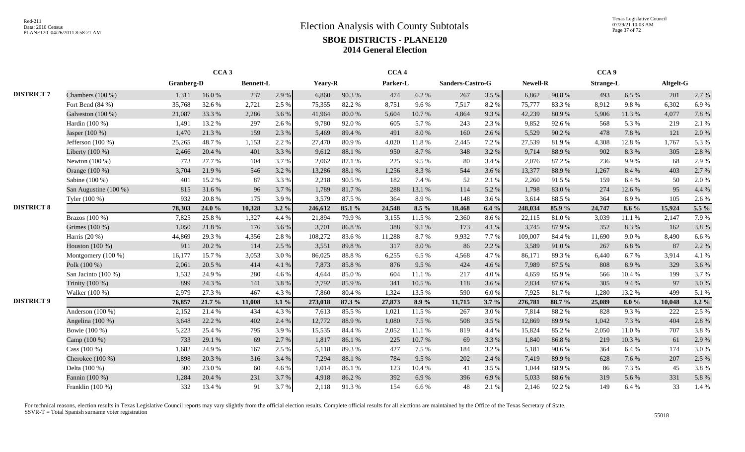# Election Analysis with County Subtotals

## SBOE DISTRICTS - PLANE120

## 2014 General Election

| | | CCA 3 | | | | | | CCA 4 | | | | | | CCA 9 | | | |
|---|---|---|---|---|---|---|---|---|---|---|---|---|---|---|---|---|---|
| | | Granberg-D | | Bennett-L | | Yeary-R | | Parker-L | | Sanders-Castro-G | | Newell-R | | Strange-L | | Altgelt-G | |
| DISTRICT 7 | Chambers (100 %) | 1,311 | 16.0 % | 237 | 2.9 % | 6,860 | 90.3 % | 474 | 6.2 % | 267 | 3.5 % | 6,862 | 90.8 % | 493 | 6.5 % | 201 | 2.7 % |
| | Fort Bend (84 %) | 35,768 | 32.6 % | 2,721 | 2.5 % | 75,355 | 82.2 % | 8,751 | 9.6 % | 7,517 | 8.2 % | 75,777 | 83.3 % | 8,912 | 9.8 % | 6,302 | 6.9 % |
| | Galveston (100 %) | 21,087 | 33.3 % | 2,286 | 3.6 % | 41,964 | 80.0 % | 5,604 | 10.7 % | 4,864 | 9.3 % | 42,239 | 80.9 % | 5,906 | 11.3 % | 4,077 | 7.8 % |
| | Hardin (100 %) | 1,491 | 13.2 % | 297 | 2.6 % | 9,780 | 92.0 % | 605 | 5.7 % | 243 | 2.3 % | 9,852 | 92.6 % | 568 | 5.3 % | 219 | 2.1 % |
| | Jasper (100 %) | 1,470 | 21.3 % | 159 | 2.3 % | 5,469 | 89.4 % | 491 | 8.0 % | 160 | 2.6 % | 5,529 | 90.2 % | 478 | 7.8 % | 121 | 2.0 % |
| | Jefferson (100 %) | 25,265 | 48.7 % | 1,153 | 2.2 % | 27,470 | 80.9 % | 4,020 | 11.8 % | 2,445 | 7.2 % | 27,539 | 81.9 % | 4,308 | 12.8 % | 1,767 | 5.3 % |
| | Liberty (100 %) | 2,466 | 20.4 % | 401 | 3.3 % | 9,612 | 88.1 % | 950 | 8.7 % | 348 | 3.2 % | 9,714 | 88.9 % | 902 | 8.3 % | 305 | 2.8 % |
| | Newton (100 %) | 773 | 27.7 % | 104 | 3.7 % | 2,062 | 87.1 % | 225 | 9.5 % | 80 | 3.4 % | 2,076 | 87.2 % | 236 | 9.9 % | 68 | 2.9 % |
| | Orange (100 %) | 3,704 | 21.9 % | 546 | 3.2 % | 13,286 | 88.1 % | 1,256 | 8.3 % | 544 | 3.6 % | 13,377 | 88.9 % | 1,267 | 8.4 % | 403 | 2.7 % |
| | Sabine (100 %) | 401 | 15.2 % | 87 | 3.3 % | 2,218 | 90.5 % | 182 | 7.4 % | 52 | 2.1 % | 2,260 | 91.5 % | 159 | 6.4 % | 50 | 2.0 % |
| | San Augustine (100 %) | 815 | 31.6 % | 96 | 3.7 % | 1,789 | 81.7 % | 288 | 13.1 % | 114 | 5.2 % | 1,798 | 83.0 % | 274 | 12.6 % | 95 | 4.4 % |
| | Tyler (100 %) | 932 | 20.8 % | 175 | 3.9 % | 3,579 | 87.5 % | 364 | 8.9 % | 148 | 3.6 % | 3,614 | 88.5 % | 364 | 8.9 % | 105 | 2.6 % |
| DISTRICT 8 | | **78,303** | **24.0 %** | **10,328** | **3.2 %** | **246,612** | **85.1 %** | **24,548** | **8.5 %** | **18,468** | **6.4 %** | **248,034** | **85.9 %** | **24,747** | **8.6 %** | **15,924** | **5.5 %** |
| | Brazos (100 %) | 7,825 | 25.8 % | 1,327 | 4.4 % | 21,894 | 79.9 % | 3,155 | 11.5 % | 2,360 | 8.6 % | 22,115 | 81.0 % | 3,039 | 11.1 % | 2,147 | 7.9 % |
| | Grimes (100 %) | 1,050 | 21.8 % | 176 | 3.6 % | 3,701 | 86.8 % | 388 | 9.1 % | 173 | 4.1 % | 3,745 | 87.9 % | 352 | 8.3 % | 162 | 3.8 % |
| | Harris (20 %) | 44,869 | 29.3 % | 4,356 | 2.8 % | 108,272 | 83.6 % | 11,288 | 8.7 % | 9,932 | 7.7 % | 109,007 | 84.4 % | 11,690 | 9.0 % | 8,490 | 6.6 % |
| | Houston (100 %) | 911 | 20.2 % | 114 | 2.5 % | 3,551 | 89.8 % | 317 | 8.0 % | 86 | 2.2 % | 3,589 | 91.0 % | 267 | 6.8 % | 87 | 2.2 % |
| | Montgomery (100 %) | 16,177 | 15.7 % | 3,053 | 3.0 % | 86,025 | 88.8 % | 6,255 | 6.5 % | 4,568 | 4.7 % | 86,171 | 89.3 % | 6,440 | 6.7 % | 3,914 | 4.1 % |
| | Polk (100 %) | 2,061 | 20.5 % | 414 | 4.1 % | 7,873 | 85.8 % | 876 | 9.5 % | 424 | 4.6 % | 7,989 | 87.5 % | 808 | 8.9 % | 329 | 3.6 % |
| | San Jacinto (100 %) | 1,532 | 24.9 % | 280 | 4.6 % | 4,644 | 85.0 % | 604 | 11.1 % | 217 | 4.0 % | 4,659 | 85.9 % | 566 | 10.4 % | 199 | 3.7 % |
| | Trinity (100 %) | 899 | 24.3 % | 141 | 3.8 % | 2,792 | 85.9 % | 341 | 10.5 % | 118 | 3.6 % | 2,834 | 87.6 % | 305 | 9.4 % | 97 | 3.0 % |
| | Walker (100 %) | 2,979 | 27.3 % | 467 | 4.3 % | 7,860 | 80.4 % | 1,324 | 13.5 % | 590 | 6.0 % | 7,925 | 81.7 % | 1,280 | 13.2 % | 499 | 5.1 % |
| DISTRICT 9 | | **76,857** | **21.7 %** | **11,008** | **3.1 %** | **273,018** | **87.3 %** | **27,873** | **8.9 %** | **11,715** | **3.7 %** | **276,781** | **88.7 %** | **25,089** | **8.0 %** | **10,048** | **3.2 %** |
| | Anderson (100 %) | 2,152 | 21.4 % | 434 | 4.3 % | 7,613 | 85.5 % | 1,021 | 11.5 % | 267 | 3.0 % | 7,814 | 88.2 % | 828 | 9.3 % | 222 | 2.5 % |
| | Angelina (100 %) | 3,648 | 22.2 % | 402 | 2.4 % | 12,772 | 88.9 % | 1,080 | 7.5 % | 508 | 3.5 % | 12,869 | 89.9 % | 1,042 | 7.3 % | 404 | 2.8 % |
| | Bowie (100 %) | 5,223 | 25.4 % | 795 | 3.9 % | 15,535 | 84.4 % | 2,052 | 11.1 % | 819 | 4.4 % | 15,824 | 85.2 % | 2,050 | 11.0 % | 707 | 3.8 % |
| | Camp (100 %) | 733 | 29.1 % | 69 | 2.7 % | 1,817 | 86.1 % | 225 | 10.7 % | 69 | 3.3 % | 1,840 | 86.8 % | 219 | 10.3 % | 61 | 2.9 % |
| | Cass (100 %) | 1,682 | 24.9 % | 167 | 2.5 % | 5,118 | 89.3 % | 427 | 7.5 % | 184 | 3.2 % | 5,181 | 90.6 % | 364 | 6.4 % | 174 | 3.0 % |
| | Cherokee (100 %) | 1,898 | 20.3 % | 316 | 3.4 % | 7,294 | 88.1 % | 784 | 9.5 % | 202 | 2.4 % | 7,419 | 89.9 % | 628 | 7.6 % | 207 | 2.5 % |
| | Delta (100 %) | 300 | 23.0 % | 60 | 4.6 % | 1,014 | 86.1 % | 123 | 10.4 % | 41 | 3.5 % | 1,044 | 88.9 % | 86 | 7.3 % | 45 | 3.8 % |
| | Fannin (100 %) | 1,284 | 20.4 % | 231 | 3.7 % | 4,918 | 86.2 % | 392 | 6.9 % | 396 | 6.9 % | 5,033 | 88.6 % | 319 | 5.6 % | 331 | 5.8 % |
| | Franklin (100 %) | 332 | 13.4 % | 91 | 3.7 % | 2,118 | 91.3 % | 154 | 6.6 % | 48 | 2.1 % | 2,146 | 92.2 % | 149 | 6.4 % | 33 | 1.4 % |

For technical reasons, election results in Texas Legislative Council reports may vary slightly from the official election results. Complete official results for all elections are maintained by the Office of the Texas Secretary of State.
SSVR-T = Total Spanish surname voter registration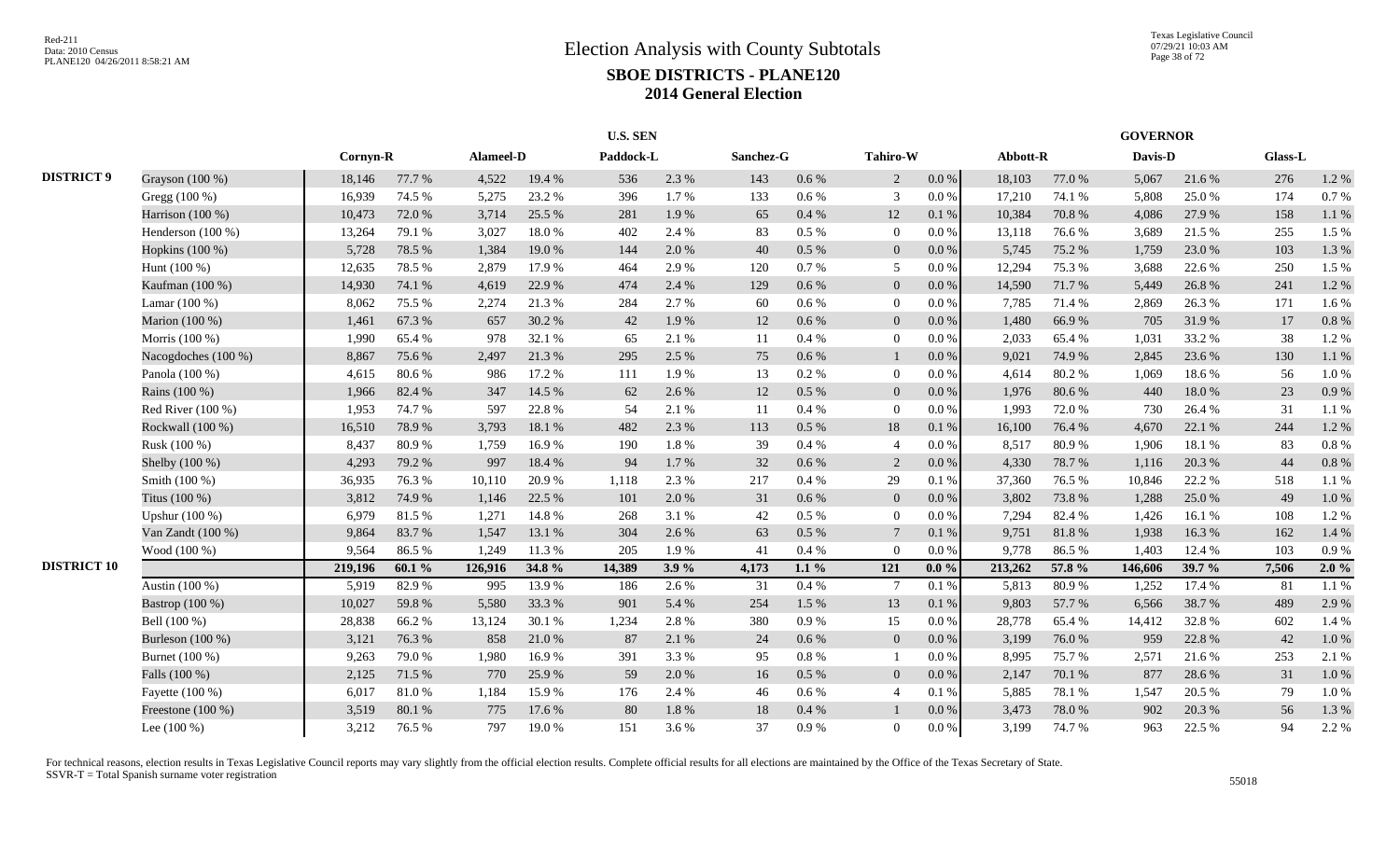# Election Analysis with County Subtotals

## SBOE DISTRICTS - PLANE120

## 2014 General Election

| | | U.S. SEN | | | | | | | | | | GOVERNOR | | | | | |
|---|---|---|---|---|---|---|---|---|---|---|---|---|---|---|---|---|---|
| | | Cornyn-R | | Alameel-D | | Paddock-L | | Sanchez-G | | Tahiro-W | | Abbott-R | | Davis-D | | Glass-L | |
| **DISTRICT 9** | Grayson (100 %) | 18,146 | 77.7 % | 4,522 | 19.4 % | 536 | 2.3 % | 143 | 0.6 % | 2 | 0.0 % | 18,103 | 77.0 % | 5,067 | 21.6 % | 276 | 1.2 % |
| | Gregg (100 %) | 16,939 | 74.5 % | 5,275 | 23.2 % | 396 | 1.7 % | 133 | 0.6 % | 3 | 0.0 % | 17,210 | 74.1 % | 5,808 | 25.0 % | 174 | 0.7 % |
| | Harrison (100 %) | 10,473 | 72.0 % | 3,714 | 25.5 % | 281 | 1.9 % | 65 | 0.4 % | 12 | 0.1 % | 10,384 | 70.8 % | 4,086 | 27.9 % | 158 | 1.1 % |
| | Henderson (100 %) | 13,264 | 79.1 % | 3,027 | 18.0 % | 402 | 2.4 % | 83 | 0.5 % | 0 | 0.0 % | 13,118 | 76.6 % | 3,689 | 21.5 % | 255 | 1.5 % |
| | Hopkins (100 %) | 5,728 | 78.5 % | 1,384 | 19.0 % | 144 | 2.0 % | 40 | 0.5 % | 0 | 0.0 % | 5,745 | 75.2 % | 1,759 | 23.0 % | 103 | 1.3 % |
| | Hunt (100 %) | 12,635 | 78.5 % | 2,879 | 17.9 % | 464 | 2.9 % | 120 | 0.7 % | 5 | 0.0 % | 12,294 | 75.3 % | 3,688 | 22.6 % | 250 | 1.5 % |
| | Kaufman (100 %) | 14,930 | 74.1 % | 4,619 | 22.9 % | 474 | 2.4 % | 129 | 0.6 % | 0 | 0.0 % | 14,590 | 71.7 % | 5,449 | 26.8 % | 241 | 1.2 % |
| | Lamar (100 %) | 8,062 | 75.5 % | 2,274 | 21.3 % | 284 | 2.7 % | 60 | 0.6 % | 0 | 0.0 % | 7,785 | 71.4 % | 2,869 | 26.3 % | 171 | 1.6 % |
| | Marion (100 %) | 1,461 | 67.3 % | 657 | 30.2 % | 42 | 1.9 % | 12 | 0.6 % | 0 | 0.0 % | 1,480 | 66.9 % | 705 | 31.9 % | 17 | 0.8 % |
| | Morris (100 %) | 1,990 | 65.4 % | 978 | 32.1 % | 65 | 2.1 % | 11 | 0.4 % | 0 | 0.0 % | 2,033 | 65.4 % | 1,031 | 33.2 % | 38 | 1.2 % |
| | Nacogdoches (100 %) | 8,867 | 75.6 % | 2,497 | 21.3 % | 295 | 2.5 % | 75 | 0.6 % | 1 | 0.0 % | 9,021 | 74.9 % | 2,845 | 23.6 % | 130 | 1.1 % |
| | Panola (100 %) | 4,615 | 80.6 % | 986 | 17.2 % | 111 | 1.9 % | 13 | 0.2 % | 0 | 0.0 % | 4,614 | 80.2 % | 1,069 | 18.6 % | 56 | 1.0 % |
| | Rains (100 %) | 1,966 | 82.4 % | 347 | 14.5 % | 62 | 2.6 % | 12 | 0.5 % | 0 | 0.0 % | 1,976 | 80.6 % | 440 | 18.0 % | 23 | 0.9 % |
| | Red River (100 %) | 1,953 | 74.7 % | 597 | 22.8 % | 54 | 2.1 % | 11 | 0.4 % | 0 | 0.0 % | 1,993 | 72.0 % | 730 | 26.4 % | 31 | 1.1 % |
| | Rockwall (100 %) | 16,510 | 78.9 % | 3,793 | 18.1 % | 482 | 2.3 % | 113 | 0.5 % | 18 | 0.1 % | 16,100 | 76.4 % | 4,670 | 22.1 % | 244 | 1.2 % |
| | Rusk (100 %) | 8,437 | 80.9 % | 1,759 | 16.9 % | 190 | 1.8 % | 39 | 0.4 % | 4 | 0.0 % | 8,517 | 80.9 % | 1,906 | 18.1 % | 83 | 0.8 % |
| | Shelby (100 %) | 4,293 | 79.2 % | 997 | 18.4 % | 94 | 1.7 % | 32 | 0.6 % | 2 | 0.0 % | 4,330 | 78.7 % | 1,116 | 20.3 % | 44 | 0.8 % |
| | Smith (100 %) | 36,935 | 76.3 % | 10,110 | 20.9 % | 1,118 | 2.3 % | 217 | 0.4 % | 29 | 0.1 % | 37,360 | 76.5 % | 10,846 | 22.2 % | 518 | 1.1 % |
| | Titus (100 %) | 3,812 | 74.9 % | 1,146 | 22.5 % | 101 | 2.0 % | 31 | 0.6 % | 0 | 0.0 % | 3,802 | 73.8 % | 1,288 | 25.0 % | 49 | 1.0 % |
| | Upshur (100 %) | 6,979 | 81.5 % | 1,271 | 14.8 % | 268 | 3.1 % | 42 | 0.5 % | 0 | 0.0 % | 7,294 | 82.4 % | 1,426 | 16.1 % | 108 | 1.2 % |
| | Van Zandt (100 %) | 9,864 | 83.7 % | 1,547 | 13.1 % | 304 | 2.6 % | 63 | 0.5 % | 7 | 0.1 % | 9,751 | 81.8 % | 1,938 | 16.3 % | 162 | 1.4 % |
| | Wood (100 %) | 9,564 | 86.5 % | 1,249 | 11.3 % | 205 | 1.9 % | 41 | 0.4 % | 0 | 0.0 % | 9,778 | 86.5 % | 1,403 | 12.4 % | 103 | 0.9 % |
| **DISTRICT 10** | | **219,196** | **60.1 %** | **126,916** | **34.8 %** | **14,389** | **3.9 %** | **4,173** | **1.1 %** | **121** | **0.0 %** | **213,262** | **57.8 %** | **146,606** | **39.7 %** | **7,506** | **2.0 %** |
| | Austin (100 %) | 5,919 | 82.9 % | 995 | 13.9 % | 186 | 2.6 % | 31 | 0.4 % | 7 | 0.1 % | 5,813 | 80.9 % | 1,252 | 17.4 % | 81 | 1.1 % |
| | Bastrop (100 %) | 10,027 | 59.8 % | 5,580 | 33.3 % | 901 | 5.4 % | 254 | 1.5 % | 13 | 0.1 % | 9,803 | 57.7 % | 6,566 | 38.7 % | 489 | 2.9 % |
| | Bell (100 %) | 28,838 | 66.2 % | 13,124 | 30.1 % | 1,234 | 2.8 % | 380 | 0.9 % | 15 | 0.0 % | 28,778 | 65.4 % | 14,412 | 32.8 % | 602 | 1.4 % |
| | Burleson (100 %) | 3,121 | 76.3 % | 858 | 21.0 % | 87 | 2.1 % | 24 | 0.6 % | 0 | 0.0 % | 3,199 | 76.0 % | 959 | 22.8 % | 42 | 1.0 % |
| | Burnet (100 %) | 9,263 | 79.0 % | 1,980 | 16.9 % | 391 | 3.3 % | 95 | 0.8 % | 1 | 0.0 % | 8,995 | 75.7 % | 2,571 | 21.6 % | 253 | 2.1 % |
| | Falls (100 %) | 2,125 | 71.5 % | 770 | 25.9 % | 59 | 2.0 % | 16 | 0.5 % | 0 | 0.0 % | 2,147 | 70.1 % | 877 | 28.6 % | 31 | 1.0 % |
| | Fayette (100 %) | 6,017 | 81.0 % | 1,184 | 15.9 % | 176 | 2.4 % | 46 | 0.6 % | 4 | 0.1 % | 5,885 | 78.1 % | 1,547 | 20.5 % | 79 | 1.0 % |
| | Freestone (100 %) | 3,519 | 80.1 % | 775 | 17.6 % | 80 | 1.8 % | 18 | 0.4 % | 1 | 0.0 % | 3,473 | 78.0 % | 902 | 20.3 % | 56 | 1.3 % |
| | Lee (100 %) | 3,212 | 76.5 % | 797 | 19.0 % | 151 | 3.6 % | 37 | 0.9 % | 0 | 0.0 % | 3,199 | 74.7 % | 963 | 22.5 % | 94 | 2.2 % |

For technical reasons, election results in Texas Legislative Council reports may vary slightly from the official election results. Complete official results for all elections are maintained by the Office of the Texas Secretary of State.
SSVR-T = Total Spanish surname voter registration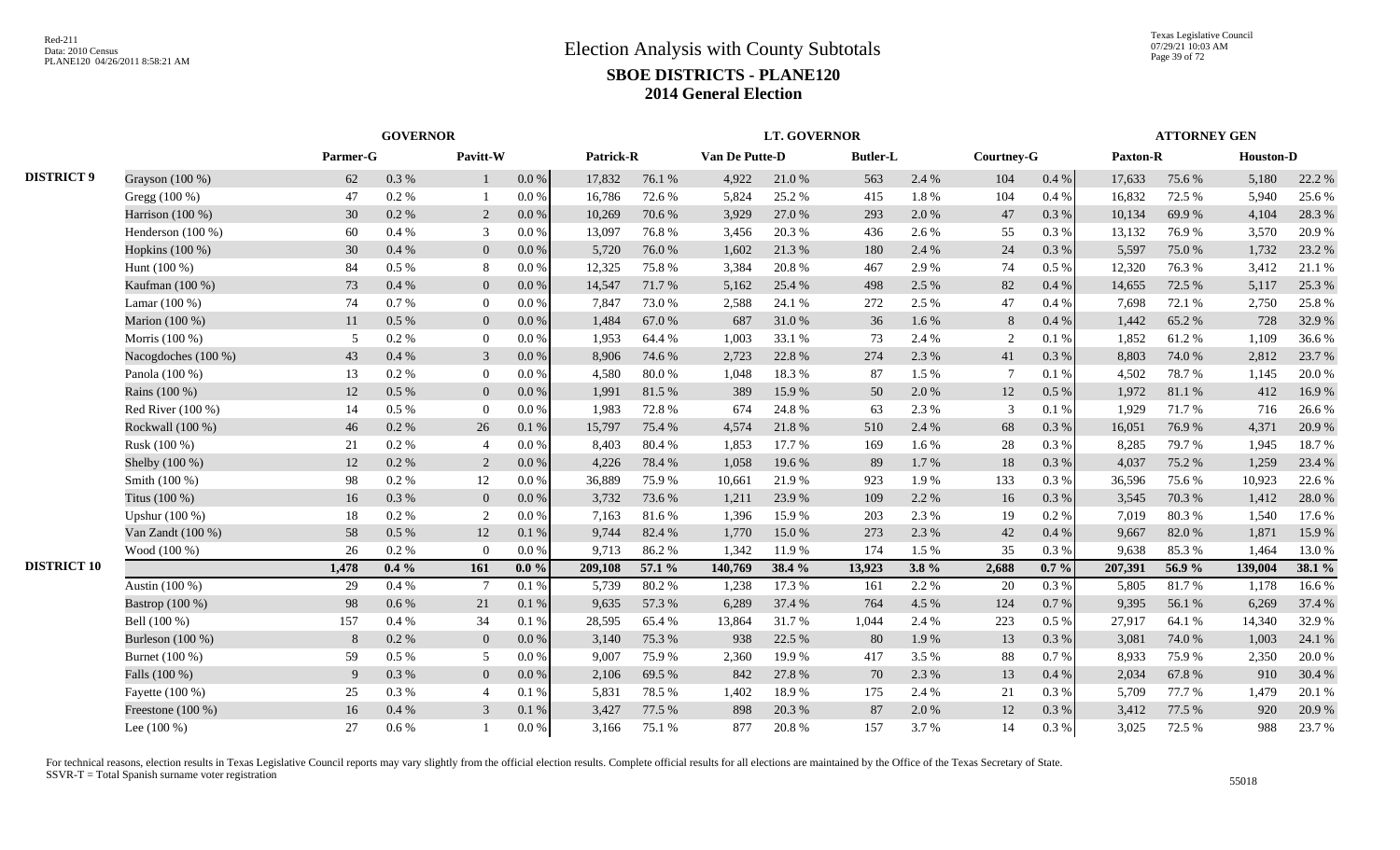# Election Analysis with County Subtotals

## SBOE DISTRICTS - PLANE120

### 2014 General Election

| | | GOVERNOR | | | | LT. GOVERNOR | | | | | | | | ATTORNEY GEN | | | |
|---|---|---|---|---|---|---|---|---|---|---|---|---|---|---|---|---|---|
| | | Parmer-G | | Pavitt-W | | Patrick-R | | Van De Putte-D | | Butler-L | | Courtney-G | | Paxton-R | | Houston-D | |
| DISTRICT 9 | Grayson (100 %) | 62 | 0.3 % | 1 | 0.0 % | 17,832 | 76.1 % | 4,922 | 21.0 % | 563 | 2.4 % | 104 | 0.4 % | 17,633 | 75.6 % | 5,180 | 22.2 % |
| | Gregg (100 %) | 47 | 0.2 % | 1 | 0.0 % | 16,786 | 72.6 % | 5,824 | 25.2 % | 415 | 1.8 % | 104 | 0.4 % | 16,832 | 72.5 % | 5,940 | 25.6 % |
| | Harrison (100 %) | 30 | 0.2 % | 2 | 0.0 % | 10,269 | 70.6 % | 3,929 | 27.0 % | 293 | 2.0 % | 47 | 0.3 % | 10,134 | 69.9 % | 4,104 | 28.3 % |
| | Henderson (100 %) | 60 | 0.4 % | 3 | 0.0 % | 13,097 | 76.8 % | 3,456 | 20.3 % | 436 | 2.6 % | 55 | 0.3 % | 13,132 | 76.9 % | 3,570 | 20.9 % |
| | Hopkins (100 %) | 30 | 0.4 % | 0 | 0.0 % | 5,720 | 76.0 % | 1,602 | 21.3 % | 180 | 2.4 % | 24 | 0.3 % | 5,597 | 75.0 % | 1,732 | 23.2 % |
| | Hunt (100 %) | 84 | 0.5 % | 8 | 0.0 % | 12,325 | 75.8 % | 3,384 | 20.8 % | 467 | 2.9 % | 74 | 0.5 % | 12,320 | 76.3 % | 3,412 | 21.1 % |
| | Kaufman (100 %) | 73 | 0.4 % | 0 | 0.0 % | 14,547 | 71.7 % | 5,162 | 25.4 % | 498 | 2.5 % | 82 | 0.4 % | 14,655 | 72.5 % | 5,117 | 25.3 % |
| | Lamar (100 %) | 74 | 0.7 % | 0 | 0.0 % | 7,847 | 73.0 % | 2,588 | 24.1 % | 272 | 2.5 % | 47 | 0.4 % | 7,698 | 72.1 % | 2,750 | 25.8 % |
| | Marion (100 %) | 11 | 0.5 % | 0 | 0.0 % | 1,484 | 67.0 % | 687 | 31.0 % | 36 | 1.6 % | 8 | 0.4 % | 1,442 | 65.2 % | 728 | 32.9 % |
| | Morris (100 %) | 5 | 0.2 % | 0 | 0.0 % | 1,953 | 64.4 % | 1,003 | 33.1 % | 73 | 2.4 % | 2 | 0.1 % | 1,852 | 61.2 % | 1,109 | 36.6 % |
| | Nacogdoches (100 %) | 43 | 0.4 % | 3 | 0.0 % | 8,906 | 74.6 % | 2,723 | 22.8 % | 274 | 2.3 % | 41 | 0.3 % | 8,803 | 74.0 % | 2,812 | 23.7 % |
| | Panola (100 %) | 13 | 0.2 % | 0 | 0.0 % | 4,580 | 80.0 % | 1,048 | 18.3 % | 87 | 1.5 % | 7 | 0.1 % | 4,502 | 78.7 % | 1,145 | 20.0 % |
| | Rains (100 %) | 12 | 0.5 % | 0 | 0.0 % | 1,991 | 81.5 % | 389 | 15.9 % | 50 | 2.0 % | 12 | 0.5 % | 1,972 | 81.1 % | 412 | 16.9 % |
| | Red River (100 %) | 14 | 0.5 % | 0 | 0.0 % | 1,983 | 72.8 % | 674 | 24.8 % | 63 | 2.3 % | 3 | 0.1 % | 1,929 | 71.7 % | 716 | 26.6 % |
| | Rockwall (100 %) | 46 | 0.2 % | 26 | 0.1 % | 15,797 | 75.4 % | 4,574 | 21.8 % | 510 | 2.4 % | 68 | 0.3 % | 16,051 | 76.9 % | 4,371 | 20.9 % |
| | Rusk (100 %) | 21 | 0.2 % | 4 | 0.0 % | 8,403 | 80.4 % | 1,853 | 17.7 % | 169 | 1.6 % | 28 | 0.3 % | 8,285 | 79.7 % | 1,945 | 18.7 % |
| | Shelby (100 %) | 12 | 0.2 % | 2 | 0.0 % | 4,226 | 78.4 % | 1,058 | 19.6 % | 89 | 1.7 % | 18 | 0.3 % | 4,037 | 75.2 % | 1,259 | 23.4 % |
| | Smith (100 %) | 98 | 0.2 % | 12 | 0.0 % | 36,889 | 75.9 % | 10,661 | 21.9 % | 923 | 1.9 % | 133 | 0.3 % | 36,596 | 75.6 % | 10,923 | 22.6 % |
| | Titus (100 %) | 16 | 0.3 % | 0 | 0.0 % | 3,732 | 73.6 % | 1,211 | 23.9 % | 109 | 2.2 % | 16 | 0.3 % | 3,545 | 70.3 % | 1,412 | 28.0 % |
| | Upshur (100 %) | 18 | 0.2 % | 2 | 0.0 % | 7,163 | 81.6 % | 1,396 | 15.9 % | 203 | 2.3 % | 19 | 0.2 % | 7,019 | 80.3 % | 1,540 | 17.6 % |
| | Van Zandt (100 %) | 58 | 0.5 % | 12 | 0.1 % | 9,744 | 82.4 % | 1,770 | 15.0 % | 273 | 2.3 % | 42 | 0.4 % | 9,667 | 82.0 % | 1,871 | 15.9 % |
| | Wood (100 %) | 26 | 0.2 % | 0 | 0.0 % | 9,713 | 86.2 % | 1,342 | 11.9 % | 174 | 1.5 % | 35 | 0.3 % | 9,638 | 85.3 % | 1,464 | 13.0 % |
| DISTRICT 10 | | **1,478** | **0.4 %** | **161** | **0.0 %** | **209,108** | **57.1 %** | **140,769** | **38.4 %** | **13,923** | **3.8 %** | **2,688** | **0.7 %** | **207,391** | **56.9 %** | **139,004** | **38.1 %** |
| | Austin (100 %) | 29 | 0.4 % | 7 | 0.1 % | 5,739 | 80.2 % | 1,238 | 17.3 % | 161 | 2.2 % | 20 | 0.3 % | 5,805 | 81.7 % | 1,178 | 16.6 % |
| | Bastrop (100 %) | 98 | 0.6 % | 21 | 0.1 % | 9,635 | 57.3 % | 6,289 | 37.4 % | 764 | 4.5 % | 124 | 0.7 % | 9,395 | 56.1 % | 6,269 | 37.4 % |
| | Bell (100 %) | 157 | 0.4 % | 34 | 0.1 % | 28,595 | 65.4 % | 13,864 | 31.7 % | 1,044 | 2.4 % | 223 | 0.5 % | 27,917 | 64.1 % | 14,340 | 32.9 % |
| | Burleson (100 %) | 8 | 0.2 % | 0 | 0.0 % | 3,140 | 75.3 % | 938 | 22.5 % | 80 | 1.9 % | 13 | 0.3 % | 3,081 | 74.0 % | 1,003 | 24.1 % |
| | Burnet (100 %) | 59 | 0.5 % | 5 | 0.0 % | 9,007 | 75.9 % | 2,360 | 19.9 % | 417 | 3.5 % | 88 | 0.7 % | 8,933 | 75.9 % | 2,350 | 20.0 % |
| | Falls (100 %) | 9 | 0.3 % | 0 | 0.0 % | 2,106 | 69.5 % | 842 | 27.8 % | 70 | 2.3 % | 13 | 0.4 % | 2,034 | 67.8 % | 910 | 30.4 % |
| | Fayette (100 %) | 25 | 0.3 % | 4 | 0.1 % | 5,831 | 78.5 % | 1,402 | 18.9 % | 175 | 2.4 % | 21 | 0.3 % | 5,709 | 77.7 % | 1,479 | 20.1 % |
| | Freestone (100 %) | 16 | 0.4 % | 3 | 0.1 % | 3,427 | 77.5 % | 898 | 20.3 % | 87 | 2.0 % | 12 | 0.3 % | 3,412 | 77.5 % | 920 | 20.9 % |
| | Lee (100 %) | 27 | 0.6 % | 1 | 0.0 % | 3,166 | 75.1 % | 877 | 20.8 % | 157 | 3.7 % | 14 | 0.3 % | 3,025 | 72.5 % | 988 | 23.7 % |

For technical reasons, election results in Texas Legislative Council reports may vary slightly from the official election results. Complete official results for all elections are maintained by the Office of the Texas Secretary of State.
SSVR-T = Total Spanish surname voter registration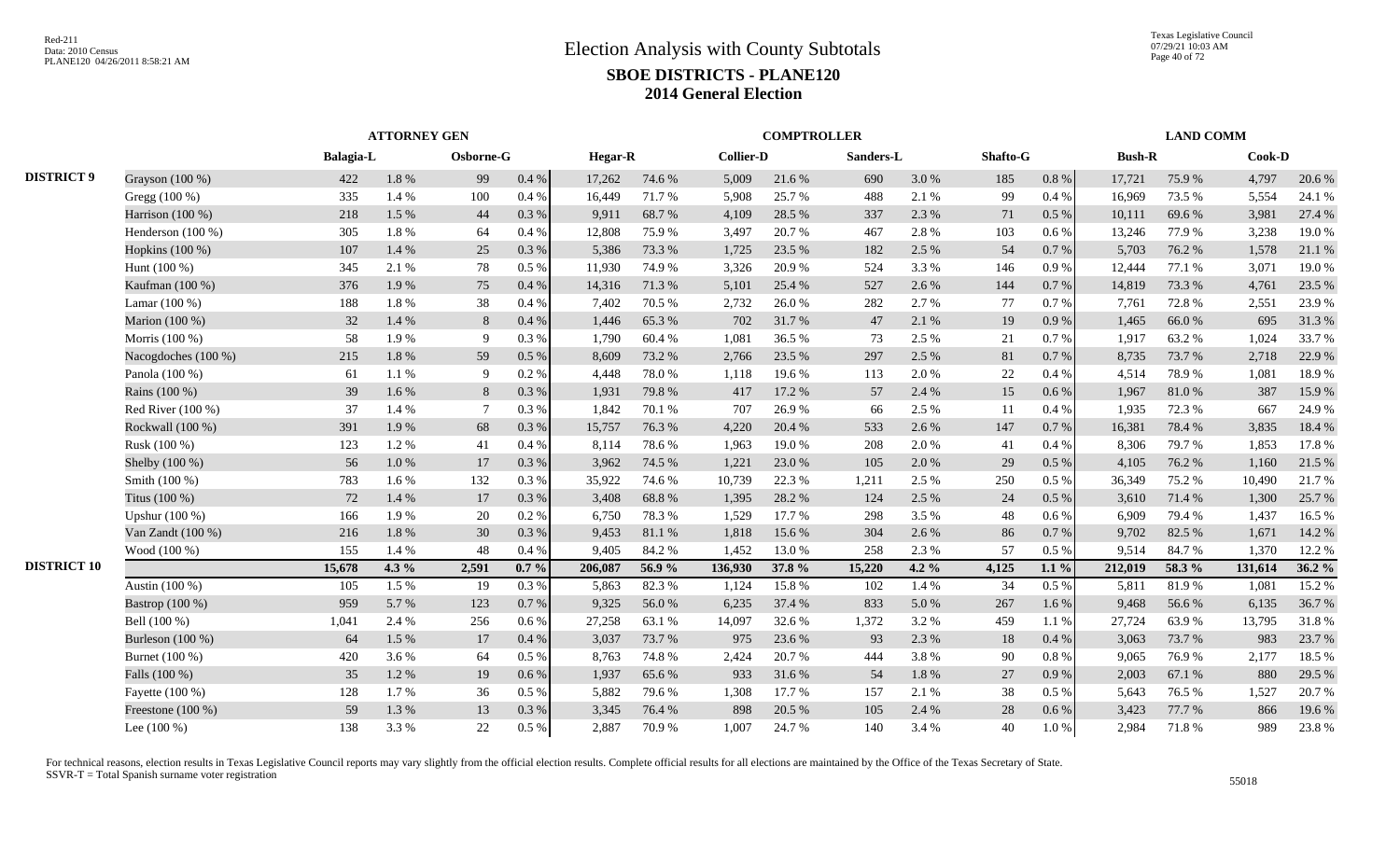# Election Analysis with County Subtotals

## SBOE DISTRICTS - PLANE120

## 2014 General Election

| | | ATTORNEY GEN | | | | COMPTROLLER | | | | | | | | LAND COMM | | | |
|---|---|---|---|---|---|---|---|---|---|---|---|---|---|---|---|---|---|
| | | Balagia-L | | Osborne-G | | Hegar-R | | Collier-D | | Sanders-L | | Shafto-G | | Bush-R | | Cook-D | |
| DISTRICT 9 | Grayson (100 %) | 422 | 1.8 % | 99 | 0.4 % | 17,262 | 74.6 % | 5,009 | 21.6 % | 690 | 3.0 % | 185 | 0.8 % | 17,721 | 75.9 % | 4,797 | 20.6 % |
| | Gregg (100 %) | 335 | 1.4 % | 100 | 0.4 % | 16,449 | 71.7 % | 5,908 | 25.7 % | 488 | 2.1 % | 99 | 0.4 % | 16,969 | 73.5 % | 5,554 | 24.1 % |
| | Harrison (100 %) | 218 | 1.5 % | 44 | 0.3 % | 9,911 | 68.7 % | 4,109 | 28.5 % | 337 | 2.3 % | 71 | 0.5 % | 10,111 | 69.6 % | 3,981 | 27.4 % |
| | Henderson (100 %) | 305 | 1.8 % | 64 | 0.4 % | 12,808 | 75.9 % | 3,497 | 20.7 % | 467 | 2.8 % | 103 | 0.6 % | 13,246 | 77.9 % | 3,238 | 19.0 % |
| | Hopkins (100 %) | 107 | 1.4 % | 25 | 0.3 % | 5,386 | 73.3 % | 1,725 | 23.5 % | 182 | 2.5 % | 54 | 0.7 % | 5,703 | 76.2 % | 1,578 | 21.1 % |
| | Hunt (100 %) | 345 | 2.1 % | 78 | 0.5 % | 11,930 | 74.9 % | 3,326 | 20.9 % | 524 | 3.3 % | 146 | 0.9 % | 12,444 | 77.1 % | 3,071 | 19.0 % |
| | Kaufman (100 %) | 376 | 1.9 % | 75 | 0.4 % | 14,316 | 71.3 % | 5,101 | 25.4 % | 527 | 2.6 % | 144 | 0.7 % | 14,819 | 73.3 % | 4,761 | 23.5 % |
| | Lamar (100 %) | 188 | 1.8 % | 38 | 0.4 % | 7,402 | 70.5 % | 2,732 | 26.0 % | 282 | 2.7 % | 77 | 0.7 % | 7,761 | 72.8 % | 2,551 | 23.9 % |
| | Marion (100 %) | 32 | 1.4 % | 8 | 0.4 % | 1,446 | 65.3 % | 702 | 31.7 % | 47 | 2.1 % | 19 | 0.9 % | 1,465 | 66.0 % | 695 | 31.3 % |
| | Morris (100 %) | 58 | 1.9 % | 9 | 0.3 % | 1,790 | 60.4 % | 1,081 | 36.5 % | 73 | 2.5 % | 21 | 0.7 % | 1,917 | 63.2 % | 1,024 | 33.7 % |
| | Nacogdoches (100 %) | 215 | 1.8 % | 59 | 0.5 % | 8,609 | 73.2 % | 2,766 | 23.5 % | 297 | 2.5 % | 81 | 0.7 % | 8,735 | 73.7 % | 2,718 | 22.9 % |
| | Panola (100 %) | 61 | 1.1 % | 9 | 0.2 % | 4,448 | 78.0 % | 1,118 | 19.6 % | 113 | 2.0 % | 22 | 0.4 % | 4,514 | 78.9 % | 1,081 | 18.9 % |
| | Rains (100 %) | 39 | 1.6 % | 8 | 0.3 % | 1,931 | 79.8 % | 417 | 17.2 % | 57 | 2.4 % | 15 | 0.6 % | 1,967 | 81.0 % | 387 | 15.9 % |
| | Red River (100 %) | 37 | 1.4 % | 7 | 0.3 % | 1,842 | 70.1 % | 707 | 26.9 % | 66 | 2.5 % | 11 | 0.4 % | 1,935 | 72.3 % | 667 | 24.9 % |
| | Rockwall (100 %) | 391 | 1.9 % | 68 | 0.3 % | 15,757 | 76.3 % | 4,220 | 20.4 % | 533 | 2.6 % | 147 | 0.7 % | 16,381 | 78.4 % | 3,835 | 18.4 % |
| | Rusk (100 %) | 123 | 1.2 % | 41 | 0.4 % | 8,114 | 78.6 % | 1,963 | 19.0 % | 208 | 2.0 % | 41 | 0.4 % | 8,306 | 79.7 % | 1,853 | 17.8 % |
| | Shelby (100 %) | 56 | 1.0 % | 17 | 0.3 % | 3,962 | 74.5 % | 1,221 | 23.0 % | 105 | 2.0 % | 29 | 0.5 % | 4,105 | 76.2 % | 1,160 | 21.5 % |
| | Smith (100 %) | 783 | 1.6 % | 132 | 0.3 % | 35,922 | 74.6 % | 10,739 | 22.3 % | 1,211 | 2.5 % | 250 | 0.5 % | 36,349 | 75.2 % | 10,490 | 21.7 % |
| | Titus (100 %) | 72 | 1.4 % | 17 | 0.3 % | 3,408 | 68.8 % | 1,395 | 28.2 % | 124 | 2.5 % | 24 | 0.5 % | 3,610 | 71.4 % | 1,300 | 25.7 % |
| | Upshur (100 %) | 166 | 1.9 % | 20 | 0.2 % | 6,750 | 78.3 % | 1,529 | 17.7 % | 298 | 3.5 % | 48 | 0.6 % | 6,909 | 79.4 % | 1,437 | 16.5 % |
| | Van Zandt (100 %) | 216 | 1.8 % | 30 | 0.3 % | 9,453 | 81.1 % | 1,818 | 15.6 % | 304 | 2.6 % | 86 | 0.7 % | 9,702 | 82.5 % | 1,671 | 14.2 % |
| | Wood (100 %) | 155 | 1.4 % | 48 | 0.4 % | 9,405 | 84.2 % | 1,452 | 13.0 % | 258 | 2.3 % | 57 | 0.5 % | 9,514 | 84.7 % | 1,370 | 12.2 % |
| DISTRICT 10 | | **15,678** | **4.3 %** | **2,591** | **0.7 %** | **206,087** | **56.9 %** | **136,930** | **37.8 %** | **15,220** | **4.2 %** | **4,125** | **1.1 %** | **212,019** | **58.3 %** | **131,614** | **36.2 %** |
| | Austin (100 %) | 105 | 1.5 % | 19 | 0.3 % | 5,863 | 82.3 % | 1,124 | 15.8 % | 102 | 1.4 % | 34 | 0.5 % | 5,811 | 81.9 % | 1,081 | 15.2 % |
| | Bastrop (100 %) | 959 | 5.7 % | 123 | 0.7 % | 9,325 | 56.0 % | 6,235 | 37.4 % | 833 | 5.0 % | 267 | 1.6 % | 9,468 | 56.6 % | 6,135 | 36.7 % |
| | Bell (100 %) | 1,041 | 2.4 % | 256 | 0.6 % | 27,258 | 63.1 % | 14,097 | 32.6 % | 1,372 | 3.2 % | 459 | 1.1 % | 27,724 | 63.9 % | 13,795 | 31.8 % |
| | Burleson (100 %) | 64 | 1.5 % | 17 | 0.4 % | 3,037 | 73.7 % | 975 | 23.6 % | 93 | 2.3 % | 18 | 0.4 % | 3,063 | 73.7 % | 983 | 23.7 % |
| | Burnet (100 %) | 420 | 3.6 % | 64 | 0.5 % | 8,763 | 74.8 % | 2,424 | 20.7 % | 444 | 3.8 % | 90 | 0.8 % | 9,065 | 76.9 % | 2,177 | 18.5 % |
| | Falls (100 %) | 35 | 1.2 % | 19 | 0.6 % | 1,937 | 65.6 % | 933 | 31.6 % | 54 | 1.8 % | 27 | 0.9 % | 2,003 | 67.1 % | 880 | 29.5 % |
| | Fayette (100 %) | 128 | 1.7 % | 36 | 0.5 % | 5,882 | 79.6 % | 1,308 | 17.7 % | 157 | 2.1 % | 38 | 0.5 % | 5,643 | 76.5 % | 1,527 | 20.7 % |
| | Freestone (100 %) | 59 | 1.3 % | 13 | 0.3 % | 3,345 | 76.4 % | 898 | 20.5 % | 105 | 2.4 % | 28 | 0.6 % | 3,423 | 77.7 % | 866 | 19.6 % |
| | Lee (100 %) | 138 | 3.3 % | 22 | 0.5 % | 2,887 | 70.9 % | 1,007 | 24.7 % | 140 | 3.4 % | 40 | 1.0 % | 2,984 | 71.8 % | 989 | 23.8 % |

For technical reasons, election results in Texas Legislative Council reports may vary slightly from the official election results. Complete official results for all elections are maintained by the Office of the Texas Secretary of State.
SSVR-T = Total Spanish surname voter registration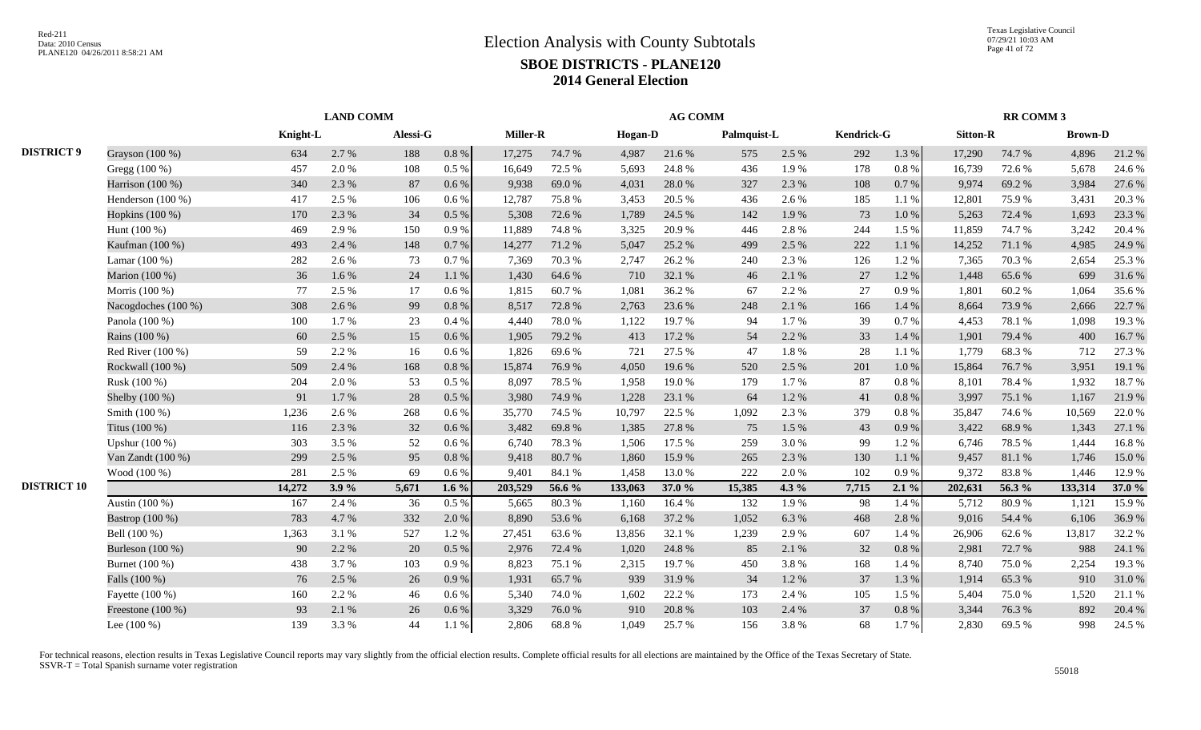# Election Analysis with County Subtotals

## SBOE DISTRICTS - PLANE120

## 2014 General Election

| | | LAND COMM | | | | AG COMM | | | | | | | | RR COMM 3 | | | |
|---|---|---|---|---|---|---|---|---|---|---|---|---|---|---|---|---|---|
| | | Knight-L | | Alessi-G | | Miller-R | | Hogan-D | | Palmquist-L | | Kendrick-G | | Sitton-R | | Brown-D | |
| **DISTRICT 9** | Grayson (100 %) | 634 | 2.7 % | 188 | 0.8 % | 17,275 | 74.7 % | 4,987 | 21.6 % | 575 | 2.5 % | 292 | 1.3 % | 17,290 | 74.7 % | 4,896 | 21.2 % |
| | Gregg (100 %) | 457 | 2.0 % | 108 | 0.5 % | 16,649 | 72.5 % | 5,693 | 24.8 % | 436 | 1.9 % | 178 | 0.8 % | 16,739 | 72.6 % | 5,678 | 24.6 % |
| | Harrison (100 %) | 340 | 2.3 % | 87 | 0.6 % | 9,938 | 69.0 % | 4,031 | 28.0 % | 327 | 2.3 % | 108 | 0.7 % | 9,974 | 69.2 % | 3,984 | 27.6 % |
| | Henderson (100 %) | 417 | 2.5 % | 106 | 0.6 % | 12,787 | 75.8 % | 3,453 | 20.5 % | 436 | 2.6 % | 185 | 1.1 % | 12,801 | 75.9 % | 3,431 | 20.3 % |
| | Hopkins (100 %) | 170 | 2.3 % | 34 | 0.5 % | 5,308 | 72.6 % | 1,789 | 24.5 % | 142 | 1.9 % | 73 | 1.0 % | 5,263 | 72.4 % | 1,693 | 23.3 % |
| | Hunt (100 %) | 469 | 2.9 % | 150 | 0.9 % | 11,889 | 74.8 % | 3,325 | 20.9 % | 446 | 2.8 % | 244 | 1.5 % | 11,859 | 74.7 % | 3,242 | 20.4 % |
| | Kaufman (100 %) | 493 | 2.4 % | 148 | 0.7 % | 14,277 | 71.2 % | 5,047 | 25.2 % | 499 | 2.5 % | 222 | 1.1 % | 14,252 | 71.1 % | 4,985 | 24.9 % |
| | Lamar (100 %) | 282 | 2.6 % | 73 | 0.7 % | 7,369 | 70.3 % | 2,747 | 26.2 % | 240 | 2.3 % | 126 | 1.2 % | 7,365 | 70.3 % | 2,654 | 25.3 % |
| | Marion (100 %) | 36 | 1.6 % | 24 | 1.1 % | 1,430 | 64.6 % | 710 | 32.1 % | 46 | 2.1 % | 27 | 1.2 % | 1,448 | 65.6 % | 699 | 31.6 % |
| | Morris (100 %) | 77 | 2.5 % | 17 | 0.6 % | 1,815 | 60.7 % | 1,081 | 36.2 % | 67 | 2.2 % | 27 | 0.9 % | 1,801 | 60.2 % | 1,064 | 35.6 % |
| | Nacogdoches (100 %) | 308 | 2.6 % | 99 | 0.8 % | 8,517 | 72.8 % | 2,763 | 23.6 % | 248 | 2.1 % | 166 | 1.4 % | 8,664 | 73.9 % | 2,666 | 22.7 % |
| | Panola (100 %) | 100 | 1.7 % | 23 | 0.4 % | 4,440 | 78.0 % | 1,122 | 19.7 % | 94 | 1.7 % | 39 | 0.7 % | 4,453 | 78.1 % | 1,098 | 19.3 % |
| | Rains (100 %) | 60 | 2.5 % | 15 | 0.6 % | 1,905 | 79.2 % | 413 | 17.2 % | 54 | 2.2 % | 33 | 1.4 % | 1,901 | 79.4 % | 400 | 16.7 % |
| | Red River (100 %) | 59 | 2.2 % | 16 | 0.6 % | 1,826 | 69.6 % | 721 | 27.5 % | 47 | 1.8 % | 28 | 1.1 % | 1,779 | 68.3 % | 712 | 27.3 % |
| | Rockwall (100 %) | 509 | 2.4 % | 168 | 0.8 % | 15,874 | 76.9 % | 4,050 | 19.6 % | 520 | 2.5 % | 201 | 1.0 % | 15,864 | 76.7 % | 3,951 | 19.1 % |
| | Rusk (100 %) | 204 | 2.0 % | 53 | 0.5 % | 8,097 | 78.5 % | 1,958 | 19.0 % | 179 | 1.7 % | 87 | 0.8 % | 8,101 | 78.4 % | 1,932 | 18.7 % |
| | Shelby (100 %) | 91 | 1.7 % | 28 | 0.5 % | 3,980 | 74.9 % | 1,228 | 23.1 % | 64 | 1.2 % | 41 | 0.8 % | 3,997 | 75.1 % | 1,167 | 21.9 % |
| | Smith (100 %) | 1,236 | 2.6 % | 268 | 0.6 % | 35,770 | 74.5 % | 10,797 | 22.5 % | 1,092 | 2.3 % | 379 | 0.8 % | 35,847 | 74.6 % | 10,569 | 22.0 % |
| | Titus (100 %) | 116 | 2.3 % | 32 | 0.6 % | 3,482 | 69.8 % | 1,385 | 27.8 % | 75 | 1.5 % | 43 | 0.9 % | 3,422 | 68.9 % | 1,343 | 27.1 % |
| | Upshur (100 %) | 303 | 3.5 % | 52 | 0.6 % | 6,740 | 78.3 % | 1,506 | 17.5 % | 259 | 3.0 % | 99 | 1.2 % | 6,746 | 78.5 % | 1,444 | 16.8 % |
| | Van Zandt (100 %) | 299 | 2.5 % | 95 | 0.8 % | 9,418 | 80.7 % | 1,860 | 15.9 % | 265 | 2.3 % | 130 | 1.1 % | 9,457 | 81.1 % | 1,746 | 15.0 % |
| | Wood (100 %) | 281 | 2.5 % | 69 | 0.6 % | 9,401 | 84.1 % | 1,458 | 13.0 % | 222 | 2.0 % | 102 | 0.9 % | 9,372 | 83.8 % | 1,446 | 12.9 % |
| **DISTRICT 10** | | **14,272** | **3.9 %** | **5,671** | **1.6 %** | **203,529** | **56.6 %** | **133,063** | **37.0 %** | **15,385** | **4.3 %** | **7,715** | **2.1 %** | **202,631** | **56.3 %** | **133,314** | **37.0 %** |
| | Austin (100 %) | 167 | 2.4 % | 36 | 0.5 % | 5,665 | 80.3 % | 1,160 | 16.4 % | 132 | 1.9 % | 98 | 1.4 % | 5,712 | 80.9 % | 1,121 | 15.9 % |
| | Bastrop (100 %) | 783 | 4.7 % | 332 | 2.0 % | 8,890 | 53.6 % | 6,168 | 37.2 % | 1,052 | 6.3 % | 468 | 2.8 % | 9,016 | 54.4 % | 6,106 | 36.9 % |
| | Bell (100 %) | 1,363 | 3.1 % | 527 | 1.2 % | 27,451 | 63.6 % | 13,856 | 32.1 % | 1,239 | 2.9 % | 607 | 1.4 % | 26,906 | 62.6 % | 13,817 | 32.2 % |
| | Burleson (100 %) | 90 | 2.2 % | 20 | 0.5 % | 2,976 | 72.4 % | 1,020 | 24.8 % | 85 | 2.1 % | 32 | 0.8 % | 2,981 | 72.7 % | 988 | 24.1 % |
| | Burnet (100 %) | 438 | 3.7 % | 103 | 0.9 % | 8,823 | 75.1 % | 2,315 | 19.7 % | 450 | 3.8 % | 168 | 1.4 % | 8,740 | 75.0 % | 2,254 | 19.3 % |
| | Falls (100 %) | 76 | 2.5 % | 26 | 0.9 % | 1,931 | 65.7 % | 939 | 31.9 % | 34 | 1.2 % | 37 | 1.3 % | 1,914 | 65.3 % | 910 | 31.0 % |
| | Fayette (100 %) | 160 | 2.2 % | 46 | 0.6 % | 5,340 | 74.0 % | 1,602 | 22.2 % | 173 | 2.4 % | 105 | 1.5 % | 5,404 | 75.0 % | 1,520 | 21.1 % |
| | Freestone (100 %) | 93 | 2.1 % | 26 | 0.6 % | 3,329 | 76.0 % | 910 | 20.8 % | 103 | 2.4 % | 37 | 0.8 % | 3,344 | 76.3 % | 892 | 20.4 % |
| | Lee (100 %) | 139 | 3.3 % | 44 | 1.1 % | 2,806 | 68.8 % | 1,049 | 25.7 % | 156 | 3.8 % | 68 | 1.7 % | 2,830 | 69.5 % | 998 | 24.5 % |

For technical reasons, election results in Texas Legislative Council reports may vary slightly from the official election results. Complete official results for all elections are maintained by the Office of the Texas Secretary of State.
SSVR-T = Total Spanish surname voter registration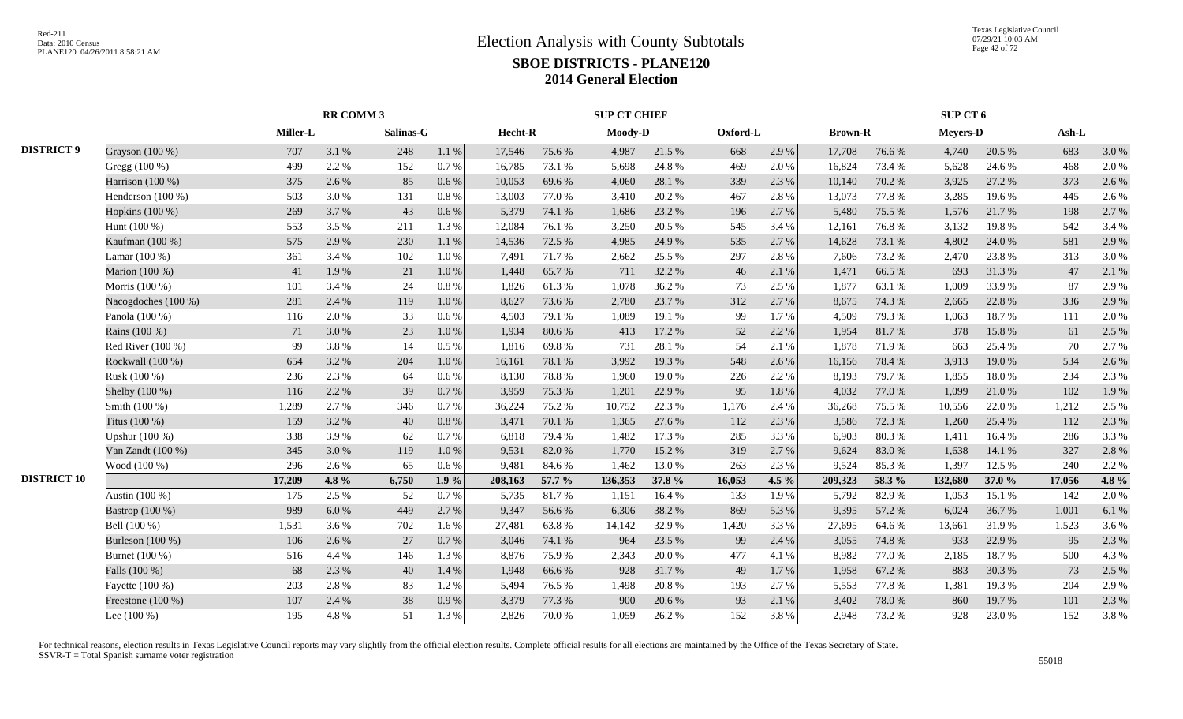# Election Analysis with County Subtotals

## SBOE DISTRICTS - PLANE120

### 2014 General Election

Red-211
Data: 2010 Census
PLANE120 04/26/2011 8:58:21 AM

Texas Legislative Council
07/29/21 10:03 AM

| | | RR COMM 3 | | | | SUP CT CHIEF | | | | | | SUP CT 6 | | | | | |
|---|---|---|---|---|---|---|---|---|---|---|---|---|---|---|---|---|---|
| | | Miller-L | | Salinas-G | | Hecht-R | | Moody-D | | Oxford-L | | Brown-R | | Meyers-D | | Ash-L | |
| DISTRICT 9 | Grayson (100 %) | 707 | 3.1 % | 248 | 1.1 % | 17,546 | 75.6 % | 4,987 | 21.5 % | 668 | 2.9 % | 17,708 | 76.6 % | 4,740 | 20.5 % | 683 | 3.0 % |
| | Gregg (100 %) | 499 | 2.2 % | 152 | 0.7 % | 16,785 | 73.1 % | 5,698 | 24.8 % | 469 | 2.0 % | 16,824 | 73.4 % | 5,628 | 24.6 % | 468 | 2.0 % |
| | Harrison (100 %) | 375 | 2.6 % | 85 | 0.6 % | 10,053 | 69.6 % | 4,060 | 28.1 % | 339 | 2.3 % | 10,140 | 70.2 % | 3,925 | 27.2 % | 373 | 2.6 % |
| | Henderson (100 %) | 503 | 3.0 % | 131 | 0.8 % | 13,003 | 77.0 % | 3,410 | 20.2 % | 467 | 2.8 % | 13,073 | 77.8 % | 3,285 | 19.6 % | 445 | 2.6 % |
| | Hopkins (100 %) | 269 | 3.7 % | 43 | 0.6 % | 5,379 | 74.1 % | 1,686 | 23.2 % | 196 | 2.7 % | 5,480 | 75.5 % | 1,576 | 21.7 % | 198 | 2.7 % |
| | Hunt (100 %) | 553 | 3.5 % | 211 | 1.3 % | 12,084 | 76.1 % | 3,250 | 20.5 % | 545 | 3.4 % | 12,161 | 76.8 % | 3,132 | 19.8 % | 542 | 3.4 % |
| | Kaufman (100 %) | 575 | 2.9 % | 230 | 1.1 % | 14,536 | 72.5 % | 4,985 | 24.9 % | 535 | 2.7 % | 14,628 | 73.1 % | 4,802 | 24.0 % | 581 | 2.9 % |
| | Lamar (100 %) | 361 | 3.4 % | 102 | 1.0 % | 7,491 | 71.7 % | 2,662 | 25.5 % | 297 | 2.8 % | 7,606 | 73.2 % | 2,470 | 23.8 % | 313 | 3.0 % |
| | Marion (100 %) | 41 | 1.9 % | 21 | 1.0 % | 1,448 | 65.7 % | 711 | 32.2 % | 46 | 2.1 % | 1,471 | 66.5 % | 693 | 31.3 % | 47 | 2.1 % |
| | Morris (100 %) | 101 | 3.4 % | 24 | 0.8 % | 1,826 | 61.3 % | 1,078 | 36.2 % | 73 | 2.5 % | 1,877 | 63.1 % | 1,009 | 33.9 % | 87 | 2.9 % |
| | Nacogdoches (100 %) | 281 | 2.4 % | 119 | 1.0 % | 8,627 | 73.6 % | 2,780 | 23.7 % | 312 | 2.7 % | 8,675 | 74.3 % | 2,665 | 22.8 % | 336 | 2.9 % |
| | Panola (100 %) | 116 | 2.0 % | 33 | 0.6 % | 4,503 | 79.1 % | 1,089 | 19.1 % | 99 | 1.7 % | 4,509 | 79.3 % | 1,063 | 18.7 % | 111 | 2.0 % |
| | Rains (100 %) | 71 | 3.0 % | 23 | 1.0 % | 1,934 | 80.6 % | 413 | 17.2 % | 52 | 2.2 % | 1,954 | 81.7 % | 378 | 15.8 % | 61 | 2.5 % |
| | Red River (100 %) | 99 | 3.8 % | 14 | 0.5 % | 1,816 | 69.8 % | 731 | 28.1 % | 54 | 2.1 % | 1,878 | 71.9 % | 663 | 25.4 % | 70 | 2.7 % |
| | Rockwall (100 %) | 654 | 3.2 % | 204 | 1.0 % | 16,161 | 78.1 % | 3,992 | 19.3 % | 548 | 2.6 % | 16,156 | 78.4 % | 3,913 | 19.0 % | 534 | 2.6 % |
| | Rusk (100 %) | 236 | 2.3 % | 64 | 0.6 % | 8,130 | 78.8 % | 1,960 | 19.0 % | 226 | 2.2 % | 8,193 | 79.7 % | 1,855 | 18.0 % | 234 | 2.3 % |
| | Shelby (100 %) | 116 | 2.2 % | 39 | 0.7 % | 3,959 | 75.3 % | 1,201 | 22.9 % | 95 | 1.8 % | 4,032 | 77.0 % | 1,099 | 21.0 % | 102 | 1.9 % |
| | Smith (100 %) | 1,289 | 2.7 % | 346 | 0.7 % | 36,224 | 75.2 % | 10,752 | 22.3 % | 1,176 | 2.4 % | 36,268 | 75.5 % | 10,556 | 22.0 % | 1,212 | 2.5 % |
| | Titus (100 %) | 159 | 3.2 % | 40 | 0.8 % | 3,471 | 70.1 % | 1,365 | 27.6 % | 112 | 2.3 % | 3,586 | 72.3 % | 1,260 | 25.4 % | 112 | 2.3 % |
| | Upshur (100 %) | 338 | 3.9 % | 62 | 0.7 % | 6,818 | 79.4 % | 1,482 | 17.3 % | 285 | 3.3 % | 6,903 | 80.3 % | 1,411 | 16.4 % | 286 | 3.3 % |
| | Van Zandt (100 %) | 345 | 3.0 % | 119 | 1.0 % | 9,531 | 82.0 % | 1,770 | 15.2 % | 319 | 2.7 % | 9,624 | 83.0 % | 1,638 | 14.1 % | 327 | 2.8 % |
| | Wood (100 %) | 296 | 2.6 % | 65 | 0.6 % | 9,481 | 84.6 % | 1,462 | 13.0 % | 263 | 2.3 % | 9,524 | 85.3 % | 1,397 | 12.5 % | 240 | 2.2 % |
| **DISTRICT 10** | | **17,209** | **4.8 %** | **6,750** | **1.9 %** | **208,163** | **57.7 %** | **136,353** | **37.8 %** | **16,053** | **4.5 %** | **209,323** | **58.3 %** | **132,680** | **37.0 %** | **17,056** | **4.8 %** |
| | Austin (100 %) | 175 | 2.5 % | 52 | 0.7 % | 5,735 | 81.7 % | 1,151 | 16.4 % | 133 | 1.9 % | 5,792 | 82.9 % | 1,053 | 15.1 % | 142 | 2.0 % |
| | Bastrop (100 %) | 989 | 6.0 % | 449 | 2.7 % | 9,347 | 56.6 % | 6,306 | 38.2 % | 869 | 5.3 % | 9,395 | 57.2 % | 6,024 | 36.7 % | 1,001 | 6.1 % |
| | Bell (100 %) | 1,531 | 3.6 % | 702 | 1.6 % | 27,481 | 63.8 % | 14,142 | 32.9 % | 1,420 | 3.3 % | 27,695 | 64.6 % | 13,661 | 31.9 % | 1,523 | 3.6 % |
| | Burleson (100 %) | 106 | 2.6 % | 27 | 0.7 % | 3,046 | 74.1 % | 964 | 23.5 % | 99 | 2.4 % | 3,055 | 74.8 % | 933 | 22.9 % | 95 | 2.3 % |
| | Burnet (100 %) | 516 | 4.4 % | 146 | 1.3 % | 8,876 | 75.9 % | 2,343 | 20.0 % | 477 | 4.1 % | 8,982 | 77.0 % | 2,185 | 18.7 % | 500 | 4.3 % |
| | Falls (100 %) | 68 | 2.3 % | 40 | 1.4 % | 1,948 | 66.6 % | 928 | 31.7 % | 49 | 1.7 % | 1,958 | 67.2 % | 883 | 30.3 % | 73 | 2.5 % |
| | Fayette (100 %) | 203 | 2.8 % | 83 | 1.2 % | 5,494 | 76.5 % | 1,498 | 20.8 % | 193 | 2.7 % | 5,553 | 77.8 % | 1,381 | 19.3 % | 204 | 2.9 % |
| | Freestone (100 %) | 107 | 2.4 % | 38 | 0.9 % | 3,379 | 77.3 % | 900 | 20.6 % | 93 | 2.1 % | 3,402 | 78.0 % | 860 | 19.7 % | 101 | 2.3 % |
| | Lee (100 %) | 195 | 4.8 % | 51 | 1.3 % | 2,826 | 70.0 % | 1,059 | 26.2 % | 152 | 3.8 % | 2,948 | 73.2 % | 928 | 23.0 % | 152 | 3.8 % |

For technical reasons, election results in Texas Legislative Council reports may vary slightly from the official election results. Complete official results for all elections are maintained by the Office of the Texas Secretary of State.
SSVR-T = Total Spanish surname voter registration

55018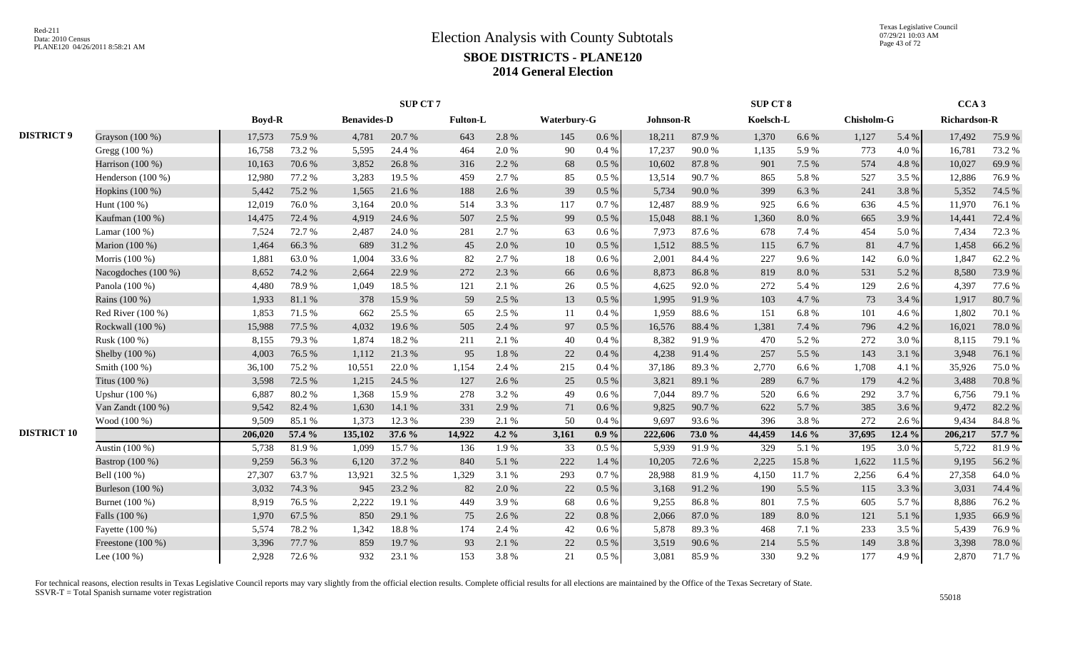# Election Analysis with County Subtotals

## SBOE DISTRICTS - PLANE120

## 2014 General Election

Red-211
Data: 2010 Census
PLANE120 04/26/2011 8:58:21 AM

Texas Legislative Council
07/29/21 10:03 AM

| | | SUP CT 7 | | | | | | | | SUP CT 8 | | | | | | CCA 3 | |
|---|---|---|---|---|---|---|---|---|---|---|---|---|---|---|---|---|---|
| | | Boyd-R | | Benavides-D | | Fulton-L | | Waterbury-G | | Johnson-R | | Koelsch-L | | Chisholm-G | | Richardson-R | |
| DISTRICT 9 | Grayson (100 %) | 17,573 | 75.9 % | 4,781 | 20.7 % | 643 | 2.8 % | 145 | 0.6 % | 18,211 | 87.9 % | 1,370 | 6.6 % | 1,127 | 5.4 % | 17,492 | 75.9 % |
| | Gregg (100 %) | 16,758 | 73.2 % | 5,595 | 24.4 % | 464 | 2.0 % | 90 | 0.4 % | 17,237 | 90.0 % | 1,135 | 5.9 % | 773 | 4.0 % | 16,781 | 73.2 % |
| | Harrison (100 %) | 10,163 | 70.6 % | 3,852 | 26.8 % | 316 | 2.2 % | 68 | 0.5 % | 10,602 | 87.8 % | 901 | 7.5 % | 574 | 4.8 % | 10,027 | 69.9 % |
| | Henderson (100 %) | 12,980 | 77.2 % | 3,283 | 19.5 % | 459 | 2.7 % | 85 | 0.5 % | 13,514 | 90.7 % | 865 | 5.8 % | 527 | 3.5 % | 12,886 | 76.9 % |
| | Hopkins (100 %) | 5,442 | 75.2 % | 1,565 | 21.6 % | 188 | 2.6 % | 39 | 0.5 % | 5,734 | 90.0 % | 399 | 6.3 % | 241 | 3.8 % | 5,352 | 74.5 % |
| | Hunt (100 %) | 12,019 | 76.0 % | 3,164 | 20.0 % | 514 | 3.3 % | 117 | 0.7 % | 12,487 | 88.9 % | 925 | 6.6 % | 636 | 4.5 % | 11,970 | 76.1 % |
| | Kaufman (100 %) | 14,475 | 72.4 % | 4,919 | 24.6 % | 507 | 2.5 % | 99 | 0.5 % | 15,048 | 88.1 % | 1,360 | 8.0 % | 665 | 3.9 % | 14,441 | 72.4 % |
| | Lamar (100 %) | 7,524 | 72.7 % | 2,487 | 24.0 % | 281 | 2.7 % | 63 | 0.6 % | 7,973 | 87.6 % | 678 | 7.4 % | 454 | 5.0 % | 7,434 | 72.3 % |
| | Marion (100 %) | 1,464 | 66.3 % | 689 | 31.2 % | 45 | 2.0 % | 10 | 0.5 % | 1,512 | 88.5 % | 115 | 6.7 % | 81 | 4.7 % | 1,458 | 66.2 % |
| | Morris (100 %) | 1,881 | 63.0 % | 1,004 | 33.6 % | 82 | 2.7 % | 18 | 0.6 % | 2,001 | 84.4 % | 227 | 9.6 % | 142 | 6.0 % | 1,847 | 62.2 % |
| | Nacogdoches (100 %) | 8,652 | 74.2 % | 2,664 | 22.9 % | 272 | 2.3 % | 66 | 0.6 % | 8,873 | 86.8 % | 819 | 8.0 % | 531 | 5.2 % | 8,580 | 73.9 % |
| | Panola (100 %) | 4,480 | 78.9 % | 1,049 | 18.5 % | 121 | 2.1 % | 26 | 0.5 % | 4,625 | 92.0 % | 272 | 5.4 % | 129 | 2.6 % | 4,397 | 77.6 % |
| | Rains (100 %) | 1,933 | 81.1 % | 378 | 15.9 % | 59 | 2.5 % | 13 | 0.5 % | 1,995 | 91.9 % | 103 | 4.7 % | 73 | 3.4 % | 1,917 | 80.7 % |
| | Red River (100 %) | 1,853 | 71.5 % | 662 | 25.5 % | 65 | 2.5 % | 11 | 0.4 % | 1,959 | 88.6 % | 151 | 6.8 % | 101 | 4.6 % | 1,802 | 70.1 % |
| | Rockwall (100 %) | 15,988 | 77.5 % | 4,032 | 19.6 % | 505 | 2.4 % | 97 | 0.5 % | 16,576 | 88.4 % | 1,381 | 7.4 % | 796 | 4.2 % | 16,021 | 78.0 % |
| | Rusk (100 %) | 8,155 | 79.3 % | 1,874 | 18.2 % | 211 | 2.1 % | 40 | 0.4 % | 8,382 | 91.9 % | 470 | 5.2 % | 272 | 3.0 % | 8,115 | 79.1 % |
| | Shelby (100 %) | 4,003 | 76.5 % | 1,112 | 21.3 % | 95 | 1.8 % | 22 | 0.4 % | 4,238 | 91.4 % | 257 | 5.5 % | 143 | 3.1 % | 3,948 | 76.1 % |
| | Smith (100 %) | 36,100 | 75.2 % | 10,551 | 22.0 % | 1,154 | 2.4 % | 215 | 0.4 % | 37,186 | 89.3 % | 2,770 | 6.6 % | 1,708 | 4.1 % | 35,926 | 75.0 % |
| | Titus (100 %) | 3,598 | 72.5 % | 1,215 | 24.5 % | 127 | 2.6 % | 25 | 0.5 % | 3,821 | 89.1 % | 289 | 6.7 % | 179 | 4.2 % | 3,488 | 70.8 % |
| | Upshur (100 %) | 6,887 | 80.2 % | 1,368 | 15.9 % | 278 | 3.2 % | 49 | 0.6 % | 7,044 | 89.7 % | 520 | 6.6 % | 292 | 3.7 % | 6,756 | 79.1 % |
| | Van Zandt (100 %) | 9,542 | 82.4 % | 1,630 | 14.1 % | 331 | 2.9 % | 71 | 0.6 % | 9,825 | 90.7 % | 622 | 5.7 % | 385 | 3.6 % | 9,472 | 82.2 % |
| | Wood (100 %) | 9,509 | 85.1 % | 1,373 | 12.3 % | 239 | 2.1 % | 50 | 0.4 % | 9,697 | 93.6 % | 396 | 3.8 % | 272 | 2.6 % | 9,434 | 84.8 % |
| DISTRICT 10 | | 206,020 | 57.4 % | 135,102 | 37.6 % | 14,922 | 4.2 % | 3,161 | 0.9 % | 222,606 | 73.0 % | 44,459 | 14.6 % | 37,695 | 12.4 % | 206,217 | 57.7 % |
| | Austin (100 %) | 5,738 | 81.9 % | 1,099 | 15.7 % | 136 | 1.9 % | 33 | 0.5 % | 5,939 | 91.9 % | 329 | 5.1 % | 195 | 3.0 % | 5,722 | 81.9 % |
| | Bastrop (100 %) | 9,259 | 56.3 % | 6,120 | 37.2 % | 840 | 5.1 % | 222 | 1.4 % | 10,205 | 72.6 % | 2,225 | 15.8 % | 1,622 | 11.5 % | 9,195 | 56.2 % |
| | Bell (100 %) | 27,307 | 63.7 % | 13,921 | 32.5 % | 1,329 | 3.1 % | 293 | 0.7 % | 28,988 | 81.9 % | 4,150 | 11.7 % | 2,256 | 6.4 % | 27,358 | 64.0 % |
| | Burleson (100 %) | 3,032 | 74.3 % | 945 | 23.2 % | 82 | 2.0 % | 22 | 0.5 % | 3,168 | 91.2 % | 190 | 5.5 % | 115 | 3.3 % | 3,031 | 74.4 % |
| | Burnet (100 %) | 8,919 | 76.5 % | 2,222 | 19.1 % | 449 | 3.9 % | 68 | 0.6 % | 9,255 | 86.8 % | 801 | 7.5 % | 605 | 5.7 % | 8,886 | 76.2 % |
| | Falls (100 %) | 1,970 | 67.5 % | 850 | 29.1 % | 75 | 2.6 % | 22 | 0.8 % | 2,066 | 87.0 % | 189 | 8.0 % | 121 | 5.1 % | 1,935 | 66.9 % |
| | Fayette (100 %) | 5,574 | 78.2 % | 1,342 | 18.8 % | 174 | 2.4 % | 42 | 0.6 % | 5,878 | 89.3 % | 468 | 7.1 % | 233 | 3.5 % | 5,439 | 76.9 % |
| | Freestone (100 %) | 3,396 | 77.7 % | 859 | 19.7 % | 93 | 2.1 % | 22 | 0.5 % | 3,519 | 90.6 % | 214 | 5.5 % | 149 | 3.8 % | 3,398 | 78.0 % |
| | Lee (100 %) | 2,928 | 72.6 % | 932 | 23.1 % | 153 | 3.8 % | 21 | 0.5 % | 3,081 | 85.9 % | 330 | 9.2 % | 177 | 4.9 % | 2,870 | 71.7 % |

For technical reasons, election results in Texas Legislative Council reports may vary slightly from the official election results. Complete official results for all elections are maintained by the Office of the Texas Secretary of State.
SSVR-T = Total Spanish surname voter registration

55018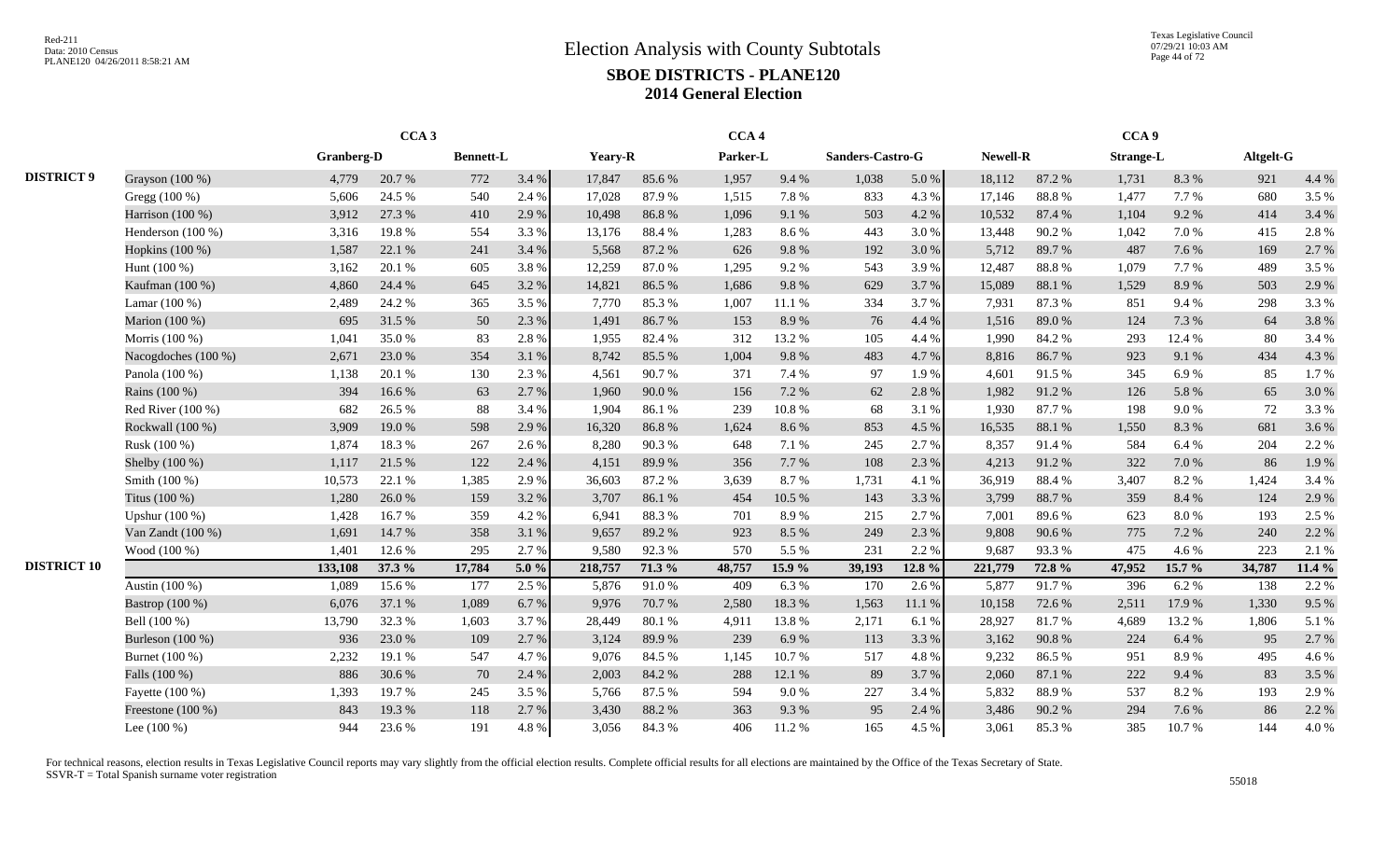# Election Analysis with County Subtotals

## SBOE DISTRICTS - PLANE120

## 2014 General Election

Red-211
Data: 2010 Census
PLANE120 04/26/2011 8:58:21 AM

Texas Legislative Council
07/29/21 10:03 AM

| | | CCA 3 | | | | CCA 4 | | | | | | CCA 9 | | | | | |
|---|---|---|---|---|---|---|---|---|---|---|---|---|---|---|---|---|---|
| | | Granberg-D | | Bennett-L | | Yeary-R | | Parker-L | | Sanders-Castro-G | | Newell-R | | Strange-L | | Altgelt-G | |
| **DISTRICT 9** | Grayson (100 %) | 4,779 | 20.7 % | 772 | 3.4 % | 17,847 | 85.6 % | 1,957 | 9.4 % | 1,038 | 5.0 % | 18,112 | 87.2 % | 1,731 | 8.3 % | 921 | 4.4 % |
| | Gregg (100 %) | 5,606 | 24.5 % | 540 | 2.4 % | 17,028 | 87.9 % | 1,515 | 7.8 % | 833 | 4.3 % | 17,146 | 88.8 % | 1,477 | 7.7 % | 680 | 3.5 % |
| | Harrison (100 %) | 3,912 | 27.3 % | 410 | 2.9 % | 10,498 | 86.8 % | 1,096 | 9.1 % | 503 | 4.2 % | 10,532 | 87.4 % | 1,104 | 9.2 % | 414 | 3.4 % |
| | Henderson (100 %) | 3,316 | 19.8 % | 554 | 3.3 % | 13,176 | 88.4 % | 1,283 | 8.6 % | 443 | 3.0 % | 13,448 | 90.2 % | 1,042 | 7.0 % | 415 | 2.8 % |
| | Hopkins (100 %) | 1,587 | 22.1 % | 241 | 3.4 % | 5,568 | 87.2 % | 626 | 9.8 % | 192 | 3.0 % | 5,712 | 89.7 % | 487 | 7.6 % | 169 | 2.7 % |
| | Hunt (100 %) | 3,162 | 20.1 % | 605 | 3.8 % | 12,259 | 87.0 % | 1,295 | 9.2 % | 543 | 3.9 % | 12,487 | 88.8 % | 1,079 | 7.7 % | 489 | 3.5 % |
| | Kaufman (100 %) | 4,860 | 24.4 % | 645 | 3.2 % | 14,821 | 86.5 % | 1,686 | 9.8 % | 629 | 3.7 % | 15,089 | 88.1 % | 1,529 | 8.9 % | 503 | 2.9 % |
| | Lamar (100 %) | 2,489 | 24.2 % | 365 | 3.5 % | 7,770 | 85.3 % | 1,007 | 11.1 % | 334 | 3.7 % | 7,931 | 87.3 % | 851 | 9.4 % | 298 | 3.3 % |
| | Marion (100 %) | 695 | 31.5 % | 50 | 2.3 % | 1,491 | 86.7 % | 153 | 8.9 % | 76 | 4.4 % | 1,516 | 89.0 % | 124 | 7.3 % | 64 | 3.8 % |
| | Morris (100 %) | 1,041 | 35.0 % | 83 | 2.8 % | 1,955 | 82.4 % | 312 | 13.2 % | 105 | 4.4 % | 1,990 | 84.2 % | 293 | 12.4 % | 80 | 3.4 % |
| | Nacogdoches (100 %) | 2,671 | 23.0 % | 354 | 3.1 % | 8,742 | 85.5 % | 1,004 | 9.8 % | 483 | 4.7 % | 8,816 | 86.7 % | 923 | 9.1 % | 434 | 4.3 % |
| | Panola (100 %) | 1,138 | 20.1 % | 130 | 2.3 % | 4,561 | 90.7 % | 371 | 7.4 % | 97 | 1.9 % | 4,601 | 91.5 % | 345 | 6.9 % | 85 | 1.7 % |
| | Rains (100 %) | 394 | 16.6 % | 63 | 2.7 % | 1,960 | 90.0 % | 156 | 7.2 % | 62 | 2.8 % | 1,982 | 91.2 % | 126 | 5.8 % | 65 | 3.0 % |
| | Red River (100 %) | 682 | 26.5 % | 88 | 3.4 % | 1,904 | 86.1 % | 239 | 10.8 % | 68 | 3.1 % | 1,930 | 87.7 % | 198 | 9.0 % | 72 | 3.3 % |
| | Rockwall (100 %) | 3,909 | 19.0 % | 598 | 2.9 % | 16,320 | 86.8 % | 1,624 | 8.6 % | 853 | 4.5 % | 16,535 | 88.1 % | 1,550 | 8.3 % | 681 | 3.6 % |
| | Rusk (100 %) | 1,874 | 18.3 % | 267 | 2.6 % | 8,280 | 90.3 % | 648 | 7.1 % | 245 | 2.7 % | 8,357 | 91.4 % | 584 | 6.4 % | 204 | 2.2 % |
| | Shelby (100 %) | 1,117 | 21.5 % | 122 | 2.4 % | 4,151 | 89.9 % | 356 | 7.7 % | 108 | 2.3 % | 4,213 | 91.2 % | 322 | 7.0 % | 86 | 1.9 % |
| | Smith (100 %) | 10,573 | 22.1 % | 1,385 | 2.9 % | 36,603 | 87.2 % | 3,639 | 8.7 % | 1,731 | 4.1 % | 36,919 | 88.4 % | 3,407 | 8.2 % | 1,424 | 3.4 % |
| | Titus (100 %) | 1,280 | 26.0 % | 159 | 3.2 % | 3,707 | 86.1 % | 454 | 10.5 % | 143 | 3.3 % | 3,799 | 88.7 % | 359 | 8.4 % | 124 | 2.9 % |
| | Upshur (100 %) | 1,428 | 16.7 % | 359 | 4.2 % | 6,941 | 88.3 % | 701 | 8.9 % | 215 | 2.7 % | 7,001 | 89.6 % | 623 | 8.0 % | 193 | 2.5 % |
| | Van Zandt (100 %) | 1,691 | 14.7 % | 358 | 3.1 % | 9,657 | 89.2 % | 923 | 8.5 % | 249 | 2.3 % | 9,808 | 90.6 % | 775 | 7.2 % | 240 | 2.2 % |
| | Wood (100 %) | 1,401 | 12.6 % | 295 | 2.7 % | 9,580 | 92.3 % | 570 | 5.5 % | 231 | 2.2 % | 9,687 | 93.3 % | 475 | 4.6 % | 223 | 2.1 % |
| **DISTRICT 10** | | **133,108** | **37.3 %** | **17,784** | **5.0 %** | **218,757** | **71.3 %** | **48,757** | **15.9 %** | **39,193** | **12.8 %** | **221,779** | **72.8 %** | **47,952** | **15.7 %** | **34,787** | **11.4 %** |
| | Austin (100 %) | 1,089 | 15.6 % | 177 | 2.5 % | 5,876 | 91.0 % | 409 | 6.3 % | 170 | 2.6 % | 5,877 | 91.7 % | 396 | 6.2 % | 138 | 2.2 % |
| | Bastrop (100 %) | 6,076 | 37.1 % | 1,089 | 6.7 % | 9,976 | 70.7 % | 2,580 | 18.3 % | 1,563 | 11.1 % | 10,158 | 72.6 % | 2,511 | 17.9 % | 1,330 | 9.5 % |
| | Bell (100 %) | 13,790 | 32.3 % | 1,603 | 3.7 % | 28,449 | 80.1 % | 4,911 | 13.8 % | 2,171 | 6.1 % | 28,927 | 81.7 % | 4,689 | 13.2 % | 1,806 | 5.1 % |
| | Burleson (100 %) | 936 | 23.0 % | 109 | 2.7 % | 3,124 | 89.9 % | 239 | 6.9 % | 113 | 3.3 % | 3,162 | 90.8 % | 224 | 6.4 % | 95 | 2.7 % |
| | Burnet (100 %) | 2,232 | 19.1 % | 547 | 4.7 % | 9,076 | 84.5 % | 1,145 | 10.7 % | 517 | 4.8 % | 9,232 | 86.5 % | 951 | 8.9 % | 495 | 4.6 % |
| | Falls (100 %) | 886 | 30.6 % | 70 | 2.4 % | 2,003 | 84.2 % | 288 | 12.1 % | 89 | 3.7 % | 2,060 | 87.1 % | 222 | 9.4 % | 83 | 3.5 % |
| | Fayette (100 %) | 1,393 | 19.7 % | 245 | 3.5 % | 5,766 | 87.5 % | 594 | 9.0 % | 227 | 3.4 % | 5,832 | 88.9 % | 537 | 8.2 % | 193 | 2.9 % |
| | Freestone (100 %) | 843 | 19.3 % | 118 | 2.7 % | 3,430 | 88.2 % | 363 | 9.3 % | 95 | 2.4 % | 3,486 | 90.2 % | 294 | 7.6 % | 86 | 2.2 % |
| | Lee (100 %) | 944 | 23.6 % | 191 | 4.8 % | 3,056 | 84.3 % | 406 | 11.2 % | 165 | 4.5 % | 3,061 | 85.3 % | 385 | 10.7 % | 144 | 4.0 % |

For technical reasons, election results in Texas Legislative Council reports may vary slightly from the official election results. Complete official results for all elections are maintained by the Office of the Texas Secretary of State.
SSVR-T = Total Spanish surname voter registration

55018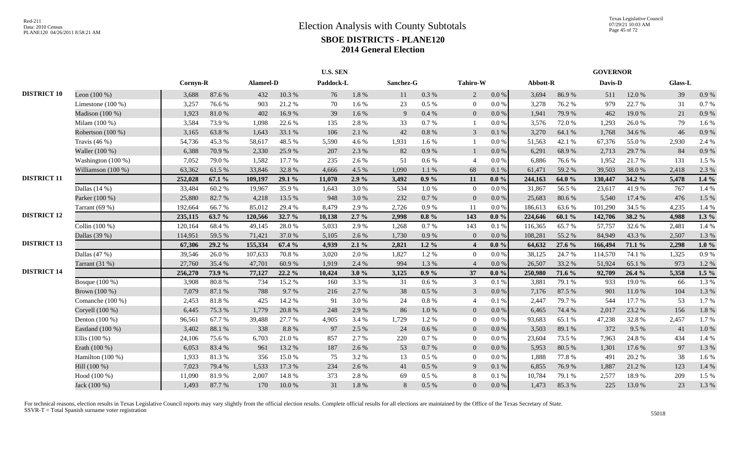# Election Analysis with County Subtotals

## SBOE DISTRICTS - PLANE120

### 2014 General Election

Red-211
Data: 2010 Census
PLANE120 04/26/2011 8:58:21 AM

Texas Legislative Council
07/29/21 10:03 AM

| | | U.S. SEN | | | | | | | | | | GOVERNOR | | | | | |
|---|---|---|---|---|---|---|---|---|---|---|---|---|---|---|---|---|---|
| | | Cornyn-R | | Alameel-D | | Paddock-L | | Sanchez-G | | Tahiro-W | | Abbott-R | | Davis-D | | Glass-L | |
| **DISTRICT 10** | Leon (100 %) | 3,688 | 87.6 % | 432 | 10.3 % | 76 | 1.8 % | 11 | 0.3 % | 2 | 0.0 % | 3,694 | 86.9 % | 511 | 12.0 % | 39 | 0.9 % |
| | Limestone (100 %) | 3,257 | 76.6 % | 903 | 21.2 % | 70 | 1.6 % | 23 | 0.5 % | 0 | 0.0 % | 3,278 | 76.2 % | 979 | 22.7 % | 31 | 0.7 % |
| | Madison (100 %) | 1,923 | 81.0 % | 402 | 16.9 % | 39 | 1.6 % | 9 | 0.4 % | 0 | 0.0 % | 1,941 | 79.9 % | 462 | 19.0 % | 21 | 0.9 % |
| | Milam (100 %) | 3,584 | 73.9 % | 1,098 | 22.6 % | 135 | 2.8 % | 33 | 0.7 % | 1 | 0.0 % | 3,576 | 72.0 % | 1,293 | 26.0 % | 79 | 1.6 % |
| | Robertson (100 %) | 3,165 | 63.8 % | 1,643 | 33.1 % | 106 | 2.1 % | 42 | 0.8 % | 3 | 0.1 % | 3,270 | 64.1 % | 1,768 | 34.6 % | 46 | 0.9 % |
| | Travis (46 %) | 54,736 | 45.3 % | 58,617 | 48.5 % | 5,590 | 4.6 % | 1,931 | 1.6 % | 1 | 0.0 % | 51,563 | 42.1 % | 67,376 | 55.0 % | 2,930 | 2.4 % |
| | Waller (100 %) | 6,388 | 70.9 % | 2,330 | 25.9 % | 207 | 2.3 % | 82 | 0.9 % | 1 | 0.0 % | 6,291 | 68.9 % | 2,713 | 29.7 % | 84 | 0.9 % |
| | Washington (100 %) | 7,052 | 79.0 % | 1,582 | 17.7 % | 235 | 2.6 % | 51 | 0.6 % | 4 | 0.0 % | 6,886 | 76.6 % | 1,952 | 21.7 % | 131 | 1.5 % |
| | Williamson (100 %) | 63,362 | 61.5 % | 33,846 | 32.8 % | 4,666 | 4.5 % | 1,090 | 1.1 % | 68 | 0.1 % | 61,471 | 59.2 % | 39,503 | 38.0 % | 2,418 | 2.3 % |
| **DISTRICT 11** | | **252,028** | **67.1 %** | **109,197** | **29.1 %** | **11,070** | **2.9 %** | **3,492** | **0.9 %** | **11** | **0.0 %** | **244,163** | **64.0 %** | **130,447** | **34.2 %** | **5,478** | **1.4 %** |
| | Dallas (14 %) | 33,484 | 60.2 % | 19,967 | 35.9 % | 1,643 | 3.0 % | 534 | 1.0 % | 0 | 0.0 % | 31,867 | 56.5 % | 23,617 | 41.9 % | 767 | 1.4 % |
| | Parker (100 %) | 25,880 | 82.7 % | 4,218 | 13.5 % | 948 | 3.0 % | 232 | 0.7 % | 0 | 0.0 % | 25,683 | 80.6 % | 5,540 | 17.4 % | 476 | 1.5 % |
| | Tarrant (69 %) | 192,664 | 66.7 % | 85,012 | 29.4 % | 8,479 | 2.9 % | 2,726 | 0.9 % | 11 | 0.0 % | 186,613 | 63.6 % | 101,290 | 34.5 % | 4,235 | 1.4 % |
| **DISTRICT 12** | | **235,115** | **63.7 %** | **120,566** | **32.7 %** | **10,138** | **2.7 %** | **2,998** | **0.8 %** | **143** | **0.0 %** | **224,646** | **60.1 %** | **142,706** | **38.2 %** | **4,988** | **1.3 %** |
| | Collin (100 %) | 120,164 | 68.4 % | 49,145 | 28.0 % | 5,033 | 2.9 % | 1,268 | 0.7 % | 143 | 0.1 % | 116,365 | 65.7 % | 57,757 | 32.6 % | 2,481 | 1.4 % |
| | Dallas (39 %) | 114,951 | 59.5 % | 71,421 | 37.0 % | 5,105 | 2.6 % | 1,730 | 0.9 % | 0 | 0.0 % | 108,281 | 55.2 % | 84,949 | 43.3 % | 2,507 | 1.3 % |
| **DISTRICT 13** | | **67,306** | **29.2 %** | **155,334** | **67.4 %** | **4,939** | **2.1 %** | **2,821** | **1.2 %** | **4** | **0.0 %** | **64,632** | **27.6 %** | **166,494** | **71.1 %** | **2,298** | **1.0 %** |
| | Dallas (47 %) | 39,546 | 26.0 % | 107,633 | 70.8 % | 3,020 | 2.0 % | 1,827 | 1.2 % | 0 | 0.0 % | 38,125 | 24.7 % | 114,570 | 74.1 % | 1,325 | 0.9 % |
| | Tarrant (31 %) | 27,760 | 35.4 % | 47,701 | 60.9 % | 1,919 | 2.4 % | 994 | 1.3 % | 4 | 0.0 % | 26,507 | 33.2 % | 51,924 | 65.1 % | 973 | 1.2 % |
| **DISTRICT 14** | | **256,270** | **73.9 %** | **77,127** | **22.2 %** | **10,424** | **3.0 %** | **3,125** | **0.9 %** | **37** | **0.0 %** | **250,980** | **71.6 %** | **92,709** | **26.4 %** | **5,358** | **1.5 %** |
| | Bosque (100 %) | 3,908 | 80.8 % | 734 | 15.2 % | 160 | 3.3 % | 31 | 0.6 % | 3 | 0.1 % | 3,881 | 79.1 % | 933 | 19.0 % | 66 | 1.3 % |
| | Brown (100 %) | 7,079 | 87.1 % | 788 | 9.7 % | 216 | 2.7 % | 38 | 0.5 % | 3 | 0.0 % | 7,176 | 87.5 % | 901 | 11.0 % | 104 | 1.3 % |
| | Comanche (100 %) | 2,453 | 81.8 % | 425 | 14.2 % | 91 | 3.0 % | 24 | 0.8 % | 4 | 0.1 % | 2,447 | 79.7 % | 544 | 17.7 % | 53 | 1.7 % |
| | Coryell (100 %) | 6,445 | 75.3 % | 1,779 | 20.8 % | 248 | 2.9 % | 86 | 1.0 % | 0 | 0.0 % | 6,465 | 74.4 % | 2,017 | 23.2 % | 156 | 1.8 % |
| | Denton (100 %) | 96,561 | 67.7 % | 39,488 | 27.7 % | 4,905 | 3.4 % | 1,729 | 1.2 % | 0 | 0.0 % | 93,683 | 65.1 % | 47,238 | 32.8 % | 2,457 | 1.7 % |
| | Eastland (100 %) | 3,402 | 88.1 % | 338 | 8.8 % | 97 | 2.5 % | 24 | 0.6 % | 0 | 0.0 % | 3,503 | 89.1 % | 372 | 9.5 % | 41 | 1.0 % |
| | Ellis (100 %) | 24,106 | 75.6 % | 6,703 | 21.0 % | 857 | 2.7 % | 220 | 0.7 % | 0 | 0.0 % | 23,604 | 73.5 % | 7,963 | 24.8 % | 434 | 1.4 % |
| | Erath (100 %) | 6,053 | 83.4 % | 961 | 13.2 % | 187 | 2.6 % | 53 | 0.7 % | 0 | 0.0 % | 5,953 | 80.5 % | 1,301 | 17.6 % | 97 | 1.3 % |
| | Hamilton (100 %) | 1,933 | 81.3 % | 356 | 15.0 % | 75 | 3.2 % | 13 | 0.5 % | 0 | 0.0 % | 1,888 | 77.8 % | 491 | 20.2 % | 38 | 1.6 % |
| | Hill (100 %) | 7,023 | 79.4 % | 1,533 | 17.3 % | 234 | 2.6 % | 41 | 0.5 % | 9 | 0.1 % | 6,855 | 76.9 % | 1,887 | 21.2 % | 123 | 1.4 % |
| | Hood (100 %) | 11,090 | 81.9 % | 2,007 | 14.8 % | 373 | 2.8 % | 69 | 0.5 % | 8 | 0.1 % | 10,784 | 79.1 % | 2,577 | 18.9 % | 209 | 1.5 % |
| | Jack (100 %) | 1,493 | 87.7 % | 170 | 10.0 % | 31 | 1.8 % | 8 | 0.5 % | 0 | 0.0 % | 1,473 | 85.3 % | 225 | 13.0 % | 23 | 1.3 % |

For technical reasons, election results in Texas Legislative Council reports may vary slightly from the official election results. Complete official results for all elections are maintained by the Office of the Texas Secretary of State.
SSVR-T = Total Spanish surname voter registration

55018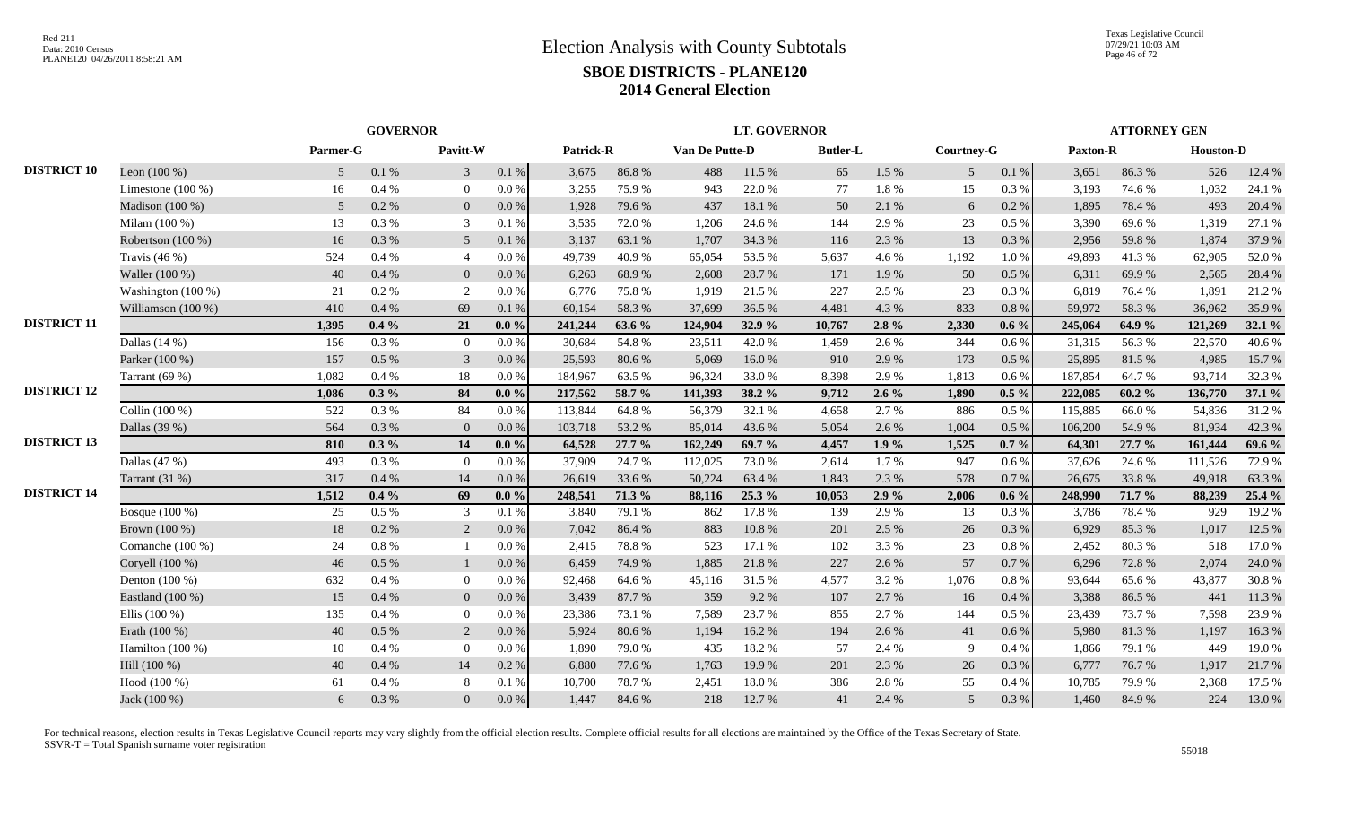# Election Analysis with County Subtotals

## SBOE DISTRICTS - PLANE120

## 2014 General Election

| | | GOVERNOR | | | | LT. GOVERNOR | | | | | | | | ATTORNEY GEN | | | |
|---|---|---|---|---|---|---|---|---|---|---|---|---|---|---|---|---|---|
| | | Parmer-G | | Pavitt-W | | Patrick-R | | Van De Putte-D | | Butler-L | | Courtney-G | | Paxton-R | | Houston-D | |
| DISTRICT 10 | Leon (100 %) | 5 | 0.1 % | 3 | 0.1 % | 3,675 | 86.8 % | 488 | 11.5 % | 65 | 1.5 % | 5 | 0.1 % | 3,651 | 86.3 % | 526 | 12.4 % |
| | Limestone (100 %) | 16 | 0.4 % | 0 | 0.0 % | 3,255 | 75.9 % | 943 | 22.0 % | 77 | 1.8 % | 15 | 0.3 % | 3,193 | 74.6 % | 1,032 | 24.1 % |
| | Madison (100 %) | 5 | 0.2 % | 0 | 0.0 % | 1,928 | 79.6 % | 437 | 18.1 % | 50 | 2.1 % | 6 | 0.2 % | 1,895 | 78.4 % | 493 | 20.4 % |
| | Milam (100 %) | 13 | 0.3 % | 3 | 0.1 % | 3,535 | 72.0 % | 1,206 | 24.6 % | 144 | 2.9 % | 23 | 0.5 % | 3,390 | 69.6 % | 1,319 | 27.1 % |
| | Robertson (100 %) | 16 | 0.3 % | 5 | 0.1 % | 3,137 | 63.1 % | 1,707 | 34.3 % | 116 | 2.3 % | 13 | 0.3 % | 2,956 | 59.8 % | 1,874 | 37.9 % |
| | Travis (46 %) | 524 | 0.4 % | 4 | 0.0 % | 49,739 | 40.9 % | 65,054 | 53.5 % | 5,637 | 4.6 % | 1,192 | 1.0 % | 49,893 | 41.3 % | 62,905 | 52.0 % |
| | Waller (100 %) | 40 | 0.4 % | 0 | 0.0 % | 6,263 | 68.9 % | 2,608 | 28.7 % | 171 | 1.9 % | 50 | 0.5 % | 6,311 | 69.9 % | 2,565 | 28.4 % |
| | Washington (100 %) | 21 | 0.2 % | 2 | 0.0 % | 6,776 | 75.8 % | 1,919 | 21.5 % | 227 | 2.5 % | 23 | 0.3 % | 6,819 | 76.4 % | 1,891 | 21.2 % |
| | Williamson (100 %) | 410 | 0.4 % | 69 | 0.1 % | 60,154 | 58.3 % | 37,699 | 36.5 % | 4,481 | 4.3 % | 833 | 0.8 % | 59,972 | 58.3 % | 36,962 | 35.9 % |
| DISTRICT 11 | | **1,395** | **0.4 %** | **21** | **0.0 %** | **241,244** | **63.6 %** | **124,904** | **32.9 %** | **10,767** | **2.8 %** | **2,330** | **0.6 %** | **245,064** | **64.9 %** | **121,269** | **32.1 %** |
| | Dallas (14 %) | 156 | 0.3 % | 0 | 0.0 % | 30,684 | 54.8 % | 23,511 | 42.0 % | 1,459 | 2.6 % | 344 | 0.6 % | 31,315 | 56.3 % | 22,570 | 40.6 % |
| | Parker (100 %) | 157 | 0.5 % | 3 | 0.0 % | 25,593 | 80.6 % | 5,069 | 16.0 % | 910 | 2.9 % | 173 | 0.5 % | 25,895 | 81.5 % | 4,985 | 15.7 % |
| | Tarrant (69 %) | 1,082 | 0.4 % | 18 | 0.0 % | 184,967 | 63.5 % | 96,324 | 33.0 % | 8,398 | 2.9 % | 1,813 | 0.6 % | 187,854 | 64.7 % | 93,714 | 32.3 % |
| DISTRICT 12 | | **1,086** | **0.3 %** | **84** | **0.0 %** | **217,562** | **58.7 %** | **141,393** | **38.2 %** | **9,712** | **2.6 %** | **1,890** | **0.5 %** | **222,085** | **60.2 %** | **136,770** | **37.1 %** |
| | Collin (100 %) | 522 | 0.3 % | 84 | 0.0 % | 113,844 | 64.8 % | 56,379 | 32.1 % | 4,658 | 2.7 % | 886 | 0.5 % | 115,885 | 66.0 % | 54,836 | 31.2 % |
| | Dallas (39 %) | 564 | 0.3 % | 0 | 0.0 % | 103,718 | 53.2 % | 85,014 | 43.6 % | 5,054 | 2.6 % | 1,004 | 0.5 % | 106,200 | 54.9 % | 81,934 | 42.3 % |
| DISTRICT 13 | | **810** | **0.3 %** | **14** | **0.0 %** | **64,528** | **27.7 %** | **162,249** | **69.7 %** | **4,457** | **1.9 %** | **1,525** | **0.7 %** | **64,301** | **27.7 %** | **161,444** | **69.6 %** |
| | Dallas (47 %) | 493 | 0.3 % | 0 | 0.0 % | 37,909 | 24.7 % | 112,025 | 73.0 % | 2,614 | 1.7 % | 947 | 0.6 % | 37,626 | 24.6 % | 111,526 | 72.9 % |
| | Tarrant (31 %) | 317 | 0.4 % | 14 | 0.0 % | 26,619 | 33.6 % | 50,224 | 63.4 % | 1,843 | 2.3 % | 578 | 0.7 % | 26,675 | 33.8 % | 49,918 | 63.3 % |
| DISTRICT 14 | | **1,512** | **0.4 %** | **69** | **0.0 %** | **248,541** | **71.3 %** | **88,116** | **25.3 %** | **10,053** | **2.9 %** | **2,006** | **0.6 %** | **248,990** | **71.7 %** | **88,239** | **25.4 %** |
| | Bosque (100 %) | 25 | 0.5 % | 3 | 0.1 % | 3,840 | 79.1 % | 862 | 17.8 % | 139 | 2.9 % | 13 | 0.3 % | 3,786 | 78.4 % | 929 | 19.2 % |
| | Brown (100 %) | 18 | 0.2 % | 2 | 0.0 % | 7,042 | 86.4 % | 883 | 10.8 % | 201 | 2.5 % | 26 | 0.3 % | 6,929 | 85.3 % | 1,017 | 12.5 % |
| | Comanche (100 %) | 24 | 0.8 % | 1 | 0.0 % | 2,415 | 78.8 % | 523 | 17.1 % | 102 | 3.3 % | 23 | 0.8 % | 2,452 | 80.3 % | 518 | 17.0 % |
| | Coryell (100 %) | 46 | 0.5 % | 1 | 0.0 % | 6,459 | 74.9 % | 1,885 | 21.8 % | 227 | 2.6 % | 57 | 0.7 % | 6,296 | 72.8 % | 2,074 | 24.0 % |
| | Denton (100 %) | 632 | 0.4 % | 0 | 0.0 % | 92,468 | 64.6 % | 45,116 | 31.5 % | 4,577 | 3.2 % | 1,076 | 0.8 % | 93,644 | 65.6 % | 43,877 | 30.8 % |
| | Eastland (100 %) | 15 | 0.4 % | 0 | 0.0 % | 3,439 | 87.7 % | 359 | 9.2 % | 107 | 2.7 % | 16 | 0.4 % | 3,388 | 86.5 % | 441 | 11.3 % |
| | Ellis (100 %) | 135 | 0.4 % | 0 | 0.0 % | 23,386 | 73.1 % | 7,589 | 23.7 % | 855 | 2.7 % | 144 | 0.5 % | 23,439 | 73.7 % | 7,598 | 23.9 % |
| | Erath (100 %) | 40 | 0.5 % | 2 | 0.0 % | 5,924 | 80.6 % | 1,194 | 16.2 % | 194 | 2.6 % | 41 | 0.6 % | 5,980 | 81.3 % | 1,197 | 16.3 % |
| | Hamilton (100 %) | 10 | 0.4 % | 0 | 0.0 % | 1,890 | 79.0 % | 435 | 18.2 % | 57 | 2.4 % | 9 | 0.4 % | 1,866 | 79.1 % | 449 | 19.0 % |
| | Hill (100 %) | 40 | 0.4 % | 14 | 0.2 % | 6,880 | 77.6 % | 1,763 | 19.9 % | 201 | 2.3 % | 26 | 0.3 % | 6,777 | 76.7 % | 1,917 | 21.7 % |
| | Hood (100 %) | 61 | 0.4 % | 8 | 0.1 % | 10,700 | 78.7 % | 2,451 | 18.0 % | 386 | 2.8 % | 55 | 0.4 % | 10,785 | 79.9 % | 2,368 | 17.5 % |
| | Jack (100 %) | 6 | 0.3 % | 0 | 0.0 % | 1,447 | 84.6 % | 218 | 12.7 % | 41 | 2.4 % | 5 | 0.3 % | 1,460 | 84.9 % | 224 | 13.0 % |

For technical reasons, election results in Texas Legislative Council reports may vary slightly from the official election results. Complete official results for all elections are maintained by the Office of the Texas Secretary of State.
SSVR-T = Total Spanish surname voter registration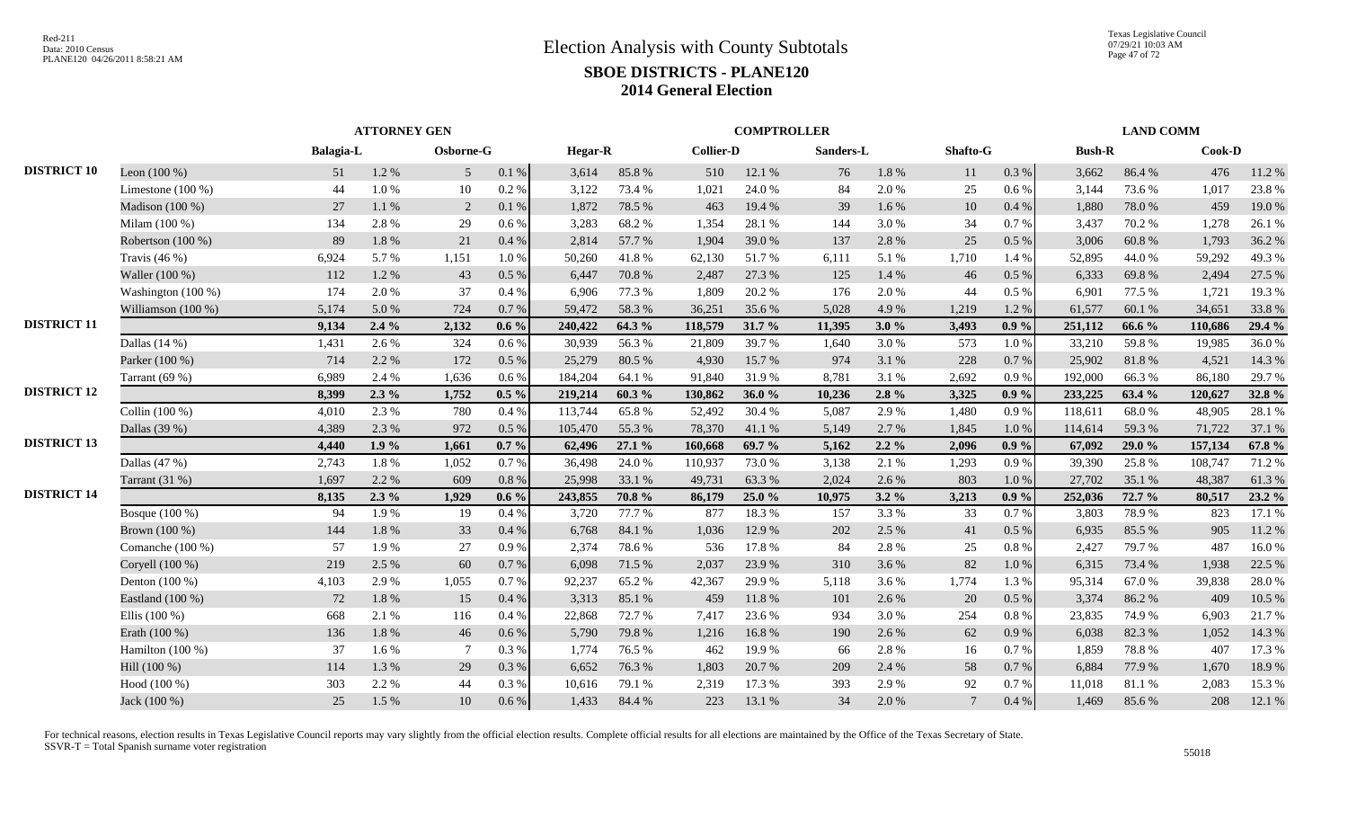# Election Analysis with County Subtotals

## SBOE DISTRICTS - PLANE120

## 2014 General Election

| | | ATTORNEY GEN | | | | COMPTROLLER | | | | | | | | LAND COMM | | | |
|---|---|---|---|---|---|---|---|---|---|---|---|---|---|---|---|---|---|
| | | Balagia-L | | Osborne-G | | Hegar-R | | Collier-D | | Sanders-L | | Shafto-G | | Bush-R | | Cook-D | |
| DISTRICT 10 | Leon (100 %) | 51 | 1.2 % | 5 | 0.1 % | 3,614 | 85.8 % | 510 | 12.1 % | 76 | 1.8 % | 11 | 0.3 % | 3,662 | 86.4 % | 476 | 11.2 % |
| | Limestone (100 %) | 44 | 1.0 % | 10 | 0.2 % | 3,122 | 73.4 % | 1,021 | 24.0 % | 84 | 2.0 % | 25 | 0.6 % | 3,144 | 73.6 % | 1,017 | 23.8 % |
| | Madison (100 %) | 27 | 1.1 % | 2 | 0.1 % | 1,872 | 78.5 % | 463 | 19.4 % | 39 | 1.6 % | 10 | 0.4 % | 1,880 | 78.0 % | 459 | 19.0 % |
| | Milam (100 %) | 134 | 2.8 % | 29 | 0.6 % | 3,283 | 68.2 % | 1,354 | 28.1 % | 144 | 3.0 % | 34 | 0.7 % | 3,437 | 70.2 % | 1,278 | 26.1 % |
| | Robertson (100 %) | 89 | 1.8 % | 21 | 0.4 % | 2,814 | 57.7 % | 1,904 | 39.0 % | 137 | 2.8 % | 25 | 0.5 % | 3,006 | 60.8 % | 1,793 | 36.2 % |
| | Travis (46 %) | 6,924 | 5.7 % | 1,151 | 1.0 % | 50,260 | 41.8 % | 62,130 | 51.7 % | 6,111 | 5.1 % | 1,710 | 1.4 % | 52,895 | 44.0 % | 59,292 | 49.3 % |
| | Waller (100 %) | 112 | 1.2 % | 43 | 0.5 % | 6,447 | 70.8 % | 2,487 | 27.3 % | 125 | 1.4 % | 46 | 0.5 % | 6,333 | 69.8 % | 2,494 | 27.5 % |
| | Washington (100 %) | 174 | 2.0 % | 37 | 0.4 % | 6,906 | 77.3 % | 1,809 | 20.2 % | 176 | 2.0 % | 44 | 0.5 % | 6,901 | 77.5 % | 1,721 | 19.3 % |
| | Williamson (100 %) | 5,174 | 5.0 % | 724 | 0.7 % | 59,472 | 58.3 % | 36,251 | 35.6 % | 5,028 | 4.9 % | 1,219 | 1.2 % | 61,577 | 60.1 % | 34,651 | 33.8 % |
| DISTRICT 11 | | **9,134** | **2.4 %** | **2,132** | **0.6 %** | **240,422** | **64.3 %** | **118,579** | **31.7 %** | **11,395** | **3.0 %** | **3,493** | **0.9 %** | **251,112** | **66.6 %** | **110,686** | **29.4 %** |
| | Dallas (14 %) | 1,431 | 2.6 % | 324 | 0.6 % | 30,939 | 56.3 % | 21,809 | 39.7 % | 1,640 | 3.0 % | 573 | 1.0 % | 33,210 | 59.8 % | 19,985 | 36.0 % |
| | Parker (100 %) | 714 | 2.2 % | 172 | 0.5 % | 25,279 | 80.5 % | 4,930 | 15.7 % | 974 | 3.1 % | 228 | 0.7 % | 25,902 | 81.8 % | 4,521 | 14.3 % |
| | Tarrant (69 %) | 6,989 | 2.4 % | 1,636 | 0.6 % | 184,204 | 64.1 % | 91,840 | 31.9 % | 8,781 | 3.1 % | 2,692 | 0.9 % | 192,000 | 66.3 % | 86,180 | 29.7 % |
| DISTRICT 12 | | **8,399** | **2.3 %** | **1,752** | **0.5 %** | **219,214** | **60.3 %** | **130,862** | **36.0 %** | **10,236** | **2.8 %** | **3,325** | **0.9 %** | **233,225** | **63.4 %** | **120,627** | **32.8 %** |
| | Collin (100 %) | 4,010 | 2.3 % | 780 | 0.4 % | 113,744 | 65.8 % | 52,492 | 30.4 % | 5,087 | 2.9 % | 1,480 | 0.9 % | 118,611 | 68.0 % | 48,905 | 28.1 % |
| | Dallas (39 %) | 4,389 | 2.3 % | 972 | 0.5 % | 105,470 | 55.3 % | 78,370 | 41.1 % | 5,149 | 2.7 % | 1,845 | 1.0 % | 114,614 | 59.3 % | 71,722 | 37.1 % |
| DISTRICT 13 | | **4,440** | **1.9 %** | **1,661** | **0.7 %** | **62,496** | **27.1 %** | **160,668** | **69.7 %** | **5,162** | **2.2 %** | **2,096** | **0.9 %** | **67,092** | **29.0 %** | **157,134** | **67.8 %** |
| | Dallas (47 %) | 2,743 | 1.8 % | 1,052 | 0.7 % | 36,498 | 24.0 % | 110,937 | 73.0 % | 3,138 | 2.1 % | 1,293 | 0.9 % | 39,390 | 25.8 % | 108,747 | 71.2 % |
| | Tarrant (31 %) | 1,697 | 2.2 % | 609 | 0.8 % | 25,998 | 33.1 % | 49,731 | 63.3 % | 2,024 | 2.6 % | 803 | 1.0 % | 27,702 | 35.1 % | 48,387 | 61.3 % |
| DISTRICT 14 | | **8,135** | **2.3 %** | **1,929** | **0.6 %** | **243,855** | **70.8 %** | **86,179** | **25.0 %** | **10,975** | **3.2 %** | **3,213** | **0.9 %** | **252,036** | **72.7 %** | **80,517** | **23.2 %** |
| | Bosque (100 %) | 94 | 1.9 % | 19 | 0.4 % | 3,720 | 77.7 % | 877 | 18.3 % | 157 | 3.3 % | 33 | 0.7 % | 3,803 | 78.9 % | 823 | 17.1 % |
| | Brown (100 %) | 144 | 1.8 % | 33 | 0.4 % | 6,768 | 84.1 % | 1,036 | 12.9 % | 202 | 2.5 % | 41 | 0.5 % | 6,935 | 85.5 % | 905 | 11.2 % |
| | Comanche (100 %) | 57 | 1.9 % | 27 | 0.9 % | 2,374 | 78.6 % | 536 | 17.8 % | 84 | 2.8 % | 25 | 0.8 % | 2,427 | 79.7 % | 487 | 16.0 % |
| | Coryell (100 %) | 219 | 2.5 % | 60 | 0.7 % | 6,098 | 71.5 % | 2,037 | 23.9 % | 310 | 3.6 % | 82 | 1.0 % | 6,315 | 73.4 % | 1,938 | 22.5 % |
| | Denton (100 %) | 4,103 | 2.9 % | 1,055 | 0.7 % | 92,237 | 65.2 % | 42,367 | 29.9 % | 5,118 | 3.6 % | 1,774 | 1.3 % | 95,314 | 67.0 % | 39,838 | 28.0 % |
| | Eastland (100 %) | 72 | 1.8 % | 15 | 0.4 % | 3,313 | 85.1 % | 459 | 11.8 % | 101 | 2.6 % | 20 | 0.5 % | 3,374 | 86.2 % | 409 | 10.5 % |
| | Ellis (100 %) | 668 | 2.1 % | 116 | 0.4 % | 22,868 | 72.7 % | 7,417 | 23.6 % | 934 | 3.0 % | 254 | 0.8 % | 23,835 | 74.9 % | 6,903 | 21.7 % |
| | Erath (100 %) | 136 | 1.8 % | 46 | 0.6 % | 5,790 | 79.8 % | 1,216 | 16.8 % | 190 | 2.6 % | 62 | 0.9 % | 6,038 | 82.3 % | 1,052 | 14.3 % |
| | Hamilton (100 %) | 37 | 1.6 % | 7 | 0.3 % | 1,774 | 76.5 % | 462 | 19.9 % | 66 | 2.8 % | 16 | 0.7 % | 1,859 | 78.8 % | 407 | 17.3 % |
| | Hill (100 %) | 114 | 1.3 % | 29 | 0.3 % | 6,652 | 76.3 % | 1,803 | 20.7 % | 209 | 2.4 % | 58 | 0.7 % | 6,884 | 77.9 % | 1,670 | 18.9 % |
| | Hood (100 %) | 303 | 2.2 % | 44 | 0.3 % | 10,616 | 79.1 % | 2,319 | 17.3 % | 393 | 2.9 % | 92 | 0.7 % | 11,018 | 81.1 % | 2,083 | 15.3 % |
| | Jack (100 %) | 25 | 1.5 % | 10 | 0.6 % | 1,433 | 84.4 % | 223 | 13.1 % | 34 | 2.0 % | 7 | 0.4 % | 1,469 | 85.6 % | 208 | 12.1 % |

For technical reasons, election results in Texas Legislative Council reports may vary slightly from the official election results. Complete official results for all elections are maintained by the Office of the Texas Secretary of State.
SSVR-T = Total Spanish surname voter registration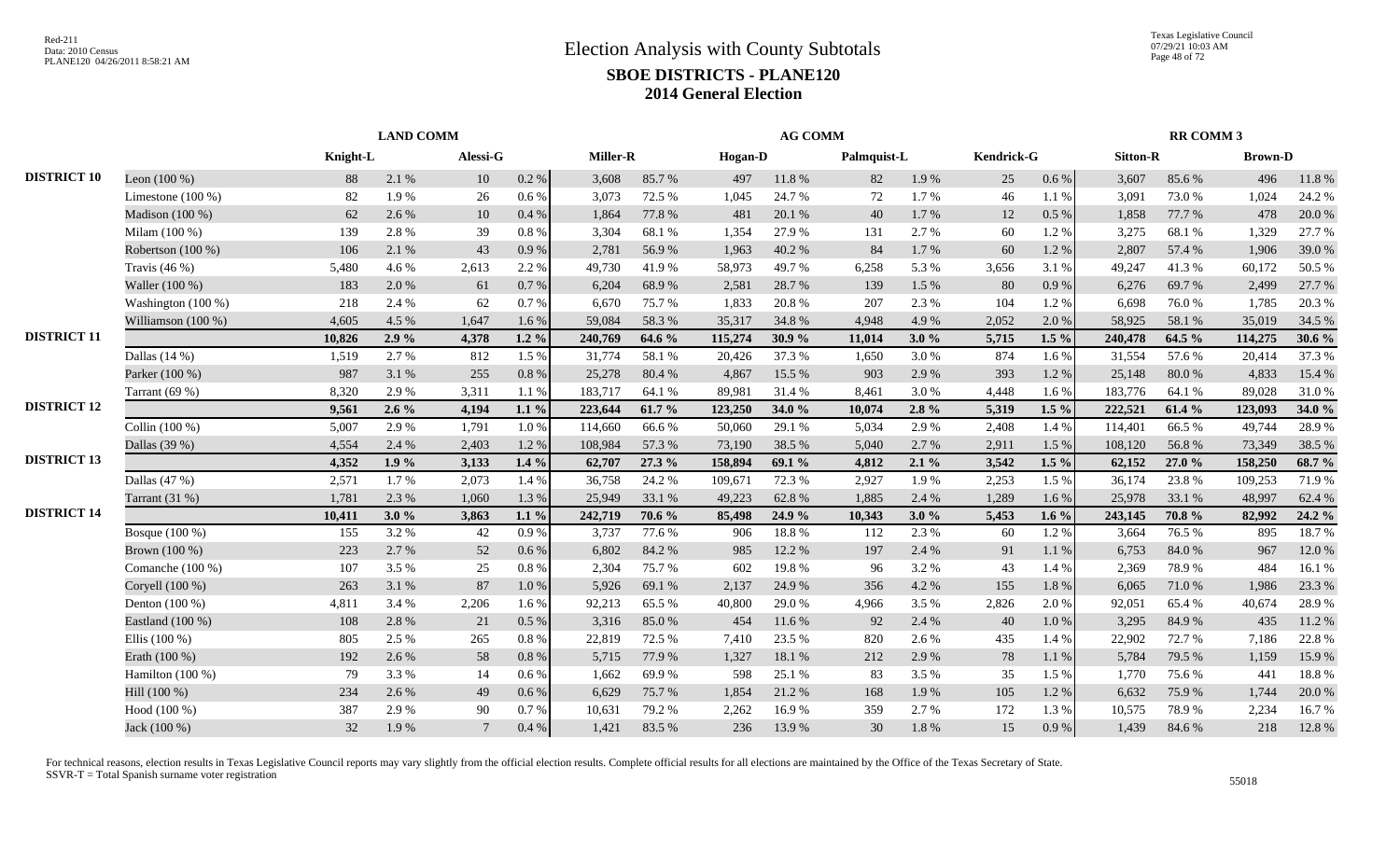# Election Analysis with County Subtotals

## SBOE DISTRICTS - PLANE120

## 2014 General Election

| | | LAND COMM | | | | AG COMM | | | | | | | | RR COMM 3 | | | |
|---|---|---|---|---|---|---|---|---|---|---|---|---|---|---|---|---|---|
| | | Knight-L | | Alessi-G | | Miller-R | | Hogan-D | | Palmquist-L | | Kendrick-G | | Sitton-R | | Brown-D | |
| DISTRICT 10 | Leon (100 %) | 88 | 2.1 % | 10 | 0.2 % | 3,608 | 85.7 % | 497 | 11.8 % | 82 | 1.9 % | 25 | 0.6 % | 3,607 | 85.6 % | 496 | 11.8 % |
| | Limestone (100 %) | 82 | 1.9 % | 26 | 0.6 % | 3,073 | 72.5 % | 1,045 | 24.7 % | 72 | 1.7 % | 46 | 1.1 % | 3,091 | 73.0 % | 1,024 | 24.2 % |
| | Madison (100 %) | 62 | 2.6 % | 10 | 0.4 % | 1,864 | 77.8 % | 481 | 20.1 % | 40 | 1.7 % | 12 | 0.5 % | 1,858 | 77.7 % | 478 | 20.0 % |
| | Milam (100 %) | 139 | 2.8 % | 39 | 0.8 % | 3,304 | 68.1 % | 1,354 | 27.9 % | 131 | 2.7 % | 60 | 1.2 % | 3,275 | 68.1 % | 1,329 | 27.7 % |
| | Robertson (100 %) | 106 | 2.1 % | 43 | 0.9 % | 2,781 | 56.9 % | 1,963 | 40.2 % | 84 | 1.7 % | 60 | 1.2 % | 2,807 | 57.4 % | 1,906 | 39.0 % |
| | Travis (46 %) | 5,480 | 4.6 % | 2,613 | 2.2 % | 49,730 | 41.9 % | 58,973 | 49.7 % | 6,258 | 5.3 % | 3,656 | 3.1 % | 49,247 | 41.3 % | 60,172 | 50.5 % |
| | Waller (100 %) | 183 | 2.0 % | 61 | 0.7 % | 6,204 | 68.9 % | 2,581 | 28.7 % | 139 | 1.5 % | 80 | 0.9 % | 6,276 | 69.7 % | 2,499 | 27.7 % |
| | Washington (100 %) | 218 | 2.4 % | 62 | 0.7 % | 6,670 | 75.7 % | 1,833 | 20.8 % | 207 | 2.3 % | 104 | 1.2 % | 6,698 | 76.0 % | 1,785 | 20.3 % |
| | Williamson (100 %) | 4,605 | 4.5 % | 1,647 | 1.6 % | 59,084 | 58.3 % | 35,317 | 34.8 % | 4,948 | 4.9 % | 2,052 | 2.0 % | 58,925 | 58.1 % | 35,019 | 34.5 % |
| DISTRICT 11 | | **10,826** | **2.9 %** | **4,378** | **1.2 %** | **240,769** | **64.6 %** | **115,274** | **30.9 %** | **11,014** | **3.0 %** | **5,715** | **1.5 %** | **240,478** | **64.5 %** | **114,275** | **30.6 %** |
| | Dallas (14 %) | 1,519 | 2.7 % | 812 | 1.5 % | 31,774 | 58.1 % | 20,426 | 37.3 % | 1,650 | 3.0 % | 874 | 1.6 % | 31,554 | 57.6 % | 20,414 | 37.3 % |
| | Parker (100 %) | 987 | 3.1 % | 255 | 0.8 % | 25,278 | 80.4 % | 4,867 | 15.5 % | 903 | 2.9 % | 393 | 1.2 % | 25,148 | 80.0 % | 4,833 | 15.4 % |
| | Tarrant (69 %) | 8,320 | 2.9 % | 3,311 | 1.1 % | 183,717 | 64.1 % | 89,981 | 31.4 % | 8,461 | 3.0 % | 4,448 | 1.6 % | 183,776 | 64.1 % | 89,028 | 31.0 % |
| DISTRICT 12 | | **9,561** | **2.6 %** | **4,194** | **1.1 %** | **223,644** | **61.7 %** | **123,250** | **34.0 %** | **10,074** | **2.8 %** | **5,319** | **1.5 %** | **222,521** | **61.4 %** | **123,093** | **34.0 %** |
| | Collin (100 %) | 5,007 | 2.9 % | 1,791 | 1.0 % | 114,660 | 66.6 % | 50,060 | 29.1 % | 5,034 | 2.9 % | 2,408 | 1.4 % | 114,401 | 66.5 % | 49,744 | 28.9 % |
| | Dallas (39 %) | 4,554 | 2.4 % | 2,403 | 1.2 % | 108,984 | 57.3 % | 73,190 | 38.5 % | 5,040 | 2.7 % | 2,911 | 1.5 % | 108,120 | 56.8 % | 73,349 | 38.5 % |
| DISTRICT 13 | | **4,352** | **1.9 %** | **3,133** | **1.4 %** | **62,707** | **27.3 %** | **158,894** | **69.1 %** | **4,812** | **2.1 %** | **3,542** | **1.5 %** | **62,152** | **27.0 %** | **158,250** | **68.7 %** |
| | Dallas (47 %) | 2,571 | 1.7 % | 2,073 | 1.4 % | 36,758 | 24.2 % | 109,671 | 72.3 % | 2,927 | 1.9 % | 2,253 | 1.5 % | 36,174 | 23.8 % | 109,253 | 71.9 % |
| | Tarrant (31 %) | 1,781 | 2.3 % | 1,060 | 1.3 % | 25,949 | 33.1 % | 49,223 | 62.8 % | 1,885 | 2.4 % | 1,289 | 1.6 % | 25,978 | 33.1 % | 48,997 | 62.4 % |
| DISTRICT 14 | | **10,411** | **3.0 %** | **3,863** | **1.1 %** | **242,719** | **70.6 %** | **85,498** | **24.9 %** | **10,343** | **3.0 %** | **5,453** | **1.6 %** | **243,145** | **70.8 %** | **82,992** | **24.2 %** |
| | Bosque (100 %) | 155 | 3.2 % | 42 | 0.9 % | 3,737 | 77.6 % | 906 | 18.8 % | 112 | 2.3 % | 60 | 1.2 % | 3,664 | 76.5 % | 895 | 18.7 % |
| | Brown (100 %) | 223 | 2.7 % | 52 | 0.6 % | 6,802 | 84.2 % | 985 | 12.2 % | 197 | 2.4 % | 91 | 1.1 % | 6,753 | 84.0 % | 967 | 12.0 % |
| | Comanche (100 %) | 107 | 3.5 % | 25 | 0.8 % | 2,304 | 75.7 % | 602 | 19.8 % | 96 | 3.2 % | 43 | 1.4 % | 2,369 | 78.9 % | 484 | 16.1 % |
| | Coryell (100 %) | 263 | 3.1 % | 87 | 1.0 % | 5,926 | 69.1 % | 2,137 | 24.9 % | 356 | 4.2 % | 155 | 1.8 % | 6,065 | 71.0 % | 1,986 | 23.3 % |
| | Denton (100 %) | 4,811 | 3.4 % | 2,206 | 1.6 % | 92,213 | 65.5 % | 40,800 | 29.0 % | 4,966 | 3.5 % | 2,826 | 2.0 % | 92,051 | 65.4 % | 40,674 | 28.9 % |
| | Eastland (100 %) | 108 | 2.8 % | 21 | 0.5 % | 3,316 | 85.0 % | 454 | 11.6 % | 92 | 2.4 % | 40 | 1.0 % | 3,295 | 84.9 % | 435 | 11.2 % |
| | Ellis (100 %) | 805 | 2.5 % | 265 | 0.8 % | 22,819 | 72.5 % | 7,410 | 23.5 % | 820 | 2.6 % | 435 | 1.4 % | 22,902 | 72.7 % | 7,186 | 22.8 % |
| | Erath (100 %) | 192 | 2.6 % | 58 | 0.8 % | 5,715 | 77.9 % | 1,327 | 18.1 % | 212 | 2.9 % | 78 | 1.1 % | 5,784 | 79.5 % | 1,159 | 15.9 % |
| | Hamilton (100 %) | 79 | 3.3 % | 14 | 0.6 % | 1,662 | 69.9 % | 598 | 25.1 % | 83 | 3.5 % | 35 | 1.5 % | 1,770 | 75.6 % | 441 | 18.8 % |
| | Hill (100 %) | 234 | 2.6 % | 49 | 0.6 % | 6,629 | 75.7 % | 1,854 | 21.2 % | 168 | 1.9 % | 105 | 1.2 % | 6,632 | 75.9 % | 1,744 | 20.0 % |
| | Hood (100 %) | 387 | 2.9 % | 90 | 0.7 % | 10,631 | 79.2 % | 2,262 | 16.9 % | 359 | 2.7 % | 172 | 1.3 % | 10,575 | 78.9 % | 2,234 | 16.7 % |
| | Jack (100 %) | 32 | 1.9 % | 7 | 0.4 % | 1,421 | 83.5 % | 236 | 13.9 % | 30 | 1.8 % | 15 | 0.9 % | 1,439 | 84.6 % | 218 | 12.8 % |

For technical reasons, election results in Texas Legislative Council reports may vary slightly from the official election results. Complete official results for all elections are maintained by the Office of the Texas Secretary of State.
SSVR-T = Total Spanish surname voter registration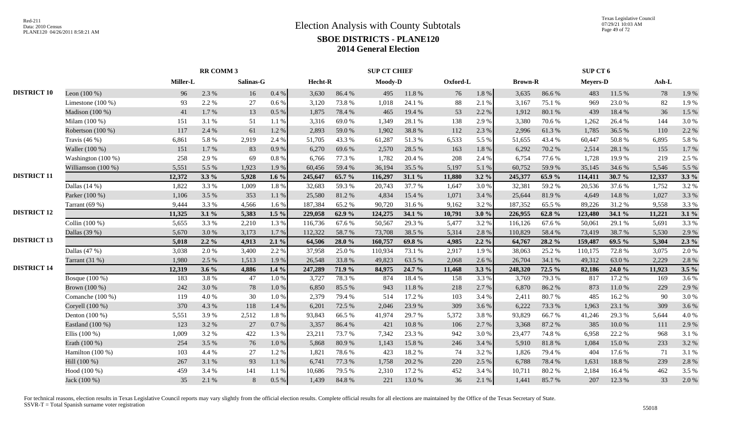# Election Analysis with County Subtotals

## SBOE DISTRICTS - PLANE120

### 2014 General Election

|  |  | RR COMM 3 |  |  |  | SUP CT CHIEF |  |  |  |  |  | SUP CT 6 |  |  |  |  |  |
|---|---|---|---|---|---|---|---|---|---|---|---|---|---|---|---|---|---|
|  |  | Miller-L |  | Salinas-G |  | Hecht-R |  | Moody-D |  | Oxford-L |  | Brown-R |  | Meyers-D |  | Ash-L |  |
| DISTRICT 10 | Leon (100 %) | 96 | 2.3 % | 16 | 0.4 % | 3,630 | 86.4 % | 495 | 11.8 % | 76 | 1.8 % | 3,635 | 86.6 % | 483 | 11.5 % | 78 | 1.9 % |
|  | Limestone (100 %) | 93 | 2.2 % | 27 | 0.6 % | 3,120 | 73.8 % | 1,018 | 24.1 % | 88 | 2.1 % | 3,167 | 75.1 % | 969 | 23.0 % | 82 | 1.9 % |
|  | Madison (100 %) | 41 | 1.7 % | 13 | 0.5 % | 1,875 | 78.4 % | 465 | 19.4 % | 53 | 2.2 % | 1,912 | 80.1 % | 439 | 18.4 % | 36 | 1.5 % |
|  | Milam (100 %) | 151 | 3.1 % | 51 | 1.1 % | 3,316 | 69.0 % | 1,349 | 28.1 % | 138 | 2.9 % | 3,380 | 70.6 % | 1,262 | 26.4 % | 144 | 3.0 % |
|  | Robertson (100 %) | 117 | 2.4 % | 61 | 1.2 % | 2,893 | 59.0 % | 1,902 | 38.8 % | 112 | 2.3 % | 2,996 | 61.3 % | 1,785 | 36.5 % | 110 | 2.2 % |
|  | Travis (46 %) | 6,861 | 5.8 % | 2,919 | 2.4 % | 51,705 | 43.3 % | 61,287 | 51.3 % | 6,533 | 5.5 % | 51,655 | 43.4 % | 60,447 | 50.8 % | 6,895 | 5.8 % |
|  | Waller (100 %) | 151 | 1.7 % | 83 | 0.9 % | 6,270 | 69.6 % | 2,570 | 28.5 % | 163 | 1.8 % | 6,292 | 70.2 % | 2,514 | 28.1 % | 155 | 1.7 % |
|  | Washington (100 %) | 258 | 2.9 % | 69 | 0.8 % | 6,766 | 77.3 % | 1,782 | 20.4 % | 208 | 2.4 % | 6,754 | 77.6 % | 1,728 | 19.9 % | 219 | 2.5 % |
|  | Williamson (100 %) | 5,551 | 5.5 % | 1,923 | 1.9 % | 60,456 | 59.4 % | 36,194 | 35.5 % | 5,197 | 5.1 % | 60,752 | 59.9 % | 35,145 | 34.6 % | 5,546 | 5.5 % |
| DISTRICT 11 |  | **12,372** | **3.3 %** | **5,928** | **1.6 %** | **245,647** | **65.7 %** | **116,297** | **31.1 %** | **11,880** | **3.2 %** | **245,377** | **65.9 %** | **114,411** | **30.7 %** | **12,337** | **3.3 %** |
|  | Dallas (14 %) | 1,822 | 3.3 % | 1,009 | 1.8 % | 32,683 | 59.3 % | 20,743 | 37.7 % | 1,647 | 3.0 % | 32,381 | 59.2 % | 20,536 | 37.6 % | 1,752 | 3.2 % |
|  | Parker (100 %) | 1,106 | 3.5 % | 353 | 1.1 % | 25,580 | 81.2 % | 4,834 | 15.4 % | 1,071 | 3.4 % | 25,644 | 81.9 % | 4,649 | 14.8 % | 1,027 | 3.3 % |
|  | Tarrant (69 %) | 9,444 | 3.3 % | 4,566 | 1.6 % | 187,384 | 65.2 % | 90,720 | 31.6 % | 9,162 | 3.2 % | 187,352 | 65.5 % | 89,226 | 31.2 % | 9,558 | 3.3 % |
| DISTRICT 12 |  | **11,325** | **3.1 %** | **5,383** | **1.5 %** | **229,058** | **62.9 %** | **124,275** | **34.1 %** | **10,791** | **3.0 %** | **226,955** | **62.8 %** | **123,480** | **34.1 %** | **11,221** | **3.1 %** |
|  | Collin (100 %) | 5,655 | 3.3 % | 2,210 | 1.3 % | 116,736 | 67.6 % | 50,567 | 29.3 % | 5,477 | 3.2 % | 116,126 | 67.6 % | 50,061 | 29.1 % | 5,691 | 3.3 % |
|  | Dallas (39 %) | 5,670 | 3.0 % | 3,173 | 1.7 % | 112,322 | 58.7 % | 73,708 | 38.5 % | 5,314 | 2.8 % | 110,829 | 58.4 % | 73,419 | 38.7 % | 5,530 | 2.9 % |
| DISTRICT 13 |  | **5,018** | **2.2 %** | **4,913** | **2.1 %** | **64,506** | **28.0 %** | **160,757** | **69.8 %** | **4,985** | **2.2 %** | **64,767** | **28.2 %** | **159,487** | **69.5 %** | **5,304** | **2.3 %** |
|  | Dallas (47 %) | 3,038 | 2.0 % | 3,400 | 2.2 % | 37,958 | 25.0 % | 110,934 | 73.1 % | 2,917 | 1.9 % | 38,063 | 25.2 % | 110,175 | 72.8 % | 3,075 | 2.0 % |
|  | Tarrant (31 %) | 1,980 | 2.5 % | 1,513 | 1.9 % | 26,548 | 33.8 % | 49,823 | 63.5 % | 2,068 | 2.6 % | 26,704 | 34.1 % | 49,312 | 63.0 % | 2,229 | 2.8 % |
| DISTRICT 14 |  | **12,319** | **3.6 %** | **4,886** | **1.4 %** | **247,289** | **71.9 %** | **84,975** | **24.7 %** | **11,468** | **3.3 %** | **248,320** | **72.5 %** | **82,186** | **24.0 %** | **11,923** | **3.5 %** |
|  | Bosque (100 %) | 183 | 3.8 % | 47 | 1.0 % | 3,727 | 78.3 % | 874 | 18.4 % | 158 | 3.3 % | 3,769 | 79.3 % | 817 | 17.2 % | 169 | 3.6 % |
|  | Brown (100 %) | 242 | 3.0 % | 78 | 1.0 % | 6,850 | 85.5 % | 943 | 11.8 % | 218 | 2.7 % | 6,870 | 86.2 % | 873 | 11.0 % | 229 | 2.9 % |
|  | Comanche (100 %) | 119 | 4.0 % | 30 | 1.0 % | 2,379 | 79.4 % | 514 | 17.2 % | 103 | 3.4 % | 2,411 | 80.7 % | 485 | 16.2 % | 90 | 3.0 % |
|  | Coryell (100 %) | 370 | 4.3 % | 118 | 1.4 % | 6,201 | 72.5 % | 2,046 | 23.9 % | 309 | 3.6 % | 6,222 | 73.3 % | 1,963 | 23.1 % | 309 | 3.6 % |
|  | Denton (100 %) | 5,551 | 3.9 % | 2,512 | 1.8 % | 93,843 | 66.5 % | 41,974 | 29.7 % | 5,372 | 3.8 % | 93,829 | 66.7 % | 41,246 | 29.3 % | 5,644 | 4.0 % |
|  | Eastland (100 %) | 123 | 3.2 % | 27 | 0.7 % | 3,357 | 86.4 % | 421 | 10.8 % | 106 | 2.7 % | 3,368 | 87.2 % | 385 | 10.0 % | 111 | 2.9 % |
|  | Ellis (100 %) | 1,009 | 3.2 % | 422 | 1.3 % | 23,211 | 73.7 % | 7,342 | 23.3 % | 942 | 3.0 % | 23,477 | 74.8 % | 6,958 | 22.2 % | 968 | 3.1 % |
|  | Erath (100 %) | 254 | 3.5 % | 76 | 1.0 % | 5,868 | 80.9 % | 1,143 | 15.8 % | 246 | 3.4 % | 5,910 | 81.8 % | 1,084 | 15.0 % | 233 | 3.2 % |
|  | Hamilton (100 %) | 103 | 4.4 % | 27 | 1.2 % | 1,821 | 78.6 % | 423 | 18.2 % | 74 | 3.2 % | 1,826 | 79.4 % | 404 | 17.6 % | 71 | 3.1 % |
|  | Hill (100 %) | 267 | 3.1 % | 93 | 1.1 % | 6,741 | 77.3 % | 1,758 | 20.2 % | 220 | 2.5 % | 6,788 | 78.4 % | 1,631 | 18.8 % | 239 | 2.8 % |
|  | Hood (100 %) | 459 | 3.4 % | 141 | 1.1 % | 10,686 | 79.5 % | 2,310 | 17.2 % | 452 | 3.4 % | 10,711 | 80.2 % | 2,184 | 16.4 % | 462 | 3.5 % |
|  | Jack (100 %) | 35 | 2.1 % | 8 | 0.5 % | 1,439 | 84.8 % | 221 | 13.0 % | 36 | 2.1 % | 1,441 | 85.7 % | 207 | 12.3 % | 33 | 2.0 % |

For technical reasons, election results in Texas Legislative Council reports may vary slightly from the official election results. Complete official results for all elections are maintained by the Office of the Texas Secretary of State.
SSVR-T = Total Spanish surname voter registration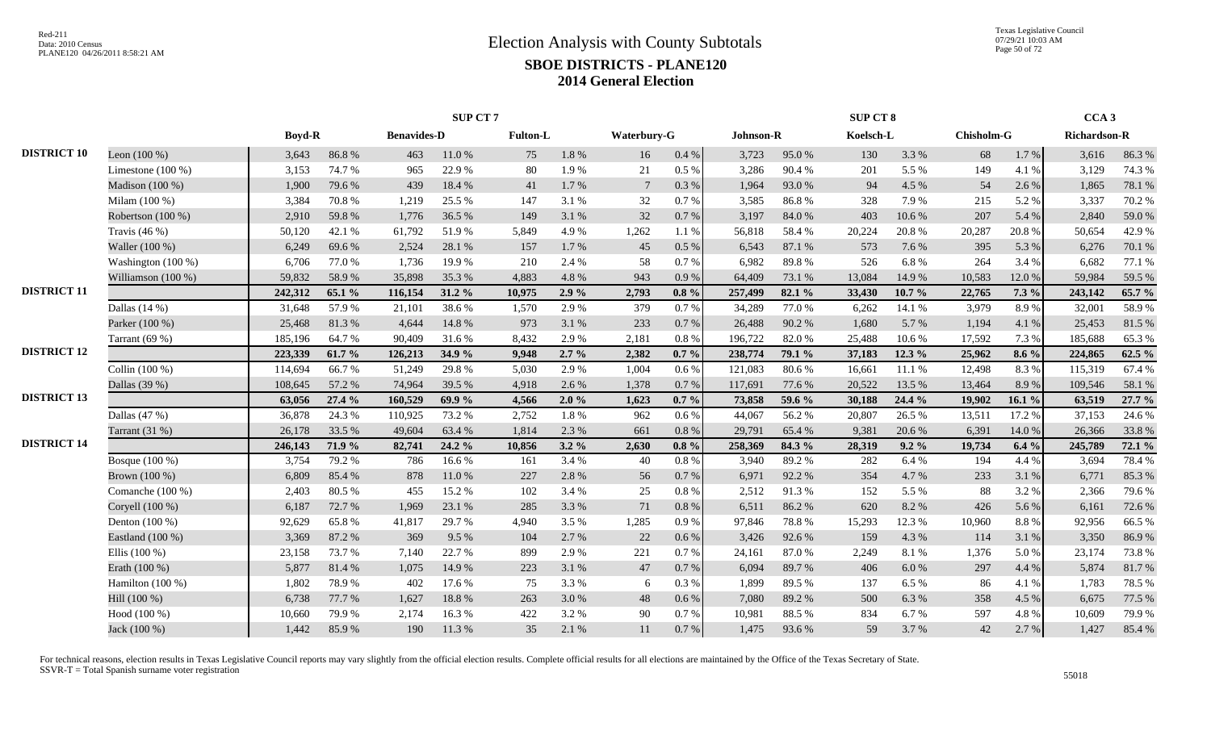# Election Analysis with County Subtotals

## SBOE DISTRICTS - PLANE120

## 2014 General Election

| | | SUP CT 7 | | | | | | | | SUP CT 8 | | | | | | CCA 3 | |
|---|---|---|---|---|---|---|---|---|---|---|---|---|---|---|---|---|---|
| | | Boyd-R | | Benavides-D | | Fulton-L | | Waterbury-G | | Johnson-R | | Koelsch-L | | Chisholm-G | | Richardson-R | |
| DISTRICT 10 | Leon (100 %) | 3,643 | 86.8 % | 463 | 11.0 % | 75 | 1.8 % | 16 | 0.4 % | 3,723 | 95.0 % | 130 | 3.3 % | 68 | 1.7 % | 3,616 | 86.3 % |
| | Limestone (100 %) | 3,153 | 74.7 % | 965 | 22.9 % | 80 | 1.9 % | 21 | 0.5 % | 3,286 | 90.4 % | 201 | 5.5 % | 149 | 4.1 % | 3,129 | 74.3 % |
| | Madison (100 %) | 1,900 | 79.6 % | 439 | 18.4 % | 41 | 1.7 % | 7 | 0.3 % | 1,964 | 93.0 % | 94 | 4.5 % | 54 | 2.6 % | 1,865 | 78.1 % |
| | Milam (100 %) | 3,384 | 70.8 % | 1,219 | 25.5 % | 147 | 3.1 % | 32 | 0.7 % | 3,585 | 86.8 % | 328 | 7.9 % | 215 | 5.2 % | 3,337 | 70.2 % |
| | Robertson (100 %) | 2,910 | 59.8 % | 1,776 | 36.5 % | 149 | 3.1 % | 32 | 0.7 % | 3,197 | 84.0 % | 403 | 10.6 % | 207 | 5.4 % | 2,840 | 59.0 % |
| | Travis (46 %) | 50,120 | 42.1 % | 61,792 | 51.9 % | 5,849 | 4.9 % | 1,262 | 1.1 % | 56,818 | 58.4 % | 20,224 | 20.8 % | 20,287 | 20.8 % | 50,654 | 42.9 % |
| | Waller (100 %) | 6,249 | 69.6 % | 2,524 | 28.1 % | 157 | 1.7 % | 45 | 0.5 % | 6,543 | 87.1 % | 573 | 7.6 % | 395 | 5.3 % | 6,276 | 70.1 % |
| | Washington (100 %) | 6,706 | 77.0 % | 1,736 | 19.9 % | 210 | 2.4 % | 58 | 0.7 % | 6,982 | 89.8 % | 526 | 6.8 % | 264 | 3.4 % | 6,682 | 77.1 % |
| | Williamson (100 %) | 59,832 | 58.9 % | 35,898 | 35.3 % | 4,883 | 4.8 % | 943 | 0.9 % | 64,409 | 73.1 % | 13,084 | 14.9 % | 10,583 | 12.0 % | 59,984 | 59.5 % |
| DISTRICT 11 | | **242,312** | **65.1 %** | **116,154** | **31.2 %** | **10,975** | **2.9 %** | **2,793** | **0.8 %** | **257,499** | **82.1 %** | **33,430** | **10.7 %** | **22,765** | **7.3 %** | **243,142** | **65.7 %** |
| | Dallas (14 %) | 31,648 | 57.9 % | 21,101 | 38.6 % | 1,570 | 2.9 % | 379 | 0.7 % | 34,289 | 77.0 % | 6,262 | 14.1 % | 3,979 | 8.9 % | 32,001 | 58.9 % |
| | Parker (100 %) | 25,468 | 81.3 % | 4,644 | 14.8 % | 973 | 3.1 % | 233 | 0.7 % | 26,488 | 90.2 % | 1,680 | 5.7 % | 1,194 | 4.1 % | 25,453 | 81.5 % |
| | Tarrant (69 %) | 185,196 | 64.7 % | 90,409 | 31.6 % | 8,432 | 2.9 % | 2,181 | 0.8 % | 196,722 | 82.0 % | 25,488 | 10.6 % | 17,592 | 7.3 % | 185,688 | 65.3 % |
| DISTRICT 12 | | **223,339** | **61.7 %** | **126,213** | **34.9 %** | **9,948** | **2.7 %** | **2,382** | **0.7 %** | **238,774** | **79.1 %** | **37,183** | **12.3 %** | **25,962** | **8.6 %** | **224,865** | **62.5 %** |
| | Collin (100 %) | 114,694 | 66.7 % | 51,249 | 29.8 % | 5,030 | 2.9 % | 1,004 | 0.6 % | 121,083 | 80.6 % | 16,661 | 11.1 % | 12,498 | 8.3 % | 115,319 | 67.4 % |
| | Dallas (39 %) | 108,645 | 57.2 % | 74,964 | 39.5 % | 4,918 | 2.6 % | 1,378 | 0.7 % | 117,691 | 77.6 % | 20,522 | 13.5 % | 13,464 | 8.9 % | 109,546 | 58.1 % |
| DISTRICT 13 | | **63,056** | **27.4 %** | **160,529** | **69.9 %** | **4,566** | **2.0 %** | **1,623** | **0.7 %** | **73,858** | **59.6 %** | **30,188** | **24.4 %** | **19,902** | **16.1 %** | **63,519** | **27.7 %** |
| | Dallas (47 %) | 36,878 | 24.3 % | 110,925 | 73.2 % | 2,752 | 1.8 % | 962 | 0.6 % | 44,067 | 56.2 % | 20,807 | 26.5 % | 13,511 | 17.2 % | 37,153 | 24.6 % |
| | Tarrant (31 %) | 26,178 | 33.5 % | 49,604 | 63.4 % | 1,814 | 2.3 % | 661 | 0.8 % | 29,791 | 65.4 % | 9,381 | 20.6 % | 6,391 | 14.0 % | 26,366 | 33.8 % |
| DISTRICT 14 | | **246,143** | **71.9 %** | **82,741** | **24.2 %** | **10,856** | **3.2 %** | **2,630** | **0.8 %** | **258,369** | **84.3 %** | **28,319** | **9.2 %** | **19,734** | **6.4 %** | **245,789** | **72.1 %** |
| | Bosque (100 %) | 3,754 | 79.2 % | 786 | 16.6 % | 161 | 3.4 % | 40 | 0.8 % | 3,940 | 89.2 % | 282 | 6.4 % | 194 | 4.4 % | 3,694 | 78.4 % |
| | Brown (100 %) | 6,809 | 85.4 % | 878 | 11.0 % | 227 | 2.8 % | 56 | 0.7 % | 6,971 | 92.2 % | 354 | 4.7 % | 233 | 3.1 % | 6,771 | 85.3 % |
| | Comanche (100 %) | 2,403 | 80.5 % | 455 | 15.2 % | 102 | 3.4 % | 25 | 0.8 % | 2,512 | 91.3 % | 152 | 5.5 % | 88 | 3.2 % | 2,366 | 79.6 % |
| | Coryell (100 %) | 6,187 | 72.7 % | 1,969 | 23.1 % | 285 | 3.3 % | 71 | 0.8 % | 6,511 | 86.2 % | 620 | 8.2 % | 426 | 5.6 % | 6,161 | 72.6 % |
| | Denton (100 %) | 92,629 | 65.8 % | 41,817 | 29.7 % | 4,940 | 3.5 % | 1,285 | 0.9 % | 97,846 | 78.8 % | 15,293 | 12.3 % | 10,960 | 8.8 % | 92,956 | 66.5 % |
| | Eastland (100 %) | 3,369 | 87.2 % | 369 | 9.5 % | 104 | 2.7 % | 22 | 0.6 % | 3,426 | 92.6 % | 159 | 4.3 % | 114 | 3.1 % | 3,350 | 86.9 % |
| | Ellis (100 %) | 23,158 | 73.7 % | 7,140 | 22.7 % | 899 | 2.9 % | 221 | 0.7 % | 24,161 | 87.0 % | 2,249 | 8.1 % | 1,376 | 5.0 % | 23,174 | 73.8 % |
| | Erath (100 %) | 5,877 | 81.4 % | 1,075 | 14.9 % | 223 | 3.1 % | 47 | 0.7 % | 6,094 | 89.7 % | 406 | 6.0 % | 297 | 4.4 % | 5,874 | 81.7 % |
| | Hamilton (100 %) | 1,802 | 78.9 % | 402 | 17.6 % | 75 | 3.3 % | 6 | 0.3 % | 1,899 | 89.5 % | 137 | 6.5 % | 86 | 4.1 % | 1,783 | 78.5 % |
| | Hill (100 %) | 6,738 | 77.7 % | 1,627 | 18.8 % | 263 | 3.0 % | 48 | 0.6 % | 7,080 | 89.2 % | 500 | 6.3 % | 358 | 4.5 % | 6,675 | 77.5 % |
| | Hood (100 %) | 10,660 | 79.9 % | 2,174 | 16.3 % | 422 | 3.2 % | 90 | 0.7 % | 10,981 | 88.5 % | 834 | 6.7 % | 597 | 4.8 % | 10,609 | 79.9 % |
| | Jack (100 %) | 1,442 | 85.9 % | 190 | 11.3 % | 35 | 2.1 % | 11 | 0.7 % | 1,475 | 93.6 % | 59 | 3.7 % | 42 | 2.7 % | 1,427 | 85.4 % |

For technical reasons, election results in Texas Legislative Council reports may vary slightly from the official election results. Complete official results for all elections are maintained by the Office of the Texas Secretary of State.
SSVR-T = Total Spanish surname voter registration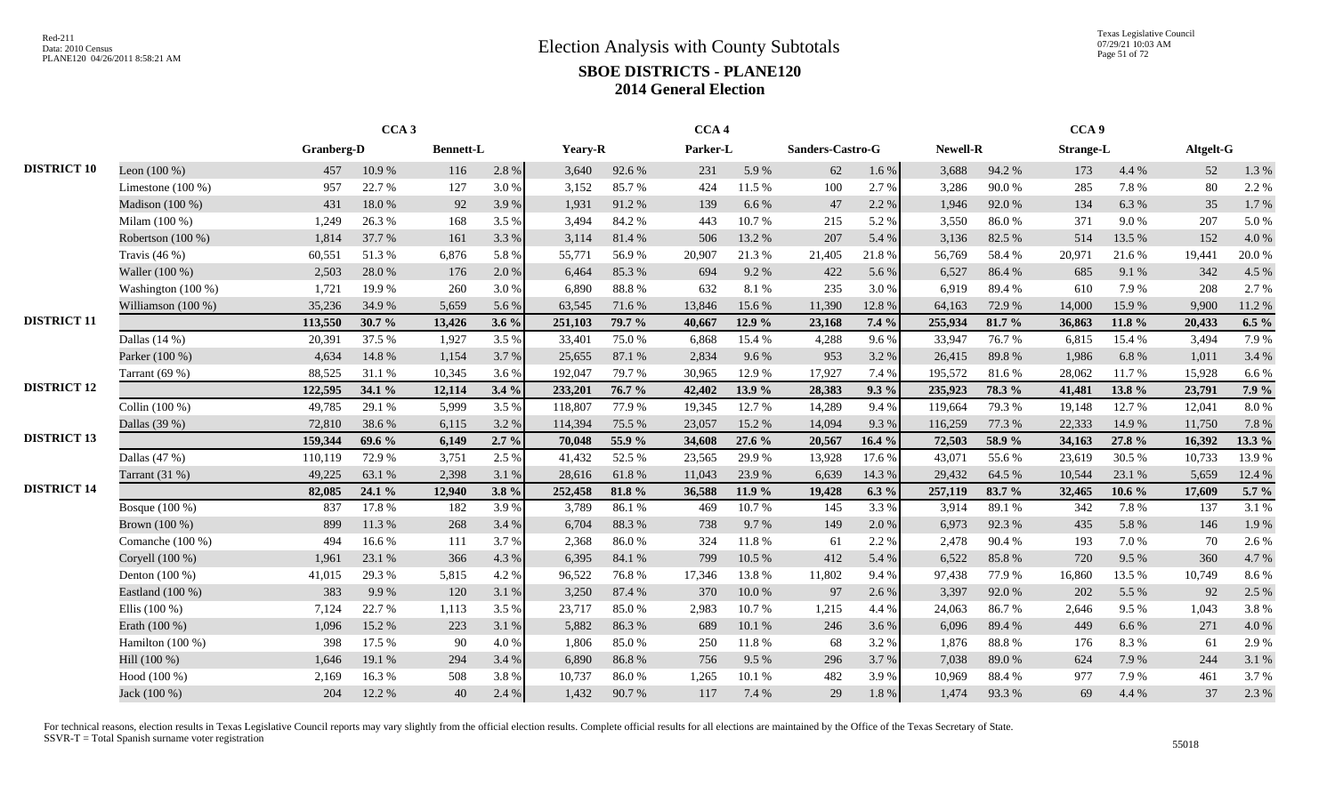# Election Analysis with County Subtotals

## SBOE DISTRICTS - PLANE120

## 2014 General Election

| | | CCA 3 | | | | | | CCA 4 | | | | | | CCA 9 | | | |
|---|---|---|---|---|---|---|---|---|---|---|---|---|---|---|---|---|---|
| | | Granberg-D | | Bennett-L | | Yeary-R | | Parker-L | | Sanders-Castro-G | | Newell-R | | Strange-L | | Altgelt-G | |
| **DISTRICT 10** | Leon (100 %) | 457 | 10.9 % | 116 | 2.8 % | 3,640 | 92.6 % | 231 | 5.9 % | 62 | 1.6 % | 3,688 | 94.2 % | 173 | 4.4 % | 52 | 1.3 % |
| | Limestone (100 %) | 957 | 22.7 % | 127 | 3.0 % | 3,152 | 85.7 % | 424 | 11.5 % | 100 | 2.7 % | 3,286 | 90.0 % | 285 | 7.8 % | 80 | 2.2 % |
| | Madison (100 %) | 431 | 18.0 % | 92 | 3.9 % | 1,931 | 91.2 % | 139 | 6.6 % | 47 | 2.2 % | 1,946 | 92.0 % | 134 | 6.3 % | 35 | 1.7 % |
| | Milam (100 %) | 1,249 | 26.3 % | 168 | 3.5 % | 3,494 | 84.2 % | 443 | 10.7 % | 215 | 5.2 % | 3,550 | 86.0 % | 371 | 9.0 % | 207 | 5.0 % |
| | Robertson (100 %) | 1,814 | 37.7 % | 161 | 3.3 % | 3,114 | 81.4 % | 506 | 13.2 % | 207 | 5.4 % | 3,136 | 82.5 % | 514 | 13.5 % | 152 | 4.0 % |
| | Travis (46 %) | 60,551 | 51.3 % | 6,876 | 5.8 % | 55,771 | 56.9 % | 20,907 | 21.3 % | 21,405 | 21.8 % | 56,769 | 58.4 % | 20,971 | 21.6 % | 19,441 | 20.0 % |
| | Waller (100 %) | 2,503 | 28.0 % | 176 | 2.0 % | 6,464 | 85.3 % | 694 | 9.2 % | 422 | 5.6 % | 6,527 | 86.4 % | 685 | 9.1 % | 342 | 4.5 % |
| | Washington (100 %) | 1,721 | 19.9 % | 260 | 3.0 % | 6,890 | 88.8 % | 632 | 8.1 % | 235 | 3.0 % | 6,919 | 89.4 % | 610 | 7.9 % | 208 | 2.7 % |
| | Williamson (100 %) | 35,236 | 34.9 % | 5,659 | 5.6 % | 63,545 | 71.6 % | 13,846 | 15.6 % | 11,390 | 12.8 % | 64,163 | 72.9 % | 14,000 | 15.9 % | 9,900 | 11.2 % |
| **DISTRICT 11** | | **113,550** | **30.7 %** | **13,426** | **3.6 %** | **251,103** | **79.7 %** | **40,667** | **12.9 %** | **23,168** | **7.4 %** | **255,934** | **81.7 %** | **36,863** | **11.8 %** | **20,433** | **6.5 %** |
| | Dallas (14 %) | 20,391 | 37.5 % | 1,927 | 3.5 % | 33,401 | 75.0 % | 6,868 | 15.4 % | 4,288 | 9.6 % | 33,947 | 76.7 % | 6,815 | 15.4 % | 3,494 | 7.9 % |
| | Parker (100 %) | 4,634 | 14.8 % | 1,154 | 3.7 % | 25,655 | 87.1 % | 2,834 | 9.6 % | 953 | 3.2 % | 26,415 | 89.8 % | 1,986 | 6.8 % | 1,011 | 3.4 % |
| | Tarrant (69 %) | 88,525 | 31.1 % | 10,345 | 3.6 % | 192,047 | 79.7 % | 30,965 | 12.9 % | 17,927 | 7.4 % | 195,572 | 81.6 % | 28,062 | 11.7 % | 15,928 | 6.6 % |
| **DISTRICT 12** | | **122,595** | **34.1 %** | **12,114** | **3.4 %** | **233,201** | **76.7 %** | **42,402** | **13.9 %** | **28,383** | **9.3 %** | **235,923** | **78.3 %** | **41,481** | **13.8 %** | **23,791** | **7.9 %** |
| | Collin (100 %) | 49,785 | 29.1 % | 5,999 | 3.5 % | 118,807 | 77.9 % | 19,345 | 12.7 % | 14,289 | 9.4 % | 119,664 | 79.3 % | 19,148 | 12.7 % | 12,041 | 8.0 % |
| | Dallas (39 %) | 72,810 | 38.6 % | 6,115 | 3.2 % | 114,394 | 75.5 % | 23,057 | 15.2 % | 14,094 | 9.3 % | 116,259 | 77.3 % | 22,333 | 14.9 % | 11,750 | 7.8 % |
| **DISTRICT 13** | | **159,344** | **69.6 %** | **6,149** | **2.7 %** | **70,048** | **55.9 %** | **34,608** | **27.6 %** | **20,567** | **16.4 %** | **72,503** | **58.9 %** | **34,163** | **27.8 %** | **16,392** | **13.3 %** |
| | Dallas (47 %) | 110,119 | 72.9 % | 3,751 | 2.5 % | 41,432 | 52.5 % | 23,565 | 29.9 % | 13,928 | 17.6 % | 43,071 | 55.6 % | 23,619 | 30.5 % | 10,733 | 13.9 % |
| | Tarrant (31 %) | 49,225 | 63.1 % | 2,398 | 3.1 % | 28,616 | 61.8 % | 11,043 | 23.9 % | 6,639 | 14.3 % | 29,432 | 64.5 % | 10,544 | 23.1 % | 5,659 | 12.4 % |
| **DISTRICT 14** | | **82,085** | **24.1 %** | **12,940** | **3.8 %** | **252,458** | **81.8 %** | **36,588** | **11.9 %** | **19,428** | **6.3 %** | **257,119** | **83.7 %** | **32,465** | **10.6 %** | **17,609** | **5.7 %** |
| | Bosque (100 %) | 837 | 17.8 % | 182 | 3.9 % | 3,789 | 86.1 % | 469 | 10.7 % | 145 | 3.3 % | 3,914 | 89.1 % | 342 | 7.8 % | 137 | 3.1 % |
| | Brown (100 %) | 899 | 11.3 % | 268 | 3.4 % | 6,704 | 88.3 % | 738 | 9.7 % | 149 | 2.0 % | 6,973 | 92.3 % | 435 | 5.8 % | 146 | 1.9 % |
| | Comanche (100 %) | 494 | 16.6 % | 111 | 3.7 % | 2,368 | 86.0 % | 324 | 11.8 % | 61 | 2.2 % | 2,478 | 90.4 % | 193 | 7.0 % | 70 | 2.6 % |
| | Coryell (100 %) | 1,961 | 23.1 % | 366 | 4.3 % | 6,395 | 84.1 % | 799 | 10.5 % | 412 | 5.4 % | 6,522 | 85.8 % | 720 | 9.5 % | 360 | 4.7 % |
| | Denton (100 %) | 41,015 | 29.3 % | 5,815 | 4.2 % | 96,522 | 76.8 % | 17,346 | 13.8 % | 11,802 | 9.4 % | 97,438 | 77.9 % | 16,860 | 13.5 % | 10,749 | 8.6 % |
| | Eastland (100 %) | 383 | 9.9 % | 120 | 3.1 % | 3,250 | 87.4 % | 370 | 10.0 % | 97 | 2.6 % | 3,397 | 92.0 % | 202 | 5.5 % | 92 | 2.5 % |
| | Ellis (100 %) | 7,124 | 22.7 % | 1,113 | 3.5 % | 23,717 | 85.0 % | 2,983 | 10.7 % | 1,215 | 4.4 % | 24,063 | 86.7 % | 2,646 | 9.5 % | 1,043 | 3.8 % |
| | Erath (100 %) | 1,096 | 15.2 % | 223 | 3.1 % | 5,882 | 86.3 % | 689 | 10.1 % | 246 | 3.6 % | 6,096 | 89.4 % | 449 | 6.6 % | 271 | 4.0 % |
| | Hamilton (100 %) | 398 | 17.5 % | 90 | 4.0 % | 1,806 | 85.0 % | 250 | 11.8 % | 68 | 3.2 % | 1,876 | 88.8 % | 176 | 8.3 % | 61 | 2.9 % |
| | Hill (100 %) | 1,646 | 19.1 % | 294 | 3.4 % | 6,890 | 86.8 % | 756 | 9.5 % | 296 | 3.7 % | 7,038 | 89.0 % | 624 | 7.9 % | 244 | 3.1 % |
| | Hood (100 %) | 2,169 | 16.3 % | 508 | 3.8 % | 10,737 | 86.0 % | 1,265 | 10.1 % | 482 | 3.9 % | 10,969 | 88.4 % | 977 | 7.9 % | 461 | 3.7 % |
| | Jack (100 %) | 204 | 12.2 % | 40 | 2.4 % | 1,432 | 90.7 % | 117 | 7.4 % | 29 | 1.8 % | 1,474 | 93.3 % | 69 | 4.4 % | 37 | 2.3 % |

For technical reasons, election results in Texas Legislative Council reports may vary slightly from the official election results. Complete official results for all elections are maintained by the Office of the Texas Secretary of State.
SSVR-T = Total Spanish surname voter registration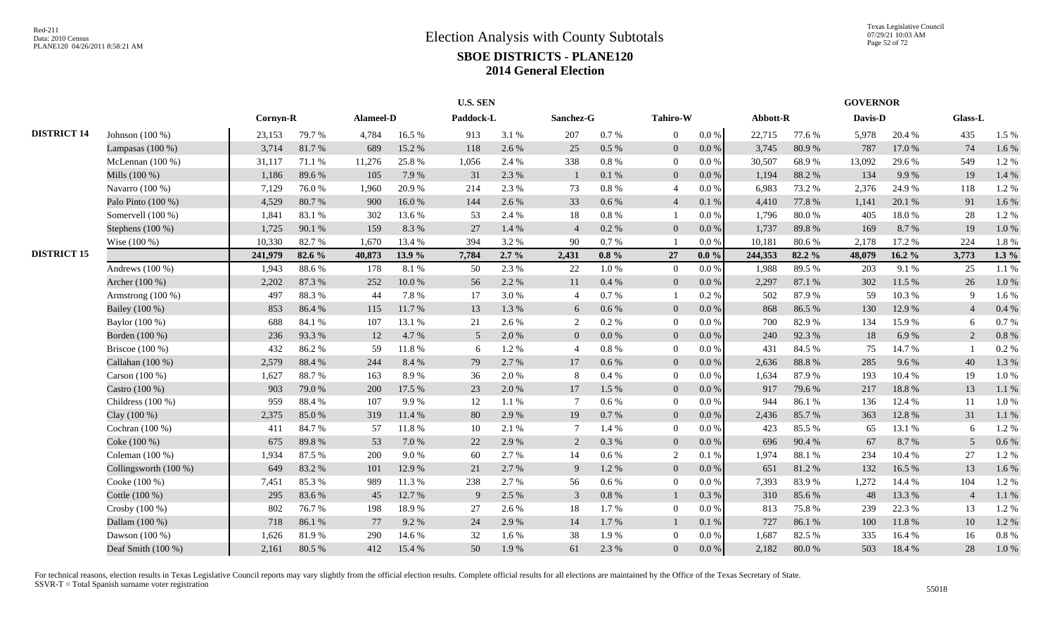# Election Analysis with County Subtotals

## SBOE DISTRICTS - PLANE120

## 2014 General Election

| | | U.S. SEN | | | | | | | | | | GOVERNOR | | | | | |
|---|---|---|---|---|---|---|---|---|---|---|---|---|---|---|---|---|---|
| | | Cornyn-R | | Alameel-D | | Paddock-L | | Sanchez-G | | Tahiro-W | | Abbott-R | | Davis-D | | Glass-L | |
| DISTRICT 14 | Johnson (100 %) | 23,153 | 79.7 % | 4,784 | 16.5 % | 913 | 3.1 % | 207 | 0.7 % | 0 | 0.0 % | 22,715 | 77.6 % | 5,978 | 20.4 % | 435 | 1.5 % |
| | Lampasas (100 %) | 3,714 | 81.7 % | 689 | 15.2 % | 118 | 2.6 % | 25 | 0.5 % | 0 | 0.0 % | 3,745 | 80.9 % | 787 | 17.0 % | 74 | 1.6 % |
| | McLennan (100 %) | 31,117 | 71.1 % | 11,276 | 25.8 % | 1,056 | 2.4 % | 338 | 0.8 % | 0 | 0.0 % | 30,507 | 68.9 % | 13,092 | 29.6 % | 549 | 1.2 % |
| | Mills (100 %) | 1,186 | 89.6 % | 105 | 7.9 % | 31 | 2.3 % | 1 | 0.1 % | 0 | 0.0 % | 1,194 | 88.2 % | 134 | 9.9 % | 19 | 1.4 % |
| | Navarro (100 %) | 7,129 | 76.0 % | 1,960 | 20.9 % | 214 | 2.3 % | 73 | 0.8 % | 4 | 0.0 % | 6,983 | 73.2 % | 2,376 | 24.9 % | 118 | 1.2 % |
| | Palo Pinto (100 %) | 4,529 | 80.7 % | 900 | 16.0 % | 144 | 2.6 % | 33 | 0.6 % | 4 | 0.1 % | 4,410 | 77.8 % | 1,141 | 20.1 % | 91 | 1.6 % |
| | Somervell (100 %) | 1,841 | 83.1 % | 302 | 13.6 % | 53 | 2.4 % | 18 | 0.8 % | 1 | 0.0 % | 1,796 | 80.0 % | 405 | 18.0 % | 28 | 1.2 % |
| | Stephens (100 %) | 1,725 | 90.1 % | 159 | 8.3 % | 27 | 1.4 % | 4 | 0.2 % | 0 | 0.0 % | 1,737 | 89.8 % | 169 | 8.7 % | 19 | 1.0 % |
| | Wise (100 %) | 10,330 | 82.7 % | 1,670 | 13.4 % | 394 | 3.2 % | 90 | 0.7 % | 1 | 0.0 % | 10,181 | 80.6 % | 2,178 | 17.2 % | 224 | 1.8 % |
| DISTRICT 15 | | **241,979** | **82.6 %** | **40,873** | **13.9 %** | **7,784** | **2.7 %** | **2,431** | **0.8 %** | **27** | **0.0 %** | **244,353** | **82.2 %** | **48,079** | **16.2 %** | **3,773** | **1.3 %** |
| | Andrews (100 %) | 1,943 | 88.6 % | 178 | 8.1 % | 50 | 2.3 % | 22 | 1.0 % | 0 | 0.0 % | 1,988 | 89.5 % | 203 | 9.1 % | 25 | 1.1 % |
| | Archer (100 %) | 2,202 | 87.3 % | 252 | 10.0 % | 56 | 2.2 % | 11 | 0.4 % | 0 | 0.0 % | 2,297 | 87.1 % | 302 | 11.5 % | 26 | 1.0 % |
| | Armstrong (100 %) | 497 | 88.3 % | 44 | 7.8 % | 17 | 3.0 % | 4 | 0.7 % | 1 | 0.2 % | 502 | 87.9 % | 59 | 10.3 % | 9 | 1.6 % |
| | Bailey (100 %) | 853 | 86.4 % | 115 | 11.7 % | 13 | 1.3 % | 6 | 0.6 % | 0 | 0.0 % | 868 | 86.5 % | 130 | 12.9 % | 4 | 0.4 % |
| | Baylor (100 %) | 688 | 84.1 % | 107 | 13.1 % | 21 | 2.6 % | 2 | 0.2 % | 0 | 0.0 % | 700 | 82.9 % | 134 | 15.9 % | 6 | 0.7 % |
| | Borden (100 %) | 236 | 93.3 % | 12 | 4.7 % | 5 | 2.0 % | 0 | 0.0 % | 0 | 0.0 % | 240 | 92.3 % | 18 | 6.9 % | 2 | 0.8 % |
| | Briscoe (100 %) | 432 | 86.2 % | 59 | 11.8 % | 6 | 1.2 % | 4 | 0.8 % | 0 | 0.0 % | 431 | 84.5 % | 75 | 14.7 % | 1 | 0.2 % |
| | Callahan (100 %) | 2,579 | 88.4 % | 244 | 8.4 % | 79 | 2.7 % | 17 | 0.6 % | 0 | 0.0 % | 2,636 | 88.8 % | 285 | 9.6 % | 40 | 1.3 % |
| | Carson (100 %) | 1,627 | 88.7 % | 163 | 8.9 % | 36 | 2.0 % | 8 | 0.4 % | 0 | 0.0 % | 1,634 | 87.9 % | 193 | 10.4 % | 19 | 1.0 % |
| | Castro (100 %) | 903 | 79.0 % | 200 | 17.5 % | 23 | 2.0 % | 17 | 1.5 % | 0 | 0.0 % | 917 | 79.6 % | 217 | 18.8 % | 13 | 1.1 % |
| | Childress (100 %) | 959 | 88.4 % | 107 | 9.9 % | 12 | 1.1 % | 7 | 0.6 % | 0 | 0.0 % | 944 | 86.1 % | 136 | 12.4 % | 11 | 1.0 % |
| | Clay (100 %) | 2,375 | 85.0 % | 319 | 11.4 % | 80 | 2.9 % | 19 | 0.7 % | 0 | 0.0 % | 2,436 | 85.7 % | 363 | 12.8 % | 31 | 1.1 % |
| | Cochran (100 %) | 411 | 84.7 % | 57 | 11.8 % | 10 | 2.1 % | 7 | 1.4 % | 0 | 0.0 % | 423 | 85.5 % | 65 | 13.1 % | 6 | 1.2 % |
| | Coke (100 %) | 675 | 89.8 % | 53 | 7.0 % | 22 | 2.9 % | 2 | 0.3 % | 0 | 0.0 % | 696 | 90.4 % | 67 | 8.7 % | 5 | 0.6 % |
| | Coleman (100 %) | 1,934 | 87.5 % | 200 | 9.0 % | 60 | 2.7 % | 14 | 0.6 % | 2 | 0.1 % | 1,974 | 88.1 % | 234 | 10.4 % | 27 | 1.2 % |
| | Collingsworth (100 %) | 649 | 83.2 % | 101 | 12.9 % | 21 | 2.7 % | 9 | 1.2 % | 0 | 0.0 % | 651 | 81.2 % | 132 | 16.5 % | 13 | 1.6 % |
| | Cooke (100 %) | 7,451 | 85.3 % | 989 | 11.3 % | 238 | 2.7 % | 56 | 0.6 % | 0 | 0.0 % | 7,393 | 83.9 % | 1,272 | 14.4 % | 104 | 1.2 % |
| | Cottle (100 %) | 295 | 83.6 % | 45 | 12.7 % | 9 | 2.5 % | 3 | 0.8 % | 1 | 0.3 % | 310 | 85.6 % | 48 | 13.3 % | 4 | 1.1 % |
| | Crosby (100 %) | 802 | 76.7 % | 198 | 18.9 % | 27 | 2.6 % | 18 | 1.7 % | 0 | 0.0 % | 813 | 75.8 % | 239 | 22.3 % | 13 | 1.2 % |
| | Dallam (100 %) | 718 | 86.1 % | 77 | 9.2 % | 24 | 2.9 % | 14 | 1.7 % | 1 | 0.1 % | 727 | 86.1 % | 100 | 11.8 % | 10 | 1.2 % |
| | Dawson (100 %) | 1,626 | 81.9 % | 290 | 14.6 % | 32 | 1.6 % | 38 | 1.9 % | 0 | 0.0 % | 1,687 | 82.5 % | 335 | 16.4 % | 16 | 0.8 % |
| | Deaf Smith (100 %) | 2,161 | 80.5 % | 412 | 15.4 % | 50 | 1.9 % | 61 | 2.3 % | 0 | 0.0 % | 2,182 | 80.0 % | 503 | 18.4 % | 28 | 1.0 % |

For technical reasons, election results in Texas Legislative Council reports may vary slightly from the official election results. Complete official results for all elections are maintained by the Office of the Texas Secretary of State.
SSVR-T = Total Spanish surname voter registration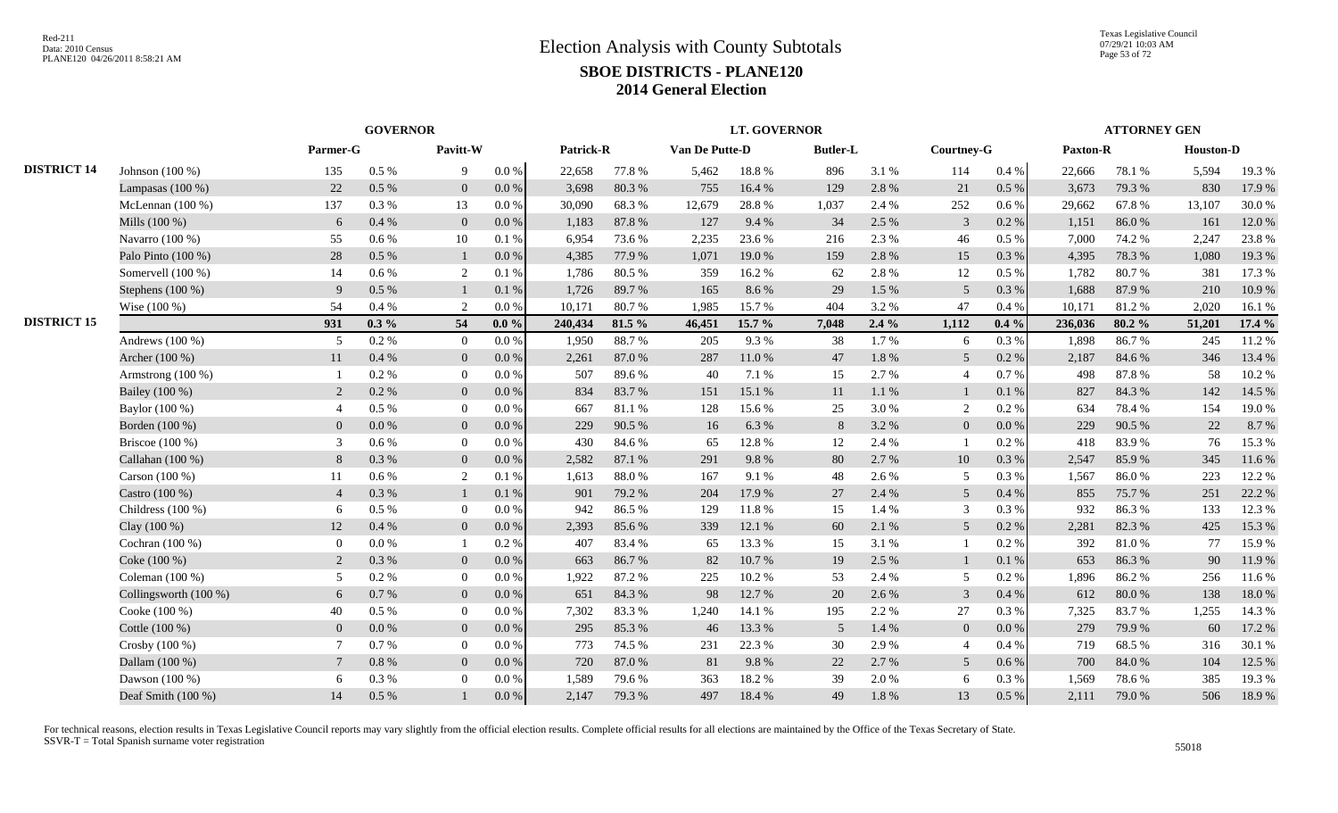# Election Analysis with County Subtotals

## SBOE DISTRICTS - PLANE120

## 2014 General Election

| | | GOVERNOR | | | | LT. GOVERNOR | | | | | | | | ATTORNEY GEN | | | |
|---|---|---|---|---|---|---|---|---|---|---|---|---|---|---|---|---|---|
| | | Parmer-G | | Pavitt-W | | Patrick-R | | Van De Putte-D | | Butler-L | | Courtney-G | | Paxton-R | | Houston-D | |
| DISTRICT 14 | Johnson (100 %) | 135 | 0.5 % | 9 | 0.0 % | 22,658 | 77.8 % | 5,462 | 18.8 % | 896 | 3.1 % | 114 | 0.4 % | 22,666 | 78.1 % | 5,594 | 19.3 % |
| | Lampasas (100 %) | 22 | 0.5 % | 0 | 0.0 % | 3,698 | 80.3 % | 755 | 16.4 % | 129 | 2.8 % | 21 | 0.5 % | 3,673 | 79.3 % | 830 | 17.9 % |
| | McLennan (100 %) | 137 | 0.3 % | 13 | 0.0 % | 30,090 | 68.3 % | 12,679 | 28.8 % | 1,037 | 2.4 % | 252 | 0.6 % | 29,662 | 67.8 % | 13,107 | 30.0 % |
| | Mills (100 %) | 6 | 0.4 % | 0 | 0.0 % | 1,183 | 87.8 % | 127 | 9.4 % | 34 | 2.5 % | 3 | 0.2 % | 1,151 | 86.0 % | 161 | 12.0 % |
| | Navarro (100 %) | 55 | 0.6 % | 10 | 0.1 % | 6,954 | 73.6 % | 2,235 | 23.6 % | 216 | 2.3 % | 46 | 0.5 % | 7,000 | 74.2 % | 2,247 | 23.8 % |
| | Palo Pinto (100 %) | 28 | 0.5 % | 1 | 0.0 % | 4,385 | 77.9 % | 1,071 | 19.0 % | 159 | 2.8 % | 15 | 0.3 % | 4,395 | 78.3 % | 1,080 | 19.3 % |
| | Somervell (100 %) | 14 | 0.6 % | 2 | 0.1 % | 1,786 | 80.5 % | 359 | 16.2 % | 62 | 2.8 % | 12 | 0.5 % | 1,782 | 80.7 % | 381 | 17.3 % |
| | Stephens (100 %) | 9 | 0.5 % | 1 | 0.1 % | 1,726 | 89.7 % | 165 | 8.6 % | 29 | 1.5 % | 5 | 0.3 % | 1,688 | 87.9 % | 210 | 10.9 % |
| | Wise (100 %) | 54 | 0.4 % | 2 | 0.0 % | 10,171 | 80.7 % | 1,985 | 15.7 % | 404 | 3.2 % | 47 | 0.4 % | 10,171 | 81.2 % | 2,020 | 16.1 % |
| DISTRICT 15 | | 931 | 0.3 % | 54 | 0.0 % | 240,434 | 81.5 % | 46,451 | 15.7 % | 7,048 | 2.4 % | 1,112 | 0.4 % | 236,036 | 80.2 % | 51,201 | 17.4 % |
| | Andrews (100 %) | 5 | 0.2 % | 0 | 0.0 % | 1,950 | 88.7 % | 205 | 9.3 % | 38 | 1.7 % | 6 | 0.3 % | 1,898 | 86.7 % | 245 | 11.2 % |
| | Archer (100 %) | 11 | 0.4 % | 0 | 0.0 % | 2,261 | 87.0 % | 287 | 11.0 % | 47 | 1.8 % | 5 | 0.2 % | 2,187 | 84.6 % | 346 | 13.4 % |
| | Armstrong (100 %) | 1 | 0.2 % | 0 | 0.0 % | 507 | 89.6 % | 40 | 7.1 % | 15 | 2.7 % | 4 | 0.7 % | 498 | 87.8 % | 58 | 10.2 % |
| | Bailey (100 %) | 2 | 0.2 % | 0 | 0.0 % | 834 | 83.7 % | 151 | 15.1 % | 11 | 1.1 % | 1 | 0.1 % | 827 | 84.3 % | 142 | 14.5 % |
| | Baylor (100 %) | 4 | 0.5 % | 0 | 0.0 % | 667 | 81.1 % | 128 | 15.6 % | 25 | 3.0 % | 2 | 0.2 % | 634 | 78.4 % | 154 | 19.0 % |
| | Borden (100 %) | 0 | 0.0 % | 0 | 0.0 % | 229 | 90.5 % | 16 | 6.3 % | 8 | 3.2 % | 0 | 0.0 % | 229 | 90.5 % | 22 | 8.7 % |
| | Briscoe (100 %) | 3 | 0.6 % | 0 | 0.0 % | 430 | 84.6 % | 65 | 12.8 % | 12 | 2.4 % | 1 | 0.2 % | 418 | 83.9 % | 76 | 15.3 % |
| | Callahan (100 %) | 8 | 0.3 % | 0 | 0.0 % | 2,582 | 87.1 % | 291 | 9.8 % | 80 | 2.7 % | 10 | 0.3 % | 2,547 | 85.9 % | 345 | 11.6 % |
| | Carson (100 %) | 11 | 0.6 % | 2 | 0.1 % | 1,613 | 88.0 % | 167 | 9.1 % | 48 | 2.6 % | 5 | 0.3 % | 1,567 | 86.0 % | 223 | 12.2 % |
| | Castro (100 %) | 4 | 0.3 % | 1 | 0.1 % | 901 | 79.2 % | 204 | 17.9 % | 27 | 2.4 % | 5 | 0.4 % | 855 | 75.7 % | 251 | 22.2 % |
| | Childress (100 %) | 6 | 0.5 % | 0 | 0.0 % | 942 | 86.5 % | 129 | 11.8 % | 15 | 1.4 % | 3 | 0.3 % | 932 | 86.3 % | 133 | 12.3 % |
| | Clay (100 %) | 12 | 0.4 % | 0 | 0.0 % | 2,393 | 85.6 % | 339 | 12.1 % | 60 | 2.1 % | 5 | 0.2 % | 2,281 | 82.3 % | 425 | 15.3 % |
| | Cochran (100 %) | 0 | 0.0 % | 1 | 0.2 % | 407 | 83.4 % | 65 | 13.3 % | 15 | 3.1 % | 1 | 0.2 % | 392 | 81.0 % | 77 | 15.9 % |
| | Coke (100 %) | 2 | 0.3 % | 0 | 0.0 % | 663 | 86.7 % | 82 | 10.7 % | 19 | 2.5 % | 1 | 0.1 % | 653 | 86.3 % | 90 | 11.9 % |
| | Coleman (100 %) | 5 | 0.2 % | 0 | 0.0 % | 1,922 | 87.2 % | 225 | 10.2 % | 53 | 2.4 % | 5 | 0.2 % | 1,896 | 86.2 % | 256 | 11.6 % |
| | Collingsworth (100 %) | 6 | 0.7 % | 0 | 0.0 % | 651 | 84.3 % | 98 | 12.7 % | 20 | 2.6 % | 3 | 0.4 % | 612 | 80.0 % | 138 | 18.0 % |
| | Cooke (100 %) | 40 | 0.5 % | 0 | 0.0 % | 7,302 | 83.3 % | 1,240 | 14.1 % | 195 | 2.2 % | 27 | 0.3 % | 7,325 | 83.7 % | 1,255 | 14.3 % |
| | Cottle (100 %) | 0 | 0.0 % | 0 | 0.0 % | 295 | 85.3 % | 46 | 13.3 % | 5 | 1.4 % | 0 | 0.0 % | 279 | 79.9 % | 60 | 17.2 % |
| | Crosby (100 %) | 7 | 0.7 % | 0 | 0.0 % | 773 | 74.5 % | 231 | 22.3 % | 30 | 2.9 % | 4 | 0.4 % | 719 | 68.5 % | 316 | 30.1 % |
| | Dallam (100 %) | 7 | 0.8 % | 0 | 0.0 % | 720 | 87.0 % | 81 | 9.8 % | 22 | 2.7 % | 5 | 0.6 % | 700 | 84.0 % | 104 | 12.5 % |
| | Dawson (100 %) | 6 | 0.3 % | 0 | 0.0 % | 1,589 | 79.6 % | 363 | 18.2 % | 39 | 2.0 % | 6 | 0.3 % | 1,569 | 78.6 % | 385 | 19.3 % |
| | Deaf Smith (100 %) | 14 | 0.5 % | 1 | 0.0 % | 2,147 | 79.3 % | 497 | 18.4 % | 49 | 1.8 % | 13 | 0.5 % | 2,111 | 79.0 % | 506 | 18.9 % |

For technical reasons, election results in Texas Legislative Council reports may vary slightly from the official election results. Complete official results for all elections are maintained by the Office of the Texas Secretary of State.
SSVR-T = Total Spanish surname voter registration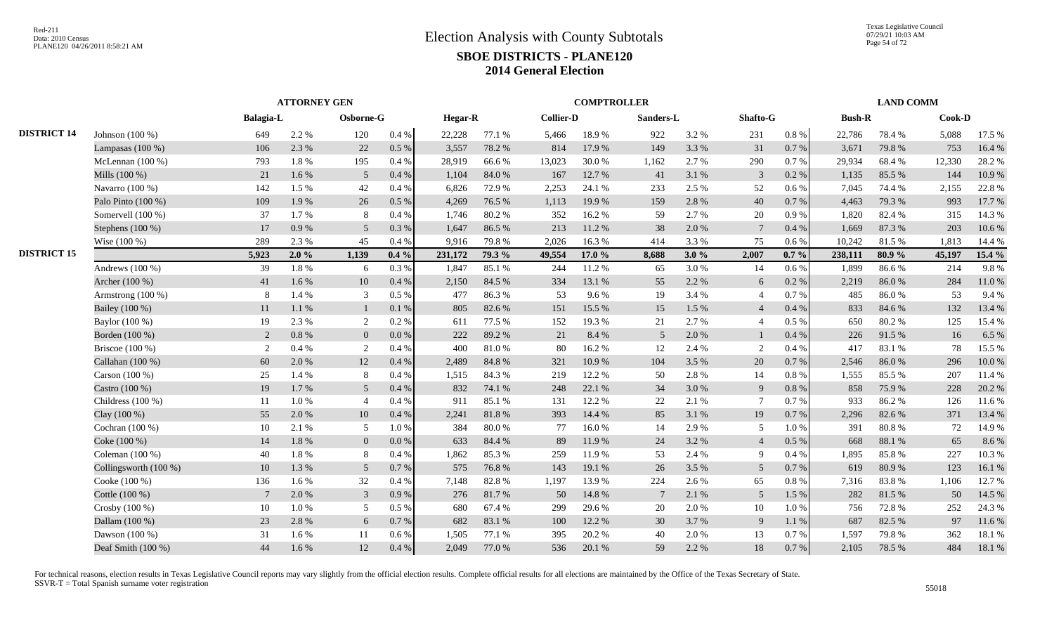# Election Analysis with County Subtotals

## SBOE DISTRICTS - PLANE120

## 2014 General Election

| | | ATTORNEY GEN | | | | COMPTROLLER | | | | | | | | LAND COMM | | | |
|---|---|---|---|---|---|---|---|---|---|---|---|---|---|---|---|---|---|
| | | Balagia-L | | Osborne-G | | Hegar-R | | Collier-D | | Sanders-L | | Shafto-G | | Bush-R | | Cook-D | |
| DISTRICT 14 | Johnson (100 %) | 649 | 2.2 % | 120 | 0.4 % | 22,228 | 77.1 % | 5,466 | 18.9 % | 922 | 3.2 % | 231 | 0.8 % | 22,786 | 78.4 % | 5,088 | 17.5 % |
| | Lampasas (100 %) | 106 | 2.3 % | 22 | 0.5 % | 3,557 | 78.2 % | 814 | 17.9 % | 149 | 3.3 % | 31 | 0.7 % | 3,671 | 79.8 % | 753 | 16.4 % |
| | McLennan (100 %) | 793 | 1.8 % | 195 | 0.4 % | 28,919 | 66.6 % | 13,023 | 30.0 % | 1,162 | 2.7 % | 290 | 0.7 % | 29,934 | 68.4 % | 12,330 | 28.2 % |
| | Mills (100 %) | 21 | 1.6 % | 5 | 0.4 % | 1,104 | 84.0 % | 167 | 12.7 % | 41 | 3.1 % | 3 | 0.2 % | 1,135 | 85.5 % | 144 | 10.9 % |
| | Navarro (100 %) | 142 | 1.5 % | 42 | 0.4 % | 6,826 | 72.9 % | 2,253 | 24.1 % | 233 | 2.5 % | 52 | 0.6 % | 7,045 | 74.4 % | 2,155 | 22.8 % |
| | Palo Pinto (100 %) | 109 | 1.9 % | 26 | 0.5 % | 4,269 | 76.5 % | 1,113 | 19.9 % | 159 | 2.8 % | 40 | 0.7 % | 4,463 | 79.3 % | 993 | 17.7 % |
| | Somervell (100 %) | 37 | 1.7 % | 8 | 0.4 % | 1,746 | 80.2 % | 352 | 16.2 % | 59 | 2.7 % | 20 | 0.9 % | 1,820 | 82.4 % | 315 | 14.3 % |
| | Stephens (100 %) | 17 | 0.9 % | 5 | 0.3 % | 1,647 | 86.5 % | 213 | 11.2 % | 38 | 2.0 % | 7 | 0.4 % | 1,669 | 87.3 % | 203 | 10.6 % |
| | Wise (100 %) | 289 | 2.3 % | 45 | 0.4 % | 9,916 | 79.8 % | 2,026 | 16.3 % | 414 | 3.3 % | 75 | 0.6 % | 10,242 | 81.5 % | 1,813 | 14.4 % |
| DISTRICT 15 | | **5,923** | **2.0 %** | **1,139** | **0.4 %** | **231,172** | **79.3 %** | **49,554** | **17.0 %** | **8,688** | **3.0 %** | **2,007** | **0.7 %** | **238,111** | **80.9 %** | **45,197** | **15.4 %** |
| | Andrews (100 %) | 39 | 1.8 % | 6 | 0.3 % | 1,847 | 85.1 % | 244 | 11.2 % | 65 | 3.0 % | 14 | 0.6 % | 1,899 | 86.6 % | 214 | 9.8 % |
| | Archer (100 %) | 41 | 1.6 % | 10 | 0.4 % | 2,150 | 84.5 % | 334 | 13.1 % | 55 | 2.2 % | 6 | 0.2 % | 2,219 | 86.0 % | 284 | 11.0 % |
| | Armstrong (100 %) | 8 | 1.4 % | 3 | 0.5 % | 477 | 86.3 % | 53 | 9.6 % | 19 | 3.4 % | 4 | 0.7 % | 485 | 86.0 % | 53 | 9.4 % |
| | Bailey (100 %) | 11 | 1.1 % | 1 | 0.1 % | 805 | 82.6 % | 151 | 15.5 % | 15 | 1.5 % | 4 | 0.4 % | 833 | 84.6 % | 132 | 13.4 % |
| | Baylor (100 %) | 19 | 2.3 % | 2 | 0.2 % | 611 | 77.5 % | 152 | 19.3 % | 21 | 2.7 % | 4 | 0.5 % | 650 | 80.2 % | 125 | 15.4 % |
| | Borden (100 %) | 2 | 0.8 % | 0 | 0.0 % | 222 | 89.2 % | 21 | 8.4 % | 5 | 2.0 % | 1 | 0.4 % | 226 | 91.5 % | 16 | 6.5 % |
| | Briscoe (100 %) | 2 | 0.4 % | 2 | 0.4 % | 400 | 81.0 % | 80 | 16.2 % | 12 | 2.4 % | 2 | 0.4 % | 417 | 83.1 % | 78 | 15.5 % |
| | Callahan (100 %) | 60 | 2.0 % | 12 | 0.4 % | 2,489 | 84.8 % | 321 | 10.9 % | 104 | 3.5 % | 20 | 0.7 % | 2,546 | 86.0 % | 296 | 10.0 % |
| | Carson (100 %) | 25 | 1.4 % | 8 | 0.4 % | 1,515 | 84.3 % | 219 | 12.2 % | 50 | 2.8 % | 14 | 0.8 % | 1,555 | 85.5 % | 207 | 11.4 % |
| | Castro (100 %) | 19 | 1.7 % | 5 | 0.4 % | 832 | 74.1 % | 248 | 22.1 % | 34 | 3.0 % | 9 | 0.8 % | 858 | 75.9 % | 228 | 20.2 % |
| | Childress (100 %) | 11 | 1.0 % | 4 | 0.4 % | 911 | 85.1 % | 131 | 12.2 % | 22 | 2.1 % | 7 | 0.7 % | 933 | 86.2 % | 126 | 11.6 % |
| | Clay (100 %) | 55 | 2.0 % | 10 | 0.4 % | 2,241 | 81.8 % | 393 | 14.4 % | 85 | 3.1 % | 19 | 0.7 % | 2,296 | 82.6 % | 371 | 13.4 % |
| | Cochran (100 %) | 10 | 2.1 % | 5 | 1.0 % | 384 | 80.0 % | 77 | 16.0 % | 14 | 2.9 % | 5 | 1.0 % | 391 | 80.8 % | 72 | 14.9 % |
| | Coke (100 %) | 14 | 1.8 % | 0 | 0.0 % | 633 | 84.4 % | 89 | 11.9 % | 24 | 3.2 % | 4 | 0.5 % | 668 | 88.1 % | 65 | 8.6 % |
| | Coleman (100 %) | 40 | 1.8 % | 8 | 0.4 % | 1,862 | 85.3 % | 259 | 11.9 % | 53 | 2.4 % | 9 | 0.4 % | 1,895 | 85.8 % | 227 | 10.3 % |
| | Collingsworth (100 %) | 10 | 1.3 % | 5 | 0.7 % | 575 | 76.8 % | 143 | 19.1 % | 26 | 3.5 % | 5 | 0.7 % | 619 | 80.9 % | 123 | 16.1 % |
| | Cooke (100 %) | 136 | 1.6 % | 32 | 0.4 % | 7,148 | 82.8 % | 1,197 | 13.9 % | 224 | 2.6 % | 65 | 0.8 % | 7,316 | 83.8 % | 1,106 | 12.7 % |
| | Cottle (100 %) | 7 | 2.0 % | 3 | 0.9 % | 276 | 81.7 % | 50 | 14.8 % | 7 | 2.1 % | 5 | 1.5 % | 282 | 81.5 % | 50 | 14.5 % |
| | Crosby (100 %) | 10 | 1.0 % | 5 | 0.5 % | 680 | 67.4 % | 299 | 29.6 % | 20 | 2.0 % | 10 | 1.0 % | 756 | 72.8 % | 252 | 24.3 % |
| | Dallam (100 %) | 23 | 2.8 % | 6 | 0.7 % | 682 | 83.1 % | 100 | 12.2 % | 30 | 3.7 % | 9 | 1.1 % | 687 | 82.5 % | 97 | 11.6 % |
| | Dawson (100 %) | 31 | 1.6 % | 11 | 0.6 % | 1,505 | 77.1 % | 395 | 20.2 % | 40 | 2.0 % | 13 | 0.7 % | 1,597 | 79.8 % | 362 | 18.1 % |
| | Deaf Smith (100 %) | 44 | 1.6 % | 12 | 0.4 % | 2,049 | 77.0 % | 536 | 20.1 % | 59 | 2.2 % | 18 | 0.7 % | 2,105 | 78.5 % | 484 | 18.1 % |

For technical reasons, election results in Texas Legislative Council reports may vary slightly from the official election results. Complete official results for all elections are maintained by the Office of the Texas Secretary of State.
SSVR-T = Total Spanish surname voter registration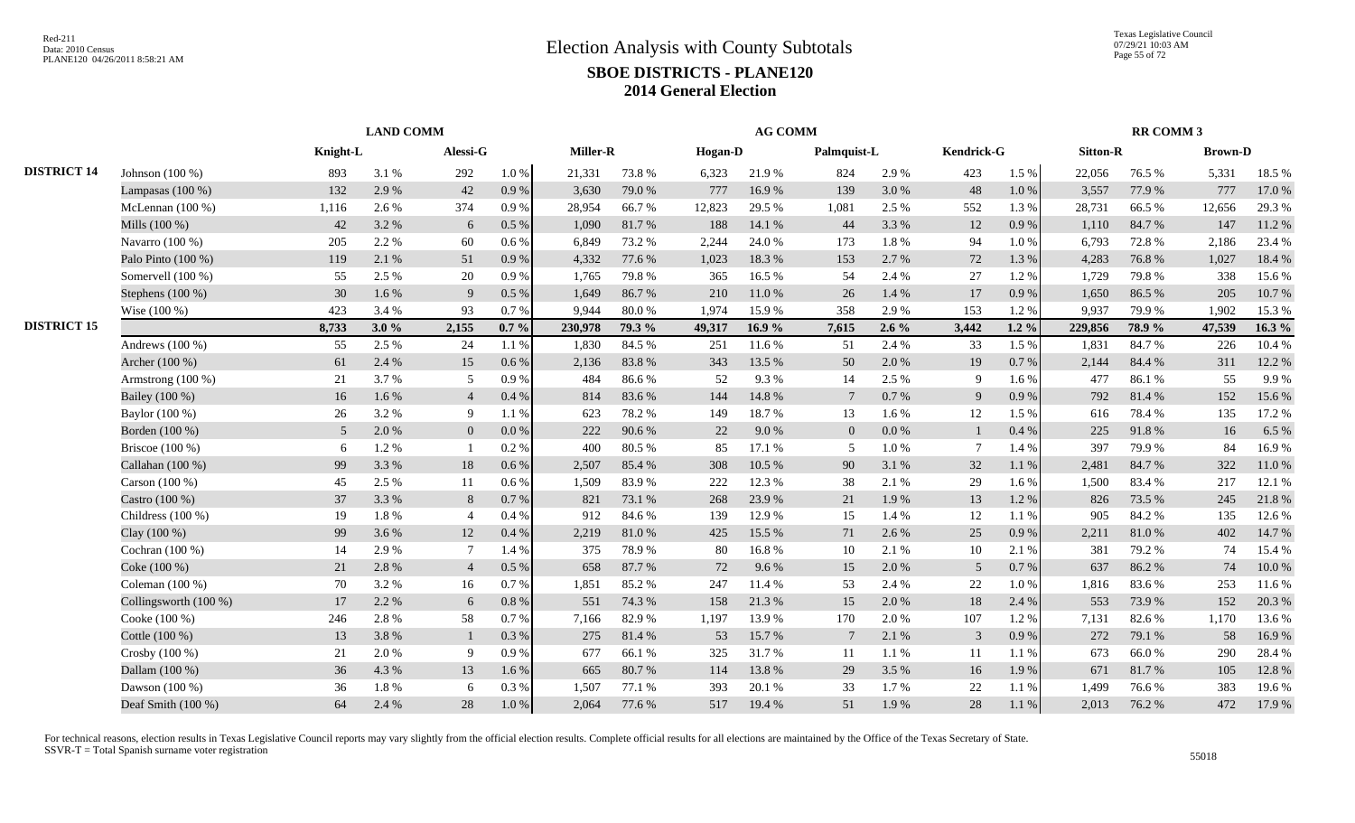# Election Analysis with County Subtotals

## SBOE DISTRICTS - PLANE120

## 2014 General Election

| | | LAND COMM | | | | AG COMM | | | | | | | | RR COMM 3 | | | |
|---|---|---|---|---|---|---|---|---|---|---|---|---|---|---|---|---|---|
| | | Knight-L | | Alessi-G | | Miller-R | | Hogan-D | | Palmquist-L | | Kendrick-G | | Sitton-R | | Brown-D | |
| DISTRICT 14 | Johnson (100 %) | 893 | 3.1 % | 292 | 1.0 % | 21,331 | 73.8 % | 6,323 | 21.9 % | 824 | 2.9 % | 423 | 1.5 % | 22,056 | 76.5 % | 5,331 | 18.5 % |
| | Lampasas (100 %) | 132 | 2.9 % | 42 | 0.9 % | 3,630 | 79.0 % | 777 | 16.9 % | 139 | 3.0 % | 48 | 1.0 % | 3,557 | 77.9 % | 777 | 17.0 % |
| | McLennan (100 %) | 1,116 | 2.6 % | 374 | 0.9 % | 28,954 | 66.7 % | 12,823 | 29.5 % | 1,081 | 2.5 % | 552 | 1.3 % | 28,731 | 66.5 % | 12,656 | 29.3 % |
| | Mills (100 %) | 42 | 3.2 % | 6 | 0.5 % | 1,090 | 81.7 % | 188 | 14.1 % | 44 | 3.3 % | 12 | 0.9 % | 1,110 | 84.7 % | 147 | 11.2 % |
| | Navarro (100 %) | 205 | 2.2 % | 60 | 0.6 % | 6,849 | 73.2 % | 2,244 | 24.0 % | 173 | 1.8 % | 94 | 1.0 % | 6,793 | 72.8 % | 2,186 | 23.4 % |
| | Palo Pinto (100 %) | 119 | 2.1 % | 51 | 0.9 % | 4,332 | 77.6 % | 1,023 | 18.3 % | 153 | 2.7 % | 72 | 1.3 % | 4,283 | 76.8 % | 1,027 | 18.4 % |
| | Somervell (100 %) | 55 | 2.5 % | 20 | 0.9 % | 1,765 | 79.8 % | 365 | 16.5 % | 54 | 2.4 % | 27 | 1.2 % | 1,729 | 79.8 % | 338 | 15.6 % |
| | Stephens (100 %) | 30 | 1.6 % | 9 | 0.5 % | 1,649 | 86.7 % | 210 | 11.0 % | 26 | 1.4 % | 17 | 0.9 % | 1,650 | 86.5 % | 205 | 10.7 % |
| | Wise (100 %) | 423 | 3.4 % | 93 | 0.7 % | 9,944 | 80.0 % | 1,974 | 15.9 % | 358 | 2.9 % | 153 | 1.2 % | 9,937 | 79.9 % | 1,902 | 15.3 % |
| DISTRICT 15 | | 8,733 | 3.0 % | 2,155 | 0.7 % | 230,978 | 79.3 % | 49,317 | 16.9 % | 7,615 | 2.6 % | 3,442 | 1.2 % | 229,856 | 78.9 % | 47,539 | 16.3 % |
| | Andrews (100 %) | 55 | 2.5 % | 24 | 1.1 % | 1,830 | 84.5 % | 251 | 11.6 % | 51 | 2.4 % | 33 | 1.5 % | 1,831 | 84.7 % | 226 | 10.4 % |
| | Archer (100 %) | 61 | 2.4 % | 15 | 0.6 % | 2,136 | 83.8 % | 343 | 13.5 % | 50 | 2.0 % | 19 | 0.7 % | 2,144 | 84.4 % | 311 | 12.2 % |
| | Armstrong (100 %) | 21 | 3.7 % | 5 | 0.9 % | 484 | 86.6 % | 52 | 9.3 % | 14 | 2.5 % | 9 | 1.6 % | 477 | 86.1 % | 55 | 9.9 % |
| | Bailey (100 %) | 16 | 1.6 % | 4 | 0.4 % | 814 | 83.6 % | 144 | 14.8 % | 7 | 0.7 % | 9 | 0.9 % | 792 | 81.4 % | 152 | 15.6 % |
| | Baylor (100 %) | 26 | 3.2 % | 9 | 1.1 % | 623 | 78.2 % | 149 | 18.7 % | 13 | 1.6 % | 12 | 1.5 % | 616 | 78.4 % | 135 | 17.2 % |
| | Borden (100 %) | 5 | 2.0 % | 0 | 0.0 % | 222 | 90.6 % | 22 | 9.0 % | 0 | 0.0 % | 1 | 0.4 % | 225 | 91.8 % | 16 | 6.5 % |
| | Briscoe (100 %) | 6 | 1.2 % | 1 | 0.2 % | 400 | 80.5 % | 85 | 17.1 % | 5 | 1.0 % | 7 | 1.4 % | 397 | 79.9 % | 84 | 16.9 % |
| | Callahan (100 %) | 99 | 3.3 % | 18 | 0.6 % | 2,507 | 85.4 % | 308 | 10.5 % | 90 | 3.1 % | 32 | 1.1 % | 2,481 | 84.7 % | 322 | 11.0 % |
| | Carson (100 %) | 45 | 2.5 % | 11 | 0.6 % | 1,509 | 83.9 % | 222 | 12.3 % | 38 | 2.1 % | 29 | 1.6 % | 1,500 | 83.4 % | 217 | 12.1 % |
| | Castro (100 %) | 37 | 3.3 % | 8 | 0.7 % | 821 | 73.1 % | 268 | 23.9 % | 21 | 1.9 % | 13 | 1.2 % | 826 | 73.5 % | 245 | 21.8 % |
| | Childress (100 %) | 19 | 1.8 % | 4 | 0.4 % | 912 | 84.6 % | 139 | 12.9 % | 15 | 1.4 % | 12 | 1.1 % | 905 | 84.2 % | 135 | 12.6 % |
| | Clay (100 %) | 99 | 3.6 % | 12 | 0.4 % | 2,219 | 81.0 % | 425 | 15.5 % | 71 | 2.6 % | 25 | 0.9 % | 2,211 | 81.0 % | 402 | 14.7 % |
| | Cochran (100 %) | 14 | 2.9 % | 7 | 1.4 % | 375 | 78.9 % | 80 | 16.8 % | 10 | 2.1 % | 10 | 2.1 % | 381 | 79.2 % | 74 | 15.4 % |
| | Coke (100 %) | 21 | 2.8 % | 4 | 0.5 % | 658 | 87.7 % | 72 | 9.6 % | 15 | 2.0 % | 5 | 0.7 % | 637 | 86.2 % | 74 | 10.0 % |
| | Coleman (100 %) | 70 | 3.2 % | 16 | 0.7 % | 1,851 | 85.2 % | 247 | 11.4 % | 53 | 2.4 % | 22 | 1.0 % | 1,816 | 83.6 % | 253 | 11.6 % |
| | Collingsworth (100 %) | 17 | 2.2 % | 6 | 0.8 % | 551 | 74.3 % | 158 | 21.3 % | 15 | 2.0 % | 18 | 2.4 % | 553 | 73.9 % | 152 | 20.3 % |
| | Cooke (100 %) | 246 | 2.8 % | 58 | 0.7 % | 7,166 | 82.9 % | 1,197 | 13.9 % | 170 | 2.0 % | 107 | 1.2 % | 7,131 | 82.6 % | 1,170 | 13.6 % |
| | Cottle (100 %) | 13 | 3.8 % | 1 | 0.3 % | 275 | 81.4 % | 53 | 15.7 % | 7 | 2.1 % | 3 | 0.9 % | 272 | 79.1 % | 58 | 16.9 % |
| | Crosby (100 %) | 21 | 2.0 % | 9 | 0.9 % | 677 | 66.1 % | 325 | 31.7 % | 11 | 1.1 % | 11 | 1.1 % | 673 | 66.0 % | 290 | 28.4 % |
| | Dallam (100 %) | 36 | 4.3 % | 13 | 1.6 % | 665 | 80.7 % | 114 | 13.8 % | 29 | 3.5 % | 16 | 1.9 % | 671 | 81.7 % | 105 | 12.8 % |
| | Dawson (100 %) | 36 | 1.8 % | 6 | 0.3 % | 1,507 | 77.1 % | 393 | 20.1 % | 33 | 1.7 % | 22 | 1.1 % | 1,499 | 76.6 % | 383 | 19.6 % |
| | Deaf Smith (100 %) | 64 | 2.4 % | 28 | 1.0 % | 2,064 | 77.6 % | 517 | 19.4 % | 51 | 1.9 % | 28 | 1.1 % | 2,013 | 76.2 % | 472 | 17.9 % |

For technical reasons, election results in Texas Legislative Council reports may vary slightly from the official election results. Complete official results for all elections are maintained by the Office of the Texas Secretary of State.
SSVR-T = Total Spanish surname voter registration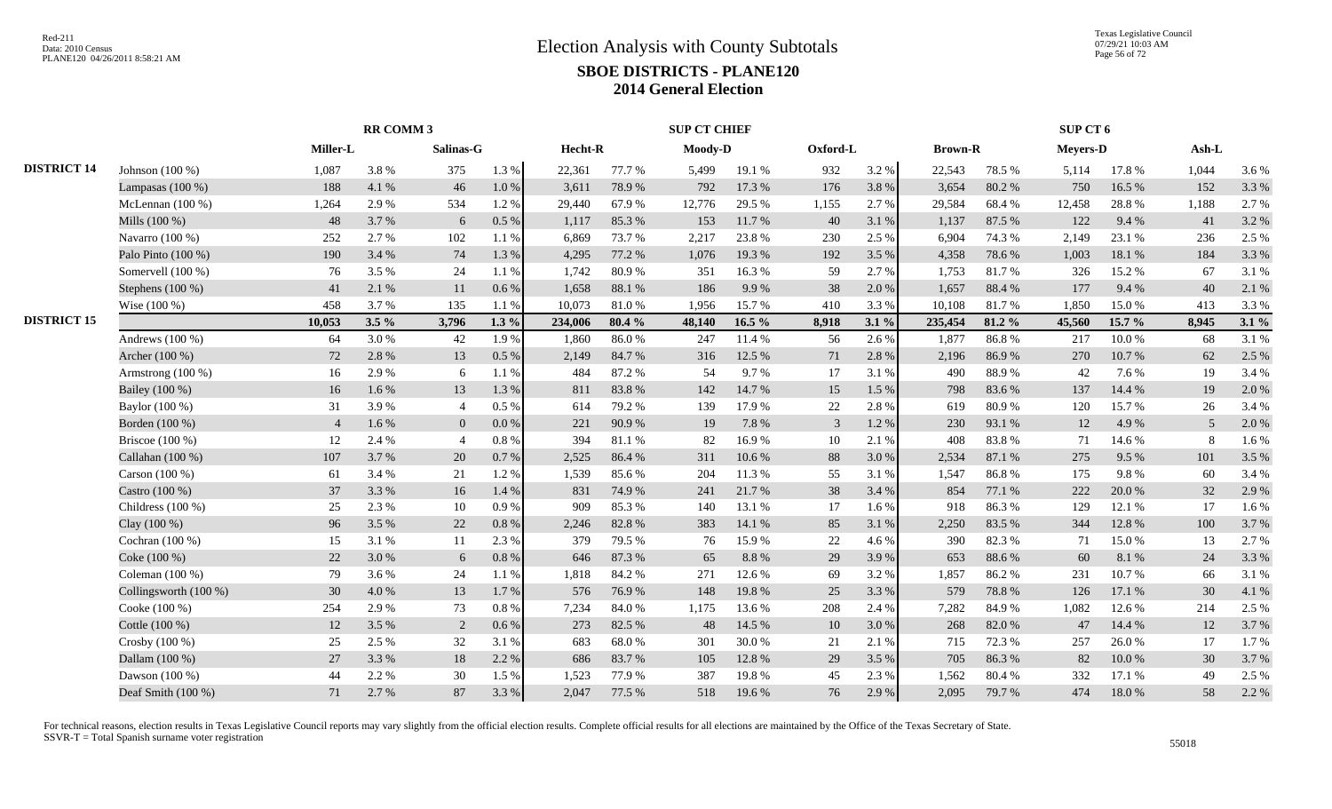# Election Analysis with County Subtotals

## SBOE DISTRICTS - PLANE120

## 2014 General Election

| | | RR COMM 3 | | | | SUP CT CHIEF | | | | | | SUP CT 6 | | | | | |
|---|---|---|---|---|---|---|---|---|---|---|---|---|---|---|---|---|---|
| | | Miller-L | | Salinas-G | | Hecht-R | | Moody-D | | Oxford-L | | Brown-R | | Meyers-D | | Ash-L | |
| **DISTRICT 14** | Johnson (100 %) | 1,087 | 3.8 % | 375 | 1.3 % | 22,361 | 77.7 % | 5,499 | 19.1 % | 932 | 3.2 % | 22,543 | 78.5 % | 5,114 | 17.8 % | 1,044 | 3.6 % |
| | Lampasas (100 %) | 188 | 4.1 % | 46 | 1.0 % | 3,611 | 78.9 % | 792 | 17.3 % | 176 | 3.8 % | 3,654 | 80.2 % | 750 | 16.5 % | 152 | 3.3 % |
| | McLennan (100 %) | 1,264 | 2.9 % | 534 | 1.2 % | 29,440 | 67.9 % | 12,776 | 29.5 % | 1,155 | 2.7 % | 29,584 | 68.4 % | 12,458 | 28.8 % | 1,188 | 2.7 % |
| | Mills (100 %) | 48 | 3.7 % | 6 | 0.5 % | 1,117 | 85.3 % | 153 | 11.7 % | 40 | 3.1 % | 1,137 | 87.5 % | 122 | 9.4 % | 41 | 3.2 % |
| | Navarro (100 %) | 252 | 2.7 % | 102 | 1.1 % | 6,869 | 73.7 % | 2,217 | 23.8 % | 230 | 2.5 % | 6,904 | 74.3 % | 2,149 | 23.1 % | 236 | 2.5 % |
| | Palo Pinto (100 %) | 190 | 3.4 % | 74 | 1.3 % | 4,295 | 77.2 % | 1,076 | 19.3 % | 192 | 3.5 % | 4,358 | 78.6 % | 1,003 | 18.1 % | 184 | 3.3 % |
| | Somervell (100 %) | 76 | 3.5 % | 24 | 1.1 % | 1,742 | 80.9 % | 351 | 16.3 % | 59 | 2.7 % | 1,753 | 81.7 % | 326 | 15.2 % | 67 | 3.1 % |
| | Stephens (100 %) | 41 | 2.1 % | 11 | 0.6 % | 1,658 | 88.1 % | 186 | 9.9 % | 38 | 2.0 % | 1,657 | 88.4 % | 177 | 9.4 % | 40 | 2.1 % |
| | Wise (100 %) | 458 | 3.7 % | 135 | 1.1 % | 10,073 | 81.0 % | 1,956 | 15.7 % | 410 | 3.3 % | 10,108 | 81.7 % | 1,850 | 15.0 % | 413 | 3.3 % |
| **DISTRICT 15** | | **10,053** | **3.5 %** | **3,796** | **1.3 %** | **234,006** | **80.4 %** | **48,140** | **16.5 %** | **8,918** | **3.1 %** | **235,454** | **81.2 %** | **45,560** | **15.7 %** | **8,945** | **3.1 %** |
| | Andrews (100 %) | 64 | 3.0 % | 42 | 1.9 % | 1,860 | 86.0 % | 247 | 11.4 % | 56 | 2.6 % | 1,877 | 86.8 % | 217 | 10.0 % | 68 | 3.1 % |
| | Archer (100 %) | 72 | 2.8 % | 13 | 0.5 % | 2,149 | 84.7 % | 316 | 12.5 % | 71 | 2.8 % | 2,196 | 86.9 % | 270 | 10.7 % | 62 | 2.5 % |
| | Armstrong (100 %) | 16 | 2.9 % | 6 | 1.1 % | 484 | 87.2 % | 54 | 9.7 % | 17 | 3.1 % | 490 | 88.9 % | 42 | 7.6 % | 19 | 3.4 % |
| | Bailey (100 %) | 16 | 1.6 % | 13 | 1.3 % | 811 | 83.8 % | 142 | 14.7 % | 15 | 1.5 % | 798 | 83.6 % | 137 | 14.4 % | 19 | 2.0 % |
| | Baylor (100 %) | 31 | 3.9 % | 4 | 0.5 % | 614 | 79.2 % | 139 | 17.9 % | 22 | 2.8 % | 619 | 80.9 % | 120 | 15.7 % | 26 | 3.4 % |
| | Borden (100 %) | 4 | 1.6 % | 0 | 0.0 % | 221 | 90.9 % | 19 | 7.8 % | 3 | 1.2 % | 230 | 93.1 % | 12 | 4.9 % | 5 | 2.0 % |
| | Briscoe (100 %) | 12 | 2.4 % | 4 | 0.8 % | 394 | 81.1 % | 82 | 16.9 % | 10 | 2.1 % | 408 | 83.8 % | 71 | 14.6 % | 8 | 1.6 % |
| | Callahan (100 %) | 107 | 3.7 % | 20 | 0.7 % | 2,525 | 86.4 % | 311 | 10.6 % | 88 | 3.0 % | 2,534 | 87.1 % | 275 | 9.5 % | 101 | 3.5 % |
| | Carson (100 %) | 61 | 3.4 % | 21 | 1.2 % | 1,539 | 85.6 % | 204 | 11.3 % | 55 | 3.1 % | 1,547 | 86.8 % | 175 | 9.8 % | 60 | 3.4 % |
| | Castro (100 %) | 37 | 3.3 % | 16 | 1.4 % | 831 | 74.9 % | 241 | 21.7 % | 38 | 3.4 % | 854 | 77.1 % | 222 | 20.0 % | 32 | 2.9 % |
| | Childress (100 %) | 25 | 2.3 % | 10 | 0.9 % | 909 | 85.3 % | 140 | 13.1 % | 17 | 1.6 % | 918 | 86.3 % | 129 | 12.1 % | 17 | 1.6 % |
| | Clay (100 %) | 96 | 3.5 % | 22 | 0.8 % | 2,246 | 82.8 % | 383 | 14.1 % | 85 | 3.1 % | 2,250 | 83.5 % | 344 | 12.8 % | 100 | 3.7 % |
| | Cochran (100 %) | 15 | 3.1 % | 11 | 2.3 % | 379 | 79.5 % | 76 | 15.9 % | 22 | 4.6 % | 390 | 82.3 % | 71 | 15.0 % | 13 | 2.7 % |
| | Coke (100 %) | 22 | 3.0 % | 6 | 0.8 % | 646 | 87.3 % | 65 | 8.8 % | 29 | 3.9 % | 653 | 88.6 % | 60 | 8.1 % | 24 | 3.3 % |
| | Coleman (100 %) | 79 | 3.6 % | 24 | 1.1 % | 1,818 | 84.2 % | 271 | 12.6 % | 69 | 3.2 % | 1,857 | 86.2 % | 231 | 10.7 % | 66 | 3.1 % |
| | Collingsworth (100 %) | 30 | 4.0 % | 13 | 1.7 % | 576 | 76.9 % | 148 | 19.8 % | 25 | 3.3 % | 579 | 78.8 % | 126 | 17.1 % | 30 | 4.1 % |
| | Cooke (100 %) | 254 | 2.9 % | 73 | 0.8 % | 7,234 | 84.0 % | 1,175 | 13.6 % | 208 | 2.4 % | 7,282 | 84.9 % | 1,082 | 12.6 % | 214 | 2.5 % |
| | Cottle (100 %) | 12 | 3.5 % | 2 | 0.6 % | 273 | 82.5 % | 48 | 14.5 % | 10 | 3.0 % | 268 | 82.0 % | 47 | 14.4 % | 12 | 3.7 % |
| | Crosby (100 %) | 25 | 2.5 % | 32 | 3.1 % | 683 | 68.0 % | 301 | 30.0 % | 21 | 2.1 % | 715 | 72.3 % | 257 | 26.0 % | 17 | 1.7 % |
| | Dallam (100 %) | 27 | 3.3 % | 18 | 2.2 % | 686 | 83.7 % | 105 | 12.8 % | 29 | 3.5 % | 705 | 86.3 % | 82 | 10.0 % | 30 | 3.7 % |
| | Dawson (100 %) | 44 | 2.2 % | 30 | 1.5 % | 1,523 | 77.9 % | 387 | 19.8 % | 45 | 2.3 % | 1,562 | 80.4 % | 332 | 17.1 % | 49 | 2.5 % |
| | Deaf Smith (100 %) | 71 | 2.7 % | 87 | 3.3 % | 2,047 | 77.5 % | 518 | 19.6 % | 76 | 2.9 % | 2,095 | 79.7 % | 474 | 18.0 % | 58 | 2.2 % |

For technical reasons, election results in Texas Legislative Council reports may vary slightly from the official election results. Complete official results for all elections are maintained by the Office of the Texas Secretary of State.
SSVR-T = Total Spanish surname voter registration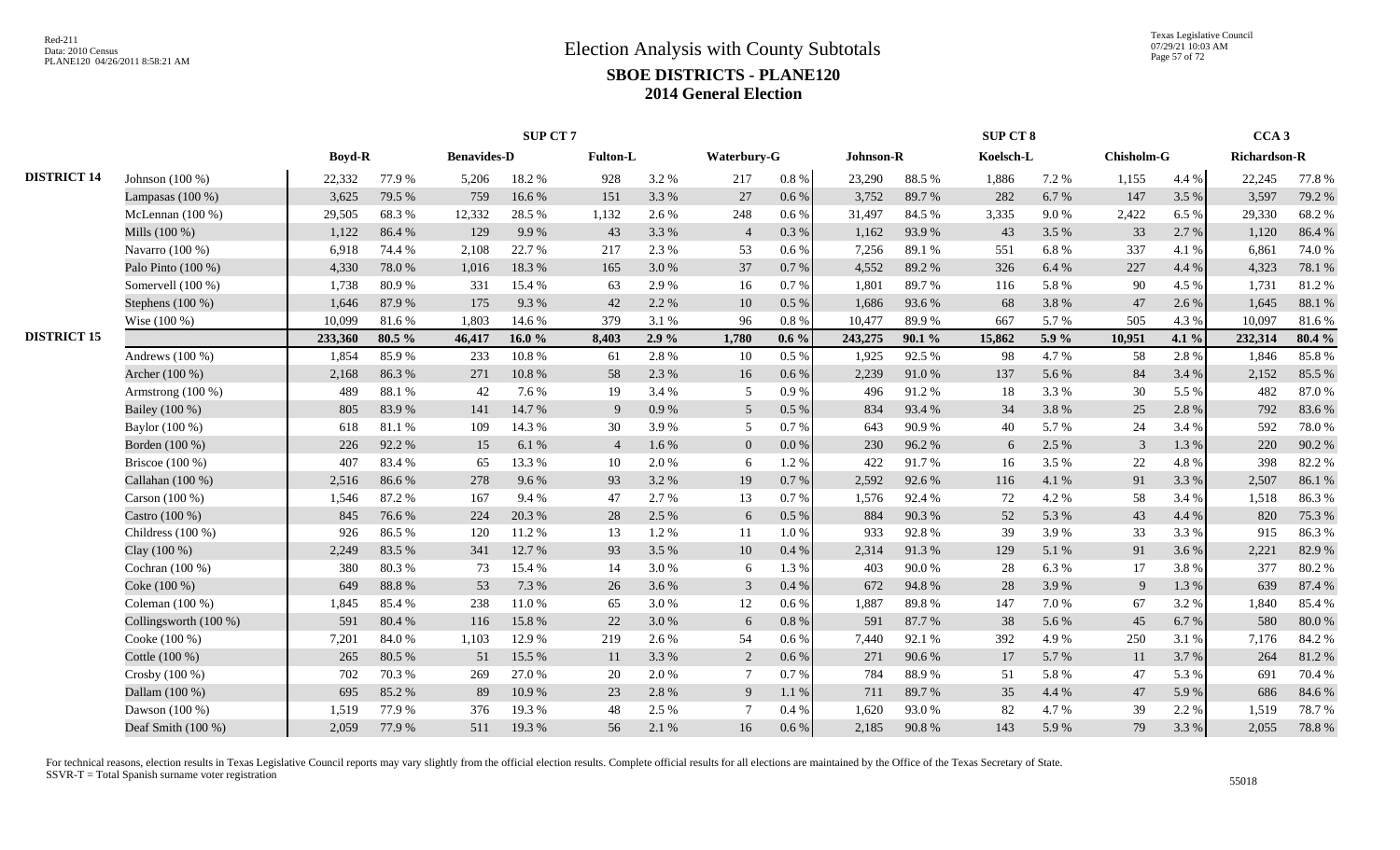# Election Analysis with County Subtotals

## SBOE DISTRICTS - PLANE120

## 2014 General Election

| | | SUP CT 7 | | | | | | | | SUP CT 8 | | | | | | CCA 3 | |
|---|---|---|---|---|---|---|---|---|---|---|---|---|---|---|---|---|---|
| | | Boyd-R | | Benavides-D | | Fulton-L | | Waterbury-G | | Johnson-R | | Koelsch-L | | Chisholm-G | | Richardson-R | |
| **DISTRICT 14** | Johnson (100 %) | 22,332 | 77.9 % | 5,206 | 18.2 % | 928 | 3.2 % | 217 | 0.8 % | 23,290 | 88.5 % | 1,886 | 7.2 % | 1,155 | 4.4 % | 22,245 | 77.8 % |
| | Lampasas (100 %) | 3,625 | 79.5 % | 759 | 16.6 % | 151 | 3.3 % | 27 | 0.6 % | 3,752 | 89.7 % | 282 | 6.7 % | 147 | 3.5 % | 3,597 | 79.2 % |
| | McLennan (100 %) | 29,505 | 68.3 % | 12,332 | 28.5 % | 1,132 | 2.6 % | 248 | 0.6 % | 31,497 | 84.5 % | 3,335 | 9.0 % | 2,422 | 6.5 % | 29,330 | 68.2 % |
| | Mills (100 %) | 1,122 | 86.4 % | 129 | 9.9 % | 43 | 3.3 % | 4 | 0.3 % | 1,162 | 93.9 % | 43 | 3.5 % | 33 | 2.7 % | 1,120 | 86.4 % |
| | Navarro (100 %) | 6,918 | 74.4 % | 2,108 | 22.7 % | 217 | 2.3 % | 53 | 0.6 % | 7,256 | 89.1 % | 551 | 6.8 % | 337 | 4.1 % | 6,861 | 74.0 % |
| | Palo Pinto (100 %) | 4,330 | 78.0 % | 1,016 | 18.3 % | 165 | 3.0 % | 37 | 0.7 % | 4,552 | 89.2 % | 326 | 6.4 % | 227 | 4.4 % | 4,323 | 78.1 % |
| | Somervell (100 %) | 1,738 | 80.9 % | 331 | 15.4 % | 63 | 2.9 % | 16 | 0.7 % | 1,801 | 89.7 % | 116 | 5.8 % | 90 | 4.5 % | 1,731 | 81.2 % |
| | Stephens (100 %) | 1,646 | 87.9 % | 175 | 9.3 % | 42 | 2.2 % | 10 | 0.5 % | 1,686 | 93.6 % | 68 | 3.8 % | 47 | 2.6 % | 1,645 | 88.1 % |
| | Wise (100 %) | 10,099 | 81.6 % | 1,803 | 14.6 % | 379 | 3.1 % | 96 | 0.8 % | 10,477 | 89.9 % | 667 | 5.7 % | 505 | 4.3 % | 10,097 | 81.6 % |
| **DISTRICT 15** | | **233,360** | **80.5 %** | **46,417** | **16.0 %** | **8,403** | **2.9 %** | **1,780** | **0.6 %** | **243,275** | **90.1 %** | **15,862** | **5.9 %** | **10,951** | **4.1 %** | **232,314** | **80.4 %** |
| | Andrews (100 %) | 1,854 | 85.9 % | 233 | 10.8 % | 61 | 2.8 % | 10 | 0.5 % | 1,925 | 92.5 % | 98 | 4.7 % | 58 | 2.8 % | 1,846 | 85.8 % |
| | Archer (100 %) | 2,168 | 86.3 % | 271 | 10.8 % | 58 | 2.3 % | 16 | 0.6 % | 2,239 | 91.0 % | 137 | 5.6 % | 84 | 3.4 % | 2,152 | 85.5 % |
| | Armstrong (100 %) | 489 | 88.1 % | 42 | 7.6 % | 19 | 3.4 % | 5 | 0.9 % | 496 | 91.2 % | 18 | 3.3 % | 30 | 5.5 % | 482 | 87.0 % |
| | Bailey (100 %) | 805 | 83.9 % | 141 | 14.7 % | 9 | 0.9 % | 5 | 0.5 % | 834 | 93.4 % | 34 | 3.8 % | 25 | 2.8 % | 792 | 83.6 % |
| | Baylor (100 %) | 618 | 81.1 % | 109 | 14.3 % | 30 | 3.9 % | 5 | 0.7 % | 643 | 90.9 % | 40 | 5.7 % | 24 | 3.4 % | 592 | 78.0 % |
| | Borden (100 %) | 226 | 92.2 % | 15 | 6.1 % | 4 | 1.6 % | 0 | 0.0 % | 230 | 96.2 % | 6 | 2.5 % | 3 | 1.3 % | 220 | 90.2 % |
| | Briscoe (100 %) | 407 | 83.4 % | 65 | 13.3 % | 10 | 2.0 % | 6 | 1.2 % | 422 | 91.7 % | 16 | 3.5 % | 22 | 4.8 % | 398 | 82.2 % |
| | Callahan (100 %) | 2,516 | 86.6 % | 278 | 9.6 % | 93 | 3.2 % | 19 | 0.7 % | 2,592 | 92.6 % | 116 | 4.1 % | 91 | 3.3 % | 2,507 | 86.1 % |
| | Carson (100 %) | 1,546 | 87.2 % | 167 | 9.4 % | 47 | 2.7 % | 13 | 0.7 % | 1,576 | 92.4 % | 72 | 4.2 % | 58 | 3.4 % | 1,518 | 86.3 % |
| | Castro (100 %) | 845 | 76.6 % | 224 | 20.3 % | 28 | 2.5 % | 6 | 0.5 % | 884 | 90.3 % | 52 | 5.3 % | 43 | 4.4 % | 820 | 75.3 % |
| | Childress (100 %) | 926 | 86.5 % | 120 | 11.2 % | 13 | 1.2 % | 11 | 1.0 % | 933 | 92.8 % | 39 | 3.9 % | 33 | 3.3 % | 915 | 86.3 % |
| | Clay (100 %) | 2,249 | 83.5 % | 341 | 12.7 % | 93 | 3.5 % | 10 | 0.4 % | 2,314 | 91.3 % | 129 | 5.1 % | 91 | 3.6 % | 2,221 | 82.9 % |
| | Cochran (100 %) | 380 | 80.3 % | 73 | 15.4 % | 14 | 3.0 % | 6 | 1.3 % | 403 | 90.0 % | 28 | 6.3 % | 17 | 3.8 % | 377 | 80.2 % |
| | Coke (100 %) | 649 | 88.8 % | 53 | 7.3 % | 26 | 3.6 % | 3 | 0.4 % | 672 | 94.8 % | 28 | 3.9 % | 9 | 1.3 % | 639 | 87.4 % |
| | Coleman (100 %) | 1,845 | 85.4 % | 238 | 11.0 % | 65 | 3.0 % | 12 | 0.6 % | 1,887 | 89.8 % | 147 | 7.0 % | 67 | 3.2 % | 1,840 | 85.4 % |
| | Collingsworth (100 %) | 591 | 80.4 % | 116 | 15.8 % | 22 | 3.0 % | 6 | 0.8 % | 591 | 87.7 % | 38 | 5.6 % | 45 | 6.7 % | 580 | 80.0 % |
| | Cooke (100 %) | 7,201 | 84.0 % | 1,103 | 12.9 % | 219 | 2.6 % | 54 | 0.6 % | 7,440 | 92.1 % | 392 | 4.9 % | 250 | 3.1 % | 7,176 | 84.2 % |
| | Cottle (100 %) | 265 | 80.5 % | 51 | 15.5 % | 11 | 3.3 % | 2 | 0.6 % | 271 | 90.6 % | 17 | 5.7 % | 11 | 3.7 % | 264 | 81.2 % |
| | Crosby (100 %) | 702 | 70.3 % | 269 | 27.0 % | 20 | 2.0 % | 7 | 0.7 % | 784 | 88.9 % | 51 | 5.8 % | 47 | 5.3 % | 691 | 70.4 % |
| | Dallam (100 %) | 695 | 85.2 % | 89 | 10.9 % | 23 | 2.8 % | 9 | 1.1 % | 711 | 89.7 % | 35 | 4.4 % | 47 | 5.9 % | 686 | 84.6 % |
| | Dawson (100 %) | 1,519 | 77.9 % | 376 | 19.3 % | 48 | 2.5 % | 7 | 0.4 % | 1,620 | 93.0 % | 82 | 4.7 % | 39 | 2.2 % | 1,519 | 78.7 % |
| | Deaf Smith (100 %) | 2,059 | 77.9 % | 511 | 19.3 % | 56 | 2.1 % | 16 | 0.6 % | 2,185 | 90.8 % | 143 | 5.9 % | 79 | 3.3 % | 2,055 | 78.8 % |

For technical reasons, election results in Texas Legislative Council reports may vary slightly from the official election results. Complete official results for all elections are maintained by the Office of the Texas Secretary of State.
SSVR-T = Total Spanish surname voter registration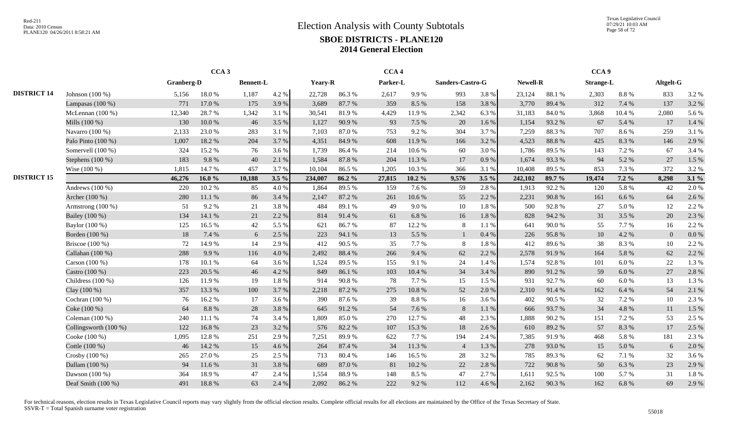# Election Analysis with County Subtotals

## SBOE DISTRICTS - PLANE120

## 2014 General Election

| | | CCA 3 | | | | CCA 4 | | | | | | CCA 9 | | | | | |
|---|---|---|---|---|---|---|---|---|---|---|---|---|---|---|---|---|---|
| | | Granberg-D | | Bennett-L | | Yeary-R | | Parker-L | | Sanders-Castro-G | | Newell-R | | Strange-L | | Altgelt-G | |
| **DISTRICT 14** | Johnson (100 %) | 5,156 | 18.0 % | 1,187 | 4.2 % | 22,728 | 86.3 % | 2,617 | 9.9 % | 993 | 3.8 % | 23,124 | 88.1 % | 2,303 | 8.8 % | 833 | 3.2 % |
| | Lampasas (100 %) | 771 | 17.0 % | 175 | 3.9 % | 3,689 | 87.7 % | 359 | 8.5 % | 158 | 3.8 % | 3,770 | 89.4 % | 312 | 7.4 % | 137 | 3.2 % |
| | McLennan (100 %) | 12,340 | 28.7 % | 1,342 | 3.1 % | 30,541 | 81.9 % | 4,429 | 11.9 % | 2,342 | 6.3 % | 31,183 | 84.0 % | 3,868 | 10.4 % | 2,080 | 5.6 % |
| | Mills (100 %) | 130 | 10.0 % | 46 | 3.5 % | 1,127 | 90.9 % | 93 | 7.5 % | 20 | 1.6 % | 1,154 | 93.2 % | 67 | 5.4 % | 17 | 1.4 % |
| | Navarro (100 %) | 2,133 | 23.0 % | 283 | 3.1 % | 7,103 | 87.0 % | 753 | 9.2 % | 304 | 3.7 % | 7,259 | 88.3 % | 707 | 8.6 % | 259 | 3.1 % |
| | Palo Pinto (100 %) | 1,007 | 18.2 % | 204 | 3.7 % | 4,351 | 84.9 % | 608 | 11.9 % | 166 | 3.2 % | 4,523 | 88.8 % | 425 | 8.3 % | 146 | 2.9 % |
| | Somervell (100 %) | 324 | 15.2 % | 76 | 3.6 % | 1,739 | 86.4 % | 214 | 10.6 % | 60 | 3.0 % | 1,786 | 89.5 % | 143 | 7.2 % | 67 | 3.4 % |
| | Stephens (100 %) | 183 | 9.8 % | 40 | 2.1 % | 1,584 | 87.8 % | 204 | 11.3 % | 17 | 0.9 % | 1,674 | 93.3 % | 94 | 5.2 % | 27 | 1.5 % |
| | Wise (100 %) | 1,815 | 14.7 % | 457 | 3.7 % | 10,104 | 86.5 % | 1,205 | 10.3 % | 366 | 3.1 % | 10,408 | 89.5 % | 853 | 7.3 % | 372 | 3.2 % |
| | | **46,276** | **16.0 %** | **10,188** | **3.5 %** | **234,007** | **86.2 %** | **27,815** | **10.2 %** | **9,576** | **3.5 %** | **242,102** | **89.7 %** | **19,474** | **7.2 %** | **8,298** | **3.1 %** |
| **DISTRICT 15** | Andrews (100 %) | 220 | 10.2 % | 85 | 4.0 % | 1,864 | 89.5 % | 159 | 7.6 % | 59 | 2.8 % | 1,913 | 92.2 % | 120 | 5.8 % | 42 | 2.0 % |
| | Archer (100 %) | 280 | 11.1 % | 86 | 3.4 % | 2,147 | 87.2 % | 261 | 10.6 % | 55 | 2.2 % | 2,231 | 90.8 % | 161 | 6.6 % | 64 | 2.6 % |
| | Armstrong (100 %) | 51 | 9.2 % | 21 | 3.8 % | 484 | 89.1 % | 49 | 9.0 % | 10 | 1.8 % | 500 | 92.8 % | 27 | 5.0 % | 12 | 2.2 % |
| | Bailey (100 %) | 134 | 14.1 % | 21 | 2.2 % | 814 | 91.4 % | 61 | 6.8 % | 16 | 1.8 % | 828 | 94.2 % | 31 | 3.5 % | 20 | 2.3 % |
| | Baylor (100 %) | 125 | 16.5 % | 42 | 5.5 % | 621 | 86.7 % | 87 | 12.2 % | 8 | 1.1 % | 641 | 90.0 % | 55 | 7.7 % | 16 | 2.2 % |
| | Borden (100 %) | 18 | 7.4 % | 6 | 2.5 % | 223 | 94.1 % | 13 | 5.5 % | 1 | 0.4 % | 226 | 95.8 % | 10 | 4.2 % | 0 | 0.0 % |
| | Briscoe (100 %) | 72 | 14.9 % | 14 | 2.9 % | 412 | 90.5 % | 35 | 7.7 % | 8 | 1.8 % | 412 | 89.6 % | 38 | 8.3 % | 10 | 2.2 % |
| | Callahan (100 %) | 288 | 9.9 % | 116 | 4.0 % | 2,492 | 88.4 % | 266 | 9.4 % | 62 | 2.2 % | 2,578 | 91.9 % | 164 | 5.8 % | 62 | 2.2 % |
| | Carson (100 %) | 178 | 10.1 % | 64 | 3.6 % | 1,524 | 89.5 % | 155 | 9.1 % | 24 | 1.4 % | 1,574 | 92.8 % | 101 | 6.0 % | 22 | 1.3 % |
| | Castro (100 %) | 223 | 20.5 % | 46 | 4.2 % | 849 | 86.1 % | 103 | 10.4 % | 34 | 3.4 % | 890 | 91.2 % | 59 | 6.0 % | 27 | 2.8 % |
| | Childress (100 %) | 126 | 11.9 % | 19 | 1.8 % | 914 | 90.8 % | 78 | 7.7 % | 15 | 1.5 % | 931 | 92.7 % | 60 | 6.0 % | 13 | 1.3 % |
| | Clay (100 %) | 357 | 13.3 % | 100 | 3.7 % | 2,218 | 87.2 % | 275 | 10.8 % | 52 | 2.0 % | 2,310 | 91.4 % | 162 | 6.4 % | 54 | 2.1 % |
| | Cochran (100 %) | 76 | 16.2 % | 17 | 3.6 % | 390 | 87.6 % | 39 | 8.8 % | 16 | 3.6 % | 402 | 90.5 % | 32 | 7.2 % | 10 | 2.3 % |
| | Coke (100 %) | 64 | 8.8 % | 28 | 3.8 % | 645 | 91.2 % | 54 | 7.6 % | 8 | 1.1 % | 666 | 93.7 % | 34 | 4.8 % | 11 | 1.5 % |
| | Coleman (100 %) | 240 | 11.1 % | 74 | 3.4 % | 1,809 | 85.0 % | 270 | 12.7 % | 48 | 2.3 % | 1,888 | 90.2 % | 151 | 7.2 % | 53 | 2.5 % |
| | Collingsworth (100 %) | 122 | 16.8 % | 23 | 3.2 % | 576 | 82.2 % | 107 | 15.3 % | 18 | 2.6 % | 610 | 89.2 % | 57 | 8.3 % | 17 | 2.5 % |
| | Cooke (100 %) | 1,095 | 12.8 % | 251 | 2.9 % | 7,251 | 89.9 % | 622 | 7.7 % | 194 | 2.4 % | 7,385 | 91.9 % | 468 | 5.8 % | 181 | 2.3 % |
| | Cottle (100 %) | 46 | 14.2 % | 15 | 4.6 % | 264 | 87.4 % | 34 | 11.3 % | 4 | 1.3 % | 278 | 93.0 % | 15 | 5.0 % | 6 | 2.0 % |
| | Crosby (100 %) | 265 | 27.0 % | 25 | 2.5 % | 713 | 80.4 % | 146 | 16.5 % | 28 | 3.2 % | 785 | 89.3 % | 62 | 7.1 % | 32 | 3.6 % |
| | Dallam (100 %) | 94 | 11.6 % | 31 | 3.8 % | 689 | 87.0 % | 81 | 10.2 % | 22 | 2.8 % | 722 | 90.8 % | 50 | 6.3 % | 23 | 2.9 % |
| | Dawson (100 %) | 364 | 18.9 % | 47 | 2.4 % | 1,554 | 88.9 % | 148 | 8.5 % | 47 | 2.7 % | 1,611 | 92.5 % | 100 | 5.7 % | 31 | 1.8 % |
| | Deaf Smith (100 %) | 491 | 18.8 % | 63 | 2.4 % | 2,092 | 86.2 % | 222 | 9.2 % | 112 | 4.6 % | 2,162 | 90.3 % | 162 | 6.8 % | 69 | 2.9 % |

For technical reasons, election results in Texas Legislative Council reports may vary slightly from the official election results. Complete official results for all elections are maintained by the Office of the Texas Secretary of State.
SSVR-T = Total Spanish surname voter registration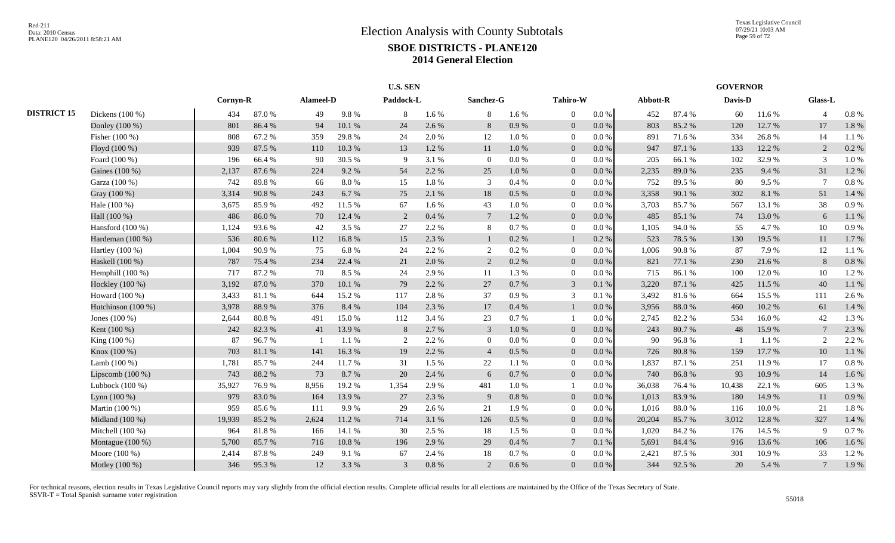# Election Analysis with County Subtotals

## SBOE DISTRICTS - PLANE120

## 2014 General Election

| | | U.S. SEN | | | | | | | | | | GOVERNOR | | | | | |
|---|---|---|---|---|---|---|---|---|---|---|---|---|---|---|---|---|---|
| | | Cornyn-R | | Alameel-D | | Paddock-L | | Sanchez-G | | Tahiro-W | | Abbott-R | | Davis-D | | Glass-L | |
| **DISTRICT 15** | Dickens (100 %) | 434 | 87.0 % | 49 | 9.8 % | 8 | 1.6 % | 8 | 1.6 % | 0 | 0.0 % | 452 | 87.4 % | 60 | 11.6 % | 4 | 0.8 % |
| | Donley (100 %) | 801 | 86.4 % | 94 | 10.1 % | 24 | 2.6 % | 8 | 0.9 % | 0 | 0.0 % | 803 | 85.2 % | 120 | 12.7 % | 17 | 1.8 % |
| | Fisher (100 %) | 808 | 67.2 % | 359 | 29.8 % | 24 | 2.0 % | 12 | 1.0 % | 0 | 0.0 % | 891 | 71.6 % | 334 | 26.8 % | 14 | 1.1 % |
| | Floyd (100 %) | 939 | 87.5 % | 110 | 10.3 % | 13 | 1.2 % | 11 | 1.0 % | 0 | 0.0 % | 947 | 87.1 % | 133 | 12.2 % | 2 | 0.2 % |
| | Foard (100 %) | 196 | 66.4 % | 90 | 30.5 % | 9 | 3.1 % | 0 | 0.0 % | 0 | 0.0 % | 205 | 66.1 % | 102 | 32.9 % | 3 | 1.0 % |
| | Gaines (100 %) | 2,137 | 87.6 % | 224 | 9.2 % | 54 | 2.2 % | 25 | 1.0 % | 0 | 0.0 % | 2,235 | 89.0 % | 235 | 9.4 % | 31 | 1.2 % |
| | Garza (100 %) | 742 | 89.8 % | 66 | 8.0 % | 15 | 1.8 % | 3 | 0.4 % | 0 | 0.0 % | 752 | 89.5 % | 80 | 9.5 % | 7 | 0.8 % |
| | Gray (100 %) | 3,314 | 90.8 % | 243 | 6.7 % | 75 | 2.1 % | 18 | 0.5 % | 0 | 0.0 % | 3,358 | 90.1 % | 302 | 8.1 % | 51 | 1.4 % |
| | Hale (100 %) | 3,675 | 85.9 % | 492 | 11.5 % | 67 | 1.6 % | 43 | 1.0 % | 0 | 0.0 % | 3,703 | 85.7 % | 567 | 13.1 % | 38 | 0.9 % |
| | Hall (100 %) | 486 | 86.0 % | 70 | 12.4 % | 2 | 0.4 % | 7 | 1.2 % | 0 | 0.0 % | 485 | 85.1 % | 74 | 13.0 % | 6 | 1.1 % |
| | Hansford (100 %) | 1,124 | 93.6 % | 42 | 3.5 % | 27 | 2.2 % | 8 | 0.7 % | 0 | 0.0 % | 1,105 | 94.0 % | 55 | 4.7 % | 10 | 0.9 % |
| | Hardeman (100 %) | 536 | 80.6 % | 112 | 16.8 % | 15 | 2.3 % | 1 | 0.2 % | 1 | 0.2 % | 523 | 78.5 % | 130 | 19.5 % | 11 | 1.7 % |
| | Hartley (100 %) | 1,004 | 90.9 % | 75 | 6.8 % | 24 | 2.2 % | 2 | 0.2 % | 0 | 0.0 % | 1,006 | 90.8 % | 87 | 7.9 % | 12 | 1.1 % |
| | Haskell (100 %) | 787 | 75.4 % | 234 | 22.4 % | 21 | 2.0 % | 2 | 0.2 % | 0 | 0.0 % | 821 | 77.1 % | 230 | 21.6 % | 8 | 0.8 % |
| | Hemphill (100 %) | 717 | 87.2 % | 70 | 8.5 % | 24 | 2.9 % | 11 | 1.3 % | 0 | 0.0 % | 715 | 86.1 % | 100 | 12.0 % | 10 | 1.2 % |
| | Hockley (100 %) | 3,192 | 87.0 % | 370 | 10.1 % | 79 | 2.2 % | 27 | 0.7 % | 3 | 0.1 % | 3,220 | 87.1 % | 425 | 11.5 % | 40 | 1.1 % |
| | Howard (100 %) | 3,433 | 81.1 % | 644 | 15.2 % | 117 | 2.8 % | 37 | 0.9 % | 3 | 0.1 % | 3,492 | 81.6 % | 664 | 15.5 % | 111 | 2.6 % |
| | Hutchinson (100 %) | 3,978 | 88.9 % | 376 | 8.4 % | 104 | 2.3 % | 17 | 0.4 % | 1 | 0.0 % | 3,956 | 88.0 % | 460 | 10.2 % | 61 | 1.4 % |
| | Jones (100 %) | 2,644 | 80.8 % | 491 | 15.0 % | 112 | 3.4 % | 23 | 0.7 % | 1 | 0.0 % | 2,745 | 82.2 % | 534 | 16.0 % | 42 | 1.3 % |
| | Kent (100 %) | 242 | 82.3 % | 41 | 13.9 % | 8 | 2.7 % | 3 | 1.0 % | 0 | 0.0 % | 243 | 80.7 % | 48 | 15.9 % | 7 | 2.3 % |
| | King (100 %) | 87 | 96.7 % | 1 | 1.1 % | 2 | 2.2 % | 0 | 0.0 % | 0 | 0.0 % | 90 | 96.8 % | 1 | 1.1 % | 2 | 2.2 % |
| | Knox (100 %) | 703 | 81.1 % | 141 | 16.3 % | 19 | 2.2 % | 4 | 0.5 % | 0 | 0.0 % | 726 | 80.8 % | 159 | 17.7 % | 10 | 1.1 % |
| | Lamb (100 %) | 1,781 | 85.7 % | 244 | 11.7 % | 31 | 1.5 % | 22 | 1.1 % | 0 | 0.0 % | 1,837 | 87.1 % | 251 | 11.9 % | 17 | 0.8 % |
| | Lipscomb (100 %) | 743 | 88.2 % | 73 | 8.7 % | 20 | 2.4 % | 6 | 0.7 % | 0 | 0.0 % | 740 | 86.8 % | 93 | 10.9 % | 14 | 1.6 % |
| | Lubbock (100 %) | 35,927 | 76.9 % | 8,956 | 19.2 % | 1,354 | 2.9 % | 481 | 1.0 % | 1 | 0.0 % | 36,038 | 76.4 % | 10,438 | 22.1 % | 605 | 1.3 % |
| | Lynn (100 %) | 979 | 83.0 % | 164 | 13.9 % | 27 | 2.3 % | 9 | 0.8 % | 0 | 0.0 % | 1,013 | 83.9 % | 180 | 14.9 % | 11 | 0.9 % |
| | Martin (100 %) | 959 | 85.6 % | 111 | 9.9 % | 29 | 2.6 % | 21 | 1.9 % | 0 | 0.0 % | 1,016 | 88.0 % | 116 | 10.0 % | 21 | 1.8 % |
| | Midland (100 %) | 19,939 | 85.2 % | 2,624 | 11.2 % | 714 | 3.1 % | 126 | 0.5 % | 0 | 0.0 % | 20,204 | 85.7 % | 3,012 | 12.8 % | 327 | 1.4 % |
| | Mitchell (100 %) | 964 | 81.8 % | 166 | 14.1 % | 30 | 2.5 % | 18 | 1.5 % | 0 | 0.0 % | 1,020 | 84.2 % | 176 | 14.5 % | 9 | 0.7 % |
| | Montague (100 %) | 5,700 | 85.7 % | 716 | 10.8 % | 196 | 2.9 % | 29 | 0.4 % | 7 | 0.1 % | 5,691 | 84.4 % | 916 | 13.6 % | 106 | 1.6 % |
| | Moore (100 %) | 2,414 | 87.8 % | 249 | 9.1 % | 67 | 2.4 % | 18 | 0.7 % | 0 | 0.0 % | 2,421 | 87.5 % | 301 | 10.9 % | 33 | 1.2 % |
| | Motley (100 %) | 346 | 95.3 % | 12 | 3.3 % | 3 | 0.8 % | 2 | 0.6 % | 0 | 0.0 % | 344 | 92.5 % | 20 | 5.4 % | 7 | 1.9 % |

For technical reasons, election results in Texas Legislative Council reports may vary slightly from the official election results. Complete official results for all elections are maintained by the Office of the Texas Secretary of State.
SSVR-T = Total Spanish surname voter registration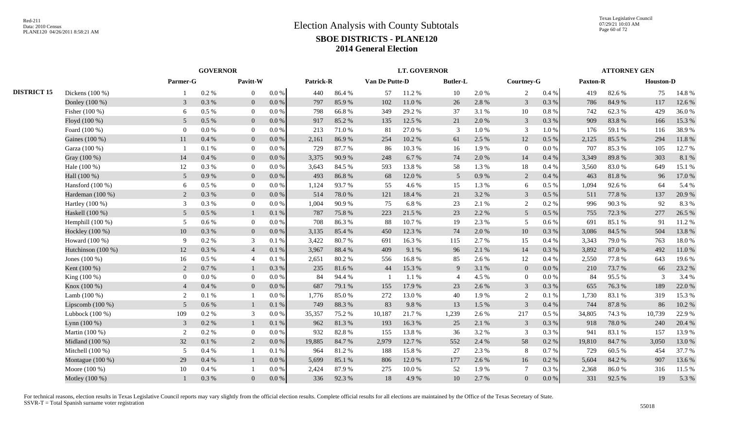# Election Analysis with County Subtotals

## SBOE DISTRICTS - PLANE120

## 2014 General Election

| | | GOVERNOR | | | | LT. GOVERNOR | | | | | | | | ATTORNEY GEN | | | |
|---|---|---|---|---|---|---|---|---|---|---|---|---|---|---|---|---|---|
| | | Parmer-G | | Pavitt-W | | Patrick-R | | Van De Putte-D | | Butler-L | | Courtney-G | | Paxton-R | | Houston-D | |
| DISTRICT 15 | Dickens (100 %) | 1 | 0.2 % | 0 | 0.0 % | 440 | 86.4 % | 57 | 11.2 % | 10 | 2.0 % | 2 | 0.4 % | 419 | 82.6 % | 75 | 14.8 % |
| | Donley (100 %) | 3 | 0.3 % | 0 | 0.0 % | 797 | 85.9 % | 102 | 11.0 % | 26 | 2.8 % | 3 | 0.3 % | 786 | 84.9 % | 117 | 12.6 % |
| | Fisher (100 %) | 6 | 0.5 % | 0 | 0.0 % | 798 | 66.8 % | 349 | 29.2 % | 37 | 3.1 % | 10 | 0.8 % | 742 | 62.3 % | 429 | 36.0 % |
| | Floyd (100 %) | 5 | 0.5 % | 0 | 0.0 % | 917 | 85.2 % | 135 | 12.5 % | 21 | 2.0 % | 3 | 0.3 % | 909 | 83.8 % | 166 | 15.3 % |
| | Foard (100 %) | 0 | 0.0 % | 0 | 0.0 % | 213 | 71.0 % | 81 | 27.0 % | 3 | 1.0 % | 3 | 1.0 % | 176 | 59.1 % | 116 | 38.9 % |
| | Gaines (100 %) | 11 | 0.4 % | 0 | 0.0 % | 2,161 | 86.9 % | 254 | 10.2 % | 61 | 2.5 % | 12 | 0.5 % | 2,125 | 85.5 % | 294 | 11.8 % |
| | Garza (100 %) | 1 | 0.1 % | 0 | 0.0 % | 729 | 87.7 % | 86 | 10.3 % | 16 | 1.9 % | 0 | 0.0 % | 707 | 85.3 % | 105 | 12.7 % |
| | Gray (100 %) | 14 | 0.4 % | 0 | 0.0 % | 3,375 | 90.9 % | 248 | 6.7 % | 74 | 2.0 % | 14 | 0.4 % | 3,349 | 89.8 % | 303 | 8.1 % |
| | Hale (100 %) | 12 | 0.3 % | 0 | 0.0 % | 3,643 | 84.5 % | 593 | 13.8 % | 58 | 1.3 % | 18 | 0.4 % | 3,560 | 83.0 % | 649 | 15.1 % |
| | Hall (100 %) | 5 | 0.9 % | 0 | 0.0 % | 493 | 86.8 % | 68 | 12.0 % | 5 | 0.9 % | 2 | 0.4 % | 463 | 81.8 % | 96 | 17.0 % |
| | Hansford (100 %) | 6 | 0.5 % | 0 | 0.0 % | 1,124 | 93.7 % | 55 | 4.6 % | 15 | 1.3 % | 6 | 0.5 % | 1,094 | 92.6 % | 64 | 5.4 % |
| | Hardeman (100 %) | 2 | 0.3 % | 0 | 0.0 % | 514 | 78.0 % | 121 | 18.4 % | 21 | 3.2 % | 3 | 0.5 % | 511 | 77.8 % | 137 | 20.9 % |
| | Hartley (100 %) | 3 | 0.3 % | 0 | 0.0 % | 1,004 | 90.9 % | 75 | 6.8 % | 23 | 2.1 % | 2 | 0.2 % | 996 | 90.3 % | 92 | 8.3 % |
| | Haskell (100 %) | 5 | 0.5 % | 1 | 0.1 % | 787 | 75.8 % | 223 | 21.5 % | 23 | 2.2 % | 5 | 0.5 % | 755 | 72.3 % | 277 | 26.5 % |
| | Hemphill (100 %) | 5 | 0.6 % | 0 | 0.0 % | 708 | 86.3 % | 88 | 10.7 % | 19 | 2.3 % | 5 | 0.6 % | 691 | 85.1 % | 91 | 11.2 % |
| | Hockley (100 %) | 10 | 0.3 % | 0 | 0.0 % | 3,135 | 85.4 % | 450 | 12.3 % | 74 | 2.0 % | 10 | 0.3 % | 3,086 | 84.5 % | 504 | 13.8 % |
| | Howard (100 %) | 9 | 0.2 % | 3 | 0.1 % | 3,422 | 80.7 % | 691 | 16.3 % | 115 | 2.7 % | 15 | 0.4 % | 3,343 | 79.0 % | 763 | 18.0 % |
| | Hutchinson (100 %) | 12 | 0.3 % | 4 | 0.1 % | 3,967 | 88.4 % | 409 | 9.1 % | 96 | 2.1 % | 14 | 0.3 % | 3,892 | 87.0 % | 492 | 11.0 % |
| | Jones (100 %) | 16 | 0.5 % | 4 | 0.1 % | 2,651 | 80.2 % | 556 | 16.8 % | 85 | 2.6 % | 12 | 0.4 % | 2,550 | 77.8 % | 643 | 19.6 % |
| | Kent (100 %) | 2 | 0.7 % | 1 | 0.3 % | 235 | 81.6 % | 44 | 15.3 % | 9 | 3.1 % | 0 | 0.0 % | 210 | 73.7 % | 66 | 23.2 % |
| | King (100 %) | 0 | 0.0 % | 0 | 0.0 % | 84 | 94.4 % | 1 | 1.1 % | 4 | 4.5 % | 0 | 0.0 % | 84 | 95.5 % | 3 | 3.4 % |
| | Knox (100 %) | 4 | 0.4 % | 0 | 0.0 % | 687 | 79.1 % | 155 | 17.9 % | 23 | 2.6 % | 3 | 0.3 % | 655 | 76.3 % | 189 | 22.0 % |
| | Lamb (100 %) | 2 | 0.1 % | 1 | 0.0 % | 1,776 | 85.0 % | 272 | 13.0 % | 40 | 1.9 % | 2 | 0.1 % | 1,730 | 83.1 % | 319 | 15.3 % |
| | Lipscomb (100 %) | 5 | 0.6 % | 1 | 0.1 % | 749 | 88.3 % | 83 | 9.8 % | 13 | 1.5 % | 3 | 0.4 % | 744 | 87.8 % | 86 | 10.2 % |
| | Lubbock (100 %) | 109 | 0.2 % | 3 | 0.0 % | 35,357 | 75.2 % | 10,187 | 21.7 % | 1,239 | 2.6 % | 217 | 0.5 % | 34,805 | 74.3 % | 10,739 | 22.9 % |
| | Lynn (100 %) | 3 | 0.2 % | 1 | 0.1 % | 962 | 81.3 % | 193 | 16.3 % | 25 | 2.1 % | 3 | 0.3 % | 918 | 78.0 % | 240 | 20.4 % |
| | Martin (100 %) | 2 | 0.2 % | 0 | 0.0 % | 932 | 82.8 % | 155 | 13.8 % | 36 | 3.2 % | 3 | 0.3 % | 941 | 83.1 % | 157 | 13.9 % |
| | Midland (100 %) | 32 | 0.1 % | 2 | 0.0 % | 19,885 | 84.7 % | 2,979 | 12.7 % | 552 | 2.4 % | 58 | 0.2 % | 19,810 | 84.7 % | 3,050 | 13.0 % |
| | Mitchell (100 %) | 5 | 0.4 % | 1 | 0.1 % | 964 | 81.2 % | 188 | 15.8 % | 27 | 2.3 % | 8 | 0.7 % | 729 | 60.5 % | 454 | 37.7 % |
| | Montague (100 %) | 29 | 0.4 % | 1 | 0.0 % | 5,699 | 85.1 % | 806 | 12.0 % | 177 | 2.6 % | 16 | 0.2 % | 5,604 | 84.2 % | 907 | 13.6 % |
| | Moore (100 %) | 10 | 0.4 % | 1 | 0.0 % | 2,424 | 87.9 % | 275 | 10.0 % | 52 | 1.9 % | 7 | 0.3 % | 2,368 | 86.0 % | 316 | 11.5 % |
| | Motley (100 %) | 1 | 0.3 % | 0 | 0.0 % | 336 | 92.3 % | 18 | 4.9 % | 10 | 2.7 % | 0 | 0.0 % | 331 | 92.5 % | 19 | 5.3 % |

For technical reasons, election results in Texas Legislative Council reports may vary slightly from the official election results. Complete official results for all elections are maintained by the Office of the Texas Secretary of State.
SSVR-T = Total Spanish surname voter registration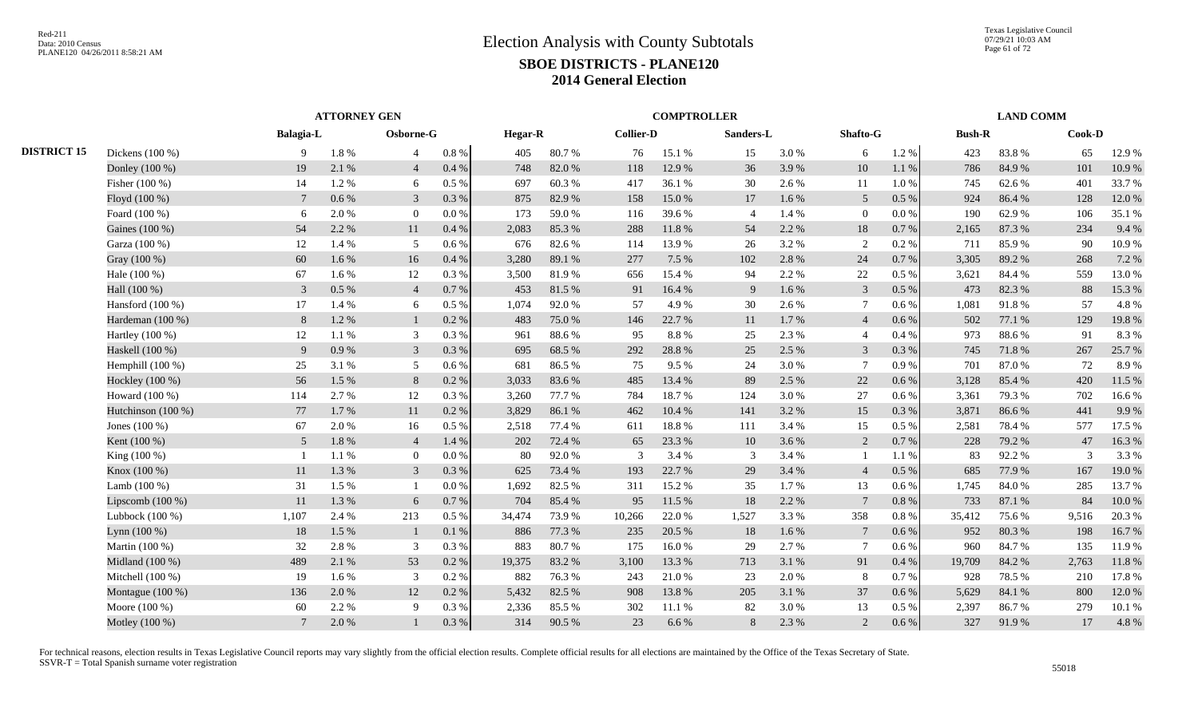# Election Analysis with County Subtotals

## SBOE DISTRICTS - PLANE120

## 2014 General Election

Red-211
Data: 2010 Census
PLANE120 04/26/2011 8:58:21 AM

Texas Legislative Council
07/29/21 10:03 AM

| | | ATTORNEY GEN | | | | COMPTROLLER | | | | | | | | LAND COMM | | | |
|---|---|---|---|---|---|---|---|---|---|---|---|---|---|---|---|---|---|
| | | Balagia-L | | Osborne-G | | Hegar-R | | Collier-D | | Sanders-L | | Shafto-G | | Bush-R | | Cook-D | |
| DISTRICT 15 | Dickens (100 %) | 9 | 1.8 % | 4 | 0.8 % | 405 | 80.7 % | 76 | 15.1 % | 15 | 3.0 % | 6 | 1.2 % | 423 | 83.8 % | 65 | 12.9 % |
| | Donley (100 %) | 19 | 2.1 % | 4 | 0.4 % | 748 | 82.0 % | 118 | 12.9 % | 36 | 3.9 % | 10 | 1.1 % | 786 | 84.9 % | 101 | 10.9 % |
| | Fisher (100 %) | 14 | 1.2 % | 6 | 0.5 % | 697 | 60.3 % | 417 | 36.1 % | 30 | 2.6 % | 11 | 1.0 % | 745 | 62.6 % | 401 | 33.7 % |
| | Floyd (100 %) | 7 | 0.6 % | 3 | 0.3 % | 875 | 82.9 % | 158 | 15.0 % | 17 | 1.6 % | 5 | 0.5 % | 924 | 86.4 % | 128 | 12.0 % |
| | Foard (100 %) | 6 | 2.0 % | 0 | 0.0 % | 173 | 59.0 % | 116 | 39.6 % | 4 | 1.4 % | 0 | 0.0 % | 190 | 62.9 % | 106 | 35.1 % |
| | Gaines (100 %) | 54 | 2.2 % | 11 | 0.4 % | 2,083 | 85.3 % | 288 | 11.8 % | 54 | 2.2 % | 18 | 0.7 % | 2,165 | 87.3 % | 234 | 9.4 % |
| | Garza (100 %) | 12 | 1.4 % | 5 | 0.6 % | 676 | 82.6 % | 114 | 13.9 % | 26 | 3.2 % | 2 | 0.2 % | 711 | 85.9 % | 90 | 10.9 % |
| | Gray (100 %) | 60 | 1.6 % | 16 | 0.4 % | 3,280 | 89.1 % | 277 | 7.5 % | 102 | 2.8 % | 24 | 0.7 % | 3,305 | 89.2 % | 268 | 7.2 % |
| | Hale (100 %) | 67 | 1.6 % | 12 | 0.3 % | 3,500 | 81.9 % | 656 | 15.4 % | 94 | 2.2 % | 22 | 0.5 % | 3,621 | 84.4 % | 559 | 13.0 % |
| | Hall (100 %) | 3 | 0.5 % | 4 | 0.7 % | 453 | 81.5 % | 91 | 16.4 % | 9 | 1.6 % | 3 | 0.5 % | 473 | 82.3 % | 88 | 15.3 % |
| | Hansford (100 %) | 17 | 1.4 % | 6 | 0.5 % | 1,074 | 92.0 % | 57 | 4.9 % | 30 | 2.6 % | 7 | 0.6 % | 1,081 | 91.8 % | 57 | 4.8 % |
| | Hardeman (100 %) | 8 | 1.2 % | 1 | 0.2 % | 483 | 75.0 % | 146 | 22.7 % | 11 | 1.7 % | 4 | 0.6 % | 502 | 77.1 % | 129 | 19.8 % |
| | Hartley (100 %) | 12 | 1.1 % | 3 | 0.3 % | 961 | 88.6 % | 95 | 8.8 % | 25 | 2.3 % | 4 | 0.4 % | 973 | 88.6 % | 91 | 8.3 % |
| | Haskell (100 %) | 9 | 0.9 % | 3 | 0.3 % | 695 | 68.5 % | 292 | 28.8 % | 25 | 2.5 % | 3 | 0.3 % | 745 | 71.8 % | 267 | 25.7 % |
| | Hemphill (100 %) | 25 | 3.1 % | 5 | 0.6 % | 681 | 86.5 % | 75 | 9.5 % | 24 | 3.0 % | 7 | 0.9 % | 701 | 87.0 % | 72 | 8.9 % |
| | Hockley (100 %) | 56 | 1.5 % | 8 | 0.2 % | 3,033 | 83.6 % | 485 | 13.4 % | 89 | 2.5 % | 22 | 0.6 % | 3,128 | 85.4 % | 420 | 11.5 % |
| | Howard (100 %) | 114 | 2.7 % | 12 | 0.3 % | 3,260 | 77.7 % | 784 | 18.7 % | 124 | 3.0 % | 27 | 0.6 % | 3,361 | 79.3 % | 702 | 16.6 % |
| | Hutchinson (100 %) | 77 | 1.7 % | 11 | 0.2 % | 3,829 | 86.1 % | 462 | 10.4 % | 141 | 3.2 % | 15 | 0.3 % | 3,871 | 86.6 % | 441 | 9.9 % |
| | Jones (100 %) | 67 | 2.0 % | 16 | 0.5 % | 2,518 | 77.4 % | 611 | 18.8 % | 111 | 3.4 % | 15 | 0.5 % | 2,581 | 78.4 % | 577 | 17.5 % |
| | Kent (100 %) | 5 | 1.8 % | 4 | 1.4 % | 202 | 72.4 % | 65 | 23.3 % | 10 | 3.6 % | 2 | 0.7 % | 228 | 79.2 % | 47 | 16.3 % |
| | King (100 %) | 1 | 1.1 % | 0 | 0.0 % | 80 | 92.0 % | 3 | 3.4 % | 3 | 3.4 % | 1 | 1.1 % | 83 | 92.2 % | 3 | 3.3 % |
| | Knox (100 %) | 11 | 1.3 % | 3 | 0.3 % | 625 | 73.4 % | 193 | 22.7 % | 29 | 3.4 % | 4 | 0.5 % | 685 | 77.9 % | 167 | 19.0 % |
| | Lamb (100 %) | 31 | 1.5 % | 1 | 0.0 % | 1,692 | 82.5 % | 311 | 15.2 % | 35 | 1.7 % | 13 | 0.6 % | 1,745 | 84.0 % | 285 | 13.7 % |
| | Lipscomb (100 %) | 11 | 1.3 % | 6 | 0.7 % | 704 | 85.4 % | 95 | 11.5 % | 18 | 2.2 % | 7 | 0.8 % | 733 | 87.1 % | 84 | 10.0 % |
| | Lubbock (100 %) | 1,107 | 2.4 % | 213 | 0.5 % | 34,474 | 73.9 % | 10,266 | 22.0 % | 1,527 | 3.3 % | 358 | 0.8 % | 35,412 | 75.6 % | 9,516 | 20.3 % |
| | Lynn (100 %) | 18 | 1.5 % | 1 | 0.1 % | 886 | 77.3 % | 235 | 20.5 % | 18 | 1.6 % | 7 | 0.6 % | 952 | 80.3 % | 198 | 16.7 % |
| | Martin (100 %) | 32 | 2.8 % | 3 | 0.3 % | 883 | 80.7 % | 175 | 16.0 % | 29 | 2.7 % | 7 | 0.6 % | 960 | 84.7 % | 135 | 11.9 % |
| | Midland (100 %) | 489 | 2.1 % | 53 | 0.2 % | 19,375 | 83.2 % | 3,100 | 13.3 % | 713 | 3.1 % | 91 | 0.4 % | 19,709 | 84.2 % | 2,763 | 11.8 % |
| | Mitchell (100 %) | 19 | 1.6 % | 3 | 0.2 % | 882 | 76.3 % | 243 | 21.0 % | 23 | 2.0 % | 8 | 0.7 % | 928 | 78.5 % | 210 | 17.8 % |
| | Montague (100 %) | 136 | 2.0 % | 12 | 0.2 % | 5,432 | 82.5 % | 908 | 13.8 % | 205 | 3.1 % | 37 | 0.6 % | 5,629 | 84.1 % | 800 | 12.0 % |
| | Moore (100 %) | 60 | 2.2 % | 9 | 0.3 % | 2,336 | 85.5 % | 302 | 11.1 % | 82 | 3.0 % | 13 | 0.5 % | 2,397 | 86.7 % | 279 | 10.1 % |
| | Motley (100 %) | 7 | 2.0 % | 1 | 0.3 % | 314 | 90.5 % | 23 | 6.6 % | 8 | 2.3 % | 2 | 0.6 % | 327 | 91.9 % | 17 | 4.8 % |

For technical reasons, election results in Texas Legislative Council reports may vary slightly from the official election results. Complete official results for all elections are maintained by the Office of the Texas Secretary of State.
SSVR-T = Total Spanish surname voter registration

55018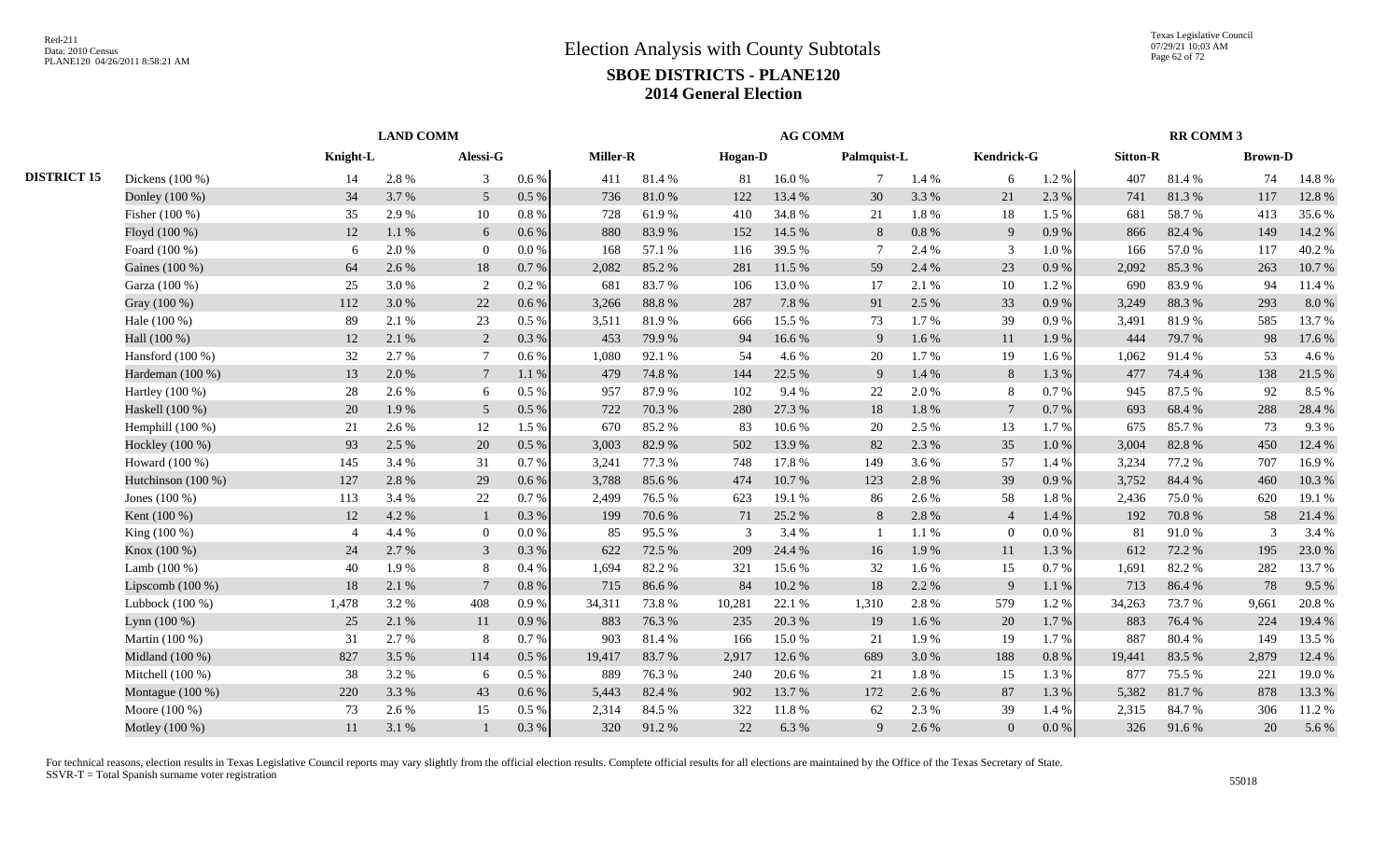# Election Analysis with County Subtotals

## SBOE DISTRICTS - PLANE120

## 2014 General Election

| | | LAND COMM | | | | AG COMM | | | | | | | | RR COMM 3 | | | |
|---|---|---|---|---|---|---|---|---|---|---|---|---|---|---|---|---|---|
| | | Knight-L | | Alessi-G | | Miller-R | | Hogan-D | | Palmquist-L | | Kendrick-G | | Sitton-R | | Brown-D | |
| DISTRICT 15 | Dickens (100 %) | 14 | 2.8 % | 3 | 0.6 % | 411 | 81.4 % | 81 | 16.0 % | 7 | 1.4 % | 6 | 1.2 % | 407 | 81.4 % | 74 | 14.8 % |
| | Donley (100 %) | 34 | 3.7 % | 5 | 0.5 % | 736 | 81.0 % | 122 | 13.4 % | 30 | 3.3 % | 21 | 2.3 % | 741 | 81.3 % | 117 | 12.8 % |
| | Fisher (100 %) | 35 | 2.9 % | 10 | 0.8 % | 728 | 61.9 % | 410 | 34.8 % | 21 | 1.8 % | 18 | 1.5 % | 681 | 58.7 % | 413 | 35.6 % |
| | Floyd (100 %) | 12 | 1.1 % | 6 | 0.6 % | 880 | 83.9 % | 152 | 14.5 % | 8 | 0.8 % | 9 | 0.9 % | 866 | 82.4 % | 149 | 14.2 % |
| | Foard (100 %) | 6 | 2.0 % | 0 | 0.0 % | 168 | 57.1 % | 116 | 39.5 % | 7 | 2.4 % | 3 | 1.0 % | 166 | 57.0 % | 117 | 40.2 % |
| | Gaines (100 %) | 64 | 2.6 % | 18 | 0.7 % | 2,082 | 85.2 % | 281 | 11.5 % | 59 | 2.4 % | 23 | 0.9 % | 2,092 | 85.3 % | 263 | 10.7 % |
| | Garza (100 %) | 25 | 3.0 % | 2 | 0.2 % | 681 | 83.7 % | 106 | 13.0 % | 17 | 2.1 % | 10 | 1.2 % | 690 | 83.9 % | 94 | 11.4 % |
| | Gray (100 %) | 112 | 3.0 % | 22 | 0.6 % | 3,266 | 88.8 % | 287 | 7.8 % | 91 | 2.5 % | 33 | 0.9 % | 3,249 | 88.3 % | 293 | 8.0 % |
| | Hale (100 %) | 89 | 2.1 % | 23 | 0.5 % | 3,511 | 81.9 % | 666 | 15.5 % | 73 | 1.7 % | 39 | 0.9 % | 3,491 | 81.9 % | 585 | 13.7 % |
| | Hall (100 %) | 12 | 2.1 % | 2 | 0.3 % | 453 | 79.9 % | 94 | 16.6 % | 9 | 1.6 % | 11 | 1.9 % | 444 | 79.7 % | 98 | 17.6 % |
| | Hansford (100 %) | 32 | 2.7 % | 7 | 0.6 % | 1,080 | 92.1 % | 54 | 4.6 % | 20 | 1.7 % | 19 | 1.6 % | 1,062 | 91.4 % | 53 | 4.6 % |
| | Hardeman (100 %) | 13 | 2.0 % | 7 | 1.1 % | 479 | 74.8 % | 144 | 22.5 % | 9 | 1.4 % | 8 | 1.3 % | 477 | 74.4 % | 138 | 21.5 % |
| | Hartley (100 %) | 28 | 2.6 % | 6 | 0.5 % | 957 | 87.9 % | 102 | 9.4 % | 22 | 2.0 % | 8 | 0.7 % | 945 | 87.5 % | 92 | 8.5 % |
| | Haskell (100 %) | 20 | 1.9 % | 5 | 0.5 % | 722 | 70.3 % | 280 | 27.3 % | 18 | 1.8 % | 7 | 0.7 % | 693 | 68.4 % | 288 | 28.4 % |
| | Hemphill (100 %) | 21 | 2.6 % | 12 | 1.5 % | 670 | 85.2 % | 83 | 10.6 % | 20 | 2.5 % | 13 | 1.7 % | 675 | 85.7 % | 73 | 9.3 % |
| | Hockley (100 %) | 93 | 2.5 % | 20 | 0.5 % | 3,003 | 82.9 % | 502 | 13.9 % | 82 | 2.3 % | 35 | 1.0 % | 3,004 | 82.8 % | 450 | 12.4 % |
| | Howard (100 %) | 145 | 3.4 % | 31 | 0.7 % | 3,241 | 77.3 % | 748 | 17.8 % | 149 | 3.6 % | 57 | 1.4 % | 3,234 | 77.2 % | 707 | 16.9 % |
| | Hutchinson (100 %) | 127 | 2.8 % | 29 | 0.6 % | 3,788 | 85.6 % | 474 | 10.7 % | 123 | 2.8 % | 39 | 0.9 % | 3,752 | 84.4 % | 460 | 10.3 % |
| | Jones (100 %) | 113 | 3.4 % | 22 | 0.7 % | 2,499 | 76.5 % | 623 | 19.1 % | 86 | 2.6 % | 58 | 1.8 % | 2,436 | 75.0 % | 620 | 19.1 % |
| | Kent (100 %) | 12 | 4.2 % | 1 | 0.3 % | 199 | 70.6 % | 71 | 25.2 % | 8 | 2.8 % | 4 | 1.4 % | 192 | 70.8 % | 58 | 21.4 % |
| | King (100 %) | 4 | 4.4 % | 0 | 0.0 % | 85 | 95.5 % | 3 | 3.4 % | 1 | 1.1 % | 0 | 0.0 % | 81 | 91.0 % | 3 | 3.4 % |
| | Knox (100 %) | 24 | 2.7 % | 3 | 0.3 % | 622 | 72.5 % | 209 | 24.4 % | 16 | 1.9 % | 11 | 1.3 % | 612 | 72.2 % | 195 | 23.0 % |
| | Lamb (100 %) | 40 | 1.9 % | 8 | 0.4 % | 1,694 | 82.2 % | 321 | 15.6 % | 32 | 1.6 % | 15 | 0.7 % | 1,691 | 82.2 % | 282 | 13.7 % |
| | Lipscomb (100 %) | 18 | 2.1 % | 7 | 0.8 % | 715 | 86.6 % | 84 | 10.2 % | 18 | 2.2 % | 9 | 1.1 % | 713 | 86.4 % | 78 | 9.5 % |
| | Lubbock (100 %) | 1,478 | 3.2 % | 408 | 0.9 % | 34,311 | 73.8 % | 10,281 | 22.1 % | 1,310 | 2.8 % | 579 | 1.2 % | 34,263 | 73.7 % | 9,661 | 20.8 % |
| | Lynn (100 %) | 25 | 2.1 % | 11 | 0.9 % | 883 | 76.3 % | 235 | 20.3 % | 19 | 1.6 % | 20 | 1.7 % | 883 | 76.4 % | 224 | 19.4 % |
| | Martin (100 %) | 31 | 2.7 % | 8 | 0.7 % | 903 | 81.4 % | 166 | 15.0 % | 21 | 1.9 % | 19 | 1.7 % | 887 | 80.4 % | 149 | 13.5 % |
| | Midland (100 %) | 827 | 3.5 % | 114 | 0.5 % | 19,417 | 83.7 % | 2,917 | 12.6 % | 689 | 3.0 % | 188 | 0.8 % | 19,441 | 83.5 % | 2,879 | 12.4 % |
| | Mitchell (100 %) | 38 | 3.2 % | 6 | 0.5 % | 889 | 76.3 % | 240 | 20.6 % | 21 | 1.8 % | 15 | 1.3 % | 877 | 75.5 % | 221 | 19.0 % |
| | Montague (100 %) | 220 | 3.3 % | 43 | 0.6 % | 5,443 | 82.4 % | 902 | 13.7 % | 172 | 2.6 % | 87 | 1.3 % | 5,382 | 81.7 % | 878 | 13.3 % |
| | Moore (100 %) | 73 | 2.6 % | 15 | 0.5 % | 2,314 | 84.5 % | 322 | 11.8 % | 62 | 2.3 % | 39 | 1.4 % | 2,315 | 84.7 % | 306 | 11.2 % |
| | Motley (100 %) | 11 | 3.1 % | 1 | 0.3 % | 320 | 91.2 % | 22 | 6.3 % | 9 | 2.6 % | 0 | 0.0 % | 326 | 91.6 % | 20 | 5.6 % |

For technical reasons, election results in Texas Legislative Council reports may vary slightly from the official election results. Complete official results for all elections are maintained by the Office of the Texas Secretary of State.
SSVR-T = Total Spanish surname voter registration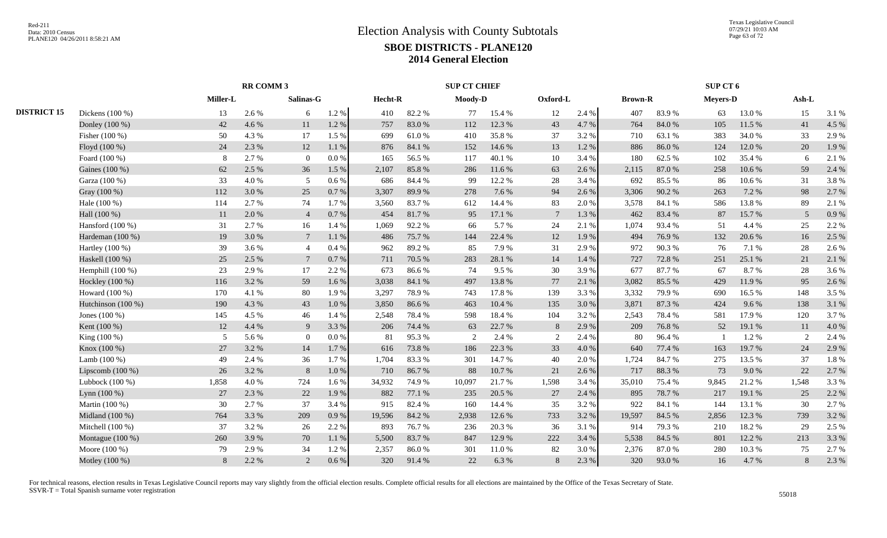# Election Analysis with County Subtotals

## SBOE DISTRICTS - PLANE120

## 2014 General Election

| | | RR COMM 3 | | | | SUP CT CHIEF | | | | | | SUP CT 6 | | | | | |
|---|---|---|---|---|---|---|---|---|---|---|---|---|---|---|---|---|---|
| | | Miller-L | | Salinas-G | | Hecht-R | | Moody-D | | Oxford-L | | Brown-R | | Meyers-D | | Ash-L | |
| **DISTRICT 15** | Dickens (100 %) | 13 | 2.6 % | 6 | 1.2 % | 410 | 82.2 % | 77 | 15.4 % | 12 | 2.4 % | 407 | 83.9 % | 63 | 13.0 % | 15 | 3.1 % |
| | Donley (100 %) | 42 | 4.6 % | 11 | 1.2 % | 757 | 83.0 % | 112 | 12.3 % | 43 | 4.7 % | 764 | 84.0 % | 105 | 11.5 % | 41 | 4.5 % |
| | Fisher (100 %) | 50 | 4.3 % | 17 | 1.5 % | 699 | 61.0 % | 410 | 35.8 % | 37 | 3.2 % | 710 | 63.1 % | 383 | 34.0 % | 33 | 2.9 % |
| | Floyd (100 %) | 24 | 2.3 % | 12 | 1.1 % | 876 | 84.1 % | 152 | 14.6 % | 13 | 1.2 % | 886 | 86.0 % | 124 | 12.0 % | 20 | 1.9 % |
| | Foard (100 %) | 8 | 2.7 % | 0 | 0.0 % | 165 | 56.5 % | 117 | 40.1 % | 10 | 3.4 % | 180 | 62.5 % | 102 | 35.4 % | 6 | 2.1 % |
| | Gaines (100 %) | 62 | 2.5 % | 36 | 1.5 % | 2,107 | 85.8 % | 286 | 11.6 % | 63 | 2.6 % | 2,115 | 87.0 % | 258 | 10.6 % | 59 | 2.4 % |
| | Garza (100 %) | 33 | 4.0 % | 5 | 0.6 % | 686 | 84.4 % | 99 | 12.2 % | 28 | 3.4 % | 692 | 85.5 % | 86 | 10.6 % | 31 | 3.8 % |
| | Gray (100 %) | 112 | 3.0 % | 25 | 0.7 % | 3,307 | 89.9 % | 278 | 7.6 % | 94 | 2.6 % | 3,306 | 90.2 % | 263 | 7.2 % | 98 | 2.7 % |
| | Hale (100 %) | 114 | 2.7 % | 74 | 1.7 % | 3,560 | 83.7 % | 612 | 14.4 % | 83 | 2.0 % | 3,578 | 84.1 % | 586 | 13.8 % | 89 | 2.1 % |
| | Hall (100 %) | 11 | 2.0 % | 4 | 0.7 % | 454 | 81.7 % | 95 | 17.1 % | 7 | 1.3 % | 462 | 83.4 % | 87 | 15.7 % | 5 | 0.9 % |
| | Hansford (100 %) | 31 | 2.7 % | 16 | 1.4 % | 1,069 | 92.2 % | 66 | 5.7 % | 24 | 2.1 % | 1,074 | 93.4 % | 51 | 4.4 % | 25 | 2.2 % |
| | Hardeman (100 %) | 19 | 3.0 % | 7 | 1.1 % | 486 | 75.7 % | 144 | 22.4 % | 12 | 1.9 % | 494 | 76.9 % | 132 | 20.6 % | 16 | 2.5 % |
| | Hartley (100 %) | 39 | 3.6 % | 4 | 0.4 % | 962 | 89.2 % | 85 | 7.9 % | 31 | 2.9 % | 972 | 90.3 % | 76 | 7.1 % | 28 | 2.6 % |
| | Haskell (100 %) | 25 | 2.5 % | 7 | 0.7 % | 711 | 70.5 % | 283 | 28.1 % | 14 | 1.4 % | 727 | 72.8 % | 251 | 25.1 % | 21 | 2.1 % |
| | Hemphill (100 %) | 23 | 2.9 % | 17 | 2.2 % | 673 | 86.6 % | 74 | 9.5 % | 30 | 3.9 % | 677 | 87.7 % | 67 | 8.7 % | 28 | 3.6 % |
| | Hockley (100 %) | 116 | 3.2 % | 59 | 1.6 % | 3,038 | 84.1 % | 497 | 13.8 % | 77 | 2.1 % | 3,082 | 85.5 % | 429 | 11.9 % | 95 | 2.6 % |
| | Howard (100 %) | 170 | 4.1 % | 80 | 1.9 % | 3,297 | 78.9 % | 743 | 17.8 % | 139 | 3.3 % | 3,332 | 79.9 % | 690 | 16.5 % | 148 | 3.5 % |
| | Hutchinson (100 %) | 190 | 4.3 % | 43 | 1.0 % | 3,850 | 86.6 % | 463 | 10.4 % | 135 | 3.0 % | 3,871 | 87.3 % | 424 | 9.6 % | 138 | 3.1 % |
| | Jones (100 %) | 145 | 4.5 % | 46 | 1.4 % | 2,548 | 78.4 % | 598 | 18.4 % | 104 | 3.2 % | 2,543 | 78.4 % | 581 | 17.9 % | 120 | 3.7 % |
| | Kent (100 %) | 12 | 4.4 % | 9 | 3.3 % | 206 | 74.4 % | 63 | 22.7 % | 8 | 2.9 % | 209 | 76.8 % | 52 | 19.1 % | 11 | 4.0 % |
| | King (100 %) | 5 | 5.6 % | 0 | 0.0 % | 81 | 95.3 % | 2 | 2.4 % | 2 | 2.4 % | 80 | 96.4 % | 1 | 1.2 % | 2 | 2.4 % |
| | Knox (100 %) | 27 | 3.2 % | 14 | 1.7 % | 616 | 73.8 % | 186 | 22.3 % | 33 | 4.0 % | 640 | 77.4 % | 163 | 19.7 % | 24 | 2.9 % |
| | Lamb (100 %) | 49 | 2.4 % | 36 | 1.7 % | 1,704 | 83.3 % | 301 | 14.7 % | 40 | 2.0 % | 1,724 | 84.7 % | 275 | 13.5 % | 37 | 1.8 % |
| | Lipscomb (100 %) | 26 | 3.2 % | 8 | 1.0 % | 710 | 86.7 % | 88 | 10.7 % | 21 | 2.6 % | 717 | 88.3 % | 73 | 9.0 % | 22 | 2.7 % |
| | Lubbock (100 %) | 1,858 | 4.0 % | 724 | 1.6 % | 34,932 | 74.9 % | 10,097 | 21.7 % | 1,598 | 3.4 % | 35,010 | 75.4 % | 9,845 | 21.2 % | 1,548 | 3.3 % |
| | Lynn (100 %) | 27 | 2.3 % | 22 | 1.9 % | 882 | 77.1 % | 235 | 20.5 % | 27 | 2.4 % | 895 | 78.7 % | 217 | 19.1 % | 25 | 2.2 % |
| | Martin (100 %) | 30 | 2.7 % | 37 | 3.4 % | 915 | 82.4 % | 160 | 14.4 % | 35 | 3.2 % | 922 | 84.1 % | 144 | 13.1 % | 30 | 2.7 % |
| | Midland (100 %) | 764 | 3.3 % | 209 | 0.9 % | 19,596 | 84.2 % | 2,938 | 12.6 % | 733 | 3.2 % | 19,597 | 84.5 % | 2,856 | 12.3 % | 739 | 3.2 % |
| | Mitchell (100 %) | 37 | 3.2 % | 26 | 2.2 % | 893 | 76.7 % | 236 | 20.3 % | 36 | 3.1 % | 914 | 79.3 % | 210 | 18.2 % | 29 | 2.5 % |
| | Montague (100 %) | 260 | 3.9 % | 70 | 1.1 % | 5,500 | 83.7 % | 847 | 12.9 % | 222 | 3.4 % | 5,538 | 84.5 % | 801 | 12.2 % | 213 | 3.3 % |
| | Moore (100 %) | 79 | 2.9 % | 34 | 1.2 % | 2,357 | 86.0 % | 301 | 11.0 % | 82 | 3.0 % | 2,376 | 87.0 % | 280 | 10.3 % | 75 | 2.7 % |
| | Motley (100 %) | 8 | 2.2 % | 2 | 0.6 % | 320 | 91.4 % | 22 | 6.3 % | 8 | 2.3 % | 320 | 93.0 % | 16 | 4.7 % | 8 | 2.3 % |

For technical reasons, election results in Texas Legislative Council reports may vary slightly from the official election results. Complete official results for all elections are maintained by the Office of the Texas Secretary of State.
SSVR-T = Total Spanish surname voter registration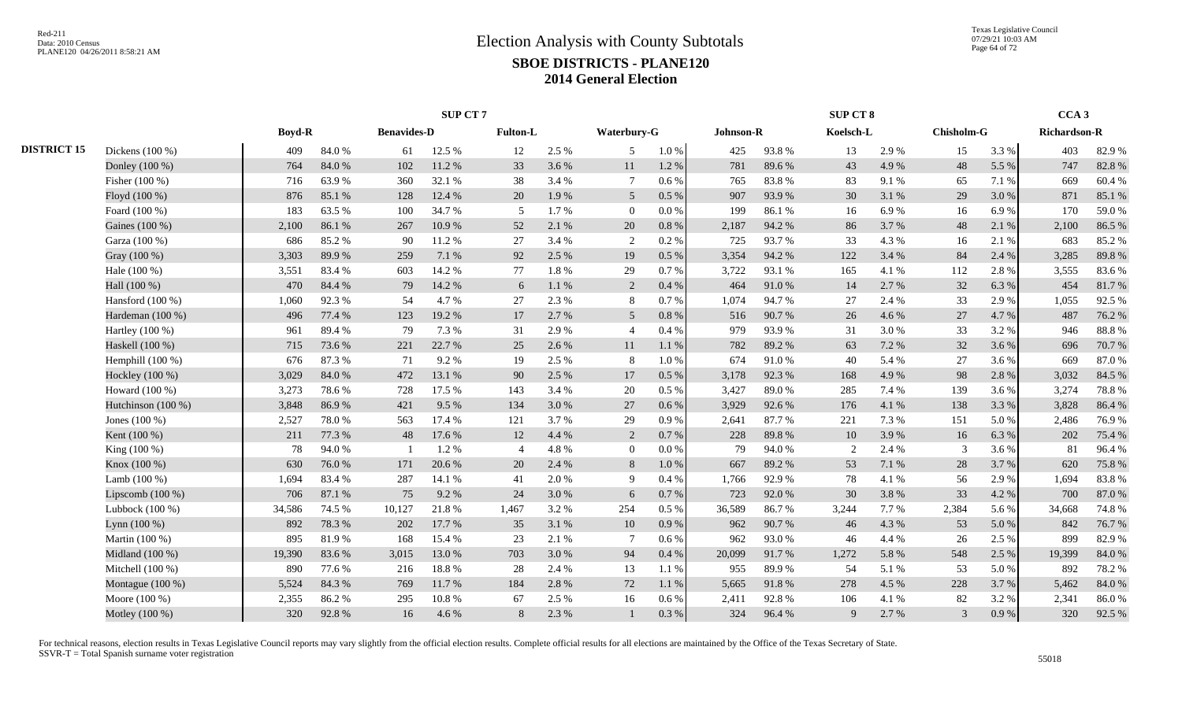# Election Analysis with County Subtotals

## SBOE DISTRICTS - PLANE120

## 2014 General Election

Red-211
Data: 2010 Census
PLANE120 04/26/2011 8:58:21 AM

Texas Legislative Council
07/29/21 10:03 AM

| | | SUP CT 7 | | | | | | | | SUP CT 8 | | | | | | CCA 3 | |
|---|---|---|---|---|---|---|---|---|---|---|---|---|---|---|---|---|---|
| | | Boyd-R | | Benavides-D | | Fulton-L | | Waterbury-G | | Johnson-R | | Koelsch-L | | Chisholm-G | | Richardson-R | |
| DISTRICT 15 | Dickens (100 %) | 409 | 84.0 % | 61 | 12.5 % | 12 | 2.5 % | 5 | 1.0 % | 425 | 93.8 % | 13 | 2.9 % | 15 | 3.3 % | 403 | 82.9 % |
| | Donley (100 %) | 764 | 84.0 % | 102 | 11.2 % | 33 | 3.6 % | 11 | 1.2 % | 781 | 89.6 % | 43 | 4.9 % | 48 | 5.5 % | 747 | 82.8 % |
| | Fisher (100 %) | 716 | 63.9 % | 360 | 32.1 % | 38 | 3.4 % | 7 | 0.6 % | 765 | 83.8 % | 83 | 9.1 % | 65 | 7.1 % | 669 | 60.4 % |
| | Floyd (100 %) | 876 | 85.1 % | 128 | 12.4 % | 20 | 1.9 % | 5 | 0.5 % | 907 | 93.9 % | 30 | 3.1 % | 29 | 3.0 % | 871 | 85.1 % |
| | Foard (100 %) | 183 | 63.5 % | 100 | 34.7 % | 5 | 1.7 % | 0 | 0.0 % | 199 | 86.1 % | 16 | 6.9 % | 16 | 6.9 % | 170 | 59.0 % |
| | Gaines (100 %) | 2,100 | 86.1 % | 267 | 10.9 % | 52 | 2.1 % | 20 | 0.8 % | 2,187 | 94.2 % | 86 | 3.7 % | 48 | 2.1 % | 2,100 | 86.5 % |
| | Garza (100 %) | 686 | 85.2 % | 90 | 11.2 % | 27 | 3.4 % | 2 | 0.2 % | 725 | 93.7 % | 33 | 4.3 % | 16 | 2.1 % | 683 | 85.2 % |
| | Gray (100 %) | 3,303 | 89.9 % | 259 | 7.1 % | 92 | 2.5 % | 19 | 0.5 % | 3,354 | 94.2 % | 122 | 3.4 % | 84 | 2.4 % | 3,285 | 89.8 % |
| | Hale (100 %) | 3,551 | 83.4 % | 603 | 14.2 % | 77 | 1.8 % | 29 | 0.7 % | 3,722 | 93.1 % | 165 | 4.1 % | 112 | 2.8 % | 3,555 | 83.6 % |
| | Hall (100 %) | 470 | 84.4 % | 79 | 14.2 % | 6 | 1.1 % | 2 | 0.4 % | 464 | 91.0 % | 14 | 2.7 % | 32 | 6.3 % | 454 | 81.7 % |
| | Hansford (100 %) | 1,060 | 92.3 % | 54 | 4.7 % | 27 | 2.3 % | 8 | 0.7 % | 1,074 | 94.7 % | 27 | 2.4 % | 33 | 2.9 % | 1,055 | 92.5 % |
| | Hardeman (100 %) | 496 | 77.4 % | 123 | 19.2 % | 17 | 2.7 % | 5 | 0.8 % | 516 | 90.7 % | 26 | 4.6 % | 27 | 4.7 % | 487 | 76.2 % |
| | Hartley (100 %) | 961 | 89.4 % | 79 | 7.3 % | 31 | 2.9 % | 4 | 0.4 % | 979 | 93.9 % | 31 | 3.0 % | 33 | 3.2 % | 946 | 88.8 % |
| | Haskell (100 %) | 715 | 73.6 % | 221 | 22.7 % | 25 | 2.6 % | 11 | 1.1 % | 782 | 89.2 % | 63 | 7.2 % | 32 | 3.6 % | 696 | 70.7 % |
| | Hemphill (100 %) | 676 | 87.3 % | 71 | 9.2 % | 19 | 2.5 % | 8 | 1.0 % | 674 | 91.0 % | 40 | 5.4 % | 27 | 3.6 % | 669 | 87.0 % |
| | Hockley (100 %) | 3,029 | 84.0 % | 472 | 13.1 % | 90 | 2.5 % | 17 | 0.5 % | 3,178 | 92.3 % | 168 | 4.9 % | 98 | 2.8 % | 3,032 | 84.5 % |
| | Howard (100 %) | 3,273 | 78.6 % | 728 | 17.5 % | 143 | 3.4 % | 20 | 0.5 % | 3,427 | 89.0 % | 285 | 7.4 % | 139 | 3.6 % | 3,274 | 78.8 % |
| | Hutchinson (100 %) | 3,848 | 86.9 % | 421 | 9.5 % | 134 | 3.0 % | 27 | 0.6 % | 3,929 | 92.6 % | 176 | 4.1 % | 138 | 3.3 % | 3,828 | 86.4 % |
| | Jones (100 %) | 2,527 | 78.0 % | 563 | 17.4 % | 121 | 3.7 % | 29 | 0.9 % | 2,641 | 87.7 % | 221 | 7.3 % | 151 | 5.0 % | 2,486 | 76.9 % |
| | Kent (100 %) | 211 | 77.3 % | 48 | 17.6 % | 12 | 4.4 % | 2 | 0.7 % | 228 | 89.8 % | 10 | 3.9 % | 16 | 6.3 % | 202 | 75.4 % |
| | King (100 %) | 78 | 94.0 % | 1 | 1.2 % | 4 | 4.8 % | 0 | 0.0 % | 79 | 94.0 % | 2 | 2.4 % | 3 | 3.6 % | 81 | 96.4 % |
| | Knox (100 %) | 630 | 76.0 % | 171 | 20.6 % | 20 | 2.4 % | 8 | 1.0 % | 667 | 89.2 % | 53 | 7.1 % | 28 | 3.7 % | 620 | 75.8 % |
| | Lamb (100 %) | 1,694 | 83.4 % | 287 | 14.1 % | 41 | 2.0 % | 9 | 0.4 % | 1,766 | 92.9 % | 78 | 4.1 % | 56 | 2.9 % | 1,694 | 83.8 % |
| | Lipscomb (100 %) | 706 | 87.1 % | 75 | 9.2 % | 24 | 3.0 % | 6 | 0.7 % | 723 | 92.0 % | 30 | 3.8 % | 33 | 4.2 % | 700 | 87.0 % |
| | Lubbock (100 %) | 34,586 | 74.5 % | 10,127 | 21.8 % | 1,467 | 3.2 % | 254 | 0.5 % | 36,589 | 86.7 % | 3,244 | 7.7 % | 2,384 | 5.6 % | 34,668 | 74.8 % |
| | Lynn (100 %) | 892 | 78.3 % | 202 | 17.7 % | 35 | 3.1 % | 10 | 0.9 % | 962 | 90.7 % | 46 | 4.3 % | 53 | 5.0 % | 842 | 76.7 % |
| | Martin (100 %) | 895 | 81.9 % | 168 | 15.4 % | 23 | 2.1 % | 7 | 0.6 % | 962 | 93.0 % | 46 | 4.4 % | 26 | 2.5 % | 899 | 82.9 % |
| | Midland (100 %) | 19,390 | 83.6 % | 3,015 | 13.0 % | 703 | 3.0 % | 94 | 0.4 % | 20,099 | 91.7 % | 1,272 | 5.8 % | 548 | 2.5 % | 19,399 | 84.0 % |
| | Mitchell (100 %) | 890 | 77.6 % | 216 | 18.8 % | 28 | 2.4 % | 13 | 1.1 % | 955 | 89.9 % | 54 | 5.1 % | 53 | 5.0 % | 892 | 78.2 % |
| | Montague (100 %) | 5,524 | 84.3 % | 769 | 11.7 % | 184 | 2.8 % | 72 | 1.1 % | 5,665 | 91.8 % | 278 | 4.5 % | 228 | 3.7 % | 5,462 | 84.0 % |
| | Moore (100 %) | 2,355 | 86.2 % | 295 | 10.8 % | 67 | 2.5 % | 16 | 0.6 % | 2,411 | 92.8 % | 106 | 4.1 % | 82 | 3.2 % | 2,341 | 86.0 % |
| | Motley (100 %) | 320 | 92.8 % | 16 | 4.6 % | 8 | 2.3 % | 1 | 0.3 % | 324 | 96.4 % | 9 | 2.7 % | 3 | 0.9 % | 320 | 92.5 % |

For technical reasons, election results in Texas Legislative Council reports may vary slightly from the official election results. Complete official results for all elections are maintained by the Office of the Texas Secretary of State.
SSVR-T = Total Spanish surname voter registration

55018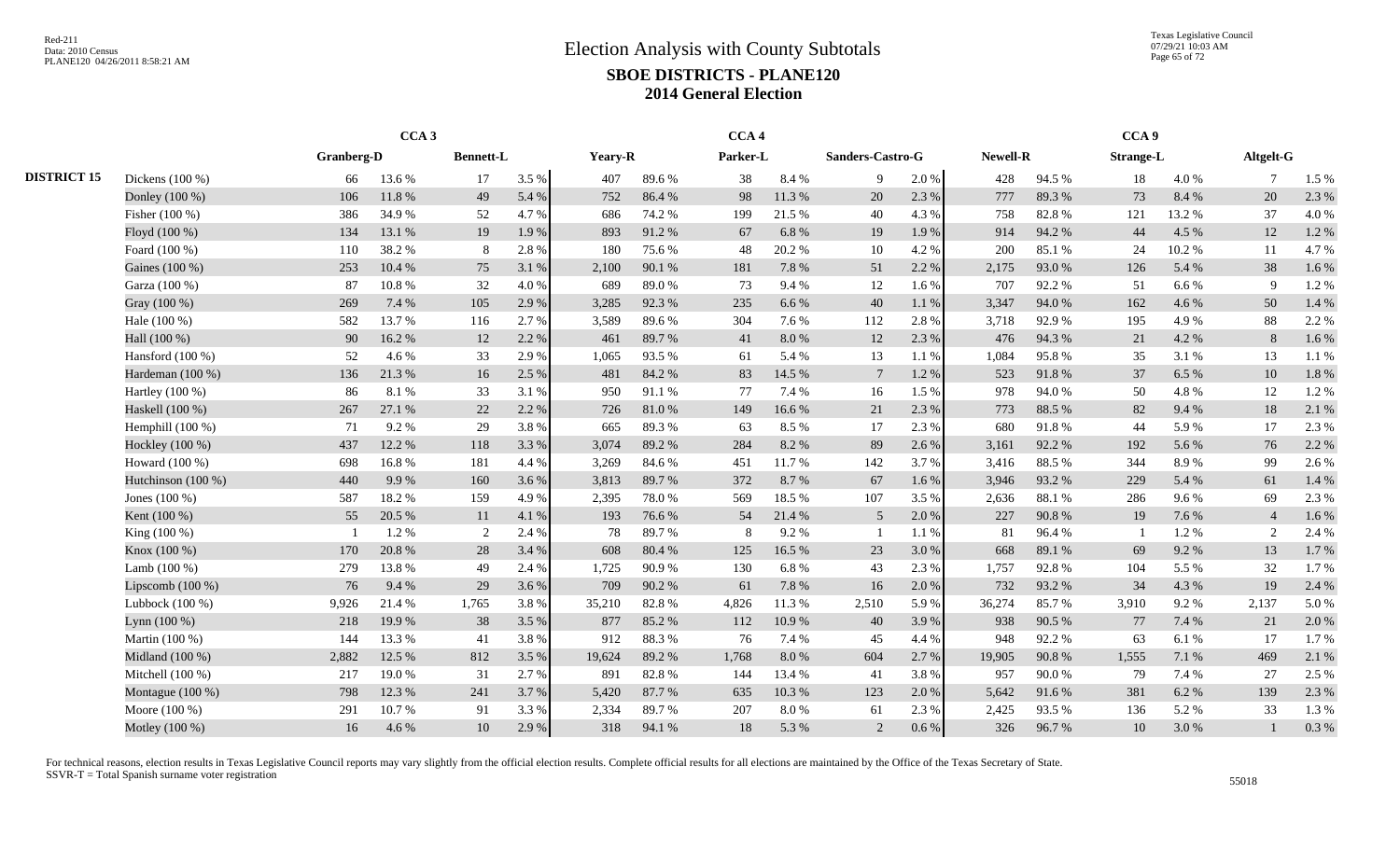# Election Analysis with County Subtotals

## SBOE DISTRICTS - PLANE120

## 2014 General Election

| | | CCA 3 | | | | CCA 4 | | | | | | CCA 9 | | | | | |
|---|---|---|---|---|---|---|---|---|---|---|---|---|---|---|---|---|---|
| | | Granberg-D | | Bennett-L | | Yeary-R | | Parker-L | | Sanders-Castro-G | | Newell-R | | Strange-L | | Altgelt-G | |
| **DISTRICT 15** | Dickens (100 %) | 66 | 13.6 % | 17 | 3.5 % | 407 | 89.6 % | 38 | 8.4 % | 9 | 2.0 % | 428 | 94.5 % | 18 | 4.0 % | 7 | 1.5 % |
| | Donley (100 %) | 106 | 11.8 % | 49 | 5.4 % | 752 | 86.4 % | 98 | 11.3 % | 20 | 2.3 % | 777 | 89.3 % | 73 | 8.4 % | 20 | 2.3 % |
| | Fisher (100 %) | 386 | 34.9 % | 52 | 4.7 % | 686 | 74.2 % | 199 | 21.5 % | 40 | 4.3 % | 758 | 82.8 % | 121 | 13.2 % | 37 | 4.0 % |
| | Floyd (100 %) | 134 | 13.1 % | 19 | 1.9 % | 893 | 91.2 % | 67 | 6.8 % | 19 | 1.9 % | 914 | 94.2 % | 44 | 4.5 % | 12 | 1.2 % |
| | Foard (100 %) | 110 | 38.2 % | 8 | 2.8 % | 180 | 75.6 % | 48 | 20.2 % | 10 | 4.2 % | 200 | 85.1 % | 24 | 10.2 % | 11 | 4.7 % |
| | Gaines (100 %) | 253 | 10.4 % | 75 | 3.1 % | 2,100 | 90.1 % | 181 | 7.8 % | 51 | 2.2 % | 2,175 | 93.0 % | 126 | 5.4 % | 38 | 1.6 % |
| | Garza (100 %) | 87 | 10.8 % | 32 | 4.0 % | 689 | 89.0 % | 73 | 9.4 % | 12 | 1.6 % | 707 | 92.2 % | 51 | 6.6 % | 9 | 1.2 % |
| | Gray (100 %) | 269 | 7.4 % | 105 | 2.9 % | 3,285 | 92.3 % | 235 | 6.6 % | 40 | 1.1 % | 3,347 | 94.0 % | 162 | 4.6 % | 50 | 1.4 % |
| | Hale (100 %) | 582 | 13.7 % | 116 | 2.7 % | 3,589 | 89.6 % | 304 | 7.6 % | 112 | 2.8 % | 3,718 | 92.9 % | 195 | 4.9 % | 88 | 2.2 % |
| | Hall (100 %) | 90 | 16.2 % | 12 | 2.2 % | 461 | 89.7 % | 41 | 8.0 % | 12 | 2.3 % | 476 | 94.3 % | 21 | 4.2 % | 8 | 1.6 % |
| | Hansford (100 %) | 52 | 4.6 % | 33 | 2.9 % | 1,065 | 93.5 % | 61 | 5.4 % | 13 | 1.1 % | 1,084 | 95.8 % | 35 | 3.1 % | 13 | 1.1 % |
| | Hardeman (100 %) | 136 | 21.3 % | 16 | 2.5 % | 481 | 84.2 % | 83 | 14.5 % | 7 | 1.2 % | 523 | 91.8 % | 37 | 6.5 % | 10 | 1.8 % |
| | Hartley (100 %) | 86 | 8.1 % | 33 | 3.1 % | 950 | 91.1 % | 77 | 7.4 % | 16 | 1.5 % | 978 | 94.0 % | 50 | 4.8 % | 12 | 1.2 % |
| | Haskell (100 %) | 267 | 27.1 % | 22 | 2.2 % | 726 | 81.0 % | 149 | 16.6 % | 21 | 2.3 % | 773 | 88.5 % | 82 | 9.4 % | 18 | 2.1 % |
| | Hemphill (100 %) | 71 | 9.2 % | 29 | 3.8 % | 665 | 89.3 % | 63 | 8.5 % | 17 | 2.3 % | 680 | 91.8 % | 44 | 5.9 % | 17 | 2.3 % |
| | Hockley (100 %) | 437 | 12.2 % | 118 | 3.3 % | 3,074 | 89.2 % | 284 | 8.2 % | 89 | 2.6 % | 3,161 | 92.2 % | 192 | 5.6 % | 76 | 2.2 % |
| | Howard (100 %) | 698 | 16.8 % | 181 | 4.4 % | 3,269 | 84.6 % | 451 | 11.7 % | 142 | 3.7 % | 3,416 | 88.5 % | 344 | 8.9 % | 99 | 2.6 % |
| | Hutchinson (100 %) | 440 | 9.9 % | 160 | 3.6 % | 3,813 | 89.7 % | 372 | 8.7 % | 67 | 1.6 % | 3,946 | 93.2 % | 229 | 5.4 % | 61 | 1.4 % |
| | Jones (100 %) | 587 | 18.2 % | 159 | 4.9 % | 2,395 | 78.0 % | 569 | 18.5 % | 107 | 3.5 % | 2,636 | 88.1 % | 286 | 9.6 % | 69 | 2.3 % |
| | Kent (100 %) | 55 | 20.5 % | 11 | 4.1 % | 193 | 76.6 % | 54 | 21.4 % | 5 | 2.0 % | 227 | 90.8 % | 19 | 7.6 % | 4 | 1.6 % |
| | King (100 %) | 1 | 1.2 % | 2 | 2.4 % | 78 | 89.7 % | 8 | 9.2 % | 1 | 1.1 % | 81 | 96.4 % | 1 | 1.2 % | 2 | 2.4 % |
| | Knox (100 %) | 170 | 20.8 % | 28 | 3.4 % | 608 | 80.4 % | 125 | 16.5 % | 23 | 3.0 % | 668 | 89.1 % | 69 | 9.2 % | 13 | 1.7 % |
| | Lamb (100 %) | 279 | 13.8 % | 49 | 2.4 % | 1,725 | 90.9 % | 130 | 6.8 % | 43 | 2.3 % | 1,757 | 92.8 % | 104 | 5.5 % | 32 | 1.7 % |
| | Lipscomb (100 %) | 76 | 9.4 % | 29 | 3.6 % | 709 | 90.2 % | 61 | 7.8 % | 16 | 2.0 % | 732 | 93.2 % | 34 | 4.3 % | 19 | 2.4 % |
| | Lubbock (100 %) | 9,926 | 21.4 % | 1,765 | 3.8 % | 35,210 | 82.8 % | 4,826 | 11.3 % | 2,510 | 5.9 % | 36,274 | 85.7 % | 3,910 | 9.2 % | 2,137 | 5.0 % |
| | Lynn (100 %) | 218 | 19.9 % | 38 | 3.5 % | 877 | 85.2 % | 112 | 10.9 % | 40 | 3.9 % | 938 | 90.5 % | 77 | 7.4 % | 21 | 2.0 % |
| | Martin (100 %) | 144 | 13.3 % | 41 | 3.8 % | 912 | 88.3 % | 76 | 7.4 % | 45 | 4.4 % | 948 | 92.2 % | 63 | 6.1 % | 17 | 1.7 % |
| | Midland (100 %) | 2,882 | 12.5 % | 812 | 3.5 % | 19,624 | 89.2 % | 1,768 | 8.0 % | 604 | 2.7 % | 19,905 | 90.8 % | 1,555 | 7.1 % | 469 | 2.1 % |
| | Mitchell (100 %) | 217 | 19.0 % | 31 | 2.7 % | 891 | 82.8 % | 144 | 13.4 % | 41 | 3.8 % | 957 | 90.0 % | 79 | 7.4 % | 27 | 2.5 % |
| | Montague (100 %) | 798 | 12.3 % | 241 | 3.7 % | 5,420 | 87.7 % | 635 | 10.3 % | 123 | 2.0 % | 5,642 | 91.6 % | 381 | 6.2 % | 139 | 2.3 % |
| | Moore (100 %) | 291 | 10.7 % | 91 | 3.3 % | 2,334 | 89.7 % | 207 | 8.0 % | 61 | 2.3 % | 2,425 | 93.5 % | 136 | 5.2 % | 33 | 1.3 % |
| | Motley (100 %) | 16 | 4.6 % | 10 | 2.9 % | 318 | 94.1 % | 18 | 5.3 % | 2 | 0.6 % | 326 | 96.7 % | 10 | 3.0 % | 1 | 0.3 % |

For technical reasons, election results in Texas Legislative Council reports may vary slightly from the official election results. Complete official results for all elections are maintained by the Office of the Texas Secretary of State.
SSVR-T = Total Spanish surname voter registration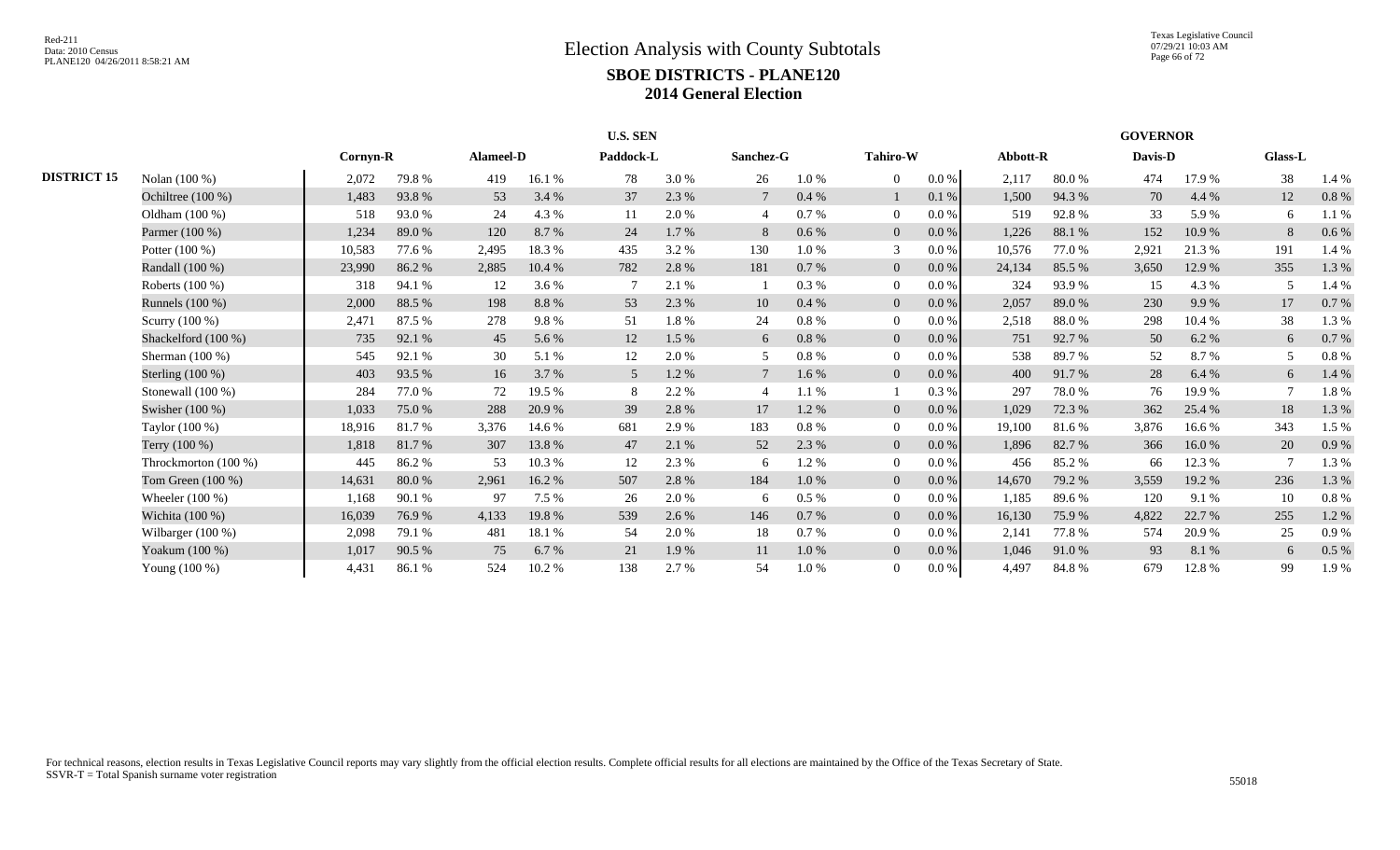# Election Analysis with County Subtotals

## SBOE DISTRICTS - PLANE120

## 2014 General Election

| | | U.S. SEN | | | | | | | | | | GOVERNOR | | | | | |
|---|---|---|---|---|---|---|---|---|---|---|---|---|---|---|---|---|---|
| | | Cornyn-R | | Alameel-D | | Paddock-L | | Sanchez-G | | Tahiro-W | | Abbott-R | | Davis-D | | Glass-L | |
| **DISTRICT 15** | Nolan (100 %) | 2,072 | 79.8 % | 419 | 16.1 % | 78 | 3.0 % | 26 | 1.0 % | 0 | 0.0 % | 2,117 | 80.0 % | 474 | 17.9 % | 38 | 1.4 % |
| | Ochiltree (100 %) | 1,483 | 93.8 % | 53 | 3.4 % | 37 | 2.3 % | 7 | 0.4 % | 1 | 0.1 % | 1,500 | 94.3 % | 70 | 4.4 % | 12 | 0.8 % |
| | Oldham (100 %) | 518 | 93.0 % | 24 | 4.3 % | 11 | 2.0 % | 4 | 0.7 % | 0 | 0.0 % | 519 | 92.8 % | 33 | 5.9 % | 6 | 1.1 % |
| | Parmer (100 %) | 1,234 | 89.0 % | 120 | 8.7 % | 24 | 1.7 % | 8 | 0.6 % | 0 | 0.0 % | 1,226 | 88.1 % | 152 | 10.9 % | 8 | 0.6 % |
| | Potter (100 %) | 10,583 | 77.6 % | 2,495 | 18.3 % | 435 | 3.2 % | 130 | 1.0 % | 3 | 0.0 % | 10,576 | 77.0 % | 2,921 | 21.3 % | 191 | 1.4 % |
| | Randall (100 %) | 23,990 | 86.2 % | 2,885 | 10.4 % | 782 | 2.8 % | 181 | 0.7 % | 0 | 0.0 % | 24,134 | 85.5 % | 3,650 | 12.9 % | 355 | 1.3 % |
| | Roberts (100 %) | 318 | 94.1 % | 12 | 3.6 % | 7 | 2.1 % | 1 | 0.3 % | 0 | 0.0 % | 324 | 93.9 % | 15 | 4.3 % | 5 | 1.4 % |
| | Runnels (100 %) | 2,000 | 88.5 % | 198 | 8.8 % | 53 | 2.3 % | 10 | 0.4 % | 0 | 0.0 % | 2,057 | 89.0 % | 230 | 9.9 % | 17 | 0.7 % |
| | Scurry (100 %) | 2,471 | 87.5 % | 278 | 9.8 % | 51 | 1.8 % | 24 | 0.8 % | 0 | 0.0 % | 2,518 | 88.0 % | 298 | 10.4 % | 38 | 1.3 % |
| | Shackelford (100 %) | 735 | 92.1 % | 45 | 5.6 % | 12 | 1.5 % | 6 | 0.8 % | 0 | 0.0 % | 751 | 92.7 % | 50 | 6.2 % | 6 | 0.7 % |
| | Sherman (100 %) | 545 | 92.1 % | 30 | 5.1 % | 12 | 2.0 % | 5 | 0.8 % | 0 | 0.0 % | 538 | 89.7 % | 52 | 8.7 % | 5 | 0.8 % |
| | Sterling (100 %) | 403 | 93.5 % | 16 | 3.7 % | 5 | 1.2 % | 7 | 1.6 % | 0 | 0.0 % | 400 | 91.7 % | 28 | 6.4 % | 6 | 1.4 % |
| | Stonewall (100 %) | 284 | 77.0 % | 72 | 19.5 % | 8 | 2.2 % | 4 | 1.1 % | 1 | 0.3 % | 297 | 78.0 % | 76 | 19.9 % | 7 | 1.8 % |
| | Swisher (100 %) | 1,033 | 75.0 % | 288 | 20.9 % | 39 | 2.8 % | 17 | 1.2 % | 0 | 0.0 % | 1,029 | 72.3 % | 362 | 25.4 % | 18 | 1.3 % |
| | Taylor (100 %) | 18,916 | 81.7 % | 3,376 | 14.6 % | 681 | 2.9 % | 183 | 0.8 % | 0 | 0.0 % | 19,100 | 81.6 % | 3,876 | 16.6 % | 343 | 1.5 % |
| | Terry (100 %) | 1,818 | 81.7 % | 307 | 13.8 % | 47 | 2.1 % | 52 | 2.3 % | 0 | 0.0 % | 1,896 | 82.7 % | 366 | 16.0 % | 20 | 0.9 % |
| | Throckmorton (100 %) | 445 | 86.2 % | 53 | 10.3 % | 12 | 2.3 % | 6 | 1.2 % | 0 | 0.0 % | 456 | 85.2 % | 66 | 12.3 % | 7 | 1.3 % |
| | Tom Green (100 %) | 14,631 | 80.0 % | 2,961 | 16.2 % | 507 | 2.8 % | 184 | 1.0 % | 0 | 0.0 % | 14,670 | 79.2 % | 3,559 | 19.2 % | 236 | 1.3 % |
| | Wheeler (100 %) | 1,168 | 90.1 % | 97 | 7.5 % | 26 | 2.0 % | 6 | 0.5 % | 0 | 0.0 % | 1,185 | 89.6 % | 120 | 9.1 % | 10 | 0.8 % |
| | Wichita (100 %) | 16,039 | 76.9 % | 4,133 | 19.8 % | 539 | 2.6 % | 146 | 0.7 % | 0 | 0.0 % | 16,130 | 75.9 % | 4,822 | 22.7 % | 255 | 1.2 % |
| | Wilbarger (100 %) | 2,098 | 79.1 % | 481 | 18.1 % | 54 | 2.0 % | 18 | 0.7 % | 0 | 0.0 % | 2,141 | 77.8 % | 574 | 20.9 % | 25 | 0.9 % |
| | Yoakum (100 %) | 1,017 | 90.5 % | 75 | 6.7 % | 21 | 1.9 % | 11 | 1.0 % | 0 | 0.0 % | 1,046 | 91.0 % | 93 | 8.1 % | 6 | 0.5 % |
| | Young (100 %) | 4,431 | 86.1 % | 524 | 10.2 % | 138 | 2.7 % | 54 | 1.0 % | 0 | 0.0 % | 4,497 | 84.8 % | 679 | 12.8 % | 99 | 1.9 % |

For technical reasons, election results in Texas Legislative Council reports may vary slightly from the official election results. Complete official results for all elections are maintained by the Office of the Texas Secretary of State.
SSVR-T = Total Spanish surname voter registration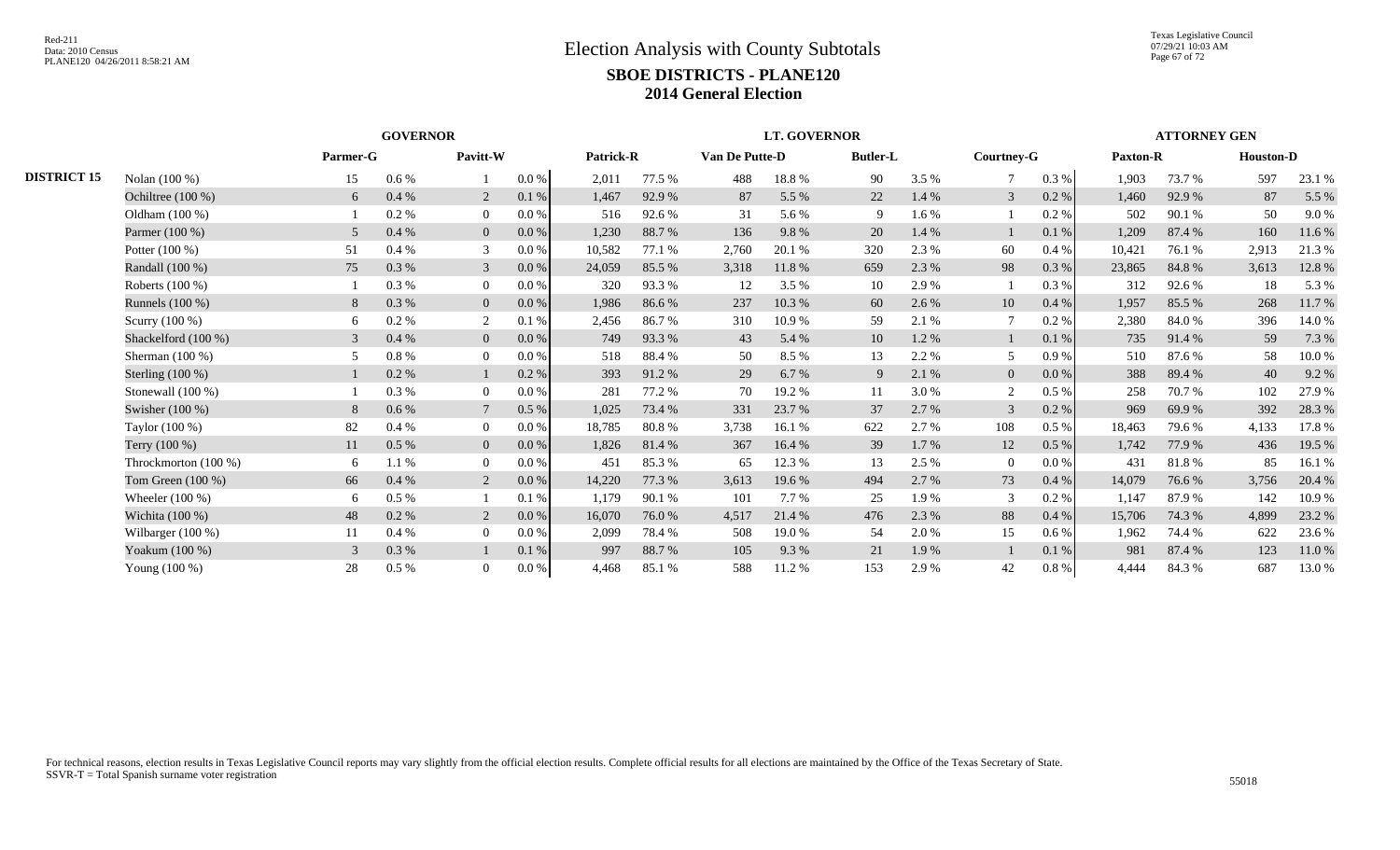# Election Analysis with County Subtotals

## SBOE DISTRICTS - PLANE120

## 2014 General Election

| | | GOVERNOR | | | | LT. GOVERNOR | | | | | | | | ATTORNEY GEN | | | |
|---|---|---|---|---|---|---|---|---|---|---|---|---|---|---|---|---|---|
| | | Parmer-G | | Pavitt-W | | Patrick-R | | Van De Putte-D | | Butler-L | | Courtney-G | | Paxton-R | | Houston-D | |
| **DISTRICT 15** | Nolan (100 %) | 15 | 0.6 % | 1 | 0.0 % | 2,011 | 77.5 % | 488 | 18.8 % | 90 | 3.5 % | 7 | 0.3 % | 1,903 | 73.7 % | 597 | 23.1 % |
| | Ochiltree (100 %) | 6 | 0.4 % | 2 | 0.1 % | 1,467 | 92.9 % | 87 | 5.5 % | 22 | 1.4 % | 3 | 0.2 % | 1,460 | 92.9 % | 87 | 5.5 % |
| | Oldham (100 %) | 1 | 0.2 % | 0 | 0.0 % | 516 | 92.6 % | 31 | 5.6 % | 9 | 1.6 % | 1 | 0.2 % | 502 | 90.1 % | 50 | 9.0 % |
| | Parmer (100 %) | 5 | 0.4 % | 0 | 0.0 % | 1,230 | 88.7 % | 136 | 9.8 % | 20 | 1.4 % | 1 | 0.1 % | 1,209 | 87.4 % | 160 | 11.6 % |
| | Potter (100 %) | 51 | 0.4 % | 3 | 0.0 % | 10,582 | 77.1 % | 2,760 | 20.1 % | 320 | 2.3 % | 60 | 0.4 % | 10,421 | 76.1 % | 2,913 | 21.3 % |
| | Randall (100 %) | 75 | 0.3 % | 3 | 0.0 % | 24,059 | 85.5 % | 3,318 | 11.8 % | 659 | 2.3 % | 98 | 0.3 % | 23,865 | 84.8 % | 3,613 | 12.8 % |
| | Roberts (100 %) | 1 | 0.3 % | 0 | 0.0 % | 320 | 93.3 % | 12 | 3.5 % | 10 | 2.9 % | 1 | 0.3 % | 312 | 92.6 % | 18 | 5.3 % |
| | Runnels (100 %) | 8 | 0.3 % | 0 | 0.0 % | 1,986 | 86.6 % | 237 | 10.3 % | 60 | 2.6 % | 10 | 0.4 % | 1,957 | 85.5 % | 268 | 11.7 % |
| | Scurry (100 %) | 6 | 0.2 % | 2 | 0.1 % | 2,456 | 86.7 % | 310 | 10.9 % | 59 | 2.1 % | 7 | 0.2 % | 2,380 | 84.0 % | 396 | 14.0 % |
| | Shackelford (100 %) | 3 | 0.4 % | 0 | 0.0 % | 749 | 93.3 % | 43 | 5.4 % | 10 | 1.2 % | 1 | 0.1 % | 735 | 91.4 % | 59 | 7.3 % |
| | Sherman (100 %) | 5 | 0.8 % | 0 | 0.0 % | 518 | 88.4 % | 50 | 8.5 % | 13 | 2.2 % | 5 | 0.9 % | 510 | 87.6 % | 58 | 10.0 % |
| | Sterling (100 %) | 1 | 0.2 % | 1 | 0.2 % | 393 | 91.2 % | 29 | 6.7 % | 9 | 2.1 % | 0 | 0.0 % | 388 | 89.4 % | 40 | 9.2 % |
| | Stonewall (100 %) | 1 | 0.3 % | 0 | 0.0 % | 281 | 77.2 % | 70 | 19.2 % | 11 | 3.0 % | 2 | 0.5 % | 258 | 70.7 % | 102 | 27.9 % |
| | Swisher (100 %) | 8 | 0.6 % | 7 | 0.5 % | 1,025 | 73.4 % | 331 | 23.7 % | 37 | 2.7 % | 3 | 0.2 % | 969 | 69.9 % | 392 | 28.3 % |
| | Taylor (100 %) | 82 | 0.4 % | 0 | 0.0 % | 18,785 | 80.8 % | 3,738 | 16.1 % | 622 | 2.7 % | 108 | 0.5 % | 18,463 | 79.6 % | 4,133 | 17.8 % |
| | Terry (100 %) | 11 | 0.5 % | 0 | 0.0 % | 1,826 | 81.4 % | 367 | 16.4 % | 39 | 1.7 % | 12 | 0.5 % | 1,742 | 77.9 % | 436 | 19.5 % |
| | Throckmorton (100 %) | 6 | 1.1 % | 0 | 0.0 % | 451 | 85.3 % | 65 | 12.3 % | 13 | 2.5 % | 0 | 0.0 % | 431 | 81.8 % | 85 | 16.1 % |
| | Tom Green (100 %) | 66 | 0.4 % | 2 | 0.0 % | 14,220 | 77.3 % | 3,613 | 19.6 % | 494 | 2.7 % | 73 | 0.4 % | 14,079 | 76.6 % | 3,756 | 20.4 % |
| | Wheeler (100 %) | 6 | 0.5 % | 1 | 0.1 % | 1,179 | 90.1 % | 101 | 7.7 % | 25 | 1.9 % | 3 | 0.2 % | 1,147 | 87.9 % | 142 | 10.9 % |
| | Wichita (100 %) | 48 | 0.2 % | 2 | 0.0 % | 16,070 | 76.0 % | 4,517 | 21.4 % | 476 | 2.3 % | 88 | 0.4 % | 15,706 | 74.3 % | 4,899 | 23.2 % |
| | Wilbarger (100 %) | 11 | 0.4 % | 0 | 0.0 % | 2,099 | 78.4 % | 508 | 19.0 % | 54 | 2.0 % | 15 | 0.6 % | 1,962 | 74.4 % | 622 | 23.6 % |
| | Yoakum (100 %) | 3 | 0.3 % | 1 | 0.1 % | 997 | 88.7 % | 105 | 9.3 % | 21 | 1.9 % | 1 | 0.1 % | 981 | 87.4 % | 123 | 11.0 % |
| | Young (100 %) | 28 | 0.5 % | 0 | 0.0 % | 4,468 | 85.1 % | 588 | 11.2 % | 153 | 2.9 % | 42 | 0.8 % | 4,444 | 84.3 % | 687 | 13.0 % |

For technical reasons, election results in Texas Legislative Council reports may vary slightly from the official election results. Complete official results for all elections are maintained by the Office of the Texas Secretary of State.
SSVR-T = Total Spanish surname voter registration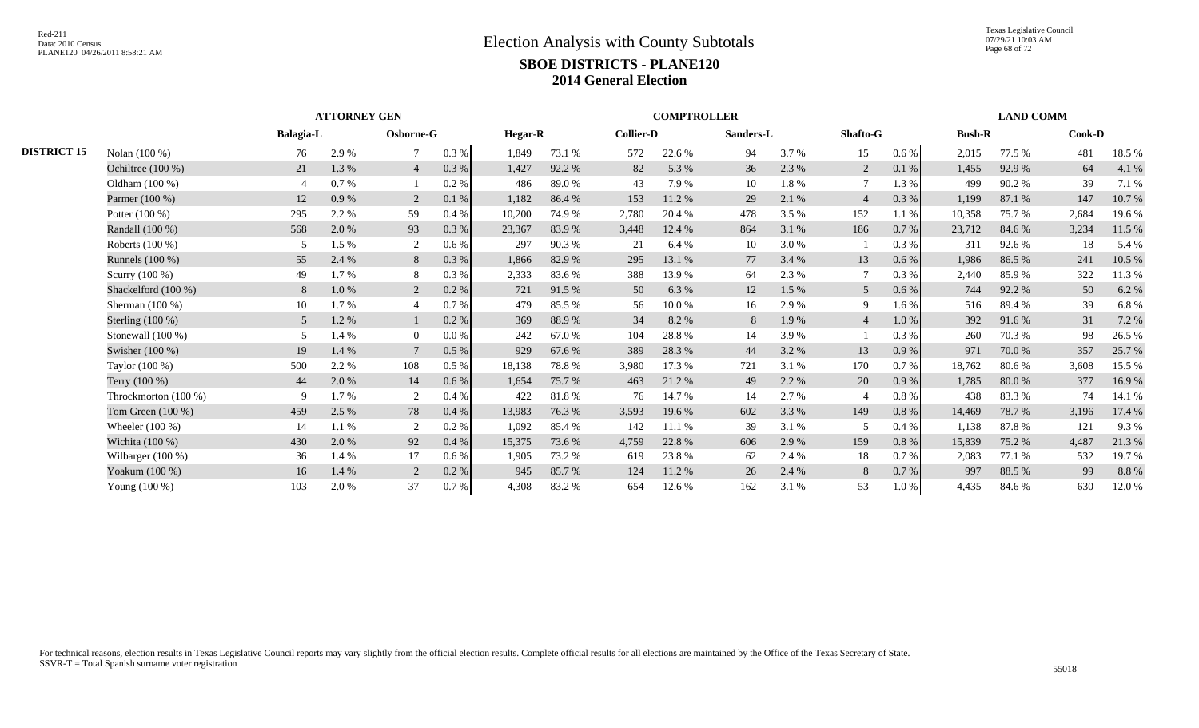# Election Analysis with County Subtotals

## SBOE DISTRICTS - PLANE120

## 2014 General Election

| | | ATTORNEY GEN | | | | COMPTROLLER | | | | | | | | LAND COMM | | | |
|---|---|---|---|---|---|---|---|---|---|---|---|---|---|---|---|---|---|
| | | Balagia-L | | Osborne-G | | Hegar-R | | Collier-D | | Sanders-L | | Shafto-G | | Bush-R | | Cook-D | |
| DISTRICT 15 | Nolan (100 %) | 76 | 2.9 % | 7 | 0.3 % | 1,849 | 73.1 % | 572 | 22.6 % | 94 | 3.7 % | 15 | 0.6 % | 2,015 | 77.5 % | 481 | 18.5 % |
| | Ochiltree (100 %) | 21 | 1.3 % | 4 | 0.3 % | 1,427 | 92.2 % | 82 | 5.3 % | 36 | 2.3 % | 2 | 0.1 % | 1,455 | 92.9 % | 64 | 4.1 % |
| | Oldham (100 %) | 4 | 0.7 % | 1 | 0.2 % | 486 | 89.0 % | 43 | 7.9 % | 10 | 1.8 % | 7 | 1.3 % | 499 | 90.2 % | 39 | 7.1 % |
| | Parmer (100 %) | 12 | 0.9 % | 2 | 0.1 % | 1,182 | 86.4 % | 153 | 11.2 % | 29 | 2.1 % | 4 | 0.3 % | 1,199 | 87.1 % | 147 | 10.7 % |
| | Potter (100 %) | 295 | 2.2 % | 59 | 0.4 % | 10,200 | 74.9 % | 2,780 | 20.4 % | 478 | 3.5 % | 152 | 1.1 % | 10,358 | 75.7 % | 2,684 | 19.6 % |
| | Randall (100 %) | 568 | 2.0 % | 93 | 0.3 % | 23,367 | 83.9 % | 3,448 | 12.4 % | 864 | 3.1 % | 186 | 0.7 % | 23,712 | 84.6 % | 3,234 | 11.5 % |
| | Roberts (100 %) | 5 | 1.5 % | 2 | 0.6 % | 297 | 90.3 % | 21 | 6.4 % | 10 | 3.0 % | 1 | 0.3 % | 311 | 92.6 % | 18 | 5.4 % |
| | Runnels (100 %) | 55 | 2.4 % | 8 | 0.3 % | 1,866 | 82.9 % | 295 | 13.1 % | 77 | 3.4 % | 13 | 0.6 % | 1,986 | 86.5 % | 241 | 10.5 % |
| | Scurry (100 %) | 49 | 1.7 % | 8 | 0.3 % | 2,333 | 83.6 % | 388 | 13.9 % | 64 | 2.3 % | 7 | 0.3 % | 2,440 | 85.9 % | 322 | 11.3 % |
| | Shackelford (100 %) | 8 | 1.0 % | 2 | 0.2 % | 721 | 91.5 % | 50 | 6.3 % | 12 | 1.5 % | 5 | 0.6 % | 744 | 92.2 % | 50 | 6.2 % |
| | Sherman (100 %) | 10 | 1.7 % | 4 | 0.7 % | 479 | 85.5 % | 56 | 10.0 % | 16 | 2.9 % | 9 | 1.6 % | 516 | 89.4 % | 39 | 6.8 % |
| | Sterling (100 %) | 5 | 1.2 % | 1 | 0.2 % | 369 | 88.9 % | 34 | 8.2 % | 8 | 1.9 % | 4 | 1.0 % | 392 | 91.6 % | 31 | 7.2 % |
| | Stonewall (100 %) | 5 | 1.4 % | 0 | 0.0 % | 242 | 67.0 % | 104 | 28.8 % | 14 | 3.9 % | 1 | 0.3 % | 260 | 70.3 % | 98 | 26.5 % |
| | Swisher (100 %) | 19 | 1.4 % | 7 | 0.5 % | 929 | 67.6 % | 389 | 28.3 % | 44 | 3.2 % | 13 | 0.9 % | 971 | 70.0 % | 357 | 25.7 % |
| | Taylor (100 %) | 500 | 2.2 % | 108 | 0.5 % | 18,138 | 78.8 % | 3,980 | 17.3 % | 721 | 3.1 % | 170 | 0.7 % | 18,762 | 80.6 % | 3,608 | 15.5 % |
| | Terry (100 %) | 44 | 2.0 % | 14 | 0.6 % | 1,654 | 75.7 % | 463 | 21.2 % | 49 | 2.2 % | 20 | 0.9 % | 1,785 | 80.0 % | 377 | 16.9 % |
| | Throckmorton (100 %) | 9 | 1.7 % | 2 | 0.4 % | 422 | 81.8 % | 76 | 14.7 % | 14 | 2.7 % | 4 | 0.8 % | 438 | 83.3 % | 74 | 14.1 % |
| | Tom Green (100 %) | 459 | 2.5 % | 78 | 0.4 % | 13,983 | 76.3 % | 3,593 | 19.6 % | 602 | 3.3 % | 149 | 0.8 % | 14,469 | 78.7 % | 3,196 | 17.4 % |
| | Wheeler (100 %) | 14 | 1.1 % | 2 | 0.2 % | 1,092 | 85.4 % | 142 | 11.1 % | 39 | 3.1 % | 5 | 0.4 % | 1,138 | 87.8 % | 121 | 9.3 % |
| | Wichita (100 %) | 430 | 2.0 % | 92 | 0.4 % | 15,375 | 73.6 % | 4,759 | 22.8 % | 606 | 2.9 % | 159 | 0.8 % | 15,839 | 75.2 % | 4,487 | 21.3 % |
| | Wilbarger (100 %) | 36 | 1.4 % | 17 | 0.6 % | 1,905 | 73.2 % | 619 | 23.8 % | 62 | 2.4 % | 18 | 0.7 % | 2,083 | 77.1 % | 532 | 19.7 % |
| | Yoakum (100 %) | 16 | 1.4 % | 2 | 0.2 % | 945 | 85.7 % | 124 | 11.2 % | 26 | 2.4 % | 8 | 0.7 % | 997 | 88.5 % | 99 | 8.8 % |
| | Young (100 %) | 103 | 2.0 % | 37 | 0.7 % | 4,308 | 83.2 % | 654 | 12.6 % | 162 | 3.1 % | 53 | 1.0 % | 4,435 | 84.6 % | 630 | 12.0 % |

For technical reasons, election results in Texas Legislative Council reports may vary slightly from the official election results. Complete official results for all elections are maintained by the Office of the Texas Secretary of State.
SSVR-T = Total Spanish surname voter registration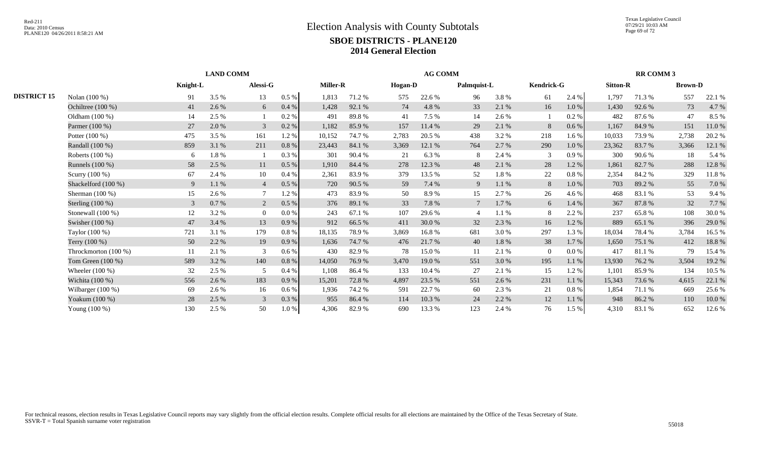# Election Analysis with County Subtotals

## SBOE DISTRICTS - PLANE120

## 2014 General Election

| | | LAND COMM | | | | AG COMM | | | | | | | | RR COMM 3 | | | |
|---|---|---|---|---|---|---|---|---|---|---|---|---|---|---|---|---|---|
| | | Knight-L | | Alessi-G | | Miller-R | | Hogan-D | | Palmquist-L | | Kendrick-G | | Sitton-R | | Brown-D | |
| DISTRICT 15 | Nolan (100 %) | 91 | 3.5 % | 13 | 0.5 % | 1,813 | 71.2 % | 575 | 22.6 % | 96 | 3.8 % | 61 | 2.4 % | 1,797 | 71.3 % | 557 | 22.1 % |
| | Ochiltree (100 %) | 41 | 2.6 % | 6 | 0.4 % | 1,428 | 92.1 % | 74 | 4.8 % | 33 | 2.1 % | 16 | 1.0 % | 1,430 | 92.6 % | 73 | 4.7 % |
| | Oldham (100 %) | 14 | 2.5 % | 1 | 0.2 % | 491 | 89.8 % | 41 | 7.5 % | 14 | 2.6 % | 1 | 0.2 % | 482 | 87.6 % | 47 | 8.5 % |
| | Parmer (100 %) | 27 | 2.0 % | 3 | 0.2 % | 1,182 | 85.9 % | 157 | 11.4 % | 29 | 2.1 % | 8 | 0.6 % | 1,167 | 84.9 % | 151 | 11.0 % |
| | Potter (100 %) | 475 | 3.5 % | 161 | 1.2 % | 10,152 | 74.7 % | 2,783 | 20.5 % | 438 | 3.2 % | 218 | 1.6 % | 10,033 | 73.9 % | 2,738 | 20.2 % |
| | Randall (100 %) | 859 | 3.1 % | 211 | 0.8 % | 23,443 | 84.1 % | 3,369 | 12.1 % | 764 | 2.7 % | 290 | 1.0 % | 23,362 | 83.7 % | 3,366 | 12.1 % |
| | Roberts (100 %) | 6 | 1.8 % | 1 | 0.3 % | 301 | 90.4 % | 21 | 6.3 % | 8 | 2.4 % | 3 | 0.9 % | 300 | 90.6 % | 18 | 5.4 % |
| | Runnels (100 %) | 58 | 2.5 % | 11 | 0.5 % | 1,910 | 84.4 % | 278 | 12.3 % | 48 | 2.1 % | 28 | 1.2 % | 1,861 | 82.7 % | 288 | 12.8 % |
| | Scurry (100 %) | 67 | 2.4 % | 10 | 0.4 % | 2,361 | 83.9 % | 379 | 13.5 % | 52 | 1.8 % | 22 | 0.8 % | 2,354 | 84.2 % | 329 | 11.8 % |
| | Shackelford (100 %) | 9 | 1.1 % | 4 | 0.5 % | 720 | 90.5 % | 59 | 7.4 % | 9 | 1.1 % | 8 | 1.0 % | 703 | 89.2 % | 55 | 7.0 % |
| | Sherman (100 %) | 15 | 2.6 % | 7 | 1.2 % | 473 | 83.9 % | 50 | 8.9 % | 15 | 2.7 % | 26 | 4.6 % | 468 | 83.1 % | 53 | 9.4 % |
| | Sterling (100 %) | 3 | 0.7 % | 2 | 0.5 % | 376 | 89.1 % | 33 | 7.8 % | 7 | 1.7 % | 6 | 1.4 % | 367 | 87.8 % | 32 | 7.7 % |
| | Stonewall (100 %) | 12 | 3.2 % | 0 | 0.0 % | 243 | 67.1 % | 107 | 29.6 % | 4 | 1.1 % | 8 | 2.2 % | 237 | 65.8 % | 108 | 30.0 % |
| | Swisher (100 %) | 47 | 3.4 % | 13 | 0.9 % | 912 | 66.5 % | 411 | 30.0 % | 32 | 2.3 % | 16 | 1.2 % | 889 | 65.1 % | 396 | 29.0 % |
| | Taylor (100 %) | 721 | 3.1 % | 179 | 0.8 % | 18,135 | 78.9 % | 3,869 | 16.8 % | 681 | 3.0 % | 297 | 1.3 % | 18,034 | 78.4 % | 3,784 | 16.5 % |
| | Terry (100 %) | 50 | 2.2 % | 19 | 0.9 % | 1,636 | 74.7 % | 476 | 21.7 % | 40 | 1.8 % | 38 | 1.7 % | 1,650 | 75.1 % | 412 | 18.8 % |
| | Throckmorton (100 %) | 11 | 2.1 % | 3 | 0.6 % | 430 | 82.9 % | 78 | 15.0 % | 11 | 2.1 % | 0 | 0.0 % | 417 | 81.1 % | 79 | 15.4 % |
| | Tom Green (100 %) | 589 | 3.2 % | 140 | 0.8 % | 14,050 | 76.9 % | 3,470 | 19.0 % | 551 | 3.0 % | 195 | 1.1 % | 13,930 | 76.2 % | 3,504 | 19.2 % |
| | Wheeler (100 %) | 32 | 2.5 % | 5 | 0.4 % | 1,108 | 86.4 % | 133 | 10.4 % | 27 | 2.1 % | 15 | 1.2 % | 1,101 | 85.9 % | 134 | 10.5 % |
| | Wichita (100 %) | 556 | 2.6 % | 183 | 0.9 % | 15,201 | 72.8 % | 4,897 | 23.5 % | 551 | 2.6 % | 231 | 1.1 % | 15,343 | 73.6 % | 4,615 | 22.1 % |
| | Wilbarger (100 %) | 69 | 2.6 % | 16 | 0.6 % | 1,936 | 74.2 % | 591 | 22.7 % | 60 | 2.3 % | 21 | 0.8 % | 1,854 | 71.1 % | 669 | 25.6 % |
| | Yoakum (100 %) | 28 | 2.5 % | 3 | 0.3 % | 955 | 86.4 % | 114 | 10.3 % | 24 | 2.2 % | 12 | 1.1 % | 948 | 86.2 % | 110 | 10.0 % |
| | Young (100 %) | 130 | 2.5 % | 50 | 1.0 % | 4,306 | 82.9 % | 690 | 13.3 % | 123 | 2.4 % | 76 | 1.5 % | 4,310 | 83.1 % | 652 | 12.6 % |

For technical reasons, election results in Texas Legislative Council reports may vary slightly from the official election results. Complete official results for all elections are maintained by the Office of the Texas Secretary of State.
SSVR-T = Total Spanish surname voter registration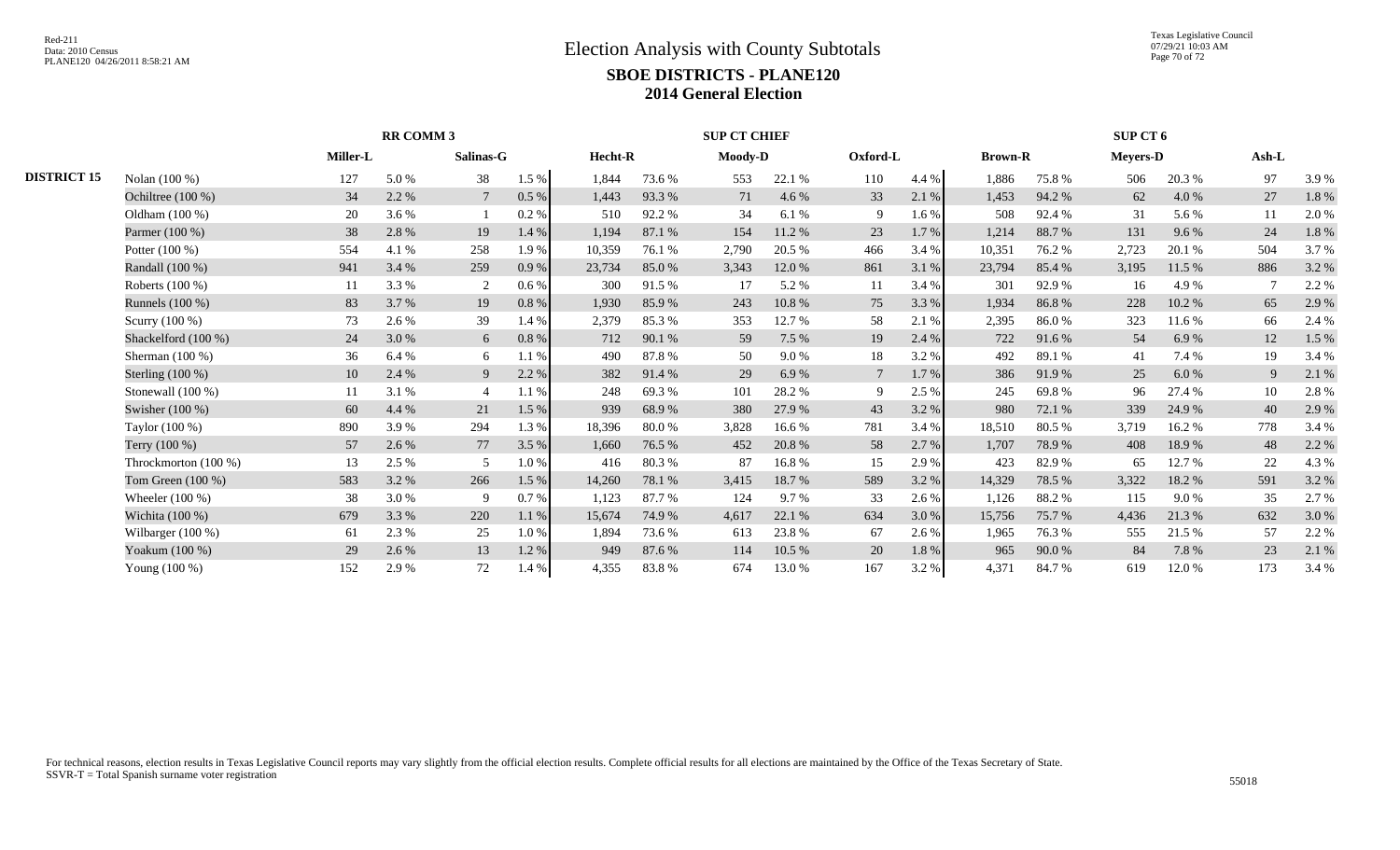# Election Analysis with County Subtotals

## SBOE DISTRICTS - PLANE120

## 2014 General Election

| | | RR COMM 3 | | | | SUP CT CHIEF | | | | | | SUP CT 6 | | | | | |
|---|---|---|---|---|---|---|---|---|---|---|---|---|---|---|---|---|---|
| | | Miller-L | | Salinas-G | | Hecht-R | | Moody-D | | Oxford-L | | Brown-R | | Meyers-D | | Ash-L | |
| DISTRICT 15 | Nolan (100 %) | 127 | 5.0 % | 38 | 1.5 % | 1,844 | 73.6 % | 553 | 22.1 % | 110 | 4.4 % | 1,886 | 75.8 % | 506 | 20.3 % | 97 | 3.9 % |
| | Ochiltree (100 %) | 34 | 2.2 % | 7 | 0.5 % | 1,443 | 93.3 % | 71 | 4.6 % | 33 | 2.1 % | 1,453 | 94.2 % | 62 | 4.0 % | 27 | 1.8 % |
| | Oldham (100 %) | 20 | 3.6 % | 1 | 0.2 % | 510 | 92.2 % | 34 | 6.1 % | 9 | 1.6 % | 508 | 92.4 % | 31 | 5.6 % | 11 | 2.0 % |
| | Parmer (100 %) | 38 | 2.8 % | 19 | 1.4 % | 1,194 | 87.1 % | 154 | 11.2 % | 23 | 1.7 % | 1,214 | 88.7 % | 131 | 9.6 % | 24 | 1.8 % |
| | Potter (100 %) | 554 | 4.1 % | 258 | 1.9 % | 10,359 | 76.1 % | 2,790 | 20.5 % | 466 | 3.4 % | 10,351 | 76.2 % | 2,723 | 20.1 % | 504 | 3.7 % |
| | Randall (100 %) | 941 | 3.4 % | 259 | 0.9 % | 23,734 | 85.0 % | 3,343 | 12.0 % | 861 | 3.1 % | 23,794 | 85.4 % | 3,195 | 11.5 % | 886 | 3.2 % |
| | Roberts (100 %) | 11 | 3.3 % | 2 | 0.6 % | 300 | 91.5 % | 17 | 5.2 % | 11 | 3.4 % | 301 | 92.9 % | 16 | 4.9 % | 7 | 2.2 % |
| | Runnels (100 %) | 83 | 3.7 % | 19 | 0.8 % | 1,930 | 85.9 % | 243 | 10.8 % | 75 | 3.3 % | 1,934 | 86.8 % | 228 | 10.2 % | 65 | 2.9 % |
| | Scurry (100 %) | 73 | 2.6 % | 39 | 1.4 % | 2,379 | 85.3 % | 353 | 12.7 % | 58 | 2.1 % | 2,395 | 86.0 % | 323 | 11.6 % | 66 | 2.4 % |
| | Shackelford (100 %) | 24 | 3.0 % | 6 | 0.8 % | 712 | 90.1 % | 59 | 7.5 % | 19 | 2.4 % | 722 | 91.6 % | 54 | 6.9 % | 12 | 1.5 % |
| | Sherman (100 %) | 36 | 6.4 % | 6 | 1.1 % | 490 | 87.8 % | 50 | 9.0 % | 18 | 3.2 % | 492 | 89.1 % | 41 | 7.4 % | 19 | 3.4 % |
| | Sterling (100 %) | 10 | 2.4 % | 9 | 2.2 % | 382 | 91.4 % | 29 | 6.9 % | 7 | 1.7 % | 386 | 91.9 % | 25 | 6.0 % | 9 | 2.1 % |
| | Stonewall (100 %) | 11 | 3.1 % | 4 | 1.1 % | 248 | 69.3 % | 101 | 28.2 % | 9 | 2.5 % | 245 | 69.8 % | 96 | 27.4 % | 10 | 2.8 % |
| | Swisher (100 %) | 60 | 4.4 % | 21 | 1.5 % | 939 | 68.9 % | 380 | 27.9 % | 43 | 3.2 % | 980 | 72.1 % | 339 | 24.9 % | 40 | 2.9 % |
| | Taylor (100 %) | 890 | 3.9 % | 294 | 1.3 % | 18,396 | 80.0 % | 3,828 | 16.6 % | 781 | 3.4 % | 18,510 | 80.5 % | 3,719 | 16.2 % | 778 | 3.4 % |
| | Terry (100 %) | 57 | 2.6 % | 77 | 3.5 % | 1,660 | 76.5 % | 452 | 20.8 % | 58 | 2.7 % | 1,707 | 78.9 % | 408 | 18.9 % | 48 | 2.2 % |
| | Throckmorton (100 %) | 13 | 2.5 % | 5 | 1.0 % | 416 | 80.3 % | 87 | 16.8 % | 15 | 2.9 % | 423 | 82.9 % | 65 | 12.7 % | 22 | 4.3 % |
| | Tom Green (100 %) | 583 | 3.2 % | 266 | 1.5 % | 14,260 | 78.1 % | 3,415 | 18.7 % | 589 | 3.2 % | 14,329 | 78.5 % | 3,322 | 18.2 % | 591 | 3.2 % |
| | Wheeler (100 %) | 38 | 3.0 % | 9 | 0.7 % | 1,123 | 87.7 % | 124 | 9.7 % | 33 | 2.6 % | 1,126 | 88.2 % | 115 | 9.0 % | 35 | 2.7 % |
| | Wichita (100 %) | 679 | 3.3 % | 220 | 1.1 % | 15,674 | 74.9 % | 4,617 | 22.1 % | 634 | 3.0 % | 15,756 | 75.7 % | 4,436 | 21.3 % | 632 | 3.0 % |
| | Wilbarger (100 %) | 61 | 2.3 % | 25 | 1.0 % | 1,894 | 73.6 % | 613 | 23.8 % | 67 | 2.6 % | 1,965 | 76.3 % | 555 | 21.5 % | 57 | 2.2 % |
| | Yoakum (100 %) | 29 | 2.6 % | 13 | 1.2 % | 949 | 87.6 % | 114 | 10.5 % | 20 | 1.8 % | 965 | 90.0 % | 84 | 7.8 % | 23 | 2.1 % |
| | Young (100 %) | 152 | 2.9 % | 72 | 1.4 % | 4,355 | 83.8 % | 674 | 13.0 % | 167 | 3.2 % | 4,371 | 84.7 % | 619 | 12.0 % | 173 | 3.4 % |

For technical reasons, election results in Texas Legislative Council reports may vary slightly from the official election results. Complete official results for all elections are maintained by the Office of the Texas Secretary of State.
SSVR-T = Total Spanish surname voter registration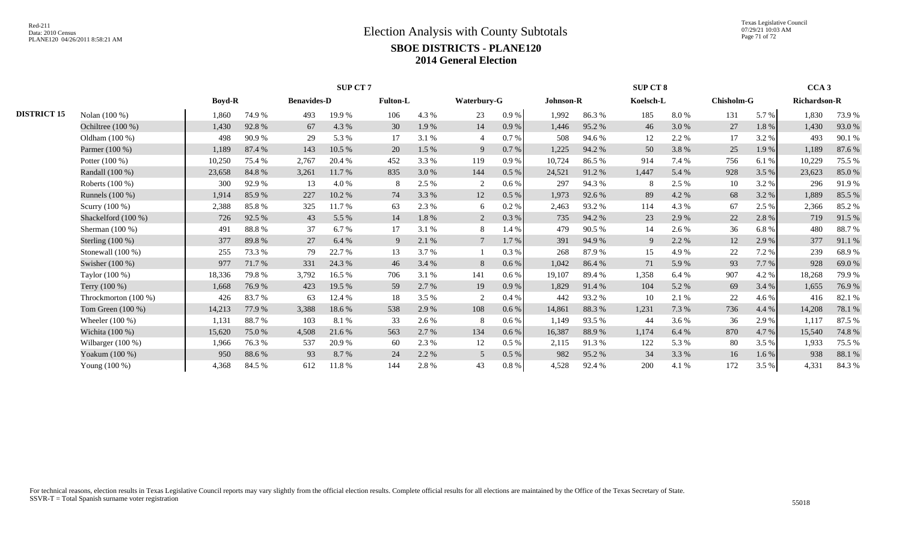# Election Analysis with County Subtotals

## SBOE DISTRICTS - PLANE120

## 2014 General Election

| | | SUP CT 7 | | | | | | | | SUP CT 8 | | | | | | CCA 3 | |
|---|---|---|---|---|---|---|---|---|---|---|---|---|---|---|---|---|---|
| | | Boyd-R | | Benavides-D | | Fulton-L | | Waterbury-G | | Johnson-R | | Koelsch-L | | Chisholm-G | | Richardson-R | |
| DISTRICT 15 | Nolan (100 %) | 1,860 | 74.9 % | 493 | 19.9 % | 106 | 4.3 % | 23 | 0.9 % | 1,992 | 86.3 % | 185 | 8.0 % | 131 | 5.7 % | 1,830 | 73.9 % |
| | Ochiltree (100 %) | 1,430 | 92.8 % | 67 | 4.3 % | 30 | 1.9 % | 14 | 0.9 % | 1,446 | 95.2 % | 46 | 3.0 % | 27 | 1.8 % | 1,430 | 93.0 % |
| | Oldham (100 %) | 498 | 90.9 % | 29 | 5.3 % | 17 | 3.1 % | 4 | 0.7 % | 508 | 94.6 % | 12 | 2.2 % | 17 | 3.2 % | 493 | 90.1 % |
| | Parmer (100 %) | 1,189 | 87.4 % | 143 | 10.5 % | 20 | 1.5 % | 9 | 0.7 % | 1,225 | 94.2 % | 50 | 3.8 % | 25 | 1.9 % | 1,189 | 87.6 % |
| | Potter (100 %) | 10,250 | 75.4 % | 2,767 | 20.4 % | 452 | 3.3 % | 119 | 0.9 % | 10,724 | 86.5 % | 914 | 7.4 % | 756 | 6.1 % | 10,229 | 75.5 % |
| | Randall (100 %) | 23,658 | 84.8 % | 3,261 | 11.7 % | 835 | 3.0 % | 144 | 0.5 % | 24,521 | 91.2 % | 1,447 | 5.4 % | 928 | 3.5 % | 23,623 | 85.0 % |
| | Roberts (100 %) | 300 | 92.9 % | 13 | 4.0 % | 8 | 2.5 % | 2 | 0.6 % | 297 | 94.3 % | 8 | 2.5 % | 10 | 3.2 % | 296 | 91.9 % |
| | Runnels (100 %) | 1,914 | 85.9 % | 227 | 10.2 % | 74 | 3.3 % | 12 | 0.5 % | 1,973 | 92.6 % | 89 | 4.2 % | 68 | 3.2 % | 1,889 | 85.5 % |
| | Scurry (100 %) | 2,388 | 85.8 % | 325 | 11.7 % | 63 | 2.3 % | 6 | 0.2 % | 2,463 | 93.2 % | 114 | 4.3 % | 67 | 2.5 % | 2,366 | 85.2 % |
| | Shackelford (100 %) | 726 | 92.5 % | 43 | 5.5 % | 14 | 1.8 % | 2 | 0.3 % | 735 | 94.2 % | 23 | 2.9 % | 22 | 2.8 % | 719 | 91.5 % |
| | Sherman (100 %) | 491 | 88.8 % | 37 | 6.7 % | 17 | 3.1 % | 8 | 1.4 % | 479 | 90.5 % | 14 | 2.6 % | 36 | 6.8 % | 480 | 88.7 % |
| | Sterling (100 %) | 377 | 89.8 % | 27 | 6.4 % | 9 | 2.1 % | 7 | 1.7 % | 391 | 94.9 % | 9 | 2.2 % | 12 | 2.9 % | 377 | 91.1 % |
| | Stonewall (100 %) | 255 | 73.3 % | 79 | 22.7 % | 13 | 3.7 % | 1 | 0.3 % | 268 | 87.9 % | 15 | 4.9 % | 22 | 7.2 % | 239 | 68.9 % |
| | Swisher (100 %) | 977 | 71.7 % | 331 | 24.3 % | 46 | 3.4 % | 8 | 0.6 % | 1,042 | 86.4 % | 71 | 5.9 % | 93 | 7.7 % | 928 | 69.0 % |
| | Taylor (100 %) | 18,336 | 79.8 % | 3,792 | 16.5 % | 706 | 3.1 % | 141 | 0.6 % | 19,107 | 89.4 % | 1,358 | 6.4 % | 907 | 4.2 % | 18,268 | 79.9 % |
| | Terry (100 %) | 1,668 | 76.9 % | 423 | 19.5 % | 59 | 2.7 % | 19 | 0.9 % | 1,829 | 91.4 % | 104 | 5.2 % | 69 | 3.4 % | 1,655 | 76.9 % |
| | Throckmorton (100 %) | 426 | 83.7 % | 63 | 12.4 % | 18 | 3.5 % | 2 | 0.4 % | 442 | 93.2 % | 10 | 2.1 % | 22 | 4.6 % | 416 | 82.1 % |
| | Tom Green (100 %) | 14,213 | 77.9 % | 3,388 | 18.6 % | 538 | 2.9 % | 108 | 0.6 % | 14,861 | 88.3 % | 1,231 | 7.3 % | 736 | 4.4 % | 14,208 | 78.1 % |
| | Wheeler (100 %) | 1,131 | 88.7 % | 103 | 8.1 % | 33 | 2.6 % | 8 | 0.6 % | 1,149 | 93.5 % | 44 | 3.6 % | 36 | 2.9 % | 1,117 | 87.5 % |
| | Wichita (100 %) | 15,620 | 75.0 % | 4,508 | 21.6 % | 563 | 2.7 % | 134 | 0.6 % | 16,387 | 88.9 % | 1,174 | 6.4 % | 870 | 4.7 % | 15,540 | 74.8 % |
| | Wilbarger (100 %) | 1,966 | 76.3 % | 537 | 20.9 % | 60 | 2.3 % | 12 | 0.5 % | 2,115 | 91.3 % | 122 | 5.3 % | 80 | 3.5 % | 1,933 | 75.5 % |
| | Yoakum (100 %) | 950 | 88.6 % | 93 | 8.7 % | 24 | 2.2 % | 5 | 0.5 % | 982 | 95.2 % | 34 | 3.3 % | 16 | 1.6 % | 938 | 88.1 % |
| | Young (100 %) | 4,368 | 84.5 % | 612 | 11.8 % | 144 | 2.8 % | 43 | 0.8 % | 4,528 | 92.4 % | 200 | 4.1 % | 172 | 3.5 % | 4,331 | 84.3 % |

For technical reasons, election results in Texas Legislative Council reports may vary slightly from the official election results. Complete official results for all elections are maintained by the Office of the Texas Secretary of State.
SSVR-T = Total Spanish surname voter registration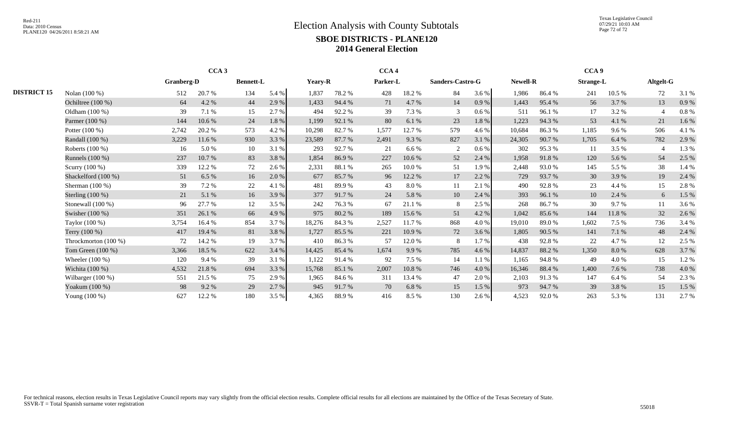# Election Analysis with County Subtotals

## SBOE DISTRICTS - PLANE120

## 2014 General Election

| | | CCA 3 | | | | CCA 4 | | | | | | CCA 9 | | | | | |
|---|---|---|---|---|---|---|---|---|---|---|---|---|---|---|---|---|---|
| | | Granberg-D | | Bennett-L | | Yeary-R | | Parker-L | | Sanders-Castro-G | | Newell-R | | Strange-L | | Altgelt-G | |
| **DISTRICT 15** | Nolan (100 %) | 512 | 20.7 % | 134 | 5.4 % | 1,837 | 78.2 % | 428 | 18.2 % | 84 | 3.6 % | 1,986 | 86.4 % | 241 | 10.5 % | 72 | 3.1 % |
| | Ochiltree (100 %) | 64 | 4.2 % | 44 | 2.9 % | 1,433 | 94.4 % | 71 | 4.7 % | 14 | 0.9 % | 1,443 | 95.4 % | 56 | 3.7 % | 13 | 0.9 % |
| | Oldham (100 %) | 39 | 7.1 % | 15 | 2.7 % | 494 | 92.2 % | 39 | 7.3 % | 3 | 0.6 % | 511 | 96.1 % | 17 | 3.2 % | 4 | 0.8 % |
| | Parmer (100 %) | 144 | 10.6 % | 24 | 1.8 % | 1,199 | 92.1 % | 80 | 6.1 % | 23 | 1.8 % | 1,223 | 94.3 % | 53 | 4.1 % | 21 | 1.6 % |
| | Potter (100 %) | 2,742 | 20.2 % | 573 | 4.2 % | 10,298 | 82.7 % | 1,577 | 12.7 % | 579 | 4.6 % | 10,684 | 86.3 % | 1,185 | 9.6 % | 506 | 4.1 % |
| | Randall (100 %) | 3,229 | 11.6 % | 930 | 3.3 % | 23,589 | 87.7 % | 2,491 | 9.3 % | 827 | 3.1 % | 24,305 | 90.7 % | 1,705 | 6.4 % | 782 | 2.9 % |
| | Roberts (100 %) | 16 | 5.0 % | 10 | 3.1 % | 293 | 92.7 % | 21 | 6.6 % | 2 | 0.6 % | 302 | 95.3 % | 11 | 3.5 % | 4 | 1.3 % |
| | Runnels (100 %) | 237 | 10.7 % | 83 | 3.8 % | 1,854 | 86.9 % | 227 | 10.6 % | 52 | 2.4 % | 1,958 | 91.8 % | 120 | 5.6 % | 54 | 2.5 % |
| | Scurry (100 %) | 339 | 12.2 % | 72 | 2.6 % | 2,331 | 88.1 % | 265 | 10.0 % | 51 | 1.9 % | 2,448 | 93.0 % | 145 | 5.5 % | 38 | 1.4 % |
| | Shackelford (100 %) | 51 | 6.5 % | 16 | 2.0 % | 677 | 85.7 % | 96 | 12.2 % | 17 | 2.2 % | 729 | 93.7 % | 30 | 3.9 % | 19 | 2.4 % |
| | Sherman (100 %) | 39 | 7.2 % | 22 | 4.1 % | 481 | 89.9 % | 43 | 8.0 % | 11 | 2.1 % | 490 | 92.8 % | 23 | 4.4 % | 15 | 2.8 % |
| | Sterling (100 %) | 21 | 5.1 % | 16 | 3.9 % | 377 | 91.7 % | 24 | 5.8 % | 10 | 2.4 % | 393 | 96.1 % | 10 | 2.4 % | 6 | 1.5 % |
| | Stonewall (100 %) | 96 | 27.7 % | 12 | 3.5 % | 242 | 76.3 % | 67 | 21.1 % | 8 | 2.5 % | 268 | 86.7 % | 30 | 9.7 % | 11 | 3.6 % |
| | Swisher (100 %) | 351 | 26.1 % | 66 | 4.9 % | 975 | 80.2 % | 189 | 15.6 % | 51 | 4.2 % | 1,042 | 85.6 % | 144 | 11.8 % | 32 | 2.6 % |
| | Taylor (100 %) | 3,754 | 16.4 % | 854 | 3.7 % | 18,276 | 84.3 % | 2,527 | 11.7 % | 868 | 4.0 % | 19,010 | 89.0 % | 1,602 | 7.5 % | 736 | 3.4 % |
| | Terry (100 %) | 417 | 19.4 % | 81 | 3.8 % | 1,727 | 85.5 % | 221 | 10.9 % | 72 | 3.6 % | 1,805 | 90.5 % | 141 | 7.1 % | 48 | 2.4 % |
| | Throckmorton (100 %) | 72 | 14.2 % | 19 | 3.7 % | 410 | 86.3 % | 57 | 12.0 % | 8 | 1.7 % | 438 | 92.8 % | 22 | 4.7 % | 12 | 2.5 % |
| | Tom Green (100 %) | 3,366 | 18.5 % | 622 | 3.4 % | 14,425 | 85.4 % | 1,674 | 9.9 % | 785 | 4.6 % | 14,837 | 88.2 % | 1,350 | 8.0 % | 628 | 3.7 % |
| | Wheeler (100 %) | 120 | 9.4 % | 39 | 3.1 % | 1,122 | 91.4 % | 92 | 7.5 % | 14 | 1.1 % | 1,165 | 94.8 % | 49 | 4.0 % | 15 | 1.2 % |
| | Wichita (100 %) | 4,532 | 21.8 % | 694 | 3.3 % | 15,768 | 85.1 % | 2,007 | 10.8 % | 746 | 4.0 % | 16,346 | 88.4 % | 1,400 | 7.6 % | 738 | 4.0 % |
| | Wilbarger (100 %) | 551 | 21.5 % | 75 | 2.9 % | 1,965 | 84.6 % | 311 | 13.4 % | 47 | 2.0 % | 2,103 | 91.3 % | 147 | 6.4 % | 54 | 2.3 % |
| | Yoakum (100 %) | 98 | 9.2 % | 29 | 2.7 % | 945 | 91.7 % | 70 | 6.8 % | 15 | 1.5 % | 973 | 94.7 % | 39 | 3.8 % | 15 | 1.5 % |
| | Young (100 %) | 627 | 12.2 % | 180 | 3.5 % | 4,365 | 88.9 % | 416 | 8.5 % | 130 | 2.6 % | 4,523 | 92.0 % | 263 | 5.3 % | 131 | 2.7 % |

For technical reasons, election results in Texas Legislative Council reports may vary slightly from the official election results. Complete official results for all elections are maintained by the Office of the Texas Secretary of State.
SSVR-T = Total Spanish surname voter registration